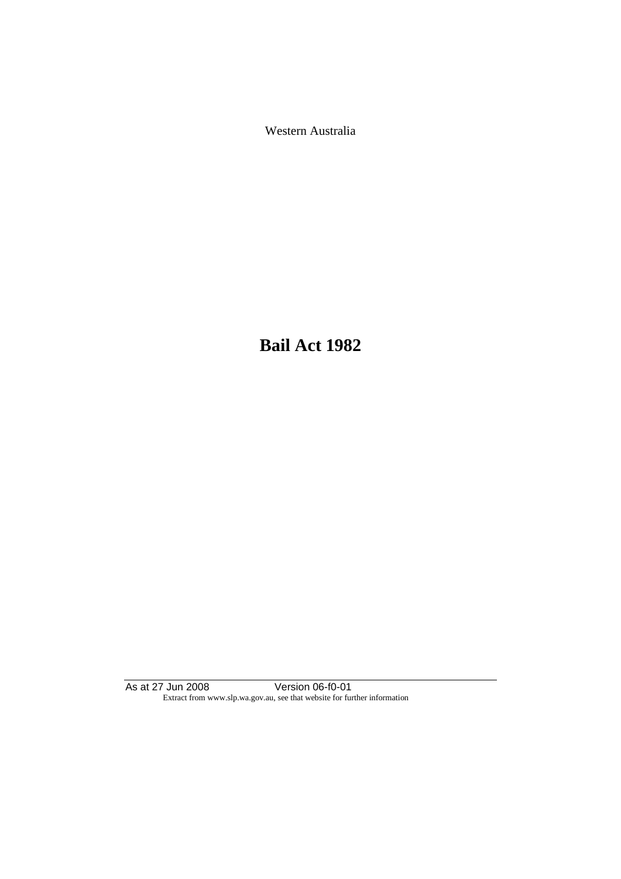Western Australia

# Bail Act 1982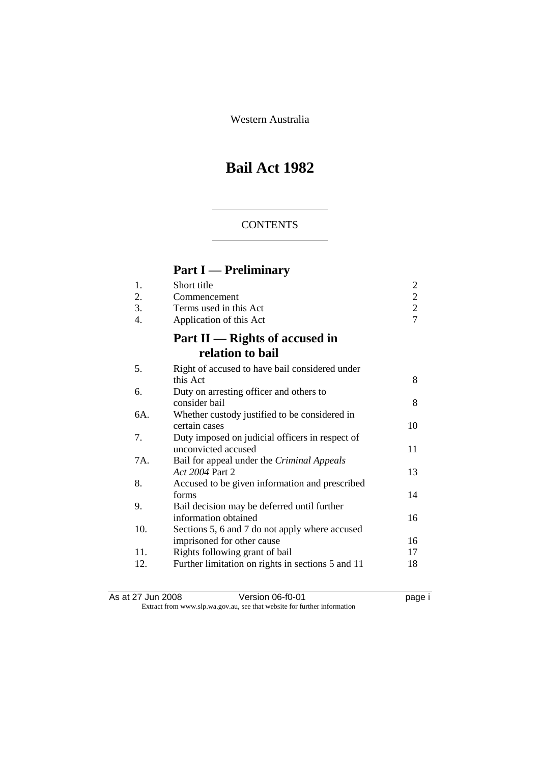Western Australia

# Bail Act 1982

## CONTENTS

## Part I — Preliminary

| | | |
|---|---|---|
| 1. | Short title | 2 |
| 2. | Commencement | 2 |
| 3. | Terms used in this Act | 2 |
| 4. | Application of this Act | 7 |

## Part II — Rights of accused in relation to bail

| | | |
|---|---|---|
| 5. | Right of accused to have bail considered under this Act | 8 |
| 6. | Duty on arresting officer and others to consider bail | 8 |
| 6A. | Whether custody justified to be considered in certain cases | 10 |
| 7. | Duty imposed on judicial officers in respect of unconvicted accused | 11 |
| 7A. | Bail for appeal under the *Criminal Appeals Act 2004* Part 2 | 13 |
| 8. | Accused to be given information and prescribed forms | 14 |
| 9. | Bail decision may be deferred until further information obtained | 16 |
| 10. | Sections 5, 6 and 7 do not apply where accused imprisoned for other cause | 16 |
| 11. | Rights following grant of bail | 17 |
| 12. | Further limitation on rights in sections 5 and 11 | 18 |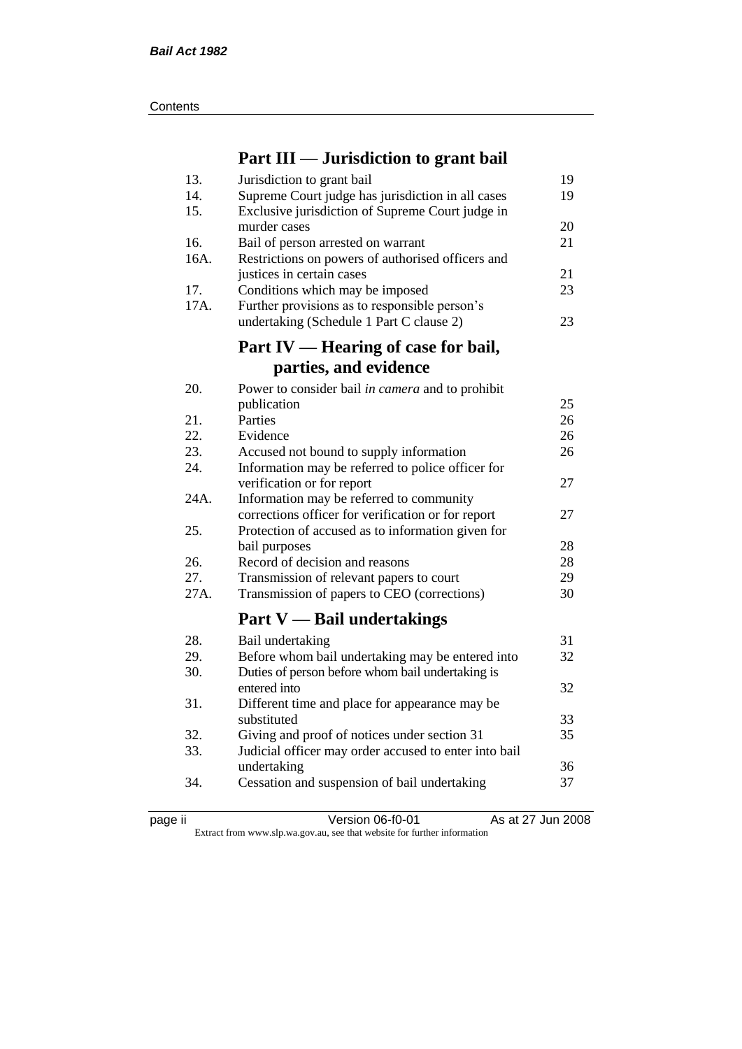## Part III — Jurisdiction to grant bail

| | | |
|---|---|---|
| 13. | Jurisdiction to grant bail | 19 |
| 14. | Supreme Court judge has jurisdiction in all cases | 19 |
| 15. | Exclusive jurisdiction of Supreme Court judge in murder cases | 20 |
| 16. | Bail of person arrested on warrant | 21 |
| 16A. | Restrictions on powers of authorised officers and justices in certain cases | 21 |
| 17. | Conditions which may be imposed | 23 |
| 17A. | Further provisions as to responsible person's undertaking (Schedule 1 Part C clause 2) | 23 |

## Part IV — Hearing of case for bail, parties, and evidence

| | | |
|---|---|---|
| 20. | Power to consider bail *in camera* and to prohibit publication | 25 |
| 21. | Parties | 26 |
| 22. | Evidence | 26 |
| 23. | Accused not bound to supply information | 26 |
| 24. | Information may be referred to police officer for verification or for report | 27 |
| 24A. | Information may be referred to community corrections officer for verification or for report | 27 |
| 25. | Protection of accused as to information given for bail purposes | 28 |
| 26. | Record of decision and reasons | 28 |
| 27. | Transmission of relevant papers to court | 29 |
| 27A. | Transmission of papers to CEO (corrections) | 30 |

## Part V — Bail undertakings

| | | |
|---|---|---|
| 28. | Bail undertaking | 31 |
| 29. | Before whom bail undertaking may be entered into | 32 |
| 30. | Duties of person before whom bail undertaking is entered into | 32 |
| 31. | Different time and place for appearance may be substituted | 33 |
| 32. | Giving and proof of notices under section 31 | 35 |
| 33. | Judicial officer may order accused to enter into bail undertaking | 36 |
| 34. | Cessation and suspension of bail undertaking | 37 |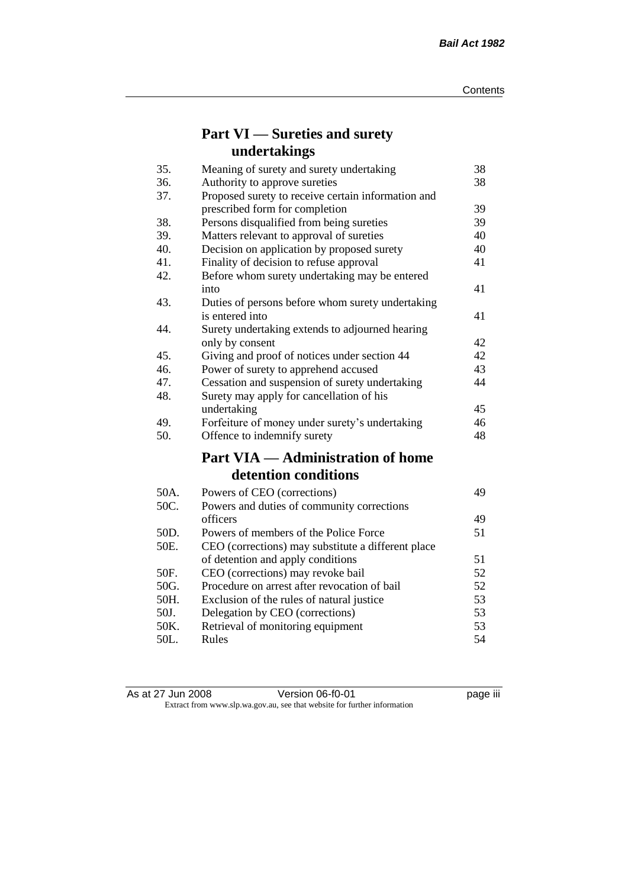## Part VI — Sureties and surety undertakings

| | | |
|---|---|---|
| 35. | Meaning of surety and surety undertaking | 38 |
| 36. | Authority to approve sureties | 38 |
| 37. | Proposed surety to receive certain information and prescribed form for completion | 39 |
| 38. | Persons disqualified from being sureties | 39 |
| 39. | Matters relevant to approval of sureties | 40 |
| 40. | Decision on application by proposed surety | 40 |
| 41. | Finality of decision to refuse approval | 41 |
| 42. | Before whom surety undertaking may be entered into | 41 |
| 43. | Duties of persons before whom surety undertaking is entered into | 41 |
| 44. | Surety undertaking extends to adjourned hearing only by consent | 42 |
| 45. | Giving and proof of notices under section 44 | 42 |
| 46. | Power of surety to apprehend accused | 43 |
| 47. | Cessation and suspension of surety undertaking | 44 |
| 48. | Surety may apply for cancellation of his undertaking | 45 |
| 49. | Forfeiture of money under surety's undertaking | 46 |
| 50. | Offence to indemnify surety | 48 |

## Part VIA — Administration of home detention conditions

| | | |
|---|---|---|
| 50A. | Powers of CEO (corrections) | 49 |
| 50C. | Powers and duties of community corrections officers | 49 |
| 50D. | Powers of members of the Police Force | 51 |
| 50E. | CEO (corrections) may substitute a different place of detention and apply conditions | 51 |
| 50F. | CEO (corrections) may revoke bail | 52 |
| 50G. | Procedure on arrest after revocation of bail | 52 |
| 50H. | Exclusion of the rules of natural justice | 53 |
| 50J. | Delegation by CEO (corrections) | 53 |
| 50K. | Retrieval of monitoring equipment | 53 |
| 50L. | Rules | 54 |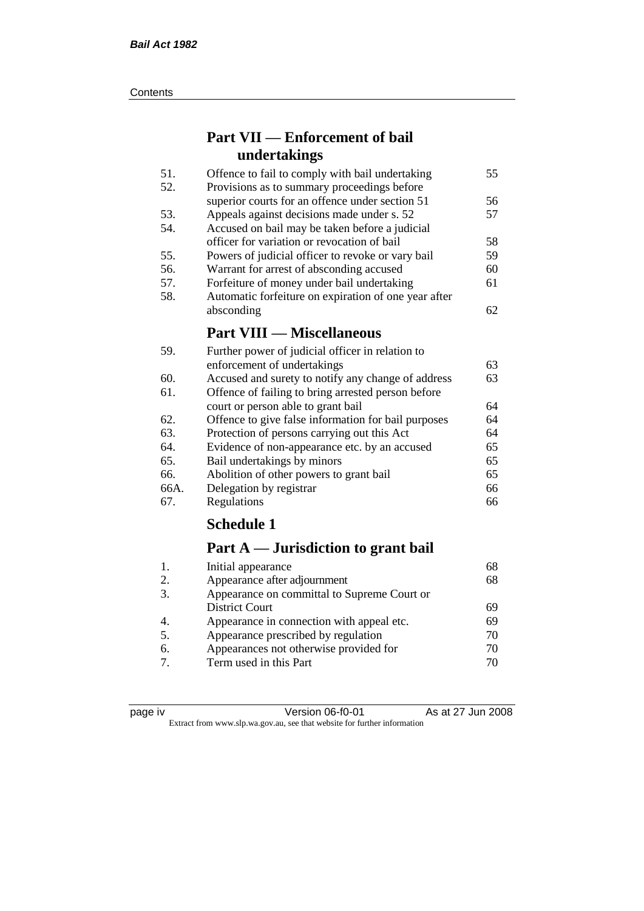## Part VII — Enforcement of bail undertakings

| | | |
|---|---|---|
| 51. | Offence to fail to comply with bail undertaking | 55 |
| 52. | Provisions as to summary proceedings before superior courts for an offence under section 51 | 56 |
| 53. | Appeals against decisions made under s. 52 | 57 |
| 54. | Accused on bail may be taken before a judicial officer for variation or revocation of bail | 58 |
| 55. | Powers of judicial officer to revoke or vary bail | 59 |
| 56. | Warrant for arrest of absconding accused | 60 |
| 57. | Forfeiture of money under bail undertaking | 61 |
| 58. | Automatic forfeiture on expiration of one year after absconding | 62 |

## Part VIII — Miscellaneous

| | | |
|---|---|---|
| 59. | Further power of judicial officer in relation to enforcement of undertakings | 63 |
| 60. | Accused and surety to notify any change of address | 63 |
| 61. | Offence of failing to bring arrested person before court or person able to grant bail | 64 |
| 62. | Offence to give false information for bail purposes | 64 |
| 63. | Protection of persons carrying out this Act | 64 |
| 64. | Evidence of non-appearance etc. by an accused | 65 |
| 65. | Bail undertakings by minors | 65 |
| 66. | Abolition of other powers to grant bail | 65 |
| 66A. | Delegation by registrar | 66 |
| 67. | Regulations | 66 |

## Schedule 1

## Part A — Jurisdiction to grant bail

| | | |
|---|---|---|
| 1. | Initial appearance | 68 |
| 2. | Appearance after adjournment | 68 |
| 3. | Appearance on committal to Supreme Court or District Court | 69 |
| 4. | Appearance in connection with appeal etc. | 69 |
| 5. | Appearance prescribed by regulation | 70 |
| 6. | Appearances not otherwise provided for | 70 |
| 7. | Term used in this Part | 70 |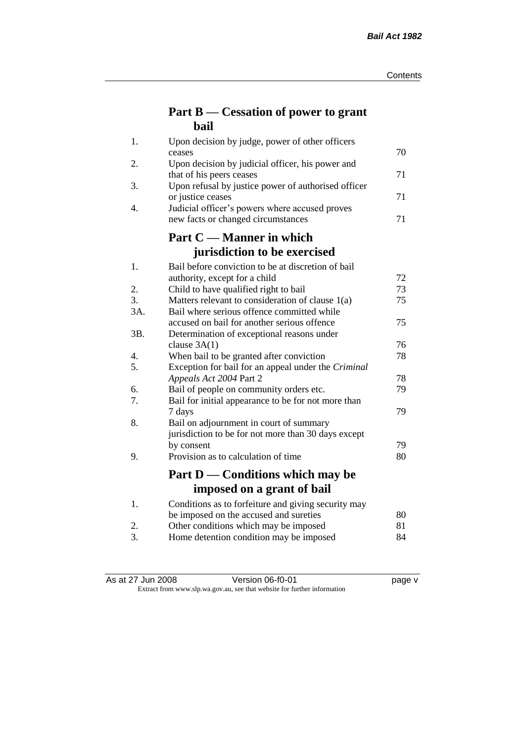## Part B — Cessation of power to grant bail

| | | |
|---|---|---|
| 1. | Upon decision by judge, power of other officers ceases | 70 |
| 2. | Upon decision by judicial officer, his power and that of his peers ceases | 71 |
| 3. | Upon refusal by justice power of authorised officer or justice ceases | 71 |
| 4. | Judicial officer's powers where accused proves new facts or changed circumstances | 71 |

## Part C — Manner in which jurisdiction to be exercised

| | | |
|---|---|---|
| 1. | Bail before conviction to be at discretion of bail authority, except for a child | 72 |
| 2. | Child to have qualified right to bail | 73 |
| 3. | Matters relevant to consideration of clause 1(a) | 75 |
| 3A. | Bail where serious offence committed while accused on bail for another serious offence | 75 |
| 3B. | Determination of exceptional reasons under clause 3A(1) | 76 |
| 4. | When bail to be granted after conviction | 78 |
| 5. | Exception for bail for an appeal under the *Criminal Appeals Act 2004* Part 2 | 78 |
| 6. | Bail of people on community orders etc. | 79 |
| 7. | Bail for initial appearance to be for not more than 7 days | 79 |
| 8. | Bail on adjournment in court of summary jurisdiction to be for not more than 30 days except by consent | 79 |
| 9. | Provision as to calculation of time | 80 |

## Part D — Conditions which may be imposed on a grant of bail

| | | |
|---|---|---|
| 1. | Conditions as to forfeiture and giving security may be imposed on the accused and sureties | 80 |
| 2. | Other conditions which may be imposed | 81 |
| 3. | Home detention condition may be imposed | 84 |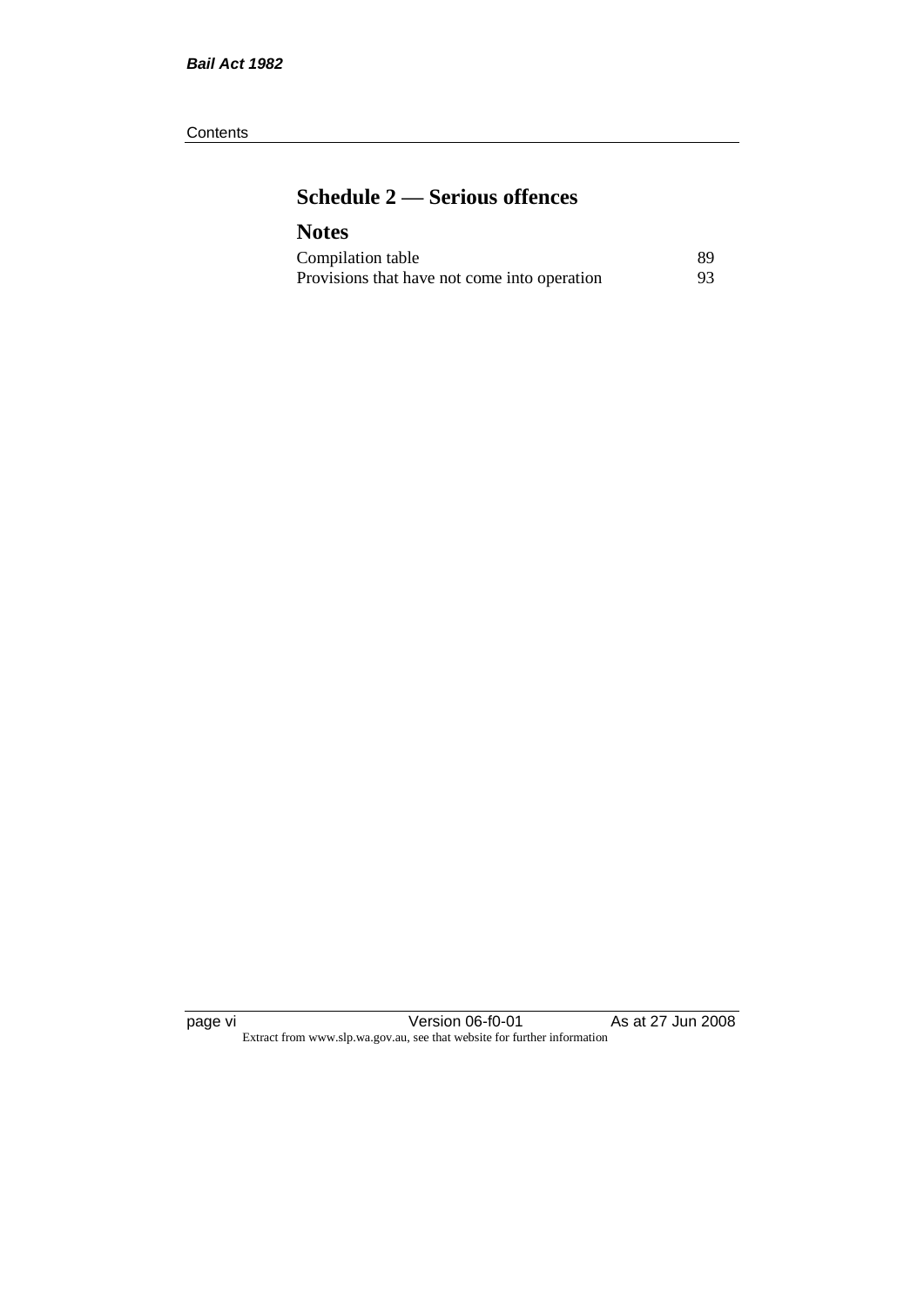## Schedule 2 — Serious offences

## Notes

| | |
|---|---|
| Compilation table | 89 |
| Provisions that have not come into operation | 93 |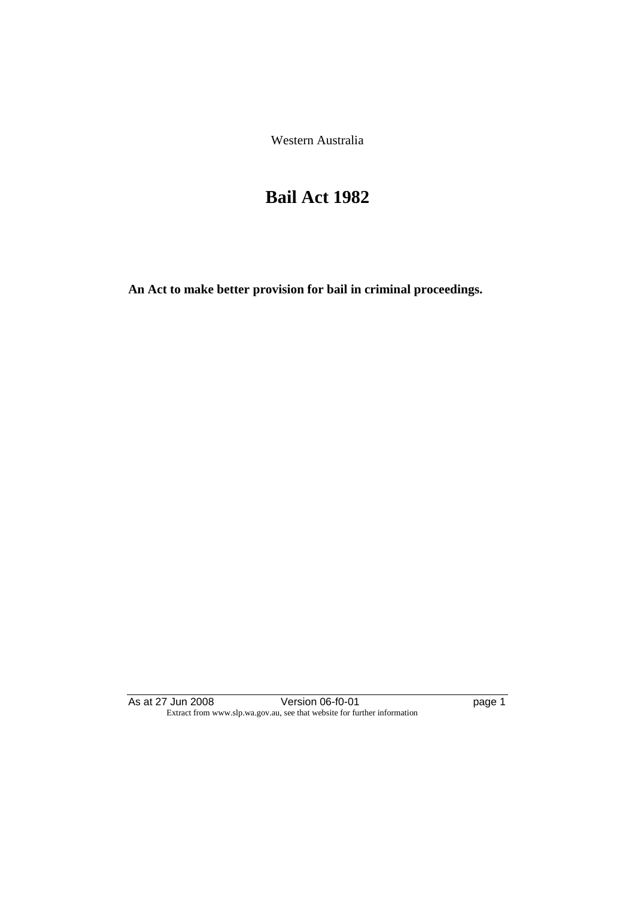Western Australia

# Bail Act 1982

**An Act to make better provision for bail in criminal proceedings.**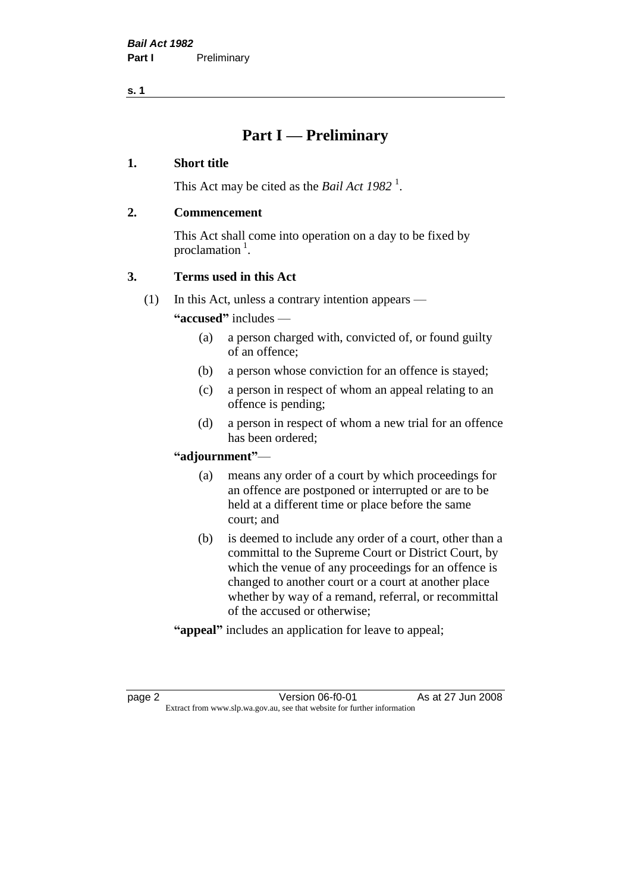# Part I — Preliminary

## 1. Short title

This Act may be cited as the *Bail Act 1982* [1].

## 2. Commencement

This Act shall come into operation on a day to be fixed by proclamation [1].

## 3. Terms used in this Act

(1) In this Act, unless a contrary intention appears —

**"accused"** includes —

- (a) a person charged with, convicted of, or found guilty of an offence;
- (b) a person whose conviction for an offence is stayed;
- (c) a person in respect of whom an appeal relating to an offence is pending;
- (d) a person in respect of whom a new trial for an offence has been ordered;

**"adjournment"**—

- (a) means any order of a court by which proceedings for an offence are postponed or interrupted or are to be held at a different time or place before the same court; and
- (b) is deemed to include any order of a court, other than a committal to the Supreme Court or District Court, by which the venue of any proceedings for an offence is changed to another court or a court at another place whether by way of a remand, referral, or recommittal of the accused or otherwise;

**"appeal"** includes an application for leave to appeal;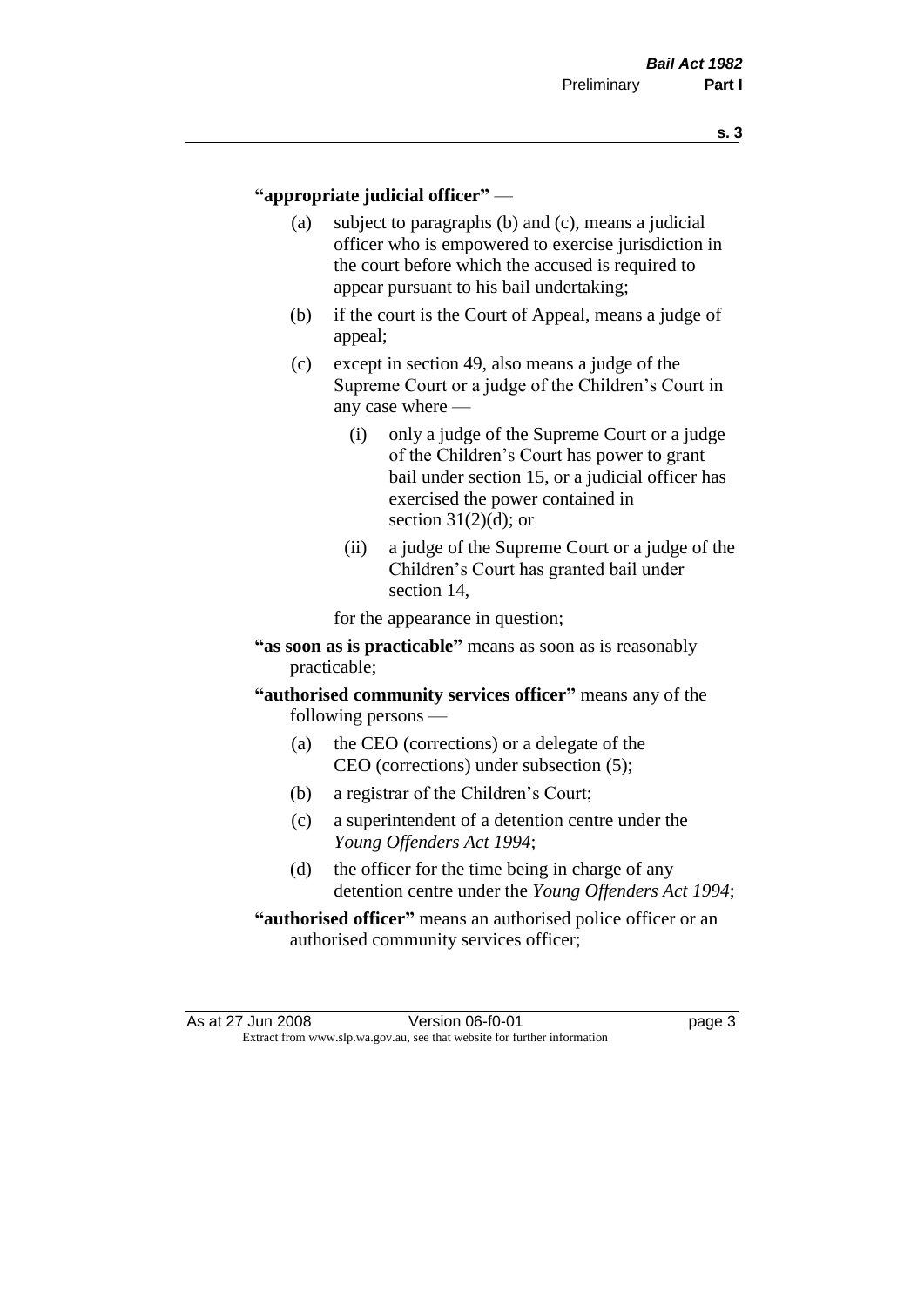**"appropriate judicial officer"** —

(a) subject to paragraphs (b) and (c), means a judicial officer who is empowered to exercise jurisdiction in the court before which the accused is required to appear pursuant to his bail undertaking;

(b) if the court is the Court of Appeal, means a judge of appeal;

(c) except in section 49, also means a judge of the Supreme Court or a judge of the Children's Court in any case where —

(i) only a judge of the Supreme Court or a judge of the Children's Court has power to grant bail under section 15, or a judicial officer has exercised the power contained in section 31(2)(d); or

(ii) a judge of the Supreme Court or a judge of the Children's Court has granted bail under section 14,

for the appearance in question;

**"as soon as is practicable"** means as soon as is reasonably practicable;

**"authorised community services officer"** means any of the following persons —

(a) the CEO (corrections) or a delegate of the CEO (corrections) under subsection (5);

(b) a registrar of the Children's Court;

(c) a superintendent of a detention centre under the *Young Offenders Act 1994*;

(d) the officer for the time being in charge of any detention centre under the *Young Offenders Act 1994*;

**"authorised officer"** means an authorised police officer or an authorised community services officer;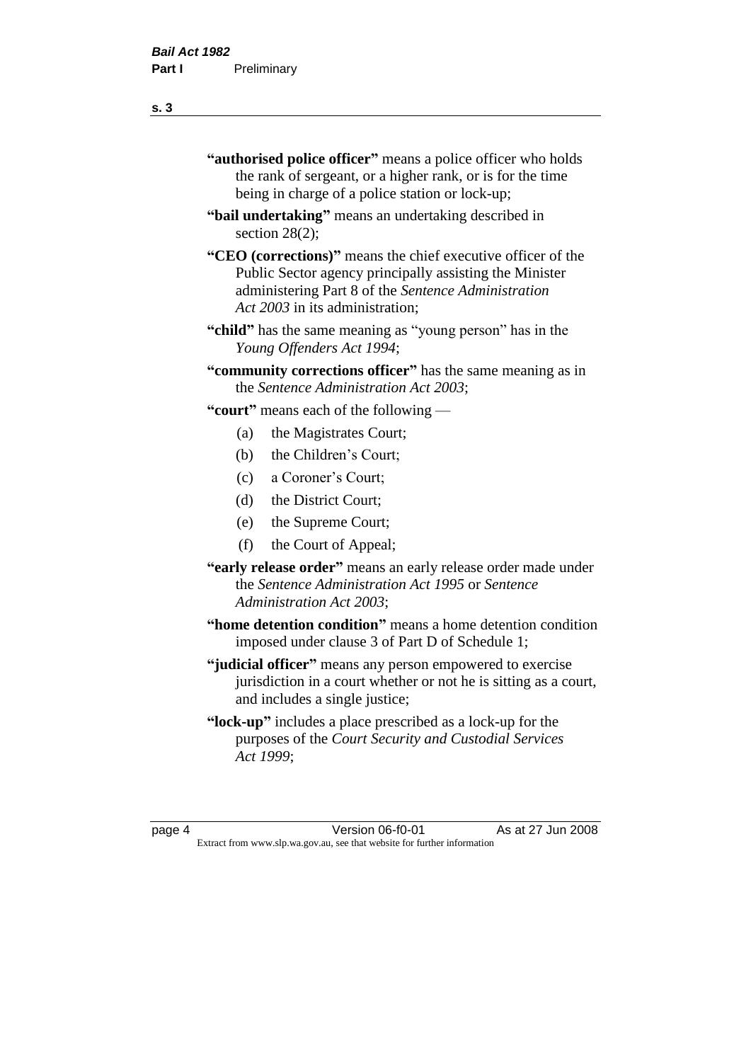**"authorised police officer"** means a police officer who holds the rank of sergeant, or a higher rank, or is for the time being in charge of a police station or lock-up;

**"bail undertaking"** means an undertaking described in section 28(2);

**"CEO (corrections)"** means the chief executive officer of the Public Sector agency principally assisting the Minister administering Part 8 of the *Sentence Administration Act 2003* in its administration;

**"child"** has the same meaning as "young person" has in the *Young Offenders Act 1994*;

**"community corrections officer"** has the same meaning as in the *Sentence Administration Act 2003*;

**"court"** means each of the following —

- (a) the Magistrates Court;
- (b) the Children's Court;
- (c) a Coroner's Court;
- (d) the District Court;
- (e) the Supreme Court;
- (f) the Court of Appeal;

**"early release order"** means an early release order made under the *Sentence Administration Act 1995* or *Sentence Administration Act 2003*;

**"home detention condition"** means a home detention condition imposed under clause 3 of Part D of Schedule 1;

**"judicial officer"** means any person empowered to exercise jurisdiction in a court whether or not he is sitting as a court, and includes a single justice;

**"lock-up"** includes a place prescribed as a lock-up for the purposes of the *Court Security and Custodial Services Act 1999*;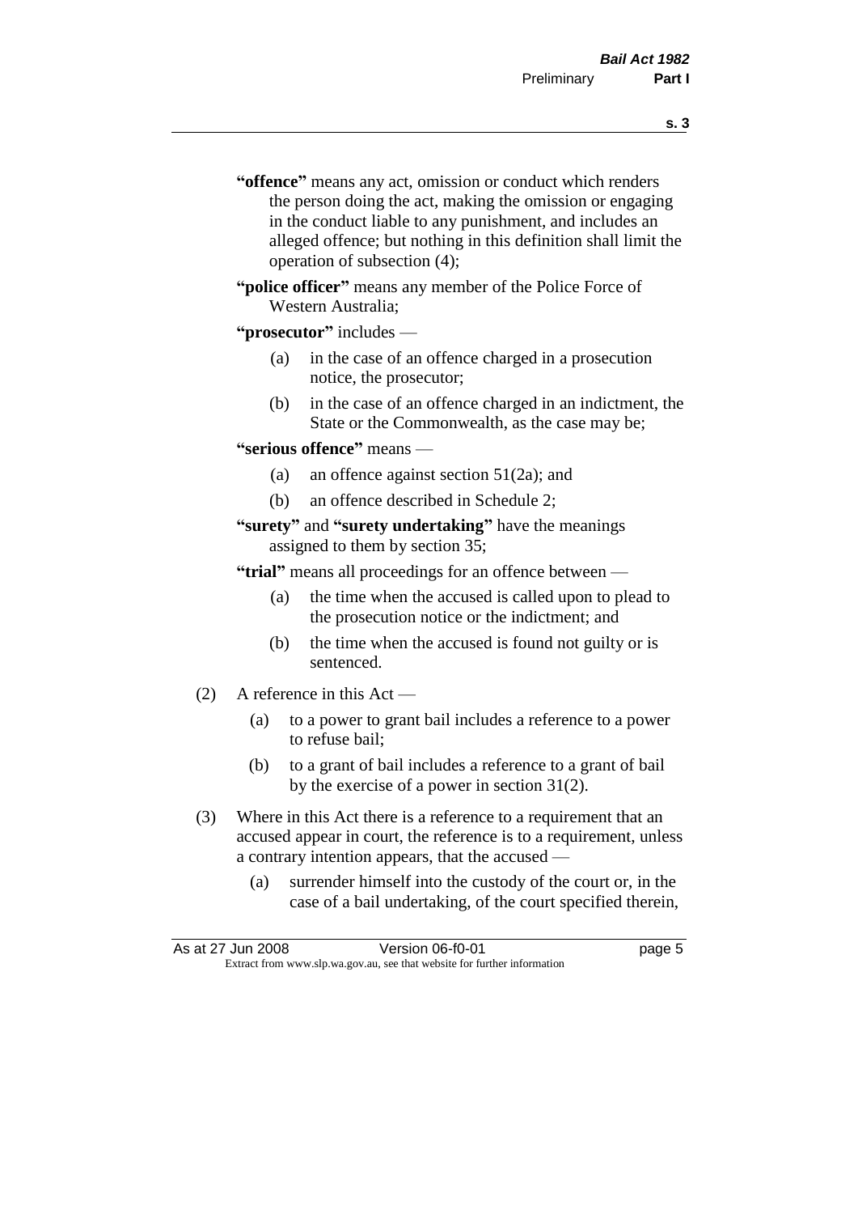"**offence**" means any act, omission or conduct which renders the person doing the act, making the omission or engaging in the conduct liable to any punishment, and includes an alleged offence; but nothing in this definition shall limit the operation of subsection (4);

"**police officer**" means any member of the Police Force of Western Australia;

"**prosecutor**" includes —

(a) in the case of an offence charged in a prosecution notice, the prosecutor;

(b) in the case of an offence charged in an indictment, the State or the Commonwealth, as the case may be;

"**serious offence**" means —

(a) an offence against section 51(2a); and

(b) an offence described in Schedule 2;

"**surety**" and "**surety undertaking**" have the meanings assigned to them by section 35;

"**trial**" means all proceedings for an offence between —

(a) the time when the accused is called upon to plead to the prosecution notice or the indictment; and

(b) the time when the accused is found not guilty or is sentenced.

(2) A reference in this Act —

(a) to a power to grant bail includes a reference to a power to refuse bail;

(b) to a grant of bail includes a reference to a grant of bail by the exercise of a power in section 31(2).

(3) Where in this Act there is a reference to a requirement that an accused appear in court, the reference is to a requirement, unless a contrary intention appears, that the accused —

(a) surrender himself into the custody of the court or, in the case of a bail undertaking, of the court specified therein,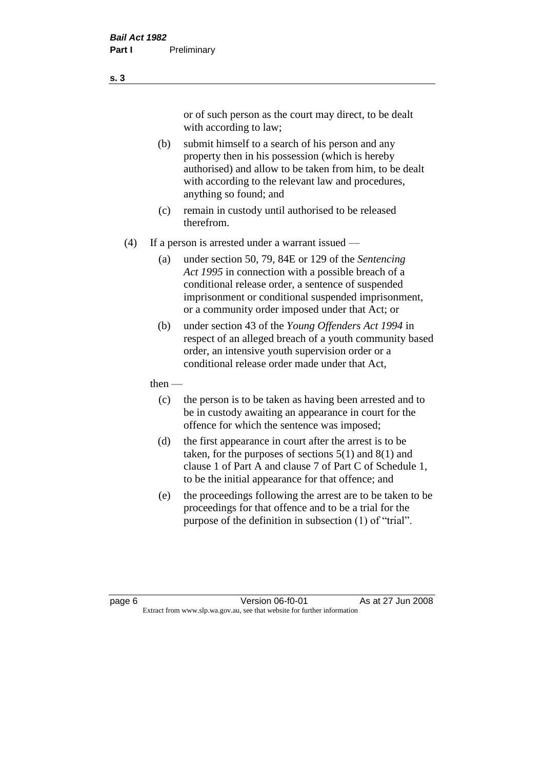or of such person as the court may direct, to be dealt with according to law;

(b) submit himself to a search of his person and any property then in his possession (which is hereby authorised) and allow to be taken from him, to be dealt with according to the relevant law and procedures, anything so found; and

(c) remain in custody until authorised to be released therefrom.

(4) If a person is arrested under a warrant issued —

(a) under section 50, 79, 84E or 129 of the *Sentencing Act 1995* in connection with a possible breach of a conditional release order, a sentence of suspended imprisonment or conditional suspended imprisonment, or a community order imposed under that Act; or

(b) under section 43 of the *Young Offenders Act 1994* in respect of an alleged breach of a youth community based order, an intensive youth supervision order or a conditional release order made under that Act,

then —

(c) the person is to be taken as having been arrested and to be in custody awaiting an appearance in court for the offence for which the sentence was imposed;

(d) the first appearance in court after the arrest is to be taken, for the purposes of sections 5(1) and 8(1) and clause 1 of Part A and clause 7 of Part C of Schedule 1, to be the initial appearance for that offence; and

(e) the proceedings following the arrest are to be taken to be proceedings for that offence and to be a trial for the purpose of the definition in subsection (1) of "trial".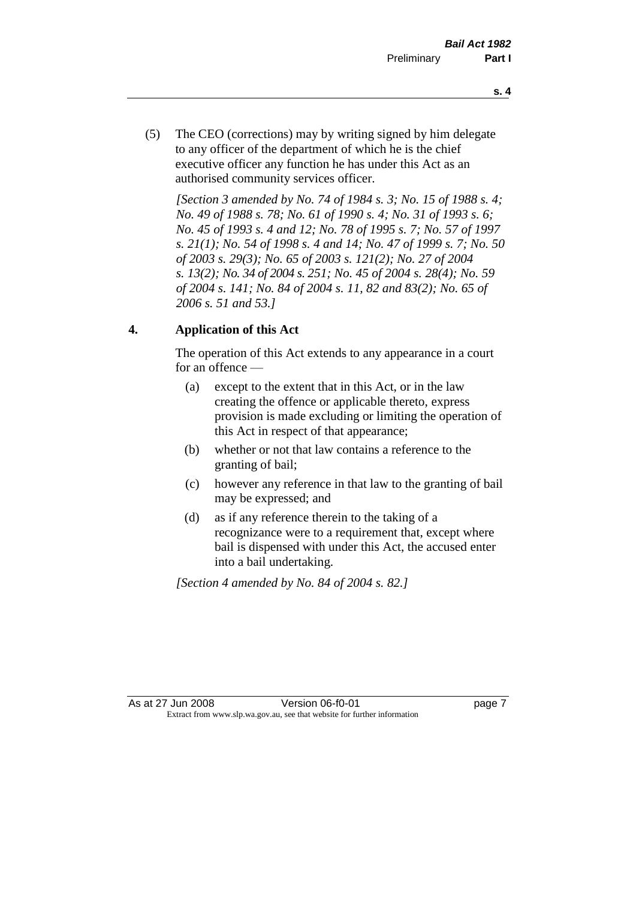(5) The CEO (corrections) may by writing signed by him delegate to any officer of the department of which he is the chief executive officer any function he has under this Act as an authorised community services officer.

*[Section 3 amended by No. 74 of 1984 s. 3; No. 15 of 1988 s. 4; No. 49 of 1988 s. 78; No. 61 of 1990 s. 4; No. 31 of 1993 s. 6; No. 45 of 1993 s. 4 and 12; No. 78 of 1995 s. 7; No. 57 of 1997 s. 21(1); No. 54 of 1998 s. 4 and 14; No. 47 of 1999 s. 7; No. 50 of 2003 s. 29(3); No. 65 of 2003 s. 121(2); No. 27 of 2004 s. 13(2); No. 34 of 2004 s. 251; No. 45 of 2004 s. 28(4); No. 59 of 2004 s. 141; No. 84 of 2004 s. 11, 82 and 83(2); No. 65 of 2006 s. 51 and 53.]*

## 4. Application of this Act

The operation of this Act extends to any appearance in a court for an offence —

(a) except to the extent that in this Act, or in the law creating the offence or applicable thereto, express provision is made excluding or limiting the operation of this Act in respect of that appearance;

(b) whether or not that law contains a reference to the granting of bail;

(c) however any reference in that law to the granting of bail may be expressed; and

(d) as if any reference therein to the taking of a recognizance were to a requirement that, except where bail is dispensed with under this Act, the accused enter into a bail undertaking.

*[Section 4 amended by No. 84 of 2004 s. 82.]*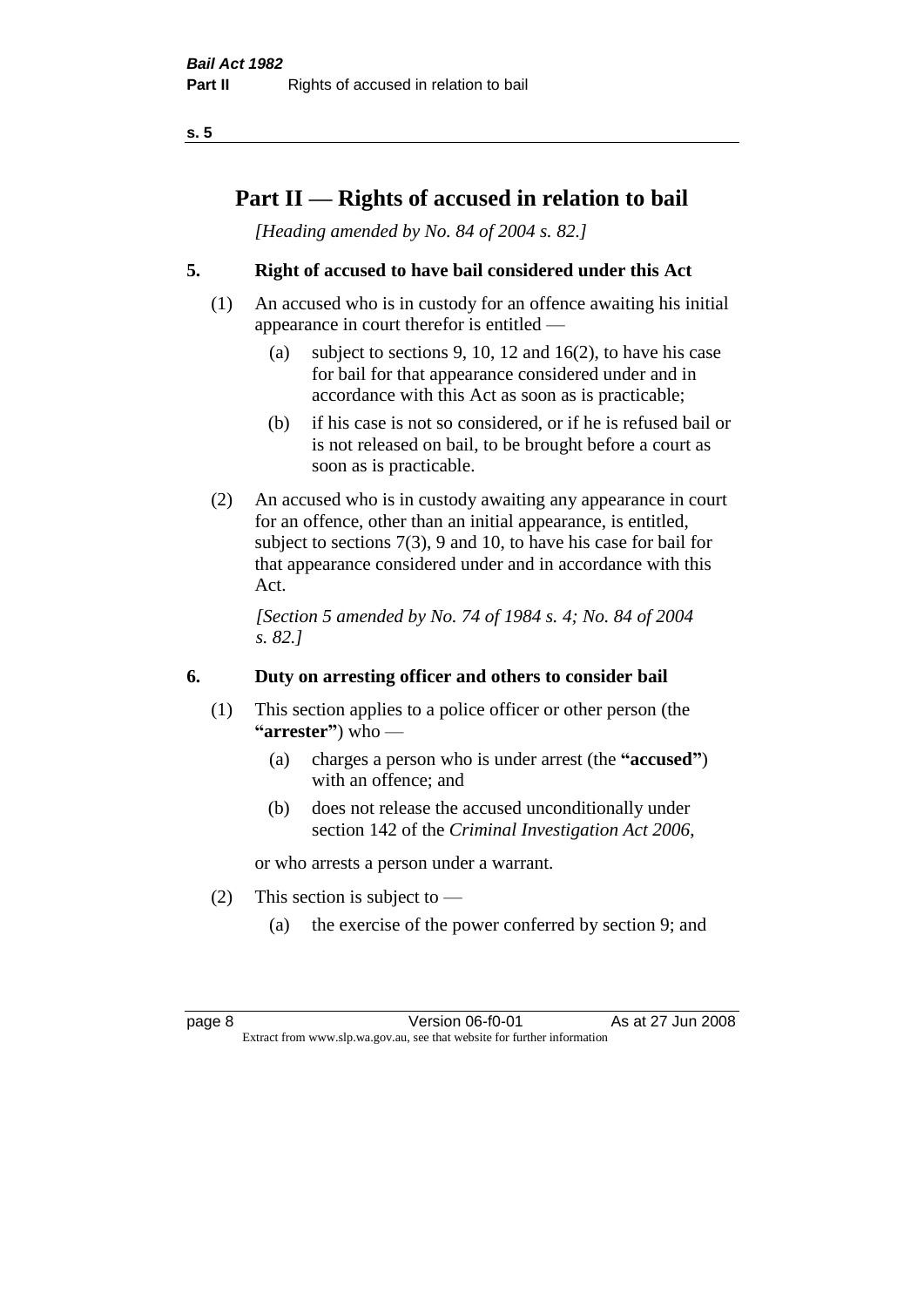# Part II — Rights of accused in relation to bail

*[Heading amended by No. 84 of 2004 s. 82.]*

## 5. Right of accused to have bail considered under this Act

(1) An accused who is in custody for an offence awaiting his initial appearance in court therefor is entitled —

- (a) subject to sections 9, 10, 12 and 16(2), to have his case for bail for that appearance considered under and in accordance with this Act as soon as is practicable;
- (b) if his case is not so considered, or if he is refused bail or is not released on bail, to be brought before a court as soon as is practicable.

(2) An accused who is in custody awaiting any appearance in court for an offence, other than an initial appearance, is entitled, subject to sections 7(3), 9 and 10, to have his case for bail for that appearance considered under and in accordance with this Act.

*[Section 5 amended by No. 74 of 1984 s. 4; No. 84 of 2004 s. 82.]*

## 6. Duty on arresting officer and others to consider bail

(1) This section applies to a police officer or other person (the **"arrester"**) who —

- (a) charges a person who is under arrest (the **"accused"**) with an offence; and
- (b) does not release the accused unconditionally under section 142 of the *Criminal Investigation Act 2006*,

or who arrests a person under a warrant.

(2) This section is subject to —

- (a) the exercise of the power conferred by section 9; and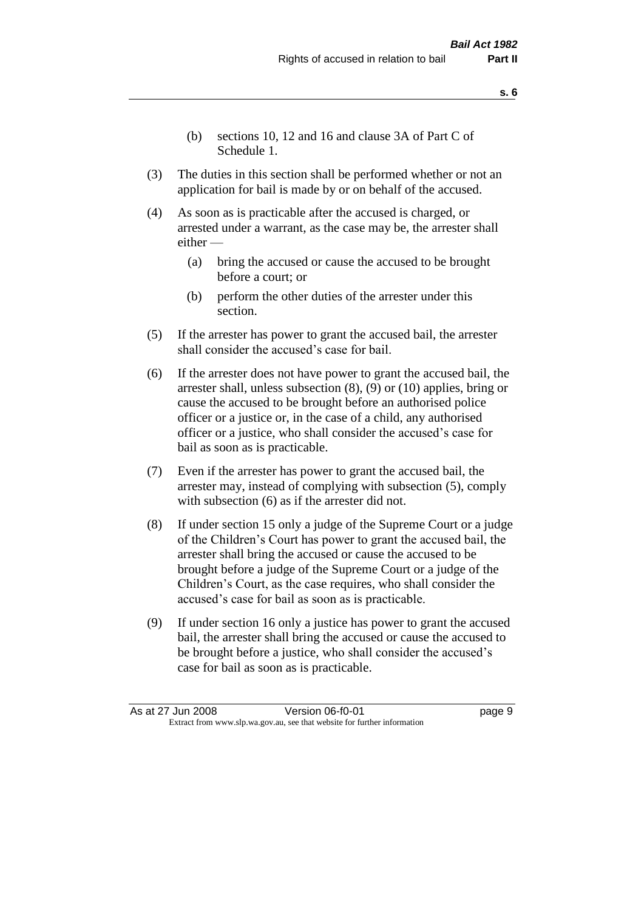(b) sections 10, 12 and 16 and clause 3A of Part C of Schedule 1.

(3) The duties in this section shall be performed whether or not an application for bail is made by or on behalf of the accused.

(4) As soon as is practicable after the accused is charged, or arrested under a warrant, as the case may be, the arrester shall either —

(a) bring the accused or cause the accused to be brought before a court; or

(b) perform the other duties of the arrester under this section.

(5) If the arrester has power to grant the accused bail, the arrester shall consider the accused's case for bail.

(6) If the arrester does not have power to grant the accused bail, the arrester shall, unless subsection (8), (9) or (10) applies, bring or cause the accused to be brought before an authorised police officer or a justice or, in the case of a child, any authorised officer or a justice, who shall consider the accused's case for bail as soon as is practicable.

(7) Even if the arrester has power to grant the accused bail, the arrester may, instead of complying with subsection (5), comply with subsection (6) as if the arrester did not.

(8) If under section 15 only a judge of the Supreme Court or a judge of the Children's Court has power to grant the accused bail, the arrester shall bring the accused or cause the accused to be brought before a judge of the Supreme Court or a judge of the Children's Court, as the case requires, who shall consider the accused's case for bail as soon as is practicable.

(9) If under section 16 only a justice has power to grant the accused bail, the arrester shall bring the accused or cause the accused to be brought before a justice, who shall consider the accused's case for bail as soon as is practicable.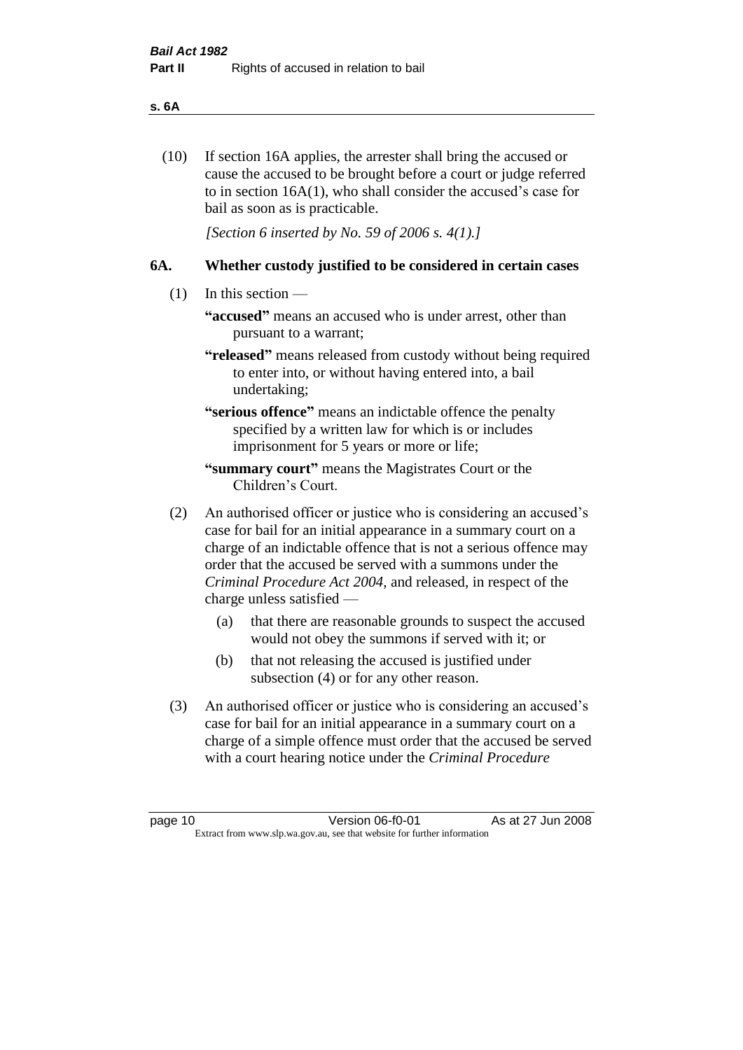(10) If section 16A applies, the arrester shall bring the accused or cause the accused to be brought before a court or judge referred to in section 16A(1), who shall consider the accused's case for bail as soon as is practicable.

*[Section 6 inserted by No. 59 of 2006 s. 4(1).]*

## 6A. Whether custody justified to be considered in certain cases

(1) In this section —

**"accused"** means an accused who is under arrest, other than pursuant to a warrant;

**"released"** means released from custody without being required to enter into, or without having entered into, a bail undertaking;

**"serious offence"** means an indictable offence the penalty specified by a written law for which is or includes imprisonment for 5 years or more or life;

**"summary court"** means the Magistrates Court or the Children's Court.

(2) An authorised officer or justice who is considering an accused's case for bail for an initial appearance in a summary court on a charge of an indictable offence that is not a serious offence may order that the accused be served with a summons under the *Criminal Procedure Act 2004*, and released, in respect of the charge unless satisfied —

(a) that there are reasonable grounds to suspect the accused would not obey the summons if served with it; or

(b) that not releasing the accused is justified under subsection (4) or for any other reason.

(3) An authorised officer or justice who is considering an accused's case for bail for an initial appearance in a summary court on a charge of a simple offence must order that the accused be served with a court hearing notice under the *Criminal Procedure*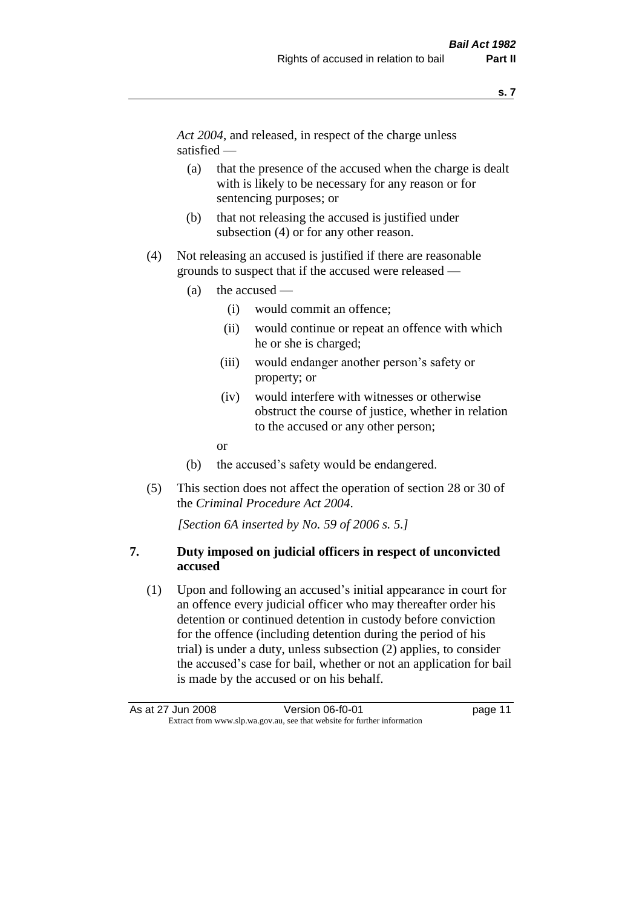*Act 2004*, and released, in respect of the charge unless satisfied —

(a) that the presence of the accused when the charge is dealt with is likely to be necessary for any reason or for sentencing purposes; or

(b) that not releasing the accused is justified under subsection (4) or for any other reason.

(4) Not releasing an accused is justified if there are reasonable grounds to suspect that if the accused were released —

(a) the accused —

(i) would commit an offence;

(ii) would continue or repeat an offence with which he or she is charged;

(iii) would endanger another person's safety or property; or

(iv) would interfere with witnesses or otherwise obstruct the course of justice, whether in relation to the accused or any other person;

or

(b) the accused's safety would be endangered.

(5) This section does not affect the operation of section 28 or 30 of the *Criminal Procedure Act 2004*.

*[Section 6A inserted by No. 59 of 2006 s. 5.]*

**7. Duty imposed on judicial officers in respect of unconvicted accused**

(1) Upon and following an accused's initial appearance in court for an offence every judicial officer who may thereafter order his detention or continued detention in custody before conviction for the offence (including detention during the period of his trial) is under a duty, unless subsection (2) applies, to consider the accused's case for bail, whether or not an application for bail is made by the accused or on his behalf.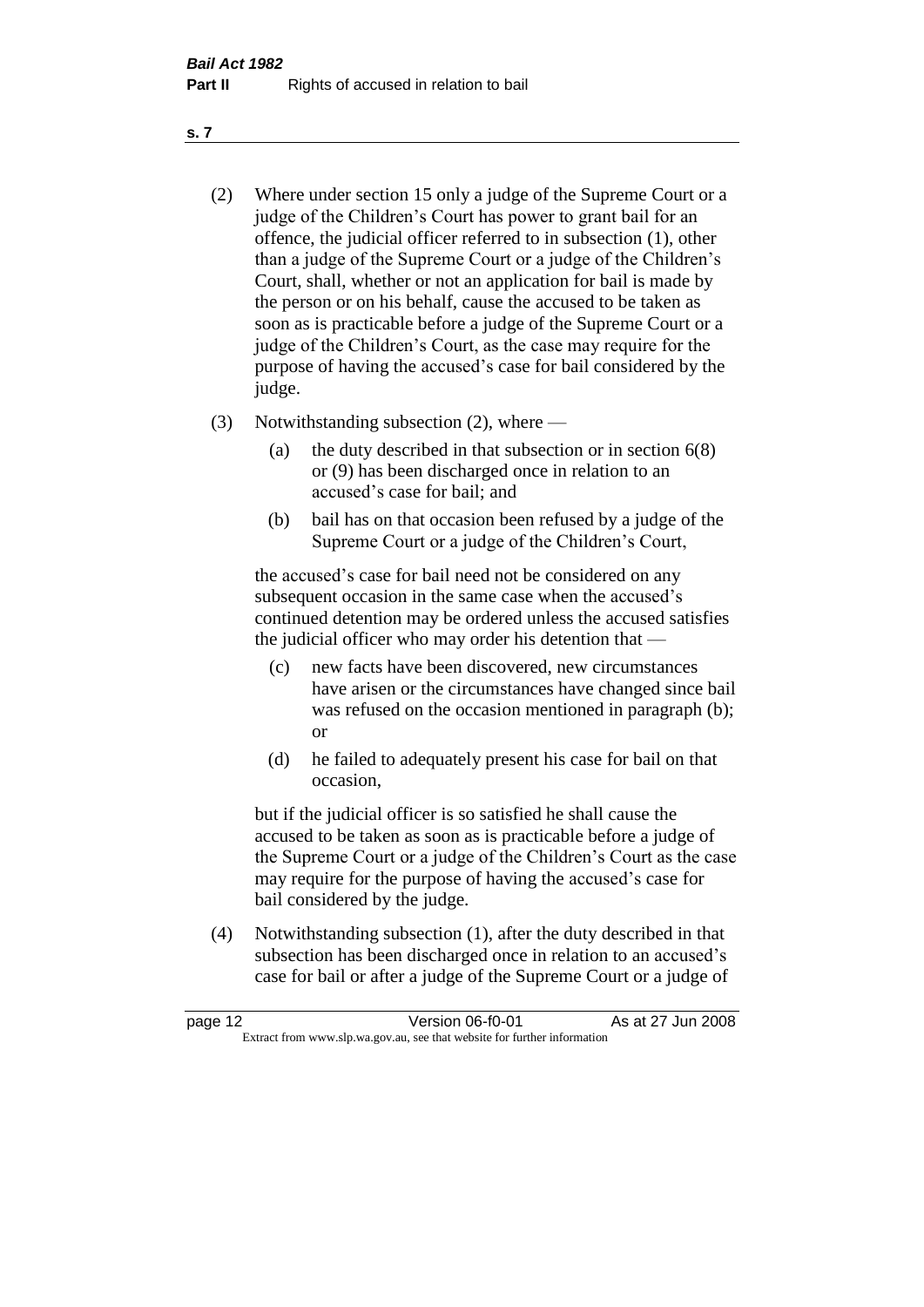(2) Where under section 15 only a judge of the Supreme Court or a judge of the Children's Court has power to grant bail for an offence, the judicial officer referred to in subsection (1), other than a judge of the Supreme Court or a judge of the Children's Court, shall, whether or not an application for bail is made by the person or on his behalf, cause the accused to be taken as soon as is practicable before a judge of the Supreme Court or a judge of the Children's Court, as the case may require for the purpose of having the accused's case for bail considered by the judge.

(3) Notwithstanding subsection (2), where —

  (a) the duty described in that subsection or in section 6(8) or (9) has been discharged once in relation to an accused's case for bail; and

  (b) bail has on that occasion been refused by a judge of the Supreme Court or a judge of the Children's Court,

  the accused's case for bail need not be considered on any subsequent occasion in the same case when the accused's continued detention may be ordered unless the accused satisfies the judicial officer who may order his detention that —

  (c) new facts have been discovered, new circumstances have arisen or the circumstances have changed since bail was refused on the occasion mentioned in paragraph (b); or

  (d) he failed to adequately present his case for bail on that occasion,

  but if the judicial officer is so satisfied he shall cause the accused to be taken as soon as is practicable before a judge of the Supreme Court or a judge of the Children's Court as the case may require for the purpose of having the accused's case for bail considered by the judge.

(4) Notwithstanding subsection (1), after the duty described in that subsection has been discharged once in relation to an accused's case for bail or after a judge of the Supreme Court or a judge of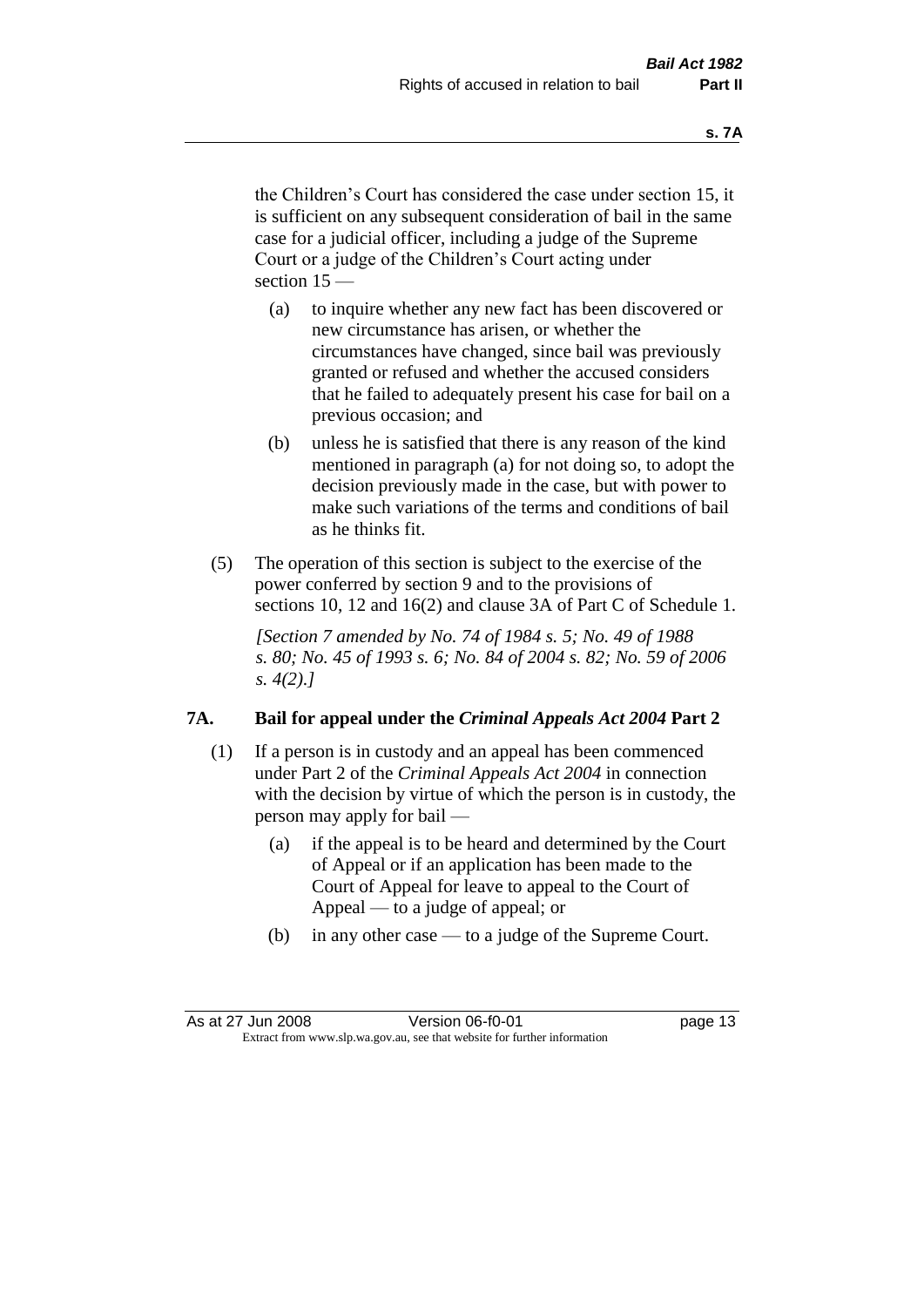the Children's Court has considered the case under section 15, it is sufficient on any subsequent consideration of bail in the same case for a judicial officer, including a judge of the Supreme Court or a judge of the Children's Court acting under section 15 —

- (a) to inquire whether any new fact has been discovered or new circumstance has arisen, or whether the circumstances have changed, since bail was previously granted or refused and whether the accused considers that he failed to adequately present his case for bail on a previous occasion; and
- (b) unless he is satisfied that there is any reason of the kind mentioned in paragraph (a) for not doing so, to adopt the decision previously made in the case, but with power to make such variations of the terms and conditions of bail as he thinks fit.

(5) The operation of this section is subject to the exercise of the power conferred by section 9 and to the provisions of sections 10, 12 and 16(2) and clause 3A of Part C of Schedule 1.

*[Section 7 amended by No. 74 of 1984 s. 5; No. 49 of 1988 s. 80; No. 45 of 1993 s. 6; No. 84 of 2004 s. 82; No. 59 of 2006 s. 4(2).]*

### 7A. Bail for appeal under the *Criminal Appeals Act 2004* Part 2

(1) If a person is in custody and an appeal has been commenced under Part 2 of the *Criminal Appeals Act 2004* in connection with the decision by virtue of which the person is in custody, the person may apply for bail —

- (a) if the appeal is to be heard and determined by the Court of Appeal or if an application has been made to the Court of Appeal for leave to appeal to the Court of Appeal — to a judge of appeal; or
- (b) in any other case — to a judge of the Supreme Court.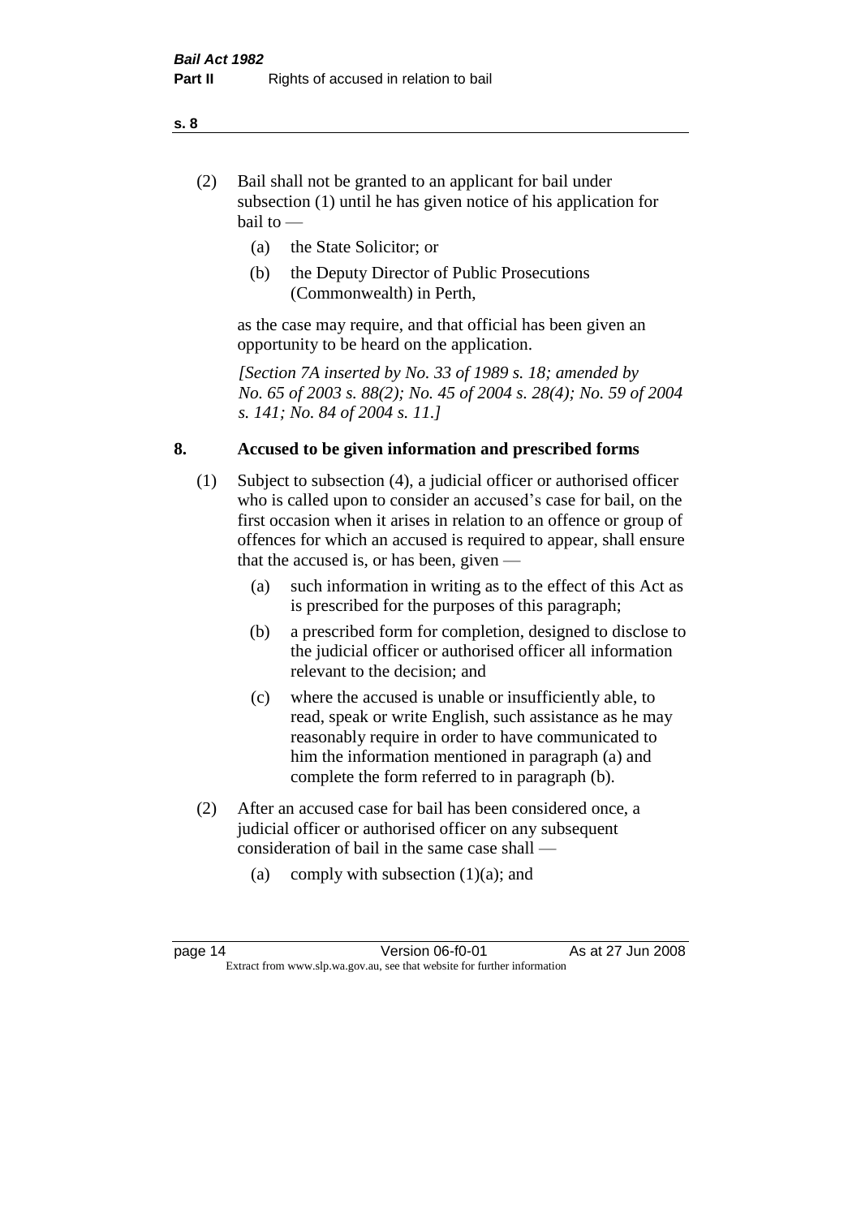(2) Bail shall not be granted to an applicant for bail under subsection (1) until he has given notice of his application for bail to —

- (a) the State Solicitor; or
- (b) the Deputy Director of Public Prosecutions (Commonwealth) in Perth,

as the case may require, and that official has been given an opportunity to be heard on the application.

*[Section 7A inserted by No. 33 of 1989 s. 18; amended by No. 65 of 2003 s. 88(2); No. 45 of 2004 s. 28(4); No. 59 of 2004 s. 141; No. 84 of 2004 s. 11.]*

## 8. Accused to be given information and prescribed forms

(1) Subject to subsection (4), a judicial officer or authorised officer who is called upon to consider an accused's case for bail, on the first occasion when it arises in relation to an offence or group of offences for which an accused is required to appear, shall ensure that the accused is, or has been, given —

- (a) such information in writing as to the effect of this Act as is prescribed for the purposes of this paragraph;
- (b) a prescribed form for completion, designed to disclose to the judicial officer or authorised officer all information relevant to the decision; and
- (c) where the accused is unable or insufficiently able, to read, speak or write English, such assistance as he may reasonably require in order to have communicated to him the information mentioned in paragraph (a) and complete the form referred to in paragraph (b).

(2) After an accused case for bail has been considered once, a judicial officer or authorised officer on any subsequent consideration of bail in the same case shall —

- (a) comply with subsection (1)(a); and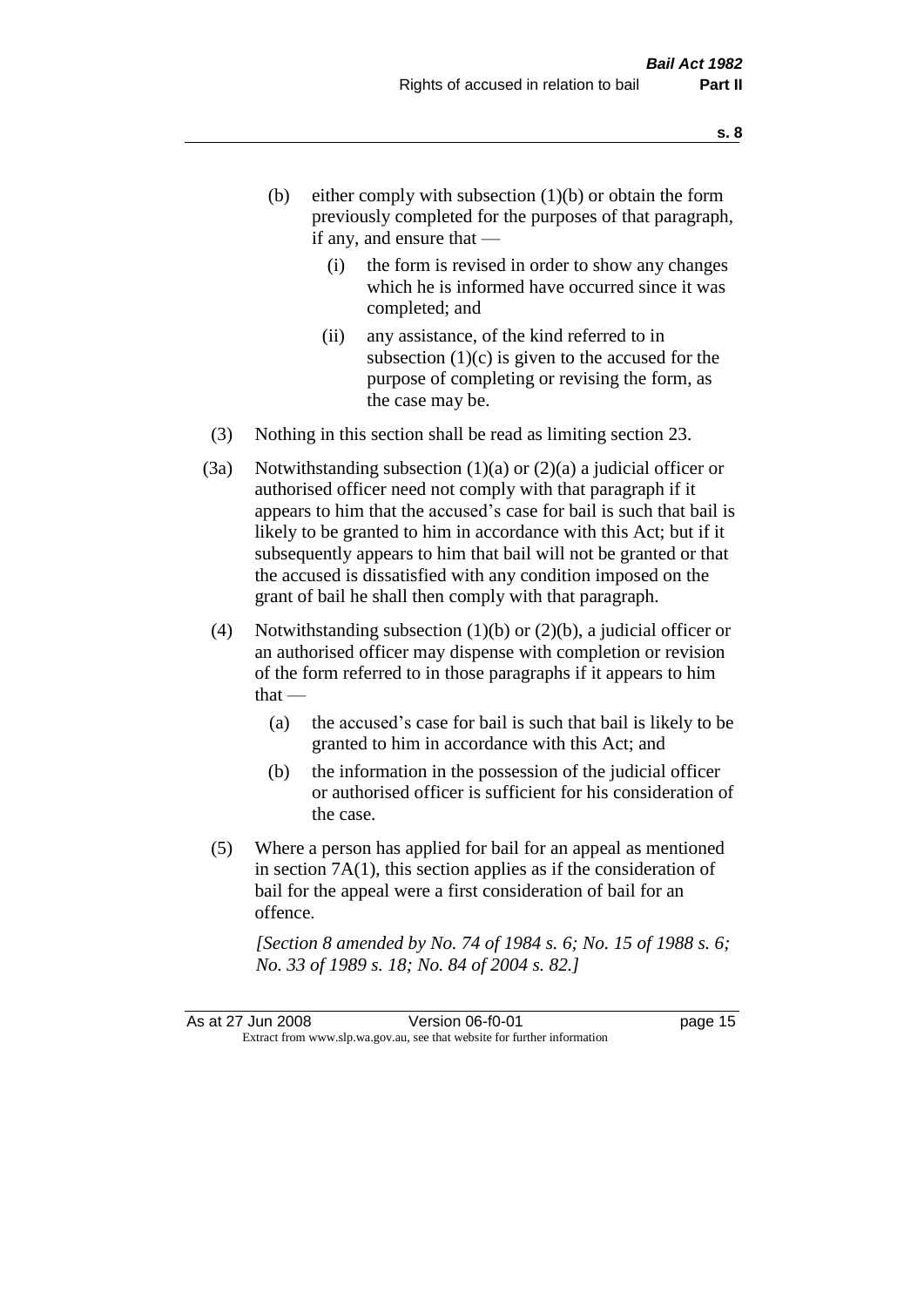- (b) either comply with subsection (1)(b) or obtain the form previously completed for the purposes of that paragraph, if any, and ensure that —
  - (i) the form is revised in order to show any changes which he is informed have occurred since it was completed; and
  - (ii) any assistance, of the kind referred to in subsection (1)(c) is given to the accused for the purpose of completing or revising the form, as the case may be.

(3) Nothing in this section shall be read as limiting section 23.

(3a) Notwithstanding subsection (1)(a) or (2)(a) a judicial officer or authorised officer need not comply with that paragraph if it appears to him that the accused's case for bail is such that bail is likely to be granted to him in accordance with this Act; but if it subsequently appears to him that bail will not be granted or that the accused is dissatisfied with any condition imposed on the grant of bail he shall then comply with that paragraph.

(4) Notwithstanding subsection (1)(b) or (2)(b), a judicial officer or an authorised officer may dispense with completion or revision of the form referred to in those paragraphs if it appears to him that —

- (a) the accused's case for bail is such that bail is likely to be granted to him in accordance with this Act; and
- (b) the information in the possession of the judicial officer or authorised officer is sufficient for his consideration of the case.

(5) Where a person has applied for bail for an appeal as mentioned in section 7A(1), this section applies as if the consideration of bail for the appeal were a first consideration of bail for an offence.

*[Section 8 amended by No. 74 of 1984 s. 6; No. 15 of 1988 s. 6; No. 33 of 1989 s. 18; No. 84 of 2004 s. 82.]*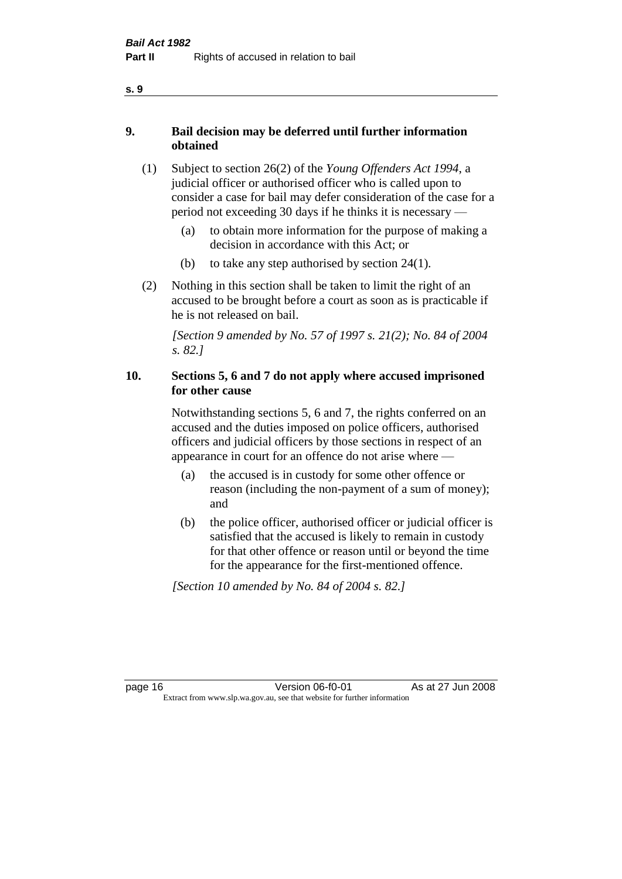## 9. Bail decision may be deferred until further information obtained

(1) Subject to section 26(2) of the *Young Offenders Act 1994*, a judicial officer or authorised officer who is called upon to consider a case for bail may defer consideration of the case for a period not exceeding 30 days if he thinks it is necessary —

(a) to obtain more information for the purpose of making a decision in accordance with this Act; or

(b) to take any step authorised by section 24(1).

(2) Nothing in this section shall be taken to limit the right of an accused to be brought before a court as soon as is practicable if he is not released on bail.

*[Section 9 amended by No. 57 of 1997 s. 21(2); No. 84 of 2004 s. 82.]*

## 10. Sections 5, 6 and 7 do not apply where accused imprisoned for other cause

Notwithstanding sections 5, 6 and 7, the rights conferred on an accused and the duties imposed on police officers, authorised officers and judicial officers by those sections in respect of an appearance in court for an offence do not arise where —

(a) the accused is in custody for some other offence or reason (including the non-payment of a sum of money); and

(b) the police officer, authorised officer or judicial officer is satisfied that the accused is likely to remain in custody for that other offence or reason until or beyond the time for the appearance for the first-mentioned offence.

*[Section 10 amended by No. 84 of 2004 s. 82.]*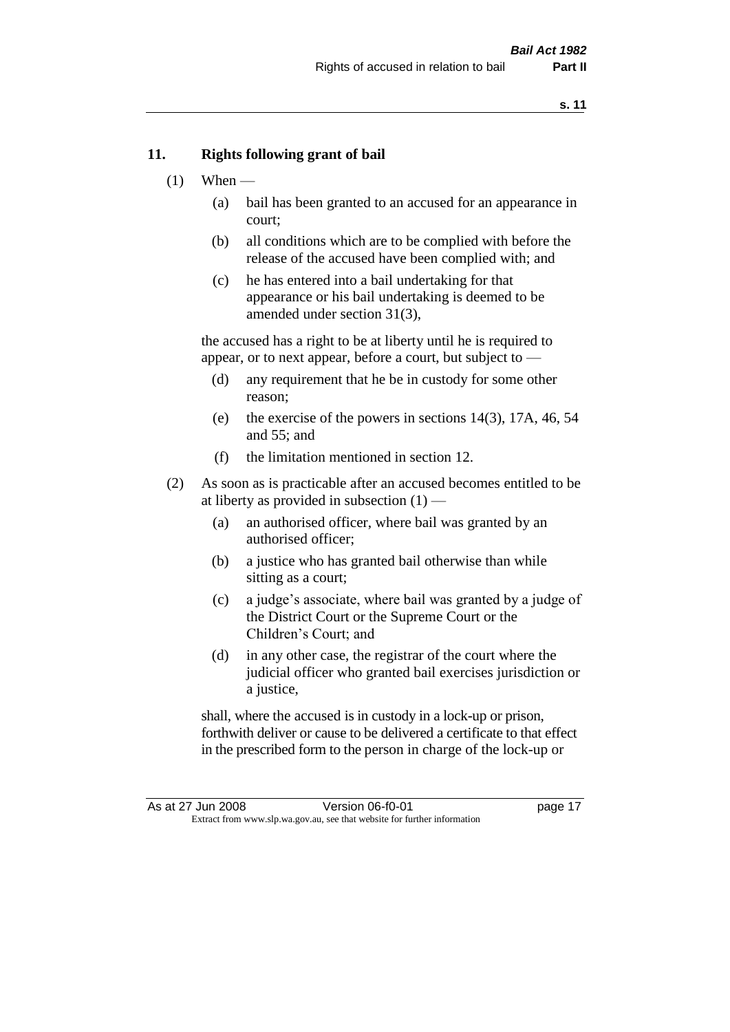## 11. Rights following grant of bail

(1) When —

  (a) bail has been granted to an accused for an appearance in court;

  (b) all conditions which are to be complied with before the release of the accused have been complied with; and

  (c) he has entered into a bail undertaking for that appearance or his bail undertaking is deemed to be amended under section 31(3),

the accused has a right to be at liberty until he is required to appear, or to next appear, before a court, but subject to —

  (d) any requirement that he be in custody for some other reason;

  (e) the exercise of the powers in sections 14(3), 17A, 46, 54 and 55; and

  (f) the limitation mentioned in section 12.

(2) As soon as is practicable after an accused becomes entitled to be at liberty as provided in subsection (1) —

  (a) an authorised officer, where bail was granted by an authorised officer;

  (b) a justice who has granted bail otherwise than while sitting as a court;

  (c) a judge's associate, where bail was granted by a judge of the District Court or the Supreme Court or the Children's Court; and

  (d) in any other case, the registrar of the court where the judicial officer who granted bail exercises jurisdiction or a justice,

shall, where the accused is in custody in a lock-up or prison, forthwith deliver or cause to be delivered a certificate to that effect in the prescribed form to the person in charge of the lock-up or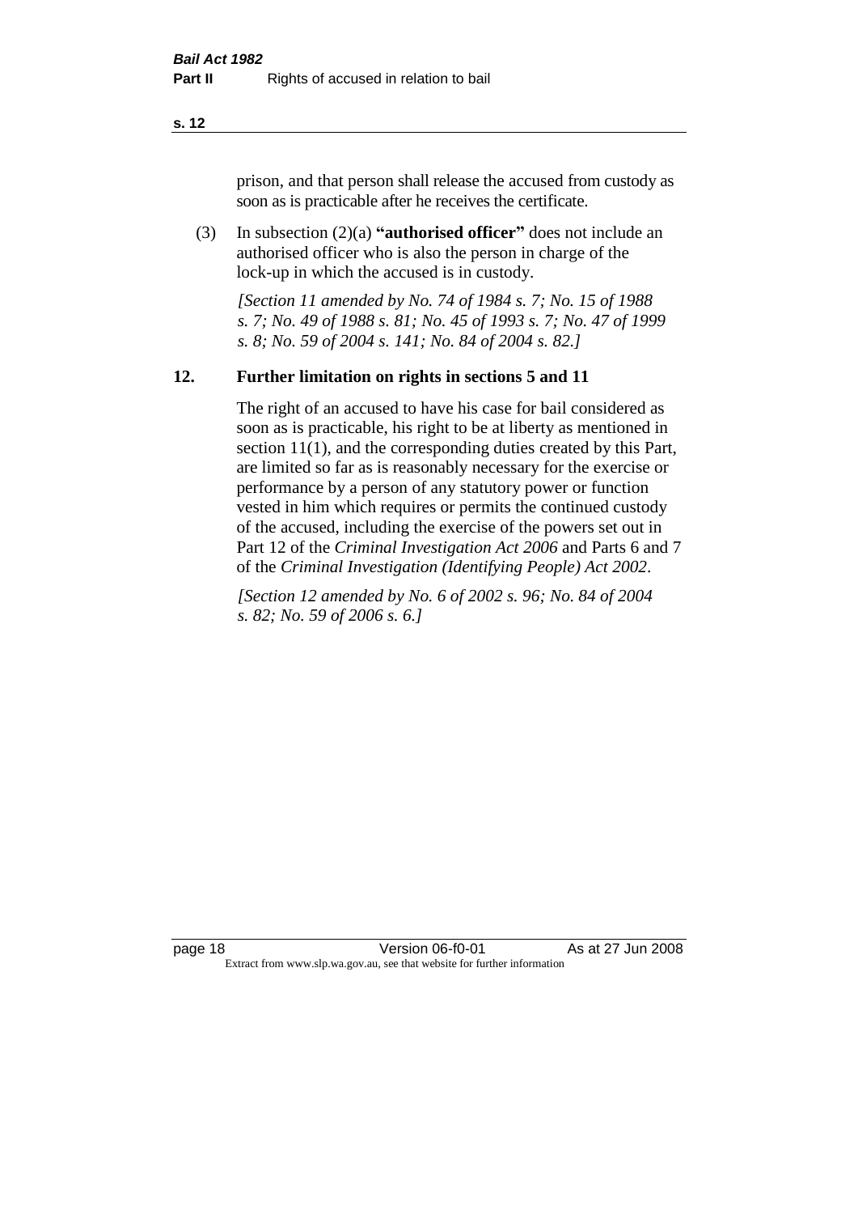prison, and that person shall release the accused from custody as soon as is practicable after he receives the certificate.

(3) In subsection (2)(a) **"authorised officer"** does not include an authorised officer who is also the person in charge of the lock-up in which the accused is in custody.

*[Section 11 amended by No. 74 of 1984 s. 7; No. 15 of 1988 s. 7; No. 49 of 1988 s. 81; No. 45 of 1993 s. 7; No. 47 of 1999 s. 8; No. 59 of 2004 s. 141; No. 84 of 2004 s. 82.]*

## 12. Further limitation on rights in sections 5 and 11

The right of an accused to have his case for bail considered as soon as is practicable, his right to be at liberty as mentioned in section 11(1), and the corresponding duties created by this Part, are limited so far as is reasonably necessary for the exercise or performance by a person of any statutory power or function vested in him which requires or permits the continued custody of the accused, including the exercise of the powers set out in Part 12 of the *Criminal Investigation Act 2006* and Parts 6 and 7 of the *Criminal Investigation (Identifying People) Act 2002*.

*[Section 12 amended by No. 6 of 2002 s. 96; No. 84 of 2004 s. 82; No. 59 of 2006 s. 6.]*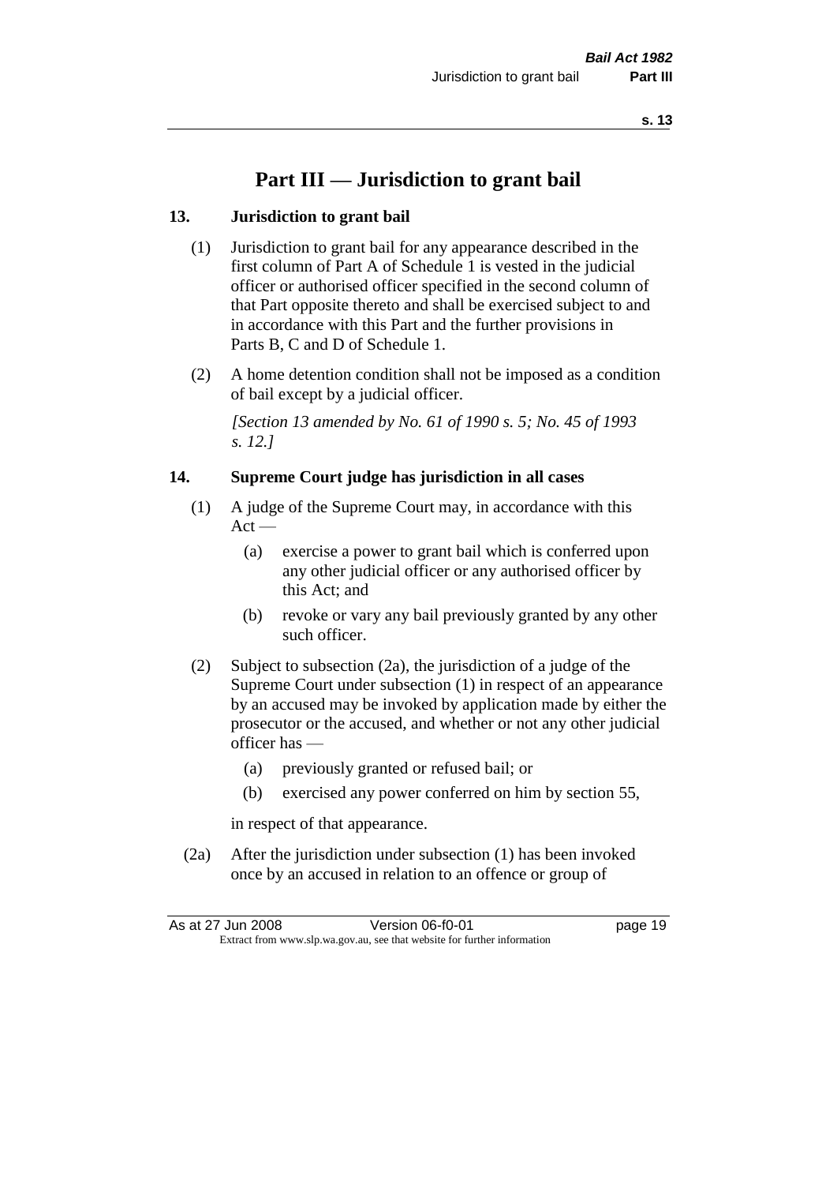# Part III — Jurisdiction to grant bail

## 13. Jurisdiction to grant bail

(1) Jurisdiction to grant bail for any appearance described in the first column of Part A of Schedule 1 is vested in the judicial officer or authorised officer specified in the second column of that Part opposite thereto and shall be exercised subject to and in accordance with this Part and the further provisions in Parts B, C and D of Schedule 1.

(2) A home detention condition shall not be imposed as a condition of bail except by a judicial officer.

*[Section 13 amended by No. 61 of 1990 s. 5; No. 45 of 1993 s. 12.]*

## 14. Supreme Court judge has jurisdiction in all cases

(1) A judge of the Supreme Court may, in accordance with this Act —

- (a) exercise a power to grant bail which is conferred upon any other judicial officer or any authorised officer by this Act; and
- (b) revoke or vary any bail previously granted by any other such officer.

(2) Subject to subsection (2a), the jurisdiction of a judge of the Supreme Court under subsection (1) in respect of an appearance by an accused may be invoked by application made by either the prosecutor or the accused, and whether or not any other judicial officer has —

- (a) previously granted or refused bail; or
- (b) exercised any power conferred on him by section 55,

in respect of that appearance.

(2a) After the jurisdiction under subsection (1) has been invoked once by an accused in relation to an offence or group of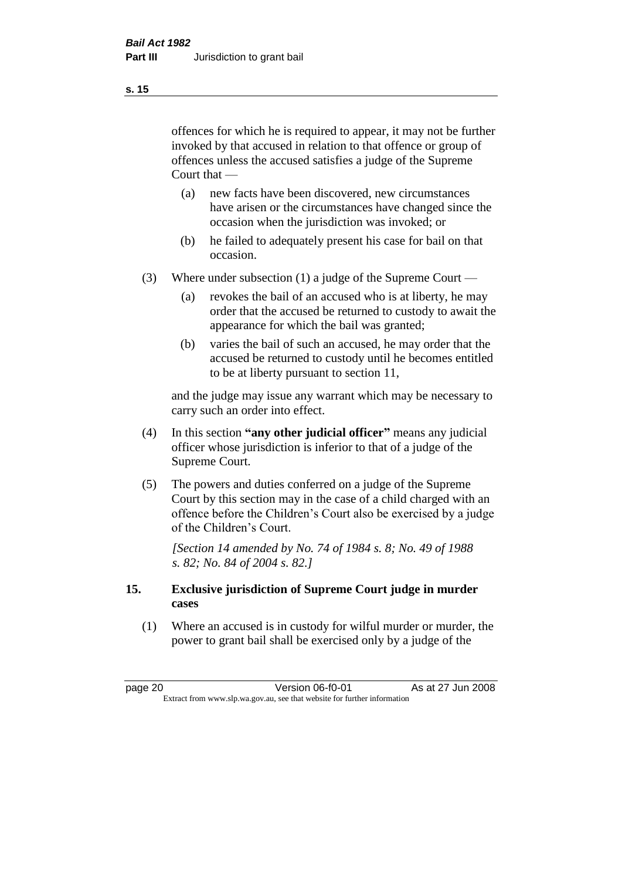offences for which he is required to appear, it may not be further invoked by that accused in relation to that offence or group of offences unless the accused satisfies a judge of the Supreme Court that —

(a) new facts have been discovered, new circumstances have arisen or the circumstances have changed since the occasion when the jurisdiction was invoked; or

(b) he failed to adequately present his case for bail on that occasion.

(3) Where under subsection (1) a judge of the Supreme Court —

(a) revokes the bail of an accused who is at liberty, he may order that the accused be returned to custody to await the appearance for which the bail was granted;

(b) varies the bail of such an accused, he may order that the accused be returned to custody until he becomes entitled to be at liberty pursuant to section 11,

and the judge may issue any warrant which may be necessary to carry such an order into effect.

(4) In this section **"any other judicial officer"** means any judicial officer whose jurisdiction is inferior to that of a judge of the Supreme Court.

(5) The powers and duties conferred on a judge of the Supreme Court by this section may in the case of a child charged with an offence before the Children's Court also be exercised by a judge of the Children's Court.

*[Section 14 amended by No. 74 of 1984 s. 8; No. 49 of 1988 s. 82; No. 84 of 2004 s. 82.]*

## 15. Exclusive jurisdiction of Supreme Court judge in murder cases

(1) Where an accused is in custody for wilful murder or murder, the power to grant bail shall be exercised only by a judge of the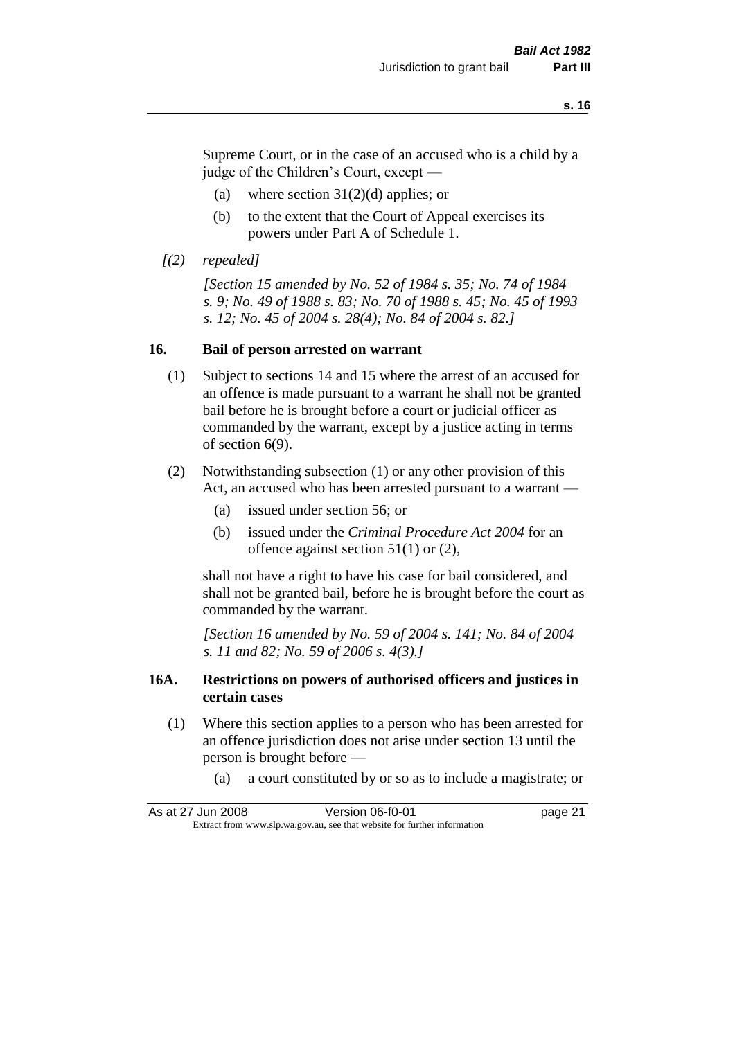Supreme Court, or in the case of an accused who is a child by a judge of the Children's Court, except —

- (a) where section 31(2)(d) applies; or
- (b) to the extent that the Court of Appeal exercises its powers under Part A of Schedule 1.

*[(2) repealed]*

*[Section 15 amended by No. 52 of 1984 s. 35; No. 74 of 1984 s. 9; No. 49 of 1988 s. 83; No. 70 of 1988 s. 45; No. 45 of 1993 s. 12; No. 45 of 2004 s. 28(4); No. 84 of 2004 s. 82.]*

## 16. Bail of person arrested on warrant

(1) Subject to sections 14 and 15 where the arrest of an accused for an offence is made pursuant to a warrant he shall not be granted bail before he is brought before a court or judicial officer as commanded by the warrant, except by a justice acting in terms of section 6(9).

(2) Notwithstanding subsection (1) or any other provision of this Act, an accused who has been arrested pursuant to a warrant —

- (a) issued under section 56; or
- (b) issued under the *Criminal Procedure Act 2004* for an offence against section 51(1) or (2),

shall not have a right to have his case for bail considered, and shall not be granted bail, before he is brought before the court as commanded by the warrant.

*[Section 16 amended by No. 59 of 2004 s. 141; No. 84 of 2004 s. 11 and 82; No. 59 of 2006 s. 4(3).]*

## 16A. Restrictions on powers of authorised officers and justices in certain cases

(1) Where this section applies to a person who has been arrested for an offence jurisdiction does not arise under section 13 until the person is brought before —

- (a) a court constituted by or so as to include a magistrate; or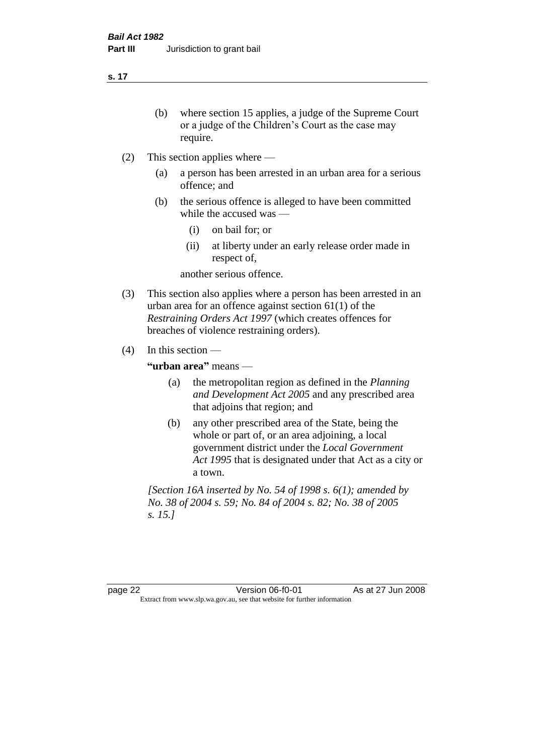(b) where section 15 applies, a judge of the Supreme Court or a judge of the Children's Court as the case may require.

(2) This section applies where —

(a) a person has been arrested in an urban area for a serious offence; and

(b) the serious offence is alleged to have been committed while the accused was —

(i) on bail for; or

(ii) at liberty under an early release order made in respect of,

another serious offence.

(3) This section also applies where a person has been arrested in an urban area for an offence against section 61(1) of the *Restraining Orders Act 1997* (which creates offences for breaches of violence restraining orders).

(4) In this section —

**"urban area"** means —

(a) the metropolitan region as defined in the *Planning and Development Act 2005* and any prescribed area that adjoins that region; and

(b) any other prescribed area of the State, being the whole or part of, or an area adjoining, a local government district under the *Local Government Act 1995* that is designated under that Act as a city or a town.

*[Section 16A inserted by No. 54 of 1998 s. 6(1); amended by No. 38 of 2004 s. 59; No. 84 of 2004 s. 82; No. 38 of 2005 s. 15.]*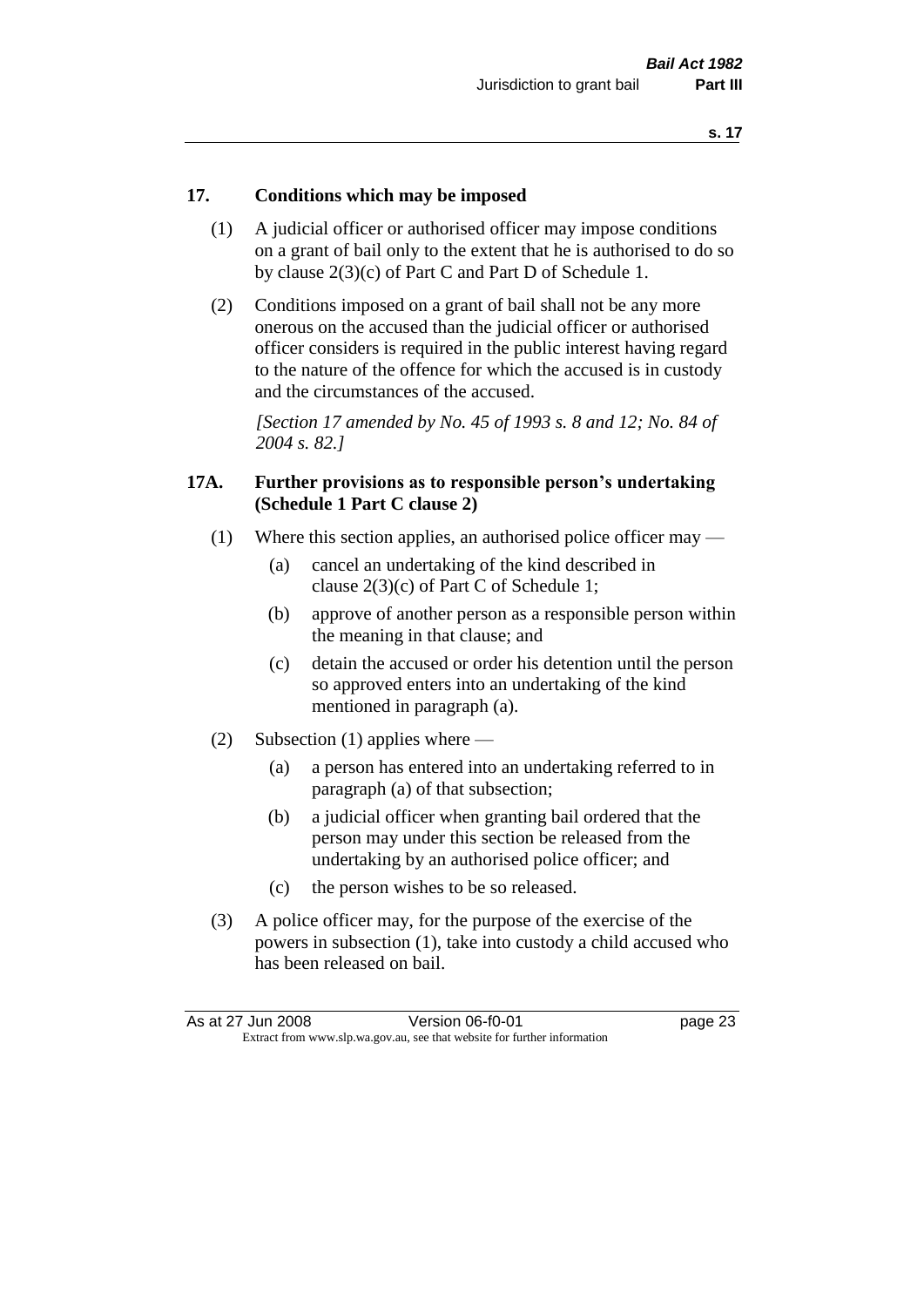## 17. Conditions which may be imposed

(1) A judicial officer or authorised officer may impose conditions on a grant of bail only to the extent that he is authorised to do so by clause 2(3)(c) of Part C and Part D of Schedule 1.

(2) Conditions imposed on a grant of bail shall not be any more onerous on the accused than the judicial officer or authorised officer considers is required in the public interest having regard to the nature of the offence for which the accused is in custody and the circumstances of the accused.

*[Section 17 amended by No. 45 of 1993 s. 8 and 12; No. 84 of 2004 s. 82.]*

## 17A. Further provisions as to responsible person's undertaking (Schedule 1 Part C clause 2)

(1) Where this section applies, an authorised police officer may —

- (a) cancel an undertaking of the kind described in clause 2(3)(c) of Part C of Schedule 1;
- (b) approve of another person as a responsible person within the meaning in that clause; and
- (c) detain the accused or order his detention until the person so approved enters into an undertaking of the kind mentioned in paragraph (a).

(2) Subsection (1) applies where —

- (a) a person has entered into an undertaking referred to in paragraph (a) of that subsection;
- (b) a judicial officer when granting bail ordered that the person may under this section be released from the undertaking by an authorised police officer; and
- (c) the person wishes to be so released.

(3) A police officer may, for the purpose of the exercise of the powers in subsection (1), take into custody a child accused who has been released on bail.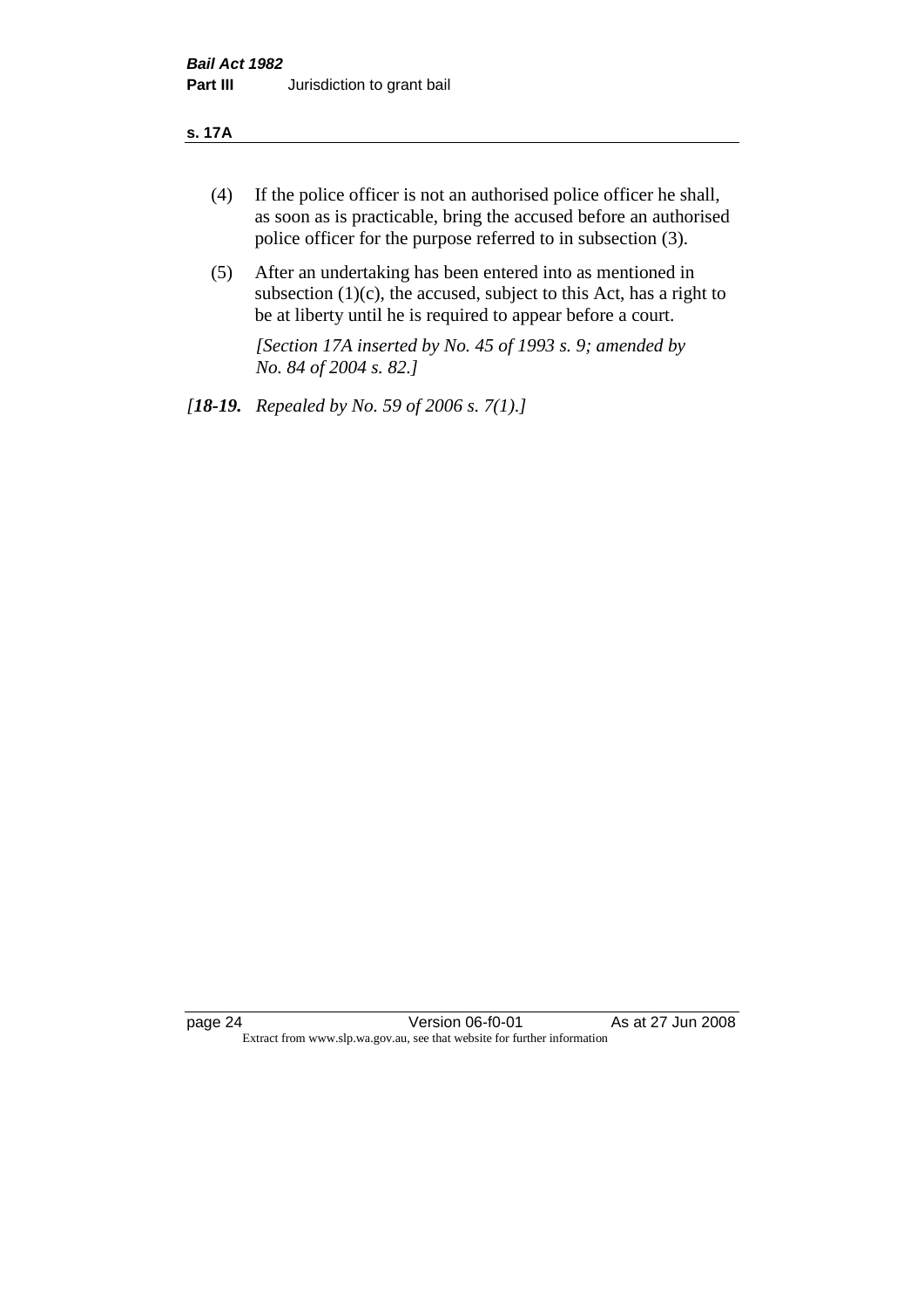(4) If the police officer is not an authorised police officer he shall, as soon as is practicable, bring the accused before an authorised police officer for the purpose referred to in subsection (3).

(5) After an undertaking has been entered into as mentioned in subsection (1)(c), the accused, subject to this Act, has a right to be at liberty until he is required to appear before a court.

*[Section 17A inserted by No. 45 of 1993 s. 9; amended by No. 84 of 2004 s. 82.]*

*[**18-19.** Repealed by No. 59 of 2006 s. 7(1).]*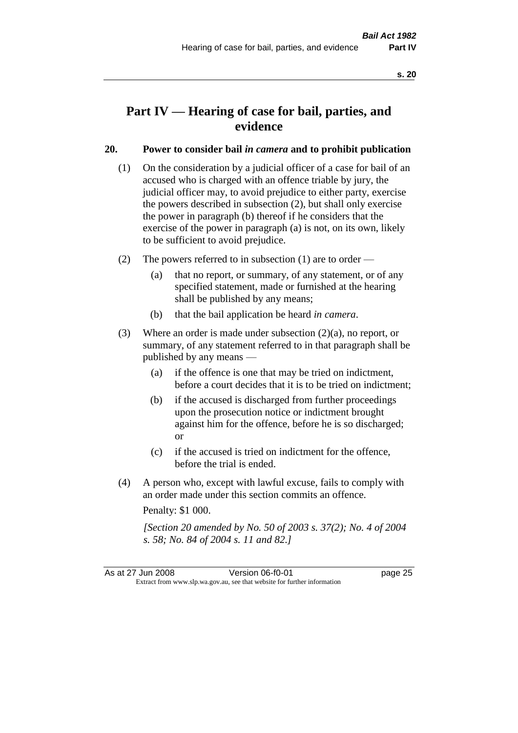# Part IV — Hearing of case for bail, parties, and evidence

## 20. Power to consider bail *in camera* and to prohibit publication

(1) On the consideration by a judicial officer of a case for bail of an accused who is charged with an offence triable by jury, the judicial officer may, to avoid prejudice to either party, exercise the powers described in subsection (2), but shall only exercise the power in paragraph (b) thereof if he considers that the exercise of the power in paragraph (a) is not, on its own, likely to be sufficient to avoid prejudice.

(2) The powers referred to in subsection (1) are to order —

(a) that no report, or summary, of any statement, or of any specified statement, made or furnished at the hearing shall be published by any means;

(b) that the bail application be heard *in camera*.

(3) Where an order is made under subsection (2)(a), no report, or summary, of any statement referred to in that paragraph shall be published by any means —

(a) if the offence is one that may be tried on indictment, before a court decides that it is to be tried on indictment;

(b) if the accused is discharged from further proceedings upon the prosecution notice or indictment brought against him for the offence, before he is so discharged; or

(c) if the accused is tried on indictment for the offence, before the trial is ended.

(4) A person who, except with lawful excuse, fails to comply with an order made under this section commits an offence.

Penalty: $1 000.

*[Section 20 amended by No. 50 of 2003 s. 37(2); No. 4 of 2004 s. 58; No. 84 of 2004 s. 11 and 82.]*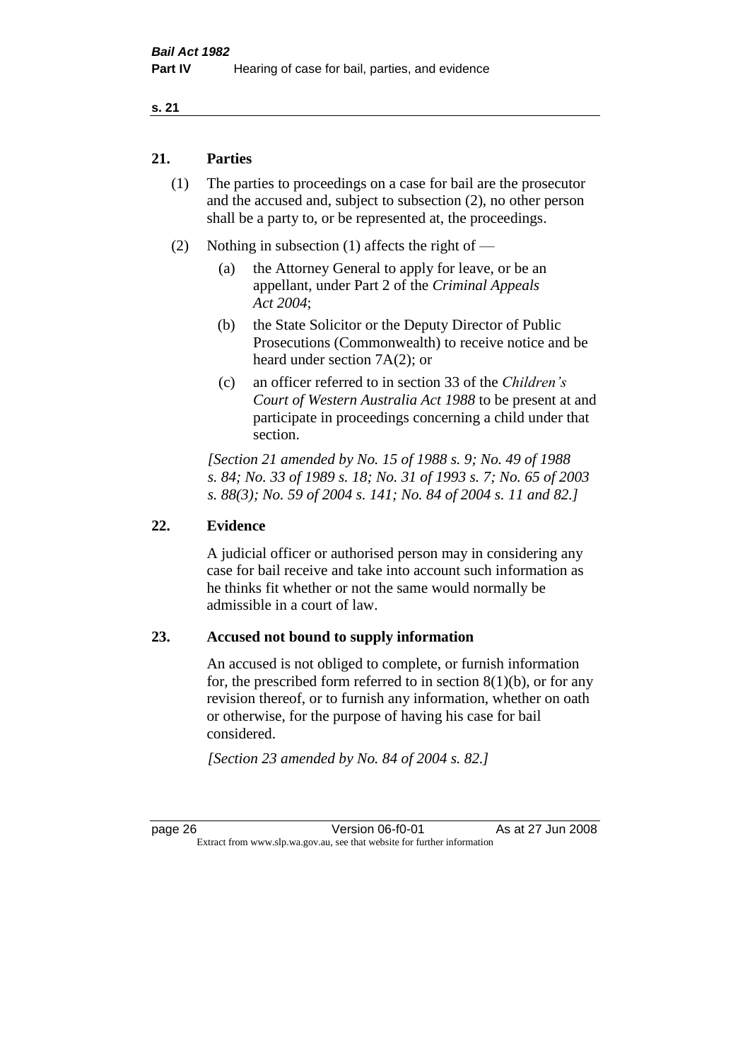## 21. Parties

(1) The parties to proceedings on a case for bail are the prosecutor and the accused and, subject to subsection (2), no other person shall be a party to, or be represented at, the proceedings.

(2) Nothing in subsection (1) affects the right of —

(a) the Attorney General to apply for leave, or be an appellant, under Part 2 of the *Criminal Appeals Act 2004*;

(b) the State Solicitor or the Deputy Director of Public Prosecutions (Commonwealth) to receive notice and be heard under section 7A(2); or

(c) an officer referred to in section 33 of the *Children's Court of Western Australia Act 1988* to be present at and participate in proceedings concerning a child under that section.

*[Section 21 amended by No. 15 of 1988 s. 9; No. 49 of 1988 s. 84; No. 33 of 1989 s. 18; No. 31 of 1993 s. 7; No. 65 of 2003 s. 88(3); No. 59 of 2004 s. 141; No. 84 of 2004 s. 11 and 82.]*

## 22. Evidence

A judicial officer or authorised person may in considering any case for bail receive and take into account such information as he thinks fit whether or not the same would normally be admissible in a court of law.

## 23. Accused not bound to supply information

An accused is not obliged to complete, or furnish information for, the prescribed form referred to in section 8(1)(b), or for any revision thereof, or to furnish any information, whether on oath or otherwise, for the purpose of having his case for bail considered.

*[Section 23 amended by No. 84 of 2004 s. 82.]*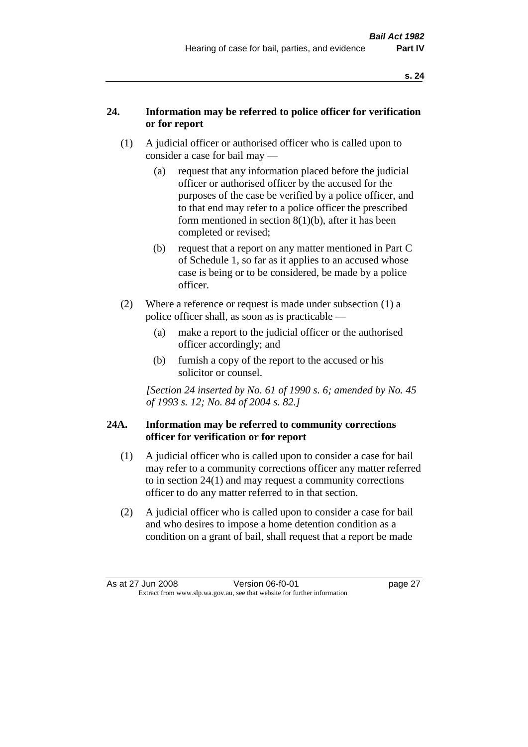## 24. Information may be referred to police officer for verification or for report

(1) A judicial officer or authorised officer who is called upon to consider a case for bail may —

(a) request that any information placed before the judicial officer or authorised officer by the accused for the purposes of the case be verified by a police officer, and to that end may refer to a police officer the prescribed form mentioned in section 8(1)(b), after it has been completed or revised;

(b) request that a report on any matter mentioned in Part C of Schedule 1, so far as it applies to an accused whose case is being or to be considered, be made by a police officer.

(2) Where a reference or request is made under subsection (1) a police officer shall, as soon as is practicable —

(a) make a report to the judicial officer or the authorised officer accordingly; and

(b) furnish a copy of the report to the accused or his solicitor or counsel.

*[Section 24 inserted by No. 61 of 1990 s. 6; amended by No. 45 of 1993 s. 12; No. 84 of 2004 s. 82.]*

## 24A. Information may be referred to community corrections officer for verification or for report

(1) A judicial officer who is called upon to consider a case for bail may refer to a community corrections officer any matter referred to in section 24(1) and may request a community corrections officer to do any matter referred to in that section.

(2) A judicial officer who is called upon to consider a case for bail and who desires to impose a home detention condition as a condition on a grant of bail, shall request that a report be made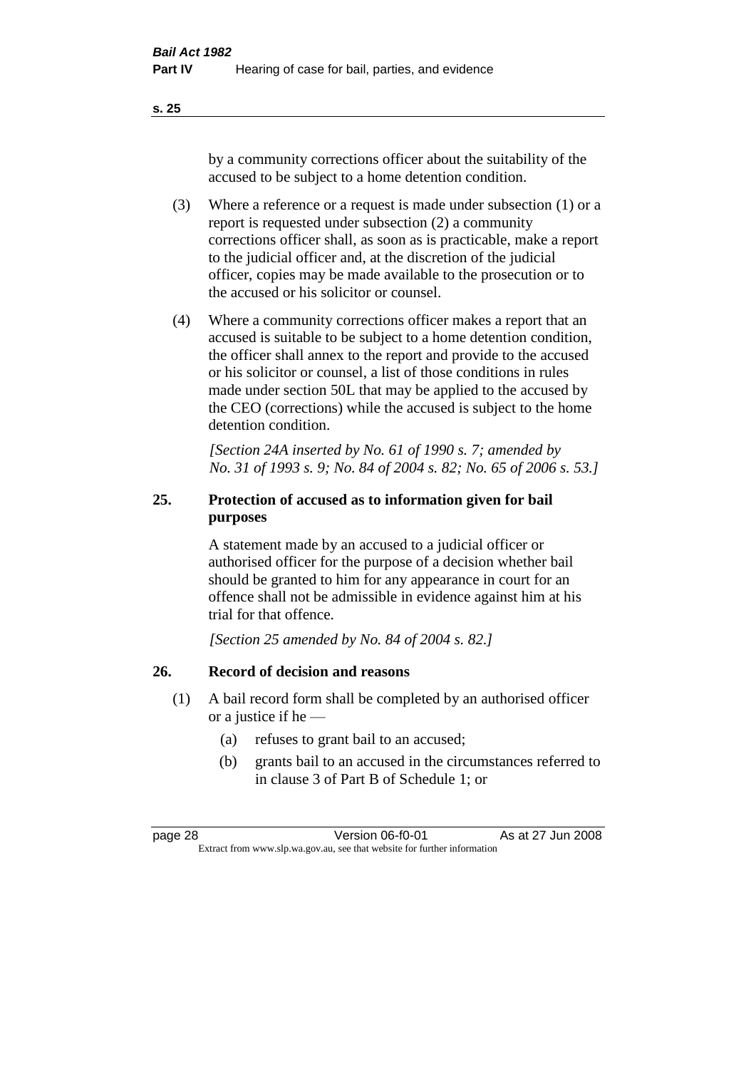by a community corrections officer about the suitability of the accused to be subject to a home detention condition.

(3) Where a reference or a request is made under subsection (1) or a report is requested under subsection (2) a community corrections officer shall, as soon as is practicable, make a report to the judicial officer and, at the discretion of the judicial officer, copies may be made available to the prosecution or to the accused or his solicitor or counsel.

(4) Where a community corrections officer makes a report that an accused is suitable to be subject to a home detention condition, the officer shall annex to the report and provide to the accused or his solicitor or counsel, a list of those conditions in rules made under section 50L that may be applied to the accused by the CEO (corrections) while the accused is subject to the home detention condition.

*[Section 24A inserted by No. 61 of 1990 s. 7; amended by No. 31 of 1993 s. 9; No. 84 of 2004 s. 82; No. 65 of 2006 s. 53.]*

### 25. Protection of accused as to information given for bail purposes

A statement made by an accused to a judicial officer or authorised officer for the purpose of a decision whether bail should be granted to him for any appearance in court for an offence shall not be admissible in evidence against him at his trial for that offence.

*[Section 25 amended by No. 84 of 2004 s. 82.]*

### 26. Record of decision and reasons

(1) A bail record form shall be completed by an authorised officer or a justice if he —

(a) refuses to grant bail to an accused;

(b) grants bail to an accused in the circumstances referred to in clause 3 of Part B of Schedule 1; or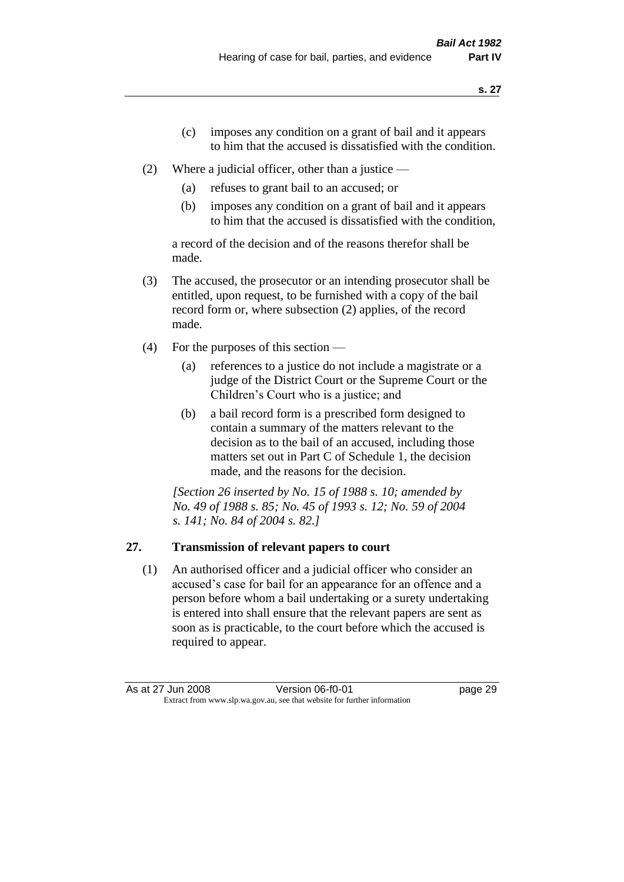(c) imposes any condition on a grant of bail and it appears to him that the accused is dissatisfied with the condition.

(2) Where a judicial officer, other than a justice —

(a) refuses to grant bail to an accused; or

(b) imposes any condition on a grant of bail and it appears to him that the accused is dissatisfied with the condition,

a record of the decision and of the reasons therefor shall be made.

(3) The accused, the prosecutor or an intending prosecutor shall be entitled, upon request, to be furnished with a copy of the bail record form or, where subsection (2) applies, of the record made.

(4) For the purposes of this section —

(a) references to a justice do not include a magistrate or a judge of the District Court or the Supreme Court or the Children's Court who is a justice; and

(b) a bail record form is a prescribed form designed to contain a summary of the matters relevant to the decision as to the bail of an accused, including those matters set out in Part C of Schedule 1, the decision made, and the reasons for the decision.

*[Section 26 inserted by No. 15 of 1988 s. 10; amended by No. 49 of 1988 s. 85; No. 45 of 1993 s. 12; No. 59 of 2004 s. 141; No. 84 of 2004 s. 82.]*

## 27. Transmission of relevant papers to court

(1) An authorised officer and a judicial officer who consider an accused's case for bail for an appearance for an offence and a person before whom a bail undertaking or a surety undertaking is entered into shall ensure that the relevant papers are sent as soon as is practicable, to the court before which the accused is required to appear.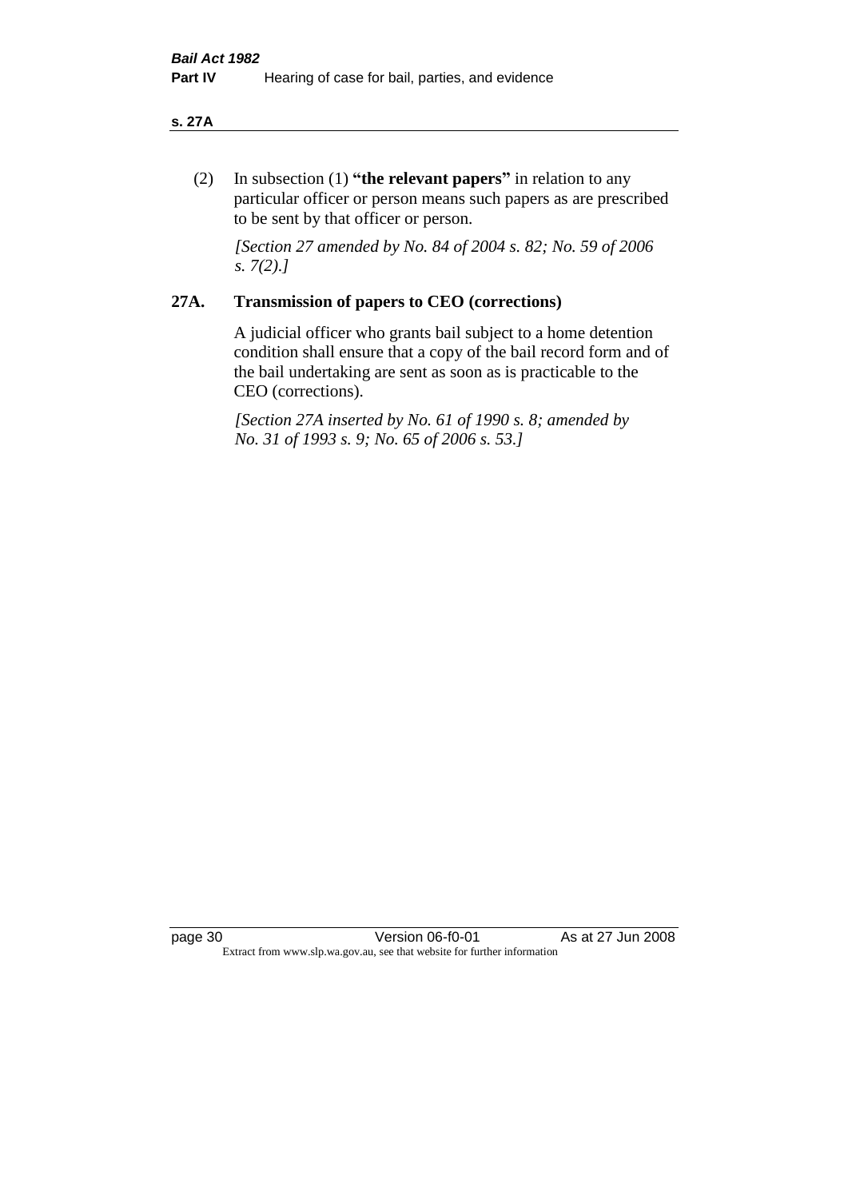(2) In subsection (1) **"the relevant papers"** in relation to any particular officer or person means such papers as are prescribed to be sent by that officer or person.

*[Section 27 amended by No. 84 of 2004 s. 82; No. 59 of 2006 s. 7(2).]*

## 27A. Transmission of papers to CEO (corrections)

A judicial officer who grants bail subject to a home detention condition shall ensure that a copy of the bail record form and of the bail undertaking are sent as soon as is practicable to the CEO (corrections).

*[Section 27A inserted by No. 61 of 1990 s. 8; amended by No. 31 of 1993 s. 9; No. 65 of 2006 s. 53.]*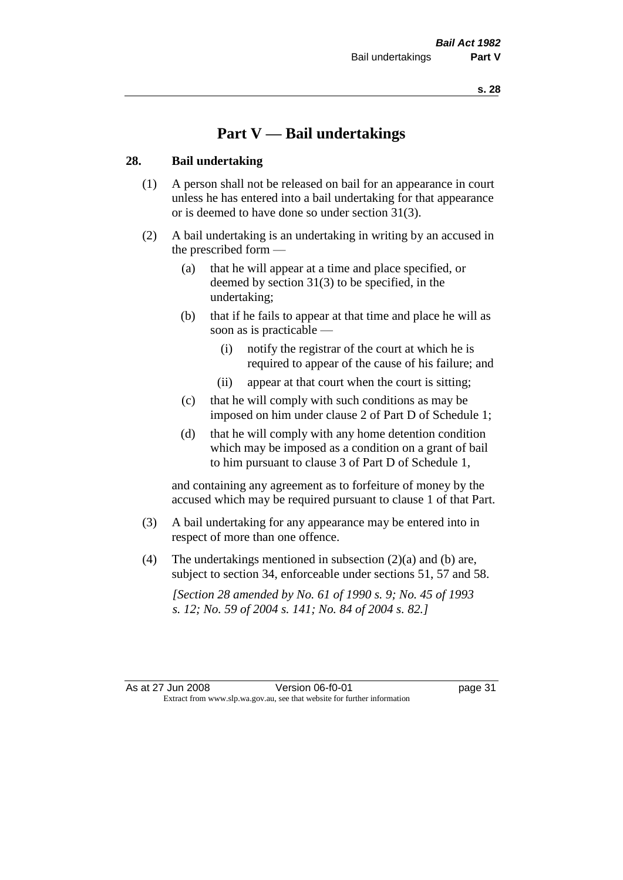# Part V — Bail undertakings

## 28. Bail undertaking

(1) A person shall not be released on bail for an appearance in court unless he has entered into a bail undertaking for that appearance or is deemed to have done so under section 31(3).

(2) A bail undertaking is an undertaking in writing by an accused in the prescribed form —

- (a) that he will appear at a time and place specified, or deemed by section 31(3) to be specified, in the undertaking;
- (b) that if he fails to appear at that time and place he will as soon as is practicable —
  - (i) notify the registrar of the court at which he is required to appear of the cause of his failure; and
  - (ii) appear at that court when the court is sitting;
- (c) that he will comply with such conditions as may be imposed on him under clause 2 of Part D of Schedule 1;
- (d) that he will comply with any home detention condition which may be imposed as a condition on a grant of bail to him pursuant to clause 3 of Part D of Schedule 1,

and containing any agreement as to forfeiture of money by the accused which may be required pursuant to clause 1 of that Part.

(3) A bail undertaking for any appearance may be entered into in respect of more than one offence.

(4) The undertakings mentioned in subsection (2)(a) and (b) are, subject to section 34, enforceable under sections 51, 57 and 58.

*[Section 28 amended by No. 61 of 1990 s. 9; No. 45 of 1993 s. 12; No. 59 of 2004 s. 141; No. 84 of 2004 s. 82.]*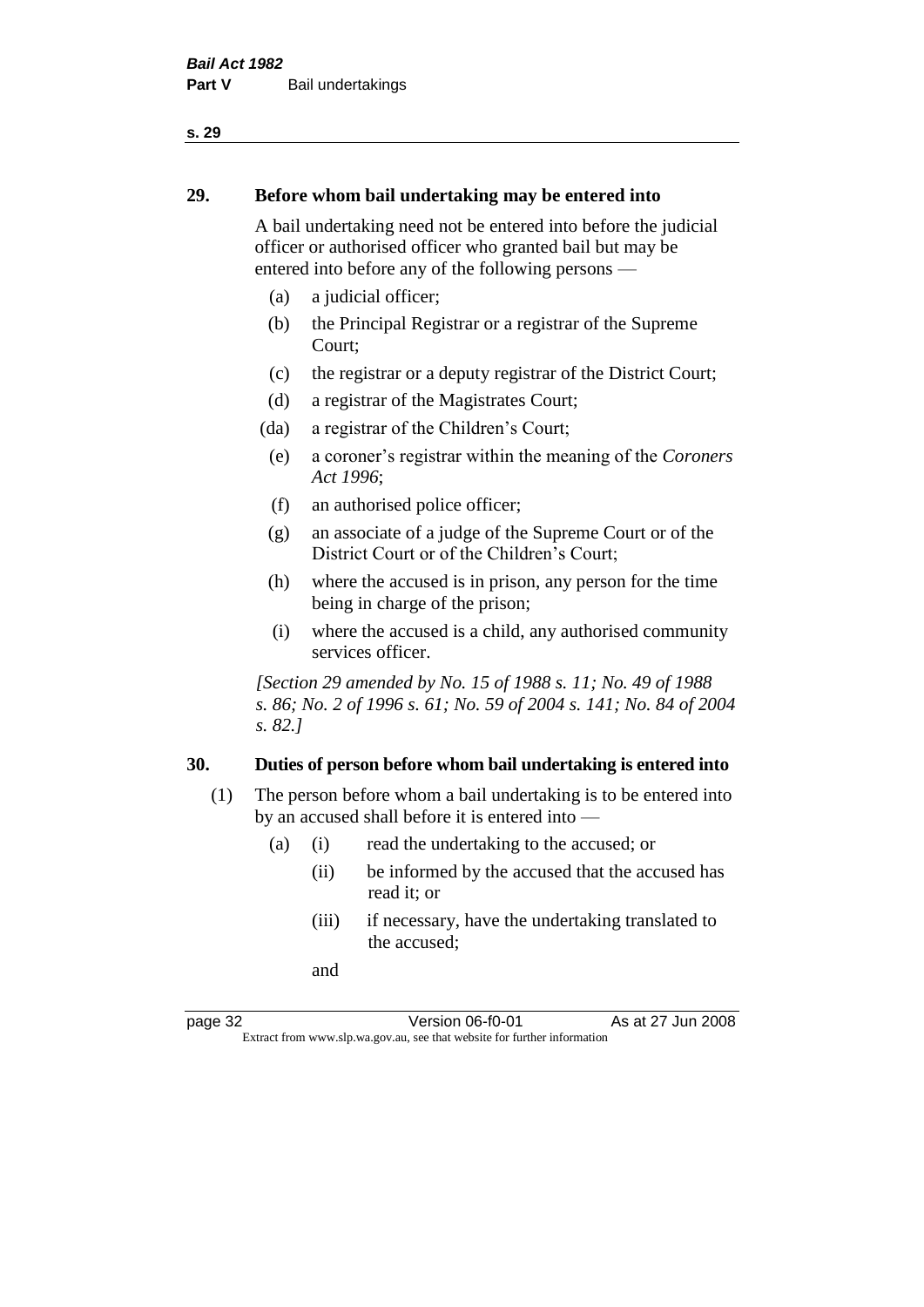## 29. Before whom bail undertaking may be entered into

A bail undertaking need not be entered into before the judicial officer or authorised officer who granted bail but may be entered into before any of the following persons —

- (a) a judicial officer;
- (b) the Principal Registrar or a registrar of the Supreme Court;
- (c) the registrar or a deputy registrar of the District Court;
- (d) a registrar of the Magistrates Court;
- (da) a registrar of the Children's Court;
- (e) a coroner's registrar within the meaning of the *Coroners Act 1996*;
- (f) an authorised police officer;
- (g) an associate of a judge of the Supreme Court or of the District Court or of the Children's Court;
- (h) where the accused is in prison, any person for the time being in charge of the prison;
- (i) where the accused is a child, any authorised community services officer.

*[Section 29 amended by No. 15 of 1988 s. 11; No. 49 of 1988 s. 86; No. 2 of 1996 s. 61; No. 59 of 2004 s. 141; No. 84 of 2004 s. 82.]*

## 30. Duties of person before whom bail undertaking is entered into

(1) The person before whom a bail undertaking is to be entered into by an accused shall before it is entered into —

- (a) (i) read the undertaking to the accused; or
  - (ii) be informed by the accused that the accused has read it; or
  - (iii) if necessary, have the undertaking translated to the accused;

  and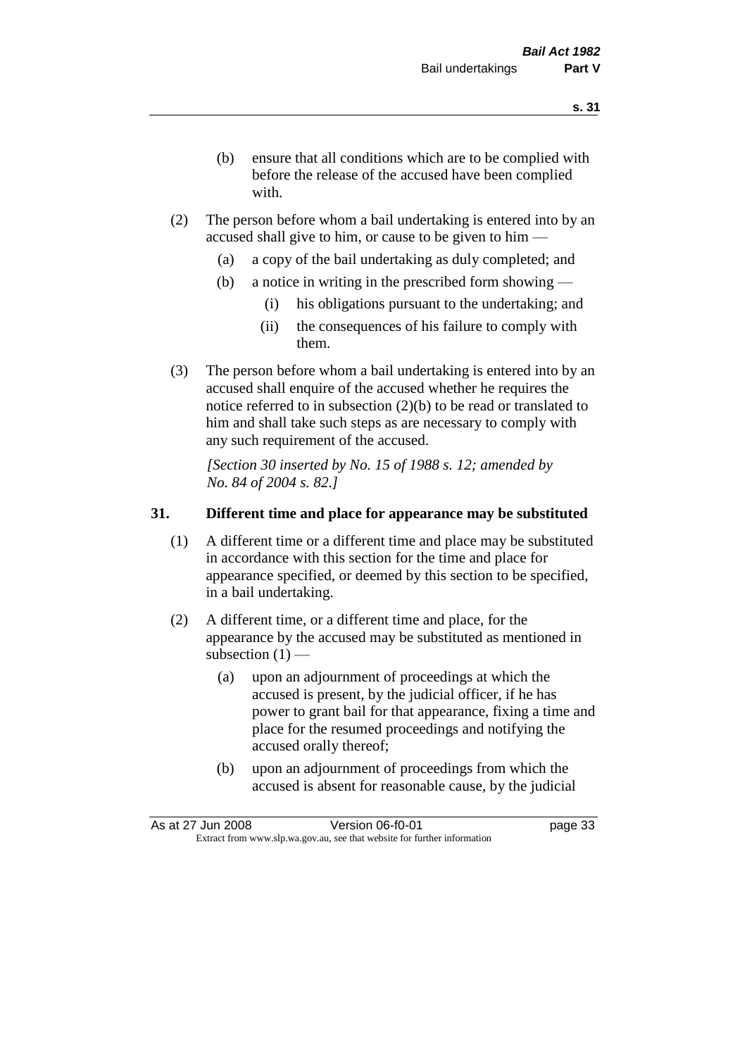(b) ensure that all conditions which are to be complied with before the release of the accused have been complied with.

(2) The person before whom a bail undertaking is entered into by an accused shall give to him, or cause to be given to him —

(a) a copy of the bail undertaking as duly completed; and

(b) a notice in writing in the prescribed form showing —

(i) his obligations pursuant to the undertaking; and

(ii) the consequences of his failure to comply with them.

(3) The person before whom a bail undertaking is entered into by an accused shall enquire of the accused whether he requires the notice referred to in subsection (2)(b) to be read or translated to him and shall take such steps as are necessary to comply with any such requirement of the accused.

*[Section 30 inserted by No. 15 of 1988 s. 12; amended by No. 84 of 2004 s. 82.]*

**31. Different time and place for appearance may be substituted**

(1) A different time or a different time and place may be substituted in accordance with this section for the time and place for appearance specified, or deemed by this section to be specified, in a bail undertaking.

(2) A different time, or a different time and place, for the appearance by the accused may be substituted as mentioned in subsection (1) —

(a) upon an adjournment of proceedings at which the accused is present, by the judicial officer, if he has power to grant bail for that appearance, fixing a time and place for the resumed proceedings and notifying the accused orally thereof;

(b) upon an adjournment of proceedings from which the accused is absent for reasonable cause, by the judicial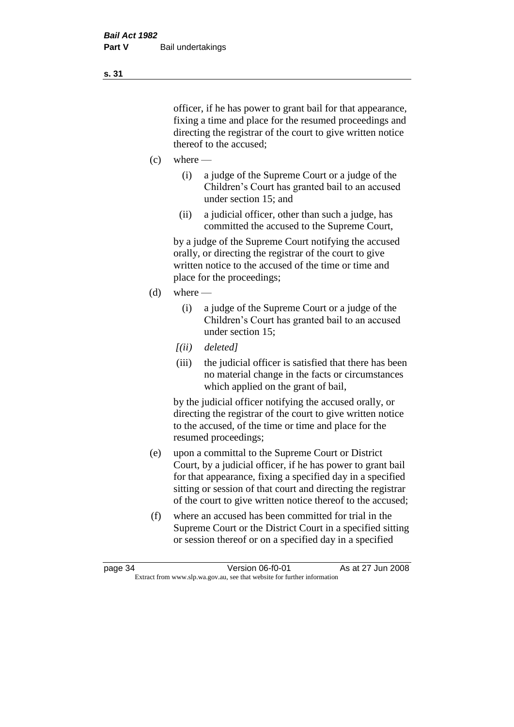officer, if he has power to grant bail for that appearance, fixing a time and place for the resumed proceedings and directing the registrar of the court to give written notice thereof to the accused;

(c) where —

   (i) a judge of the Supreme Court or a judge of the Children's Court has granted bail to an accused under section 15; and

   (ii) a judicial officer, other than such a judge, has committed the accused to the Supreme Court,

   by a judge of the Supreme Court notifying the accused orally, or directing the registrar of the court to give written notice to the accused of the time or time and place for the proceedings;

(d) where —

   (i) a judge of the Supreme Court or a judge of the Children's Court has granted bail to an accused under section 15;

   *[(ii) deleted]*

   (iii) the judicial officer is satisfied that there has been no material change in the facts or circumstances which applied on the grant of bail,

   by the judicial officer notifying the accused orally, or directing the registrar of the court to give written notice to the accused, of the time or time and place for the resumed proceedings;

(e) upon a committal to the Supreme Court or District Court, by a judicial officer, if he has power to grant bail for that appearance, fixing a specified day in a specified sitting or session of that court and directing the registrar of the court to give written notice thereof to the accused;

(f) where an accused has been committed for trial in the Supreme Court or the District Court in a specified sitting or session thereof or on a specified day in a specified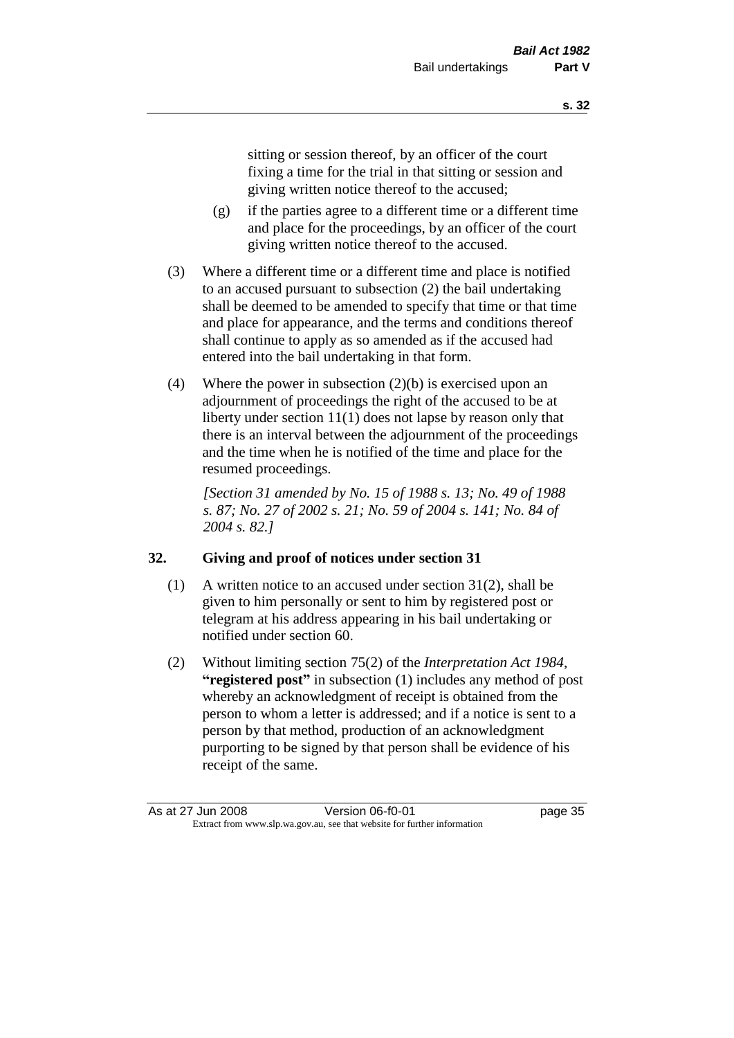sitting or session thereof, by an officer of the court fixing a time for the trial in that sitting or session and giving written notice thereof to the accused;

(g) if the parties agree to a different time or a different time and place for the proceedings, by an officer of the court giving written notice thereof to the accused.

(3) Where a different time or a different time and place is notified to an accused pursuant to subsection (2) the bail undertaking shall be deemed to be amended to specify that time or that time and place for appearance, and the terms and conditions thereof shall continue to apply as so amended as if the accused had entered into the bail undertaking in that form.

(4) Where the power in subsection (2)(b) is exercised upon an adjournment of proceedings the right of the accused to be at liberty under section 11(1) does not lapse by reason only that there is an interval between the adjournment of the proceedings and the time when he is notified of the time and place for the resumed proceedings.

*[Section 31 amended by No. 15 of 1988 s. 13; No. 49 of 1988 s. 87; No. 27 of 2002 s. 21; No. 59 of 2004 s. 141; No. 84 of 2004 s. 82.]*

## 32. Giving and proof of notices under section 31

(1) A written notice to an accused under section 31(2), shall be given to him personally or sent to him by registered post or telegram at his address appearing in his bail undertaking or notified under section 60.

(2) Without limiting section 75(2) of the *Interpretation Act 1984*, **"registered post"** in subsection (1) includes any method of post whereby an acknowledgment of receipt is obtained from the person to whom a letter is addressed; and if a notice is sent to a person by that method, production of an acknowledgment purporting to be signed by that person shall be evidence of his receipt of the same.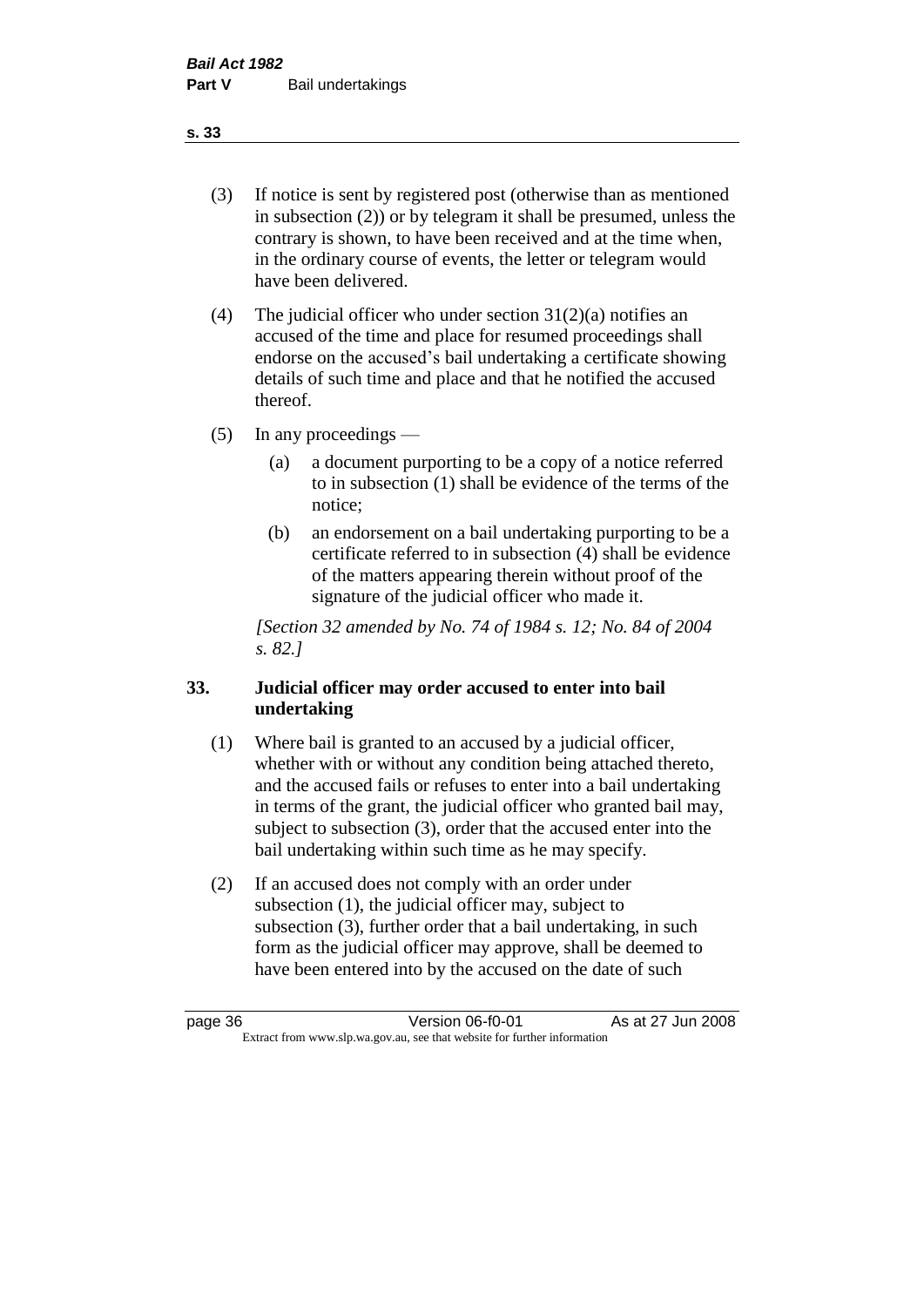(3) If notice is sent by registered post (otherwise than as mentioned in subsection (2)) or by telegram it shall be presumed, unless the contrary is shown, to have been received and at the time when, in the ordinary course of events, the letter or telegram would have been delivered.

(4) The judicial officer who under section 31(2)(a) notifies an accused of the time and place for resumed proceedings shall endorse on the accused's bail undertaking a certificate showing details of such time and place and that he notified the accused thereof.

(5) In any proceedings —

(a) a document purporting to be a copy of a notice referred to in subsection (1) shall be evidence of the terms of the notice;

(b) an endorsement on a bail undertaking purporting to be a certificate referred to in subsection (4) shall be evidence of the matters appearing therein without proof of the signature of the judicial officer who made it.

*[Section 32 amended by No. 74 of 1984 s. 12; No. 84 of 2004 s. 82.]*

### 33. Judicial officer may order accused to enter into bail undertaking

(1) Where bail is granted to an accused by a judicial officer, whether with or without any condition being attached thereto, and the accused fails or refuses to enter into a bail undertaking in terms of the grant, the judicial officer who granted bail may, subject to subsection (3), order that the accused enter into the bail undertaking within such time as he may specify.

(2) If an accused does not comply with an order under subsection (1), the judicial officer may, subject to subsection (3), further order that a bail undertaking, in such form as the judicial officer may approve, shall be deemed to have been entered into by the accused on the date of such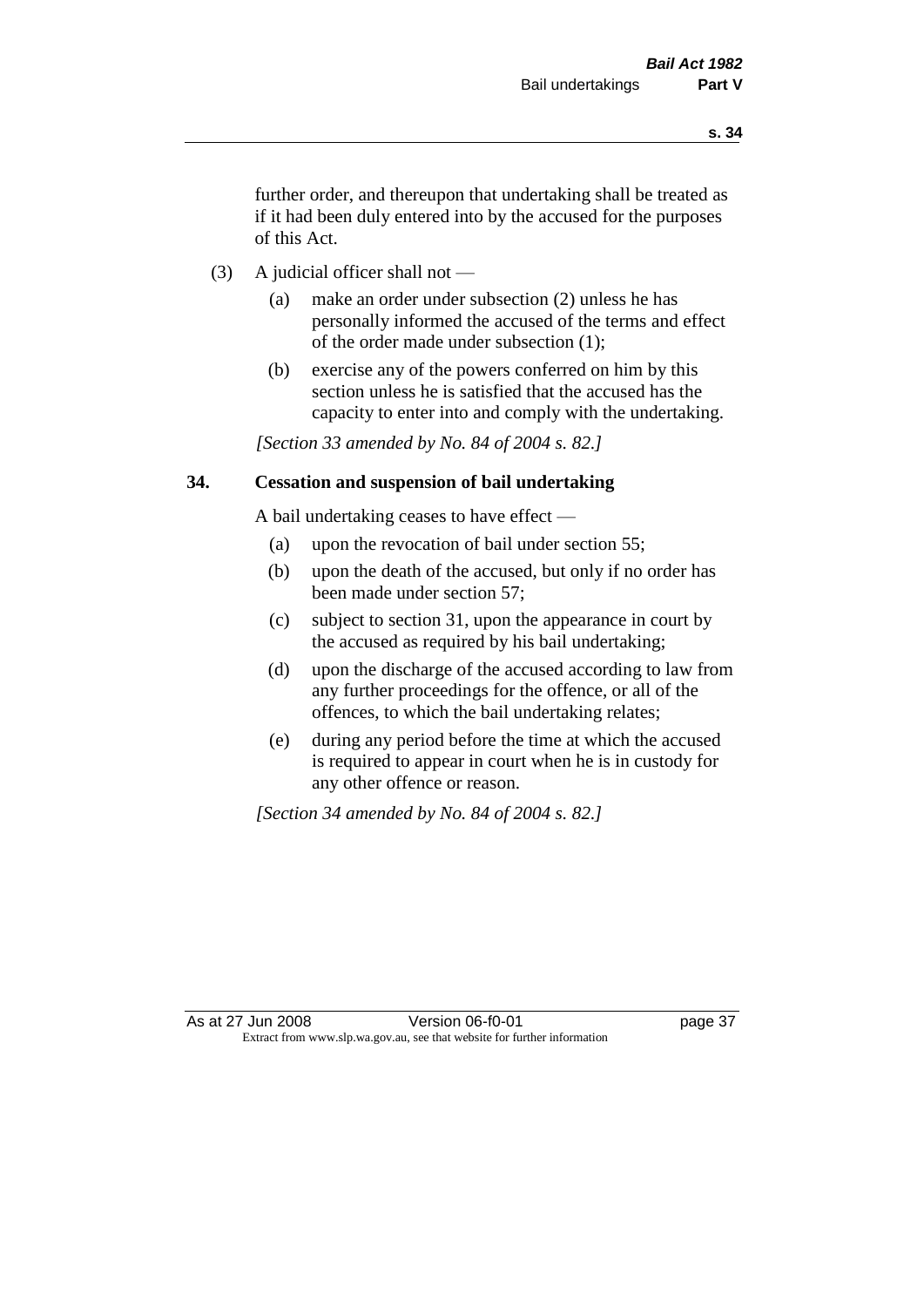further order, and thereupon that undertaking shall be treated as if it had been duly entered into by the accused for the purposes of this Act.

(3) A judicial officer shall not —

(a) make an order under subsection (2) unless he has personally informed the accused of the terms and effect of the order made under subsection (1);

(b) exercise any of the powers conferred on him by this section unless he is satisfied that the accused has the capacity to enter into and comply with the undertaking.

*[Section 33 amended by No. 84 of 2004 s. 82.]*

**34. Cessation and suspension of bail undertaking**

A bail undertaking ceases to have effect —

(a) upon the revocation of bail under section 55;

(b) upon the death of the accused, but only if no order has been made under section 57;

(c) subject to section 31, upon the appearance in court by the accused as required by his bail undertaking;

(d) upon the discharge of the accused according to law from any further proceedings for the offence, or all of the offences, to which the bail undertaking relates;

(e) during any period before the time at which the accused is required to appear in court when he is in custody for any other offence or reason.

*[Section 34 amended by No. 84 of 2004 s. 82.]*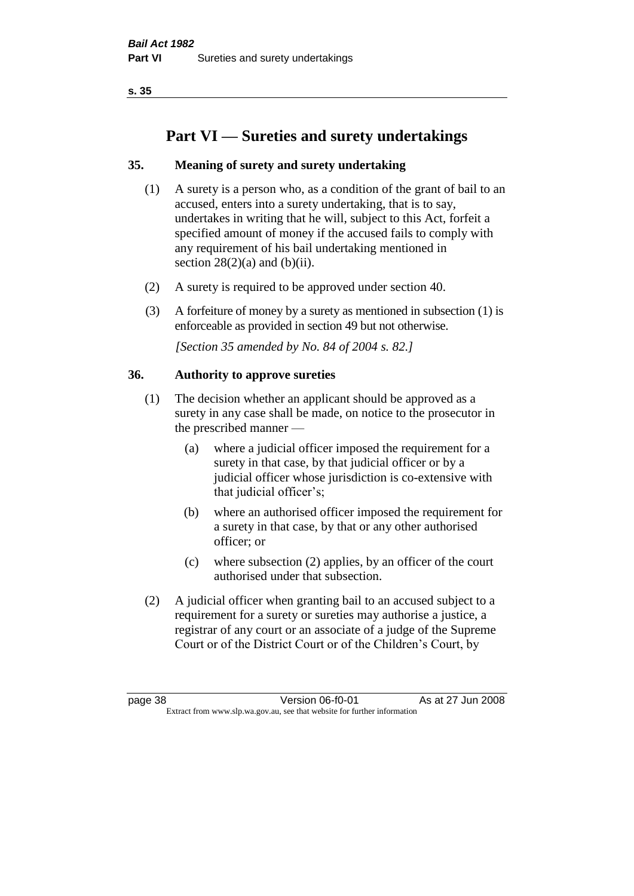# Part VI — Sureties and surety undertakings

## 35. Meaning of surety and surety undertaking

(1) A surety is a person who, as a condition of the grant of bail to an accused, enters into a surety undertaking, that is to say, undertakes in writing that he will, subject to this Act, forfeit a specified amount of money if the accused fails to comply with any requirement of his bail undertaking mentioned in section 28(2)(a) and (b)(ii).

(2) A surety is required to be approved under section 40.

(3) A forfeiture of money by a surety as mentioned in subsection (1) is enforceable as provided in section 49 but not otherwise.

*[Section 35 amended by No. 84 of 2004 s. 82.]*

## 36. Authority to approve sureties

(1) The decision whether an applicant should be approved as a surety in any case shall be made, on notice to the prosecutor in the prescribed manner —

- (a) where a judicial officer imposed the requirement for a surety in that case, by that judicial officer or by a judicial officer whose jurisdiction is co-extensive with that judicial officer's;
- (b) where an authorised officer imposed the requirement for a surety in that case, by that or any other authorised officer; or
- (c) where subsection (2) applies, by an officer of the court authorised under that subsection.

(2) A judicial officer when granting bail to an accused subject to a requirement for a surety or sureties may authorise a justice, a registrar of any court or an associate of a judge of the Supreme Court or of the District Court or of the Children's Court, by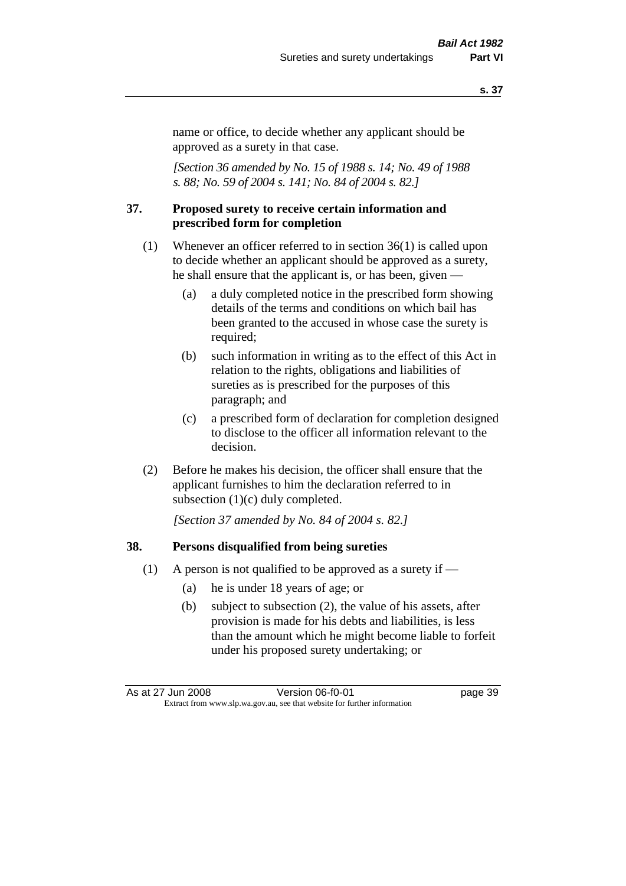name or office, to decide whether any applicant should be approved as a surety in that case.

*[Section 36 amended by No. 15 of 1988 s. 14; No. 49 of 1988 s. 88; No. 59 of 2004 s. 141; No. 84 of 2004 s. 82.]*

### 37. Proposed surety to receive certain information and prescribed form for completion

(1) Whenever an officer referred to in section 36(1) is called upon to decide whether an applicant should be approved as a surety, he shall ensure that the applicant is, or has been, given —

(a) a duly completed notice in the prescribed form showing details of the terms and conditions on which bail has been granted to the accused in whose case the surety is required;

(b) such information in writing as to the effect of this Act in relation to the rights, obligations and liabilities of sureties as is prescribed for the purposes of this paragraph; and

(c) a prescribed form of declaration for completion designed to disclose to the officer all information relevant to the decision.

(2) Before he makes his decision, the officer shall ensure that the applicant furnishes to him the declaration referred to in subsection (1)(c) duly completed.

*[Section 37 amended by No. 84 of 2004 s. 82.]*

### 38. Persons disqualified from being sureties

(1) A person is not qualified to be approved as a surety if —

(a) he is under 18 years of age; or

(b) subject to subsection (2), the value of his assets, after provision is made for his debts and liabilities, is less than the amount which he might become liable to forfeit under his proposed surety undertaking; or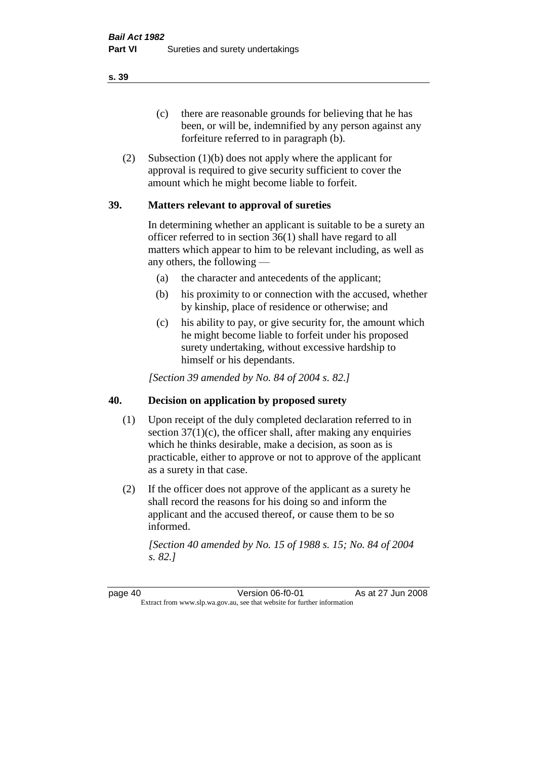(c) there are reasonable grounds for believing that he has been, or will be, indemnified by any person against any forfeiture referred to in paragraph (b).

(2) Subsection (1)(b) does not apply where the applicant for approval is required to give security sufficient to cover the amount which he might become liable to forfeit.

### 39. Matters relevant to approval of sureties

In determining whether an applicant is suitable to be a surety an officer referred to in section 36(1) shall have regard to all matters which appear to him to be relevant including, as well as any others, the following —

(a) the character and antecedents of the applicant;

(b) his proximity to or connection with the accused, whether by kinship, place of residence or otherwise; and

(c) his ability to pay, or give security for, the amount which he might become liable to forfeit under his proposed surety undertaking, without excessive hardship to himself or his dependants.

*[Section 39 amended by No. 84 of 2004 s. 82.]*

### 40. Decision on application by proposed surety

(1) Upon receipt of the duly completed declaration referred to in section 37(1)(c), the officer shall, after making any enquiries which he thinks desirable, make a decision, as soon as is practicable, either to approve or not to approve of the applicant as a surety in that case.

(2) If the officer does not approve of the applicant as a surety he shall record the reasons for his doing so and inform the applicant and the accused thereof, or cause them to be so informed.

*[Section 40 amended by No. 15 of 1988 s. 15; No. 84 of 2004 s. 82.]*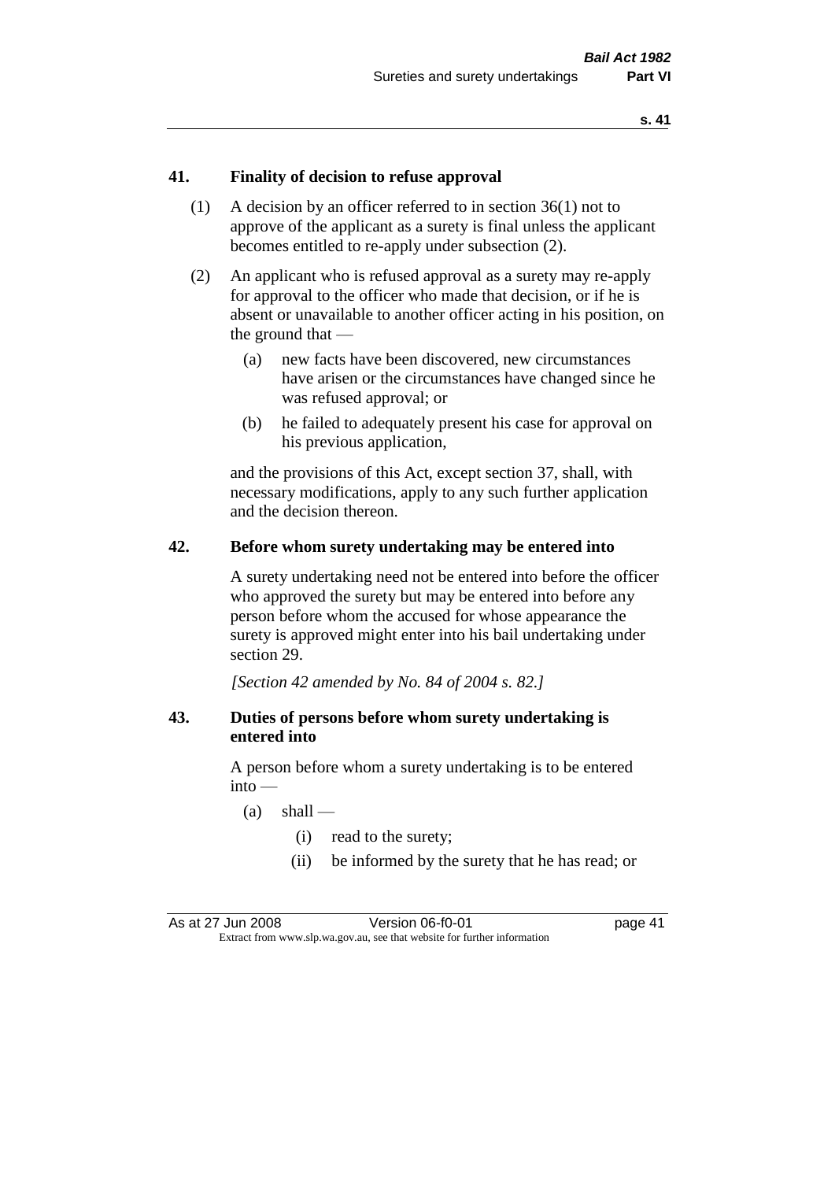**41. Finality of decision to refuse approval**

(1) A decision by an officer referred to in section 36(1) not to approve of the applicant as a surety is final unless the applicant becomes entitled to re-apply under subsection (2).

(2) An applicant who is refused approval as a surety may re-apply for approval to the officer who made that decision, or if he is absent or unavailable to another officer acting in his position, on the ground that —

  (a) new facts have been discovered, new circumstances have arisen or the circumstances have changed since he was refused approval; or

  (b) he failed to adequately present his case for approval on his previous application,

and the provisions of this Act, except section 37, shall, with necessary modifications, apply to any such further application and the decision thereon.

**42. Before whom surety undertaking may be entered into**

A surety undertaking need not be entered into before the officer who approved the surety but may be entered into before any person before whom the accused for whose appearance the surety is approved might enter into his bail undertaking under section 29.

*[Section 42 amended by No. 84 of 2004 s. 82.]*

**43. Duties of persons before whom surety undertaking is entered into**

A person before whom a surety undertaking is to be entered into —

  (a) shall —

    (i) read to the surety;

    (ii) be informed by the surety that he has read; or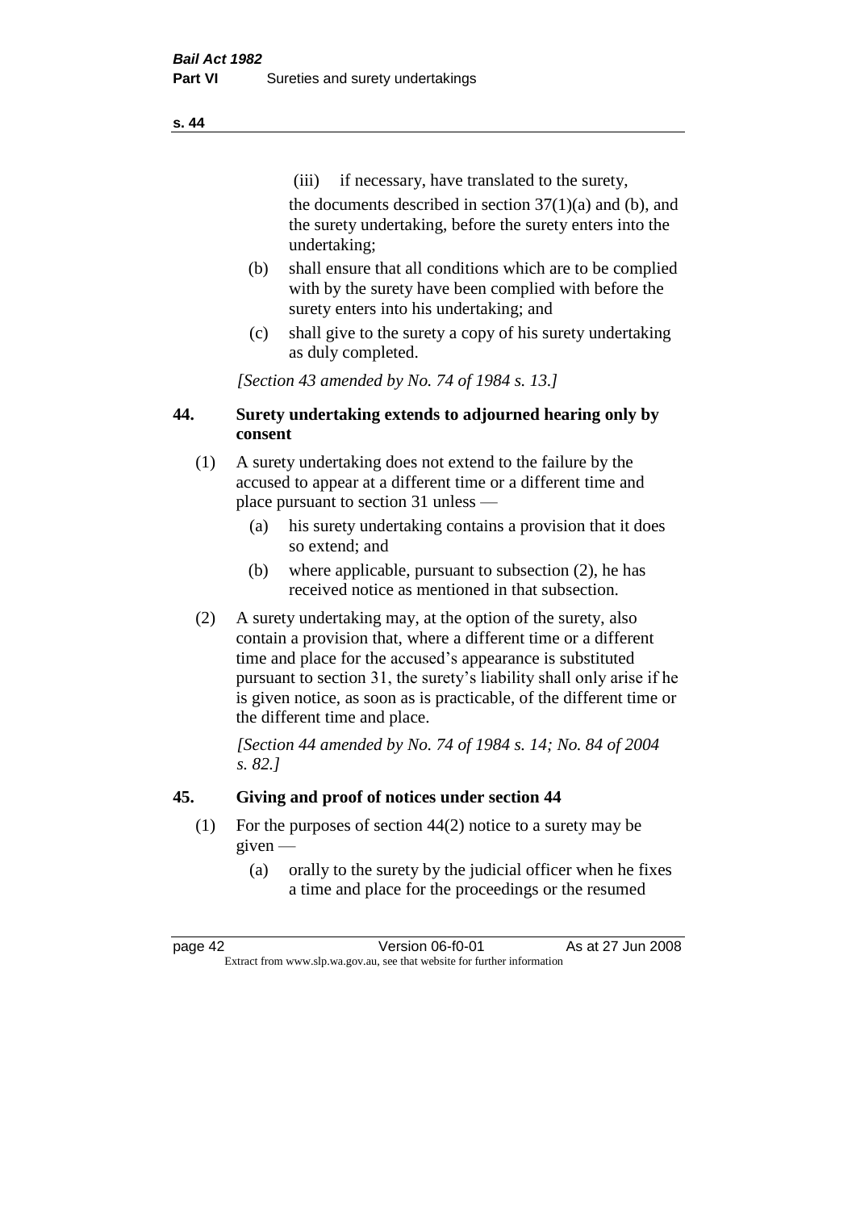(iii) if necessary, have translated to the surety,

the documents described in section 37(1)(a) and (b), and the surety undertaking, before the surety enters into the undertaking;

(b) shall ensure that all conditions which are to be complied with by the surety have been complied with before the surety enters into his undertaking; and

(c) shall give to the surety a copy of his surety undertaking as duly completed.

*[Section 43 amended by No. 74 of 1984 s. 13.]*

## 44. Surety undertaking extends to adjourned hearing only by consent

(1) A surety undertaking does not extend to the failure by the accused to appear at a different time or a different time and place pursuant to section 31 unless —

(a) his surety undertaking contains a provision that it does so extend; and

(b) where applicable, pursuant to subsection (2), he has received notice as mentioned in that subsection.

(2) A surety undertaking may, at the option of the surety, also contain a provision that, where a different time or a different time and place for the accused's appearance is substituted pursuant to section 31, the surety's liability shall only arise if he is given notice, as soon as is practicable, of the different time or the different time and place.

*[Section 44 amended by No. 74 of 1984 s. 14; No. 84 of 2004 s. 82.]*

## 45. Giving and proof of notices under section 44

(1) For the purposes of section 44(2) notice to a surety may be given —

(a) orally to the surety by the judicial officer when he fixes a time and place for the proceedings or the resumed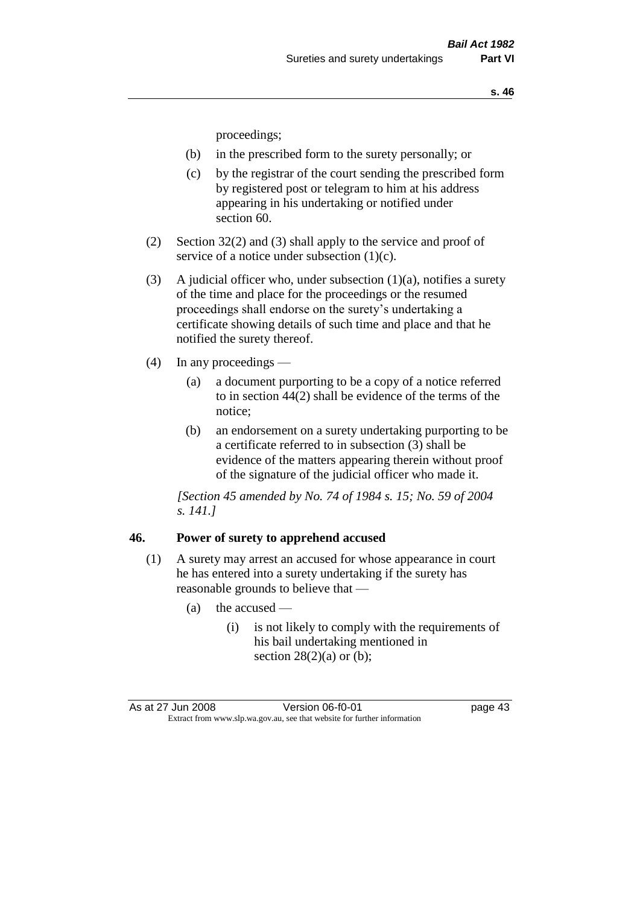proceedings;

(b) in the prescribed form to the surety personally; or

(c) by the registrar of the court sending the prescribed form by registered post or telegram to him at his address appearing in his undertaking or notified under section 60.

(2) Section 32(2) and (3) shall apply to the service and proof of service of a notice under subsection (1)(c).

(3) A judicial officer who, under subsection (1)(a), notifies a surety of the time and place for the proceedings or the resumed proceedings shall endorse on the surety's undertaking a certificate showing details of such time and place and that he notified the surety thereof.

(4) In any proceedings —

(a) a document purporting to be a copy of a notice referred to in section 44(2) shall be evidence of the terms of the notice;

(b) an endorsement on a surety undertaking purporting to be a certificate referred to in subsection (3) shall be evidence of the matters appearing therein without proof of the signature of the judicial officer who made it.

*[Section 45 amended by No. 74 of 1984 s. 15; No. 59 of 2004 s. 141.]*

## 46. Power of surety to apprehend accused

(1) A surety may arrest an accused for whose appearance in court he has entered into a surety undertaking if the surety has reasonable grounds to believe that —

(a) the accused —

(i) is not likely to comply with the requirements of his bail undertaking mentioned in section 28(2)(a) or (b);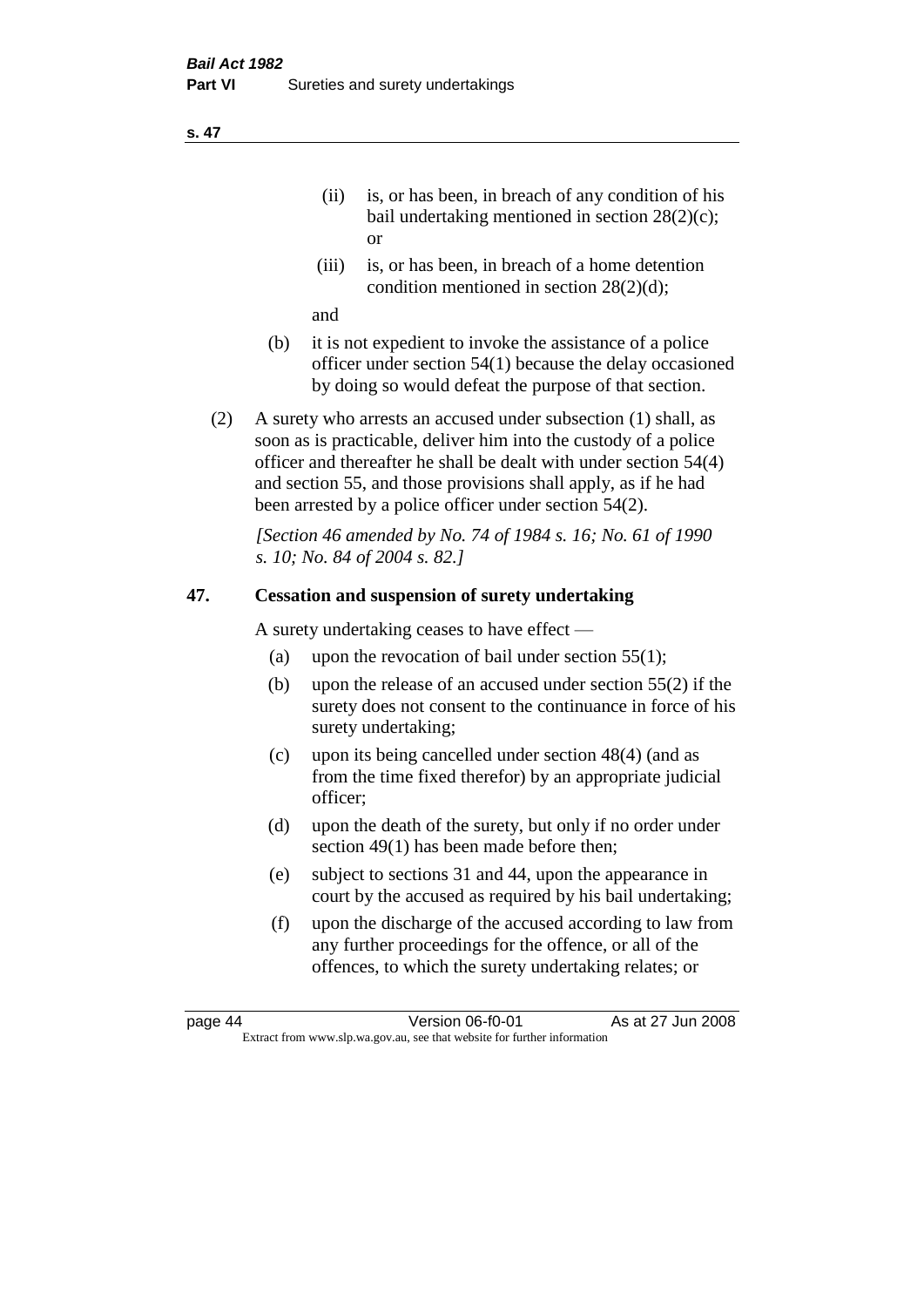(ii) is, or has been, in breach of any condition of his bail undertaking mentioned in section 28(2)(c); or

(iii) is, or has been, in breach of a home detention condition mentioned in section 28(2)(d);

and

(b) it is not expedient to invoke the assistance of a police officer under section 54(1) because the delay occasioned by doing so would defeat the purpose of that section.

(2) A surety who arrests an accused under subsection (1) shall, as soon as is practicable, deliver him into the custody of a police officer and thereafter he shall be dealt with under section 54(4) and section 55, and those provisions shall apply, as if he had been arrested by a police officer under section 54(2).

*[Section 46 amended by No. 74 of 1984 s. 16; No. 61 of 1990 s. 10; No. 84 of 2004 s. 82.]*

## 47. Cessation and suspension of surety undertaking

A surety undertaking ceases to have effect —

(a) upon the revocation of bail under section 55(1);

(b) upon the release of an accused under section 55(2) if the surety does not consent to the continuance in force of his surety undertaking;

(c) upon its being cancelled under section 48(4) (and as from the time fixed therefor) by an appropriate judicial officer;

(d) upon the death of the surety, but only if no order under section 49(1) has been made before then;

(e) subject to sections 31 and 44, upon the appearance in court by the accused as required by his bail undertaking;

(f) upon the discharge of the accused according to law from any further proceedings for the offence, or all of the offences, to which the surety undertaking relates; or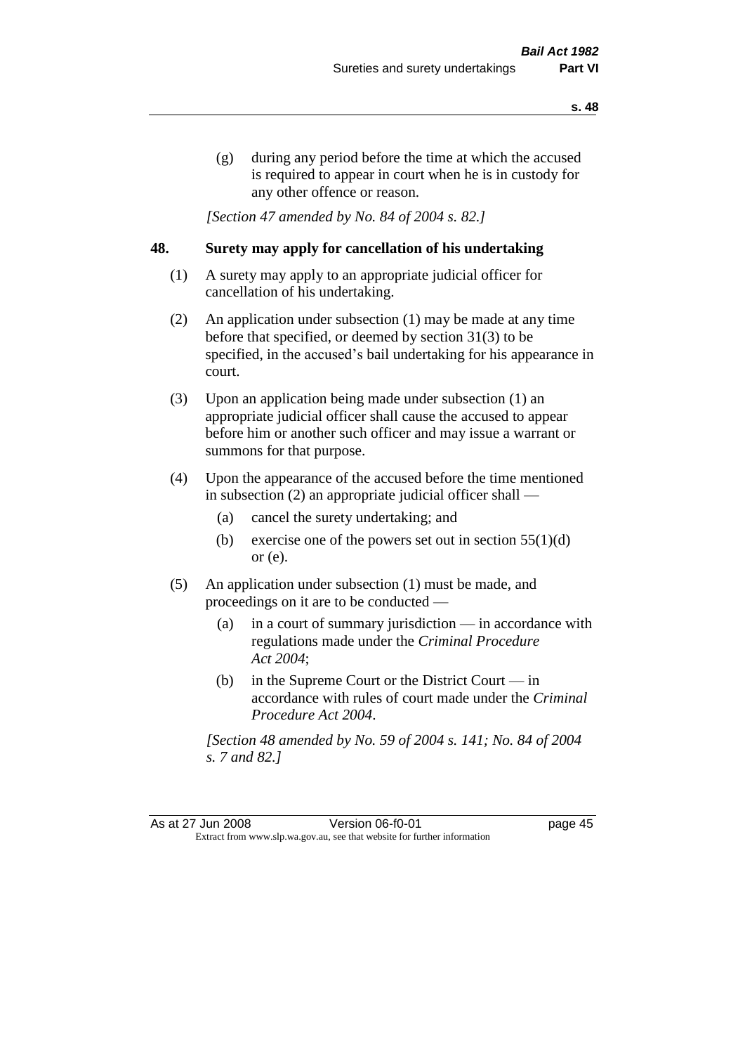(g) during any period before the time at which the accused is required to appear in court when he is in custody for any other offence or reason.

*[Section 47 amended by No. 84 of 2004 s. 82.]*

## 48. Surety may apply for cancellation of his undertaking

(1) A surety may apply to an appropriate judicial officer for cancellation of his undertaking.

(2) An application under subsection (1) may be made at any time before that specified, or deemed by section 31(3) to be specified, in the accused's bail undertaking for his appearance in court.

(3) Upon an application being made under subsection (1) an appropriate judicial officer shall cause the accused to appear before him or another such officer and may issue a warrant or summons for that purpose.

(4) Upon the appearance of the accused before the time mentioned in subsection (2) an appropriate judicial officer shall —

(a) cancel the surety undertaking; and

(b) exercise one of the powers set out in section 55(1)(d) or (e).

(5) An application under subsection (1) must be made, and proceedings on it are to be conducted —

(a) in a court of summary jurisdiction — in accordance with regulations made under the *Criminal Procedure Act 2004*;

(b) in the Supreme Court or the District Court — in accordance with rules of court made under the *Criminal Procedure Act 2004*.

*[Section 48 amended by No. 59 of 2004 s. 141; No. 84 of 2004 s. 7 and 82.]*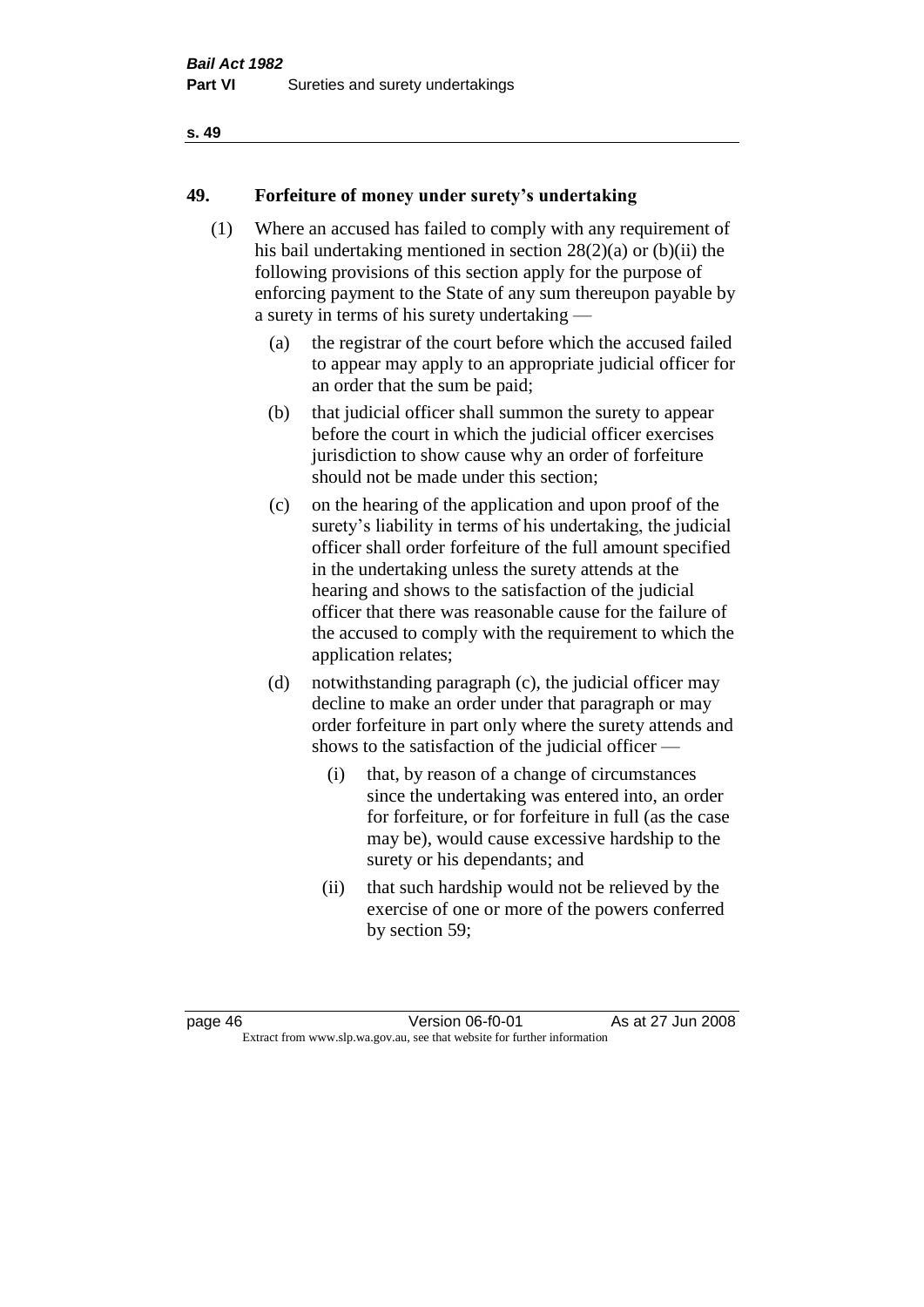## 49. Forfeiture of money under surety's undertaking

(1) Where an accused has failed to comply with any requirement of his bail undertaking mentioned in section 28(2)(a) or (b)(ii) the following provisions of this section apply for the purpose of enforcing payment to the State of any sum thereupon payable by a surety in terms of his surety undertaking —

(a) the registrar of the court before which the accused failed to appear may apply to an appropriate judicial officer for an order that the sum be paid;

(b) that judicial officer shall summon the surety to appear before the court in which the judicial officer exercises jurisdiction to show cause why an order of forfeiture should not be made under this section;

(c) on the hearing of the application and upon proof of the surety's liability in terms of his undertaking, the judicial officer shall order forfeiture of the full amount specified in the undertaking unless the surety attends at the hearing and shows to the satisfaction of the judicial officer that there was reasonable cause for the failure of the accused to comply with the requirement to which the application relates;

(d) notwithstanding paragraph (c), the judicial officer may decline to make an order under that paragraph or may order forfeiture in part only where the surety attends and shows to the satisfaction of the judicial officer —

(i) that, by reason of a change of circumstances since the undertaking was entered into, an order for forfeiture, or for forfeiture in full (as the case may be), would cause excessive hardship to the surety or his dependants; and

(ii) that such hardship would not be relieved by the exercise of one or more of the powers conferred by section 59;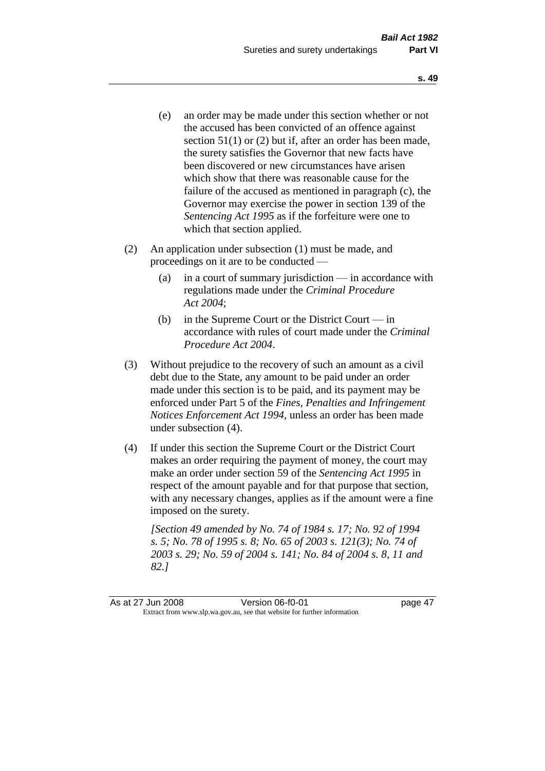(e) an order may be made under this section whether or not the accused has been convicted of an offence against section 51(1) or (2) but if, after an order has been made, the surety satisfies the Governor that new facts have been discovered or new circumstances have arisen which show that there was reasonable cause for the failure of the accused as mentioned in paragraph (c), the Governor may exercise the power in section 139 of the *Sentencing Act 1995* as if the forfeiture were one to which that section applied.

(2) An application under subsection (1) must be made, and proceedings on it are to be conducted —

(a) in a court of summary jurisdiction — in accordance with regulations made under the *Criminal Procedure Act 2004*;

(b) in the Supreme Court or the District Court — in accordance with rules of court made under the *Criminal Procedure Act 2004*.

(3) Without prejudice to the recovery of such an amount as a civil debt due to the State, any amount to be paid under an order made under this section is to be paid, and its payment may be enforced under Part 5 of the *Fines, Penalties and Infringement Notices Enforcement Act 1994*, unless an order has been made under subsection (4).

(4) If under this section the Supreme Court or the District Court makes an order requiring the payment of money, the court may make an order under section 59 of the *Sentencing Act 1995* in respect of the amount payable and for that purpose that section, with any necessary changes, applies as if the amount were a fine imposed on the surety.

*[Section 49 amended by No. 74 of 1984 s. 17; No. 92 of 1994 s. 5; No. 78 of 1995 s. 8; No. 65 of 2003 s. 121(3); No. 74 of 2003 s. 29; No. 59 of 2004 s. 141; No. 84 of 2004 s. 8, 11 and 82.]*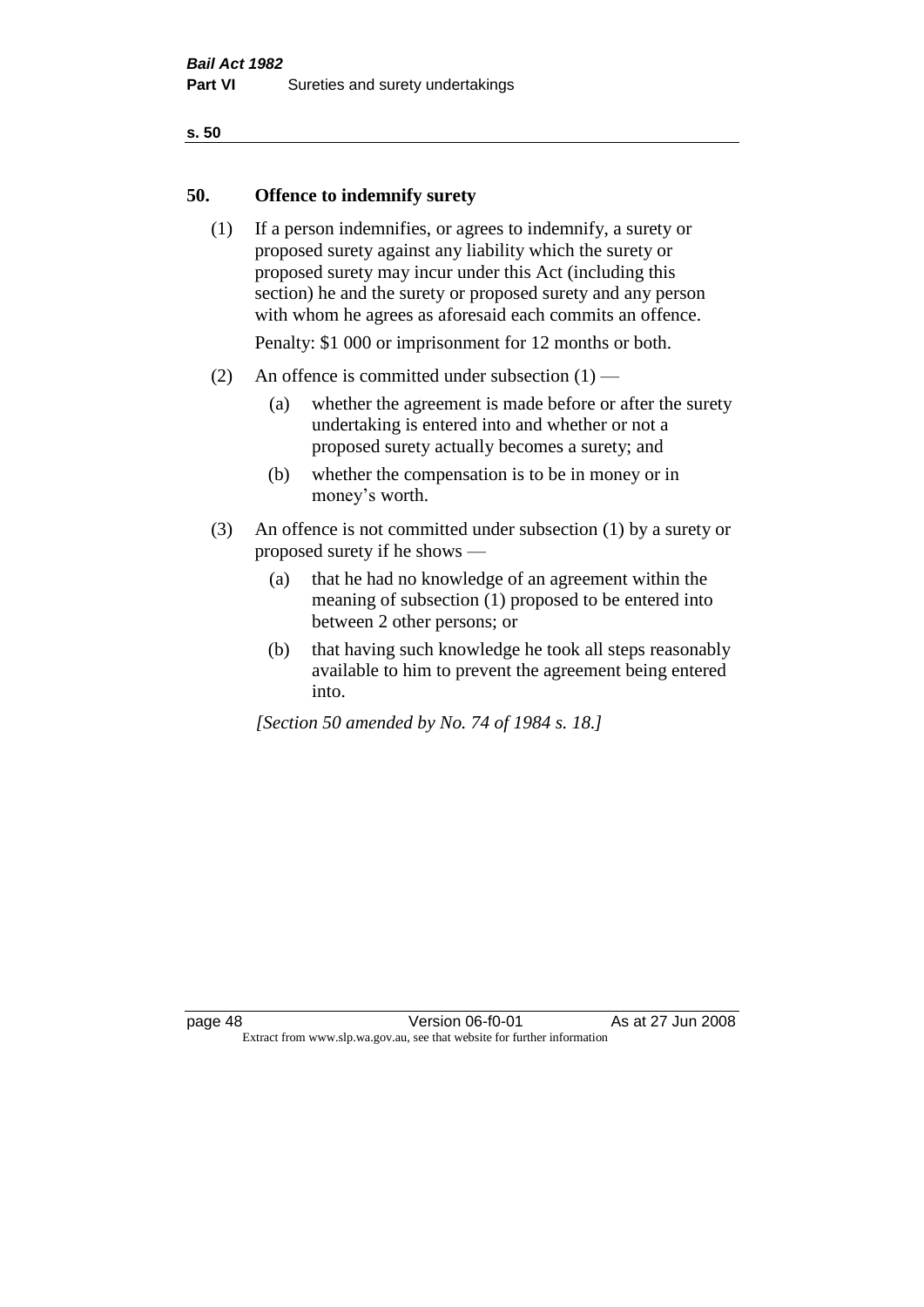## 50. Offence to indemnify surety

(1) If a person indemnifies, or agrees to indemnify, a surety or proposed surety against any liability which the surety or proposed surety may incur under this Act (including this section) he and the surety or proposed surety and any person with whom he agrees as aforesaid each commits an offence.

Penalty: $1 000 or imprisonment for 12 months or both.

(2) An offence is committed under subsection (1) —

(a) whether the agreement is made before or after the surety undertaking is entered into and whether or not a proposed surety actually becomes a surety; and

(b) whether the compensation is to be in money or in money's worth.

(3) An offence is not committed under subsection (1) by a surety or proposed surety if he shows —

(a) that he had no knowledge of an agreement within the meaning of subsection (1) proposed to be entered into between 2 other persons; or

(b) that having such knowledge he took all steps reasonably available to him to prevent the agreement being entered into.

*[Section 50 amended by No. 74 of 1984 s. 18.]*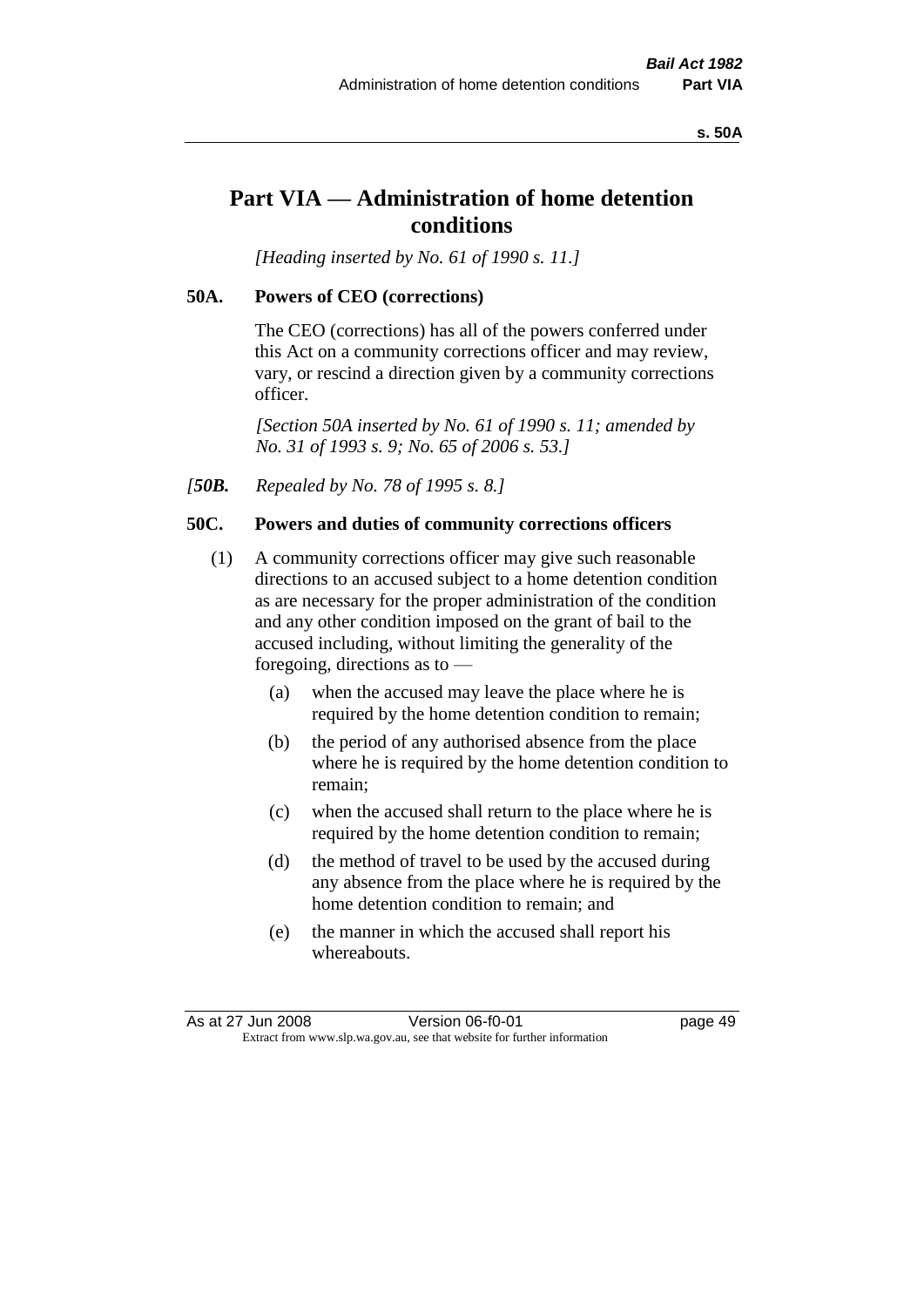# Part VIA — Administration of home detention conditions

*[Heading inserted by No. 61 of 1990 s. 11.]*

## 50A. Powers of CEO (corrections)

The CEO (corrections) has all of the powers conferred under this Act on a community corrections officer and may review, vary, or rescind a direction given by a community corrections officer.

*[Section 50A inserted by No. 61 of 1990 s. 11; amended by No. 31 of 1993 s. 9; No. 65 of 2006 s. 53.]*

*[**50B.** Repealed by No. 78 of 1995 s. 8.]*

## 50C. Powers and duties of community corrections officers

(1) A community corrections officer may give such reasonable directions to an accused subject to a home detention condition as are necessary for the proper administration of the condition and any other condition imposed on the grant of bail to the accused including, without limiting the generality of the foregoing, directions as to —

- (a) when the accused may leave the place where he is required by the home detention condition to remain;
- (b) the period of any authorised absence from the place where he is required by the home detention condition to remain;
- (c) when the accused shall return to the place where he is required by the home detention condition to remain;
- (d) the method of travel to be used by the accused during any absence from the place where he is required by the home detention condition to remain; and
- (e) the manner in which the accused shall report his whereabouts.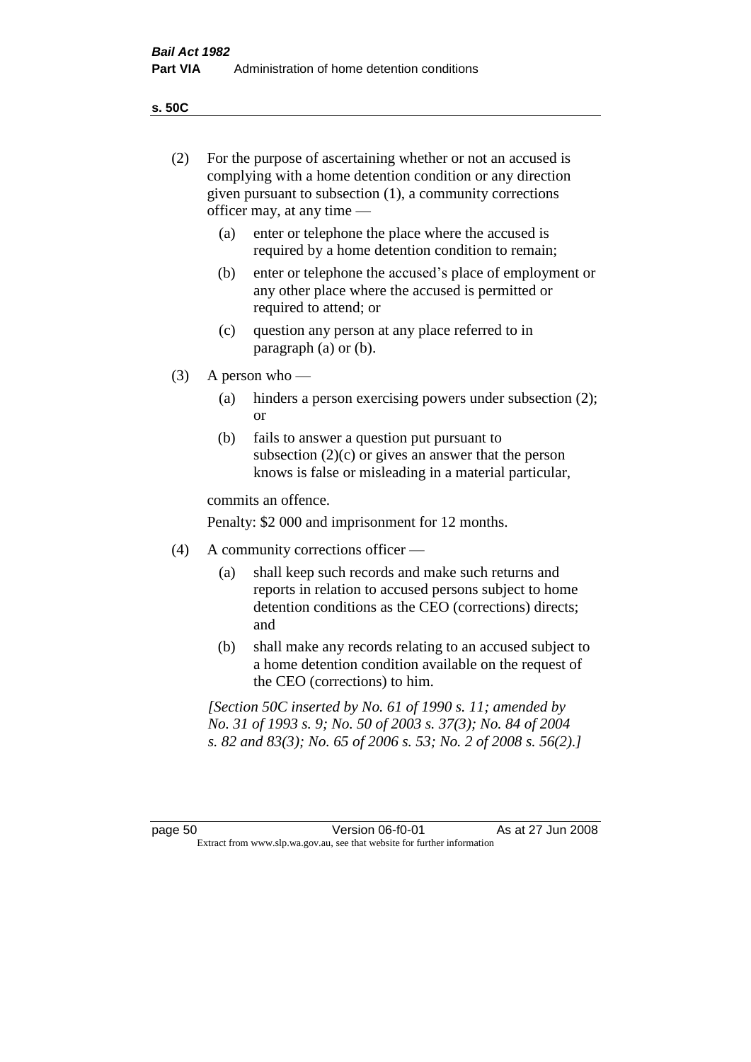**s. 50C**

(2) For the purpose of ascertaining whether or not an accused is complying with a home detention condition or any direction given pursuant to subsection (1), a community corrections officer may, at any time —

(a) enter or telephone the place where the accused is required by a home detention condition to remain;

(b) enter or telephone the accused's place of employment or any other place where the accused is permitted or required to attend; or

(c) question any person at any place referred to in paragraph (a) or (b).

(3) A person who —

(a) hinders a person exercising powers under subsection (2); or

(b) fails to answer a question put pursuant to subsection (2)(c) or gives an answer that the person knows is false or misleading in a material particular,

commits an offence.

Penalty: $2 000 and imprisonment for 12 months.

(4) A community corrections officer —

(a) shall keep such records and make such returns and reports in relation to accused persons subject to home detention conditions as the CEO (corrections) directs; and

(b) shall make any records relating to an accused subject to a home detention condition available on the request of the CEO (corrections) to him.

*[Section 50C inserted by No. 61 of 1990 s. 11; amended by No. 31 of 1993 s. 9; No. 50 of 2003 s. 37(3); No. 84 of 2004 s. 82 and 83(3); No. 65 of 2006 s. 53; No. 2 of 2008 s. 56(2).]*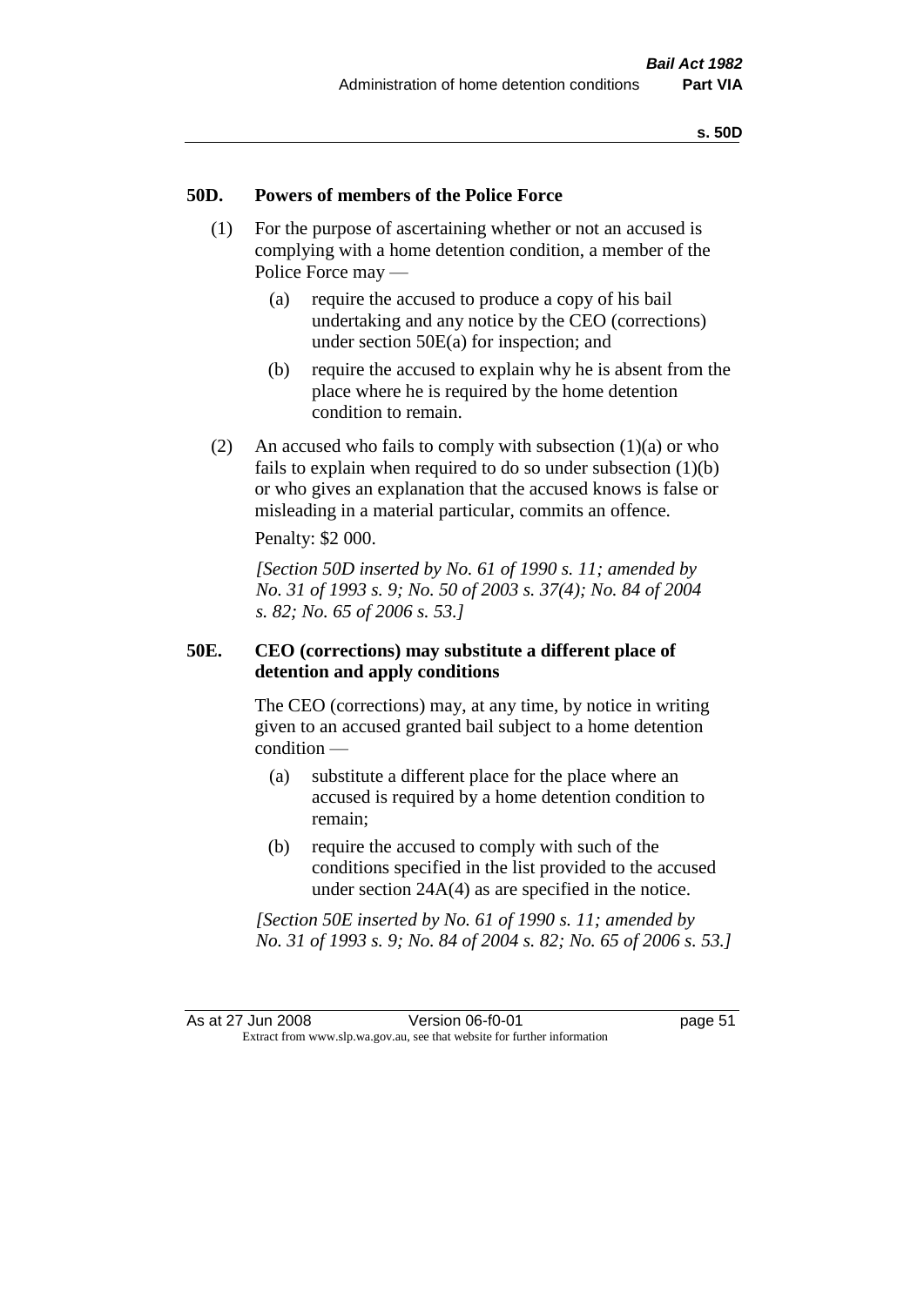## 50D. Powers of members of the Police Force

(1) For the purpose of ascertaining whether or not an accused is complying with a home detention condition, a member of the Police Force may —

(a) require the accused to produce a copy of his bail undertaking and any notice by the CEO (corrections) under section 50E(a) for inspection; and

(b) require the accused to explain why he is absent from the place where he is required by the home detention condition to remain.

(2) An accused who fails to comply with subsection (1)(a) or who fails to explain when required to do so under subsection (1)(b) or who gives an explanation that the accused knows is false or misleading in a material particular, commits an offence.

Penalty: $2 000.

*[Section 50D inserted by No. 61 of 1990 s. 11; amended by No. 31 of 1993 s. 9; No. 50 of 2003 s. 37(4); No. 84 of 2004 s. 82; No. 65 of 2006 s. 53.]*

## 50E. CEO (corrections) may substitute a different place of detention and apply conditions

The CEO (corrections) may, at any time, by notice in writing given to an accused granted bail subject to a home detention condition —

(a) substitute a different place for the place where an accused is required by a home detention condition to remain;

(b) require the accused to comply with such of the conditions specified in the list provided to the accused under section 24A(4) as are specified in the notice.

*[Section 50E inserted by No. 61 of 1990 s. 11; amended by No. 31 of 1993 s. 9; No. 84 of 2004 s. 82; No. 65 of 2006 s. 53.]*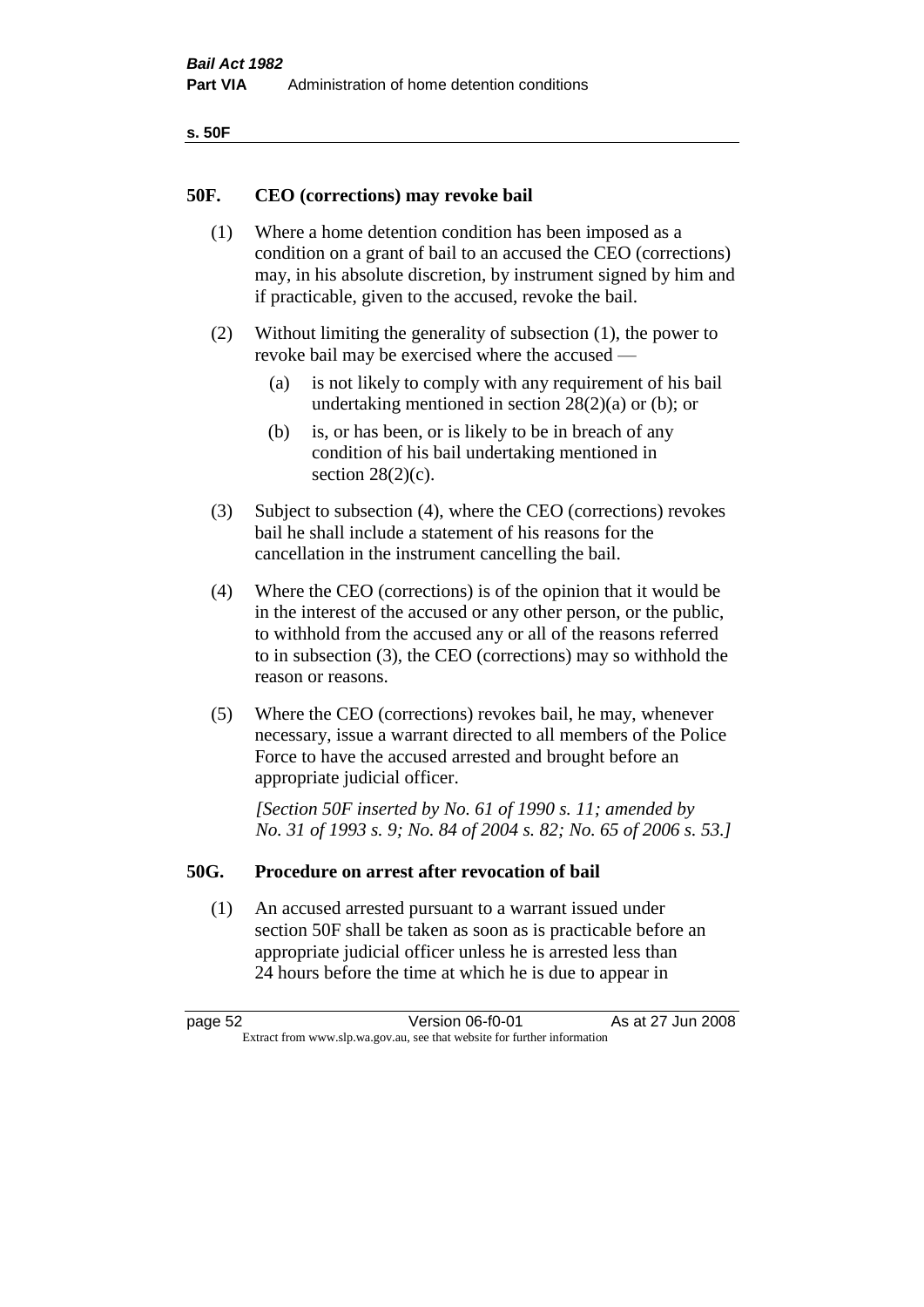## 50F. CEO (corrections) may revoke bail

(1) Where a home detention condition has been imposed as a condition on a grant of bail to an accused the CEO (corrections) may, in his absolute discretion, by instrument signed by him and if practicable, given to the accused, revoke the bail.

(2) Without limiting the generality of subsection (1), the power to revoke bail may be exercised where the accused —

- (a) is not likely to comply with any requirement of his bail undertaking mentioned in section 28(2)(a) or (b); or
- (b) is, or has been, or is likely to be in breach of any condition of his bail undertaking mentioned in section 28(2)(c).

(3) Subject to subsection (4), where the CEO (corrections) revokes bail he shall include a statement of his reasons for the cancellation in the instrument cancelling the bail.

(4) Where the CEO (corrections) is of the opinion that it would be in the interest of the accused or any other person, or the public, to withhold from the accused any or all of the reasons referred to in subsection (3), the CEO (corrections) may so withhold the reason or reasons.

(5) Where the CEO (corrections) revokes bail, he may, whenever necessary, issue a warrant directed to all members of the Police Force to have the accused arrested and brought before an appropriate judicial officer.

*[Section 50F inserted by No. 61 of 1990 s. 11; amended by No. 31 of 1993 s. 9; No. 84 of 2004 s. 82; No. 65 of 2006 s. 53.]*

## 50G. Procedure on arrest after revocation of bail

(1) An accused arrested pursuant to a warrant issued under section 50F shall be taken as soon as is practicable before an appropriate judicial officer unless he is arrested less than 24 hours before the time at which he is due to appear in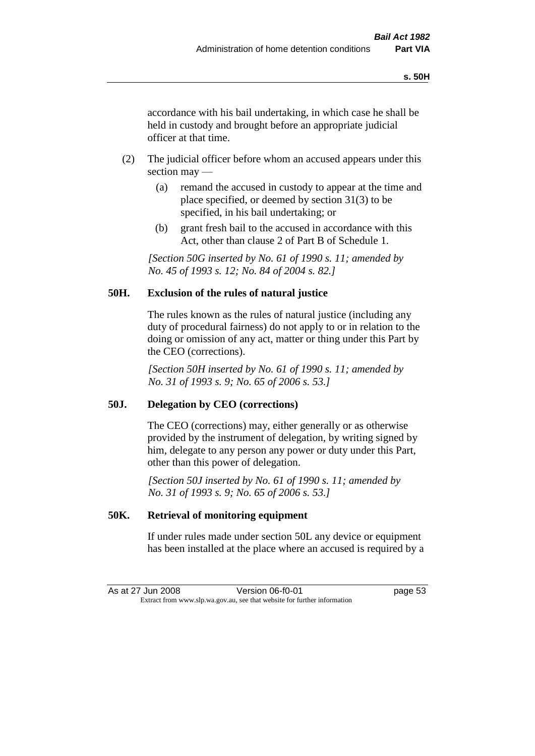accordance with his bail undertaking, in which case he shall be held in custody and brought before an appropriate judicial officer at that time.

(2) The judicial officer before whom an accused appears under this section may —

(a) remand the accused in custody to appear at the time and place specified, or deemed by section 31(3) to be specified, in his bail undertaking; or

(b) grant fresh bail to the accused in accordance with this Act, other than clause 2 of Part B of Schedule 1.

*[Section 50G inserted by No. 61 of 1990 s. 11; amended by No. 45 of 1993 s. 12; No. 84 of 2004 s. 82.]*

### 50H. Exclusion of the rules of natural justice

The rules known as the rules of natural justice (including any duty of procedural fairness) do not apply to or in relation to the doing or omission of any act, matter or thing under this Part by the CEO (corrections).

*[Section 50H inserted by No. 61 of 1990 s. 11; amended by No. 31 of 1993 s. 9; No. 65 of 2006 s. 53.]*

### 50J. Delegation by CEO (corrections)

The CEO (corrections) may, either generally or as otherwise provided by the instrument of delegation, by writing signed by him, delegate to any person any power or duty under this Part, other than this power of delegation.

*[Section 50J inserted by No. 61 of 1990 s. 11; amended by No. 31 of 1993 s. 9; No. 65 of 2006 s. 53.]*

### 50K. Retrieval of monitoring equipment

If under rules made under section 50L any device or equipment has been installed at the place where an accused is required by a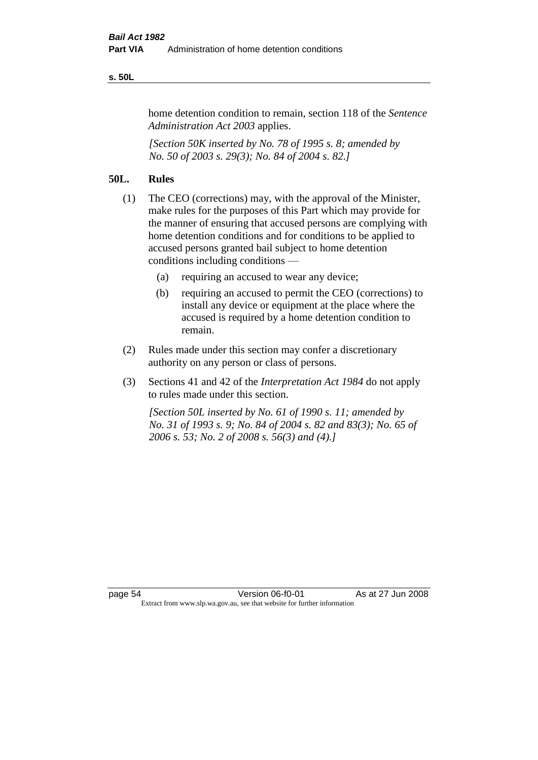home detention condition to remain, section 118 of the *Sentence Administration Act 2003* applies.

*[Section 50K inserted by No. 78 of 1995 s. 8; amended by No. 50 of 2003 s. 29(3); No. 84 of 2004 s. 82.]*

## 50L. Rules

(1) The CEO (corrections) may, with the approval of the Minister, make rules for the purposes of this Part which may provide for the manner of ensuring that accused persons are complying with home detention conditions and for conditions to be applied to accused persons granted bail subject to home detention conditions including conditions —

- (a) requiring an accused to wear any device;
- (b) requiring an accused to permit the CEO (corrections) to install any device or equipment at the place where the accused is required by a home detention condition to remain.

(2) Rules made under this section may confer a discretionary authority on any person or class of persons.

(3) Sections 41 and 42 of the *Interpretation Act 1984* do not apply to rules made under this section.

*[Section 50L inserted by No. 61 of 1990 s. 11; amended by No. 31 of 1993 s. 9; No. 84 of 2004 s. 82 and 83(3); No. 65 of 2006 s. 53; No. 2 of 2008 s. 56(3) and (4).]*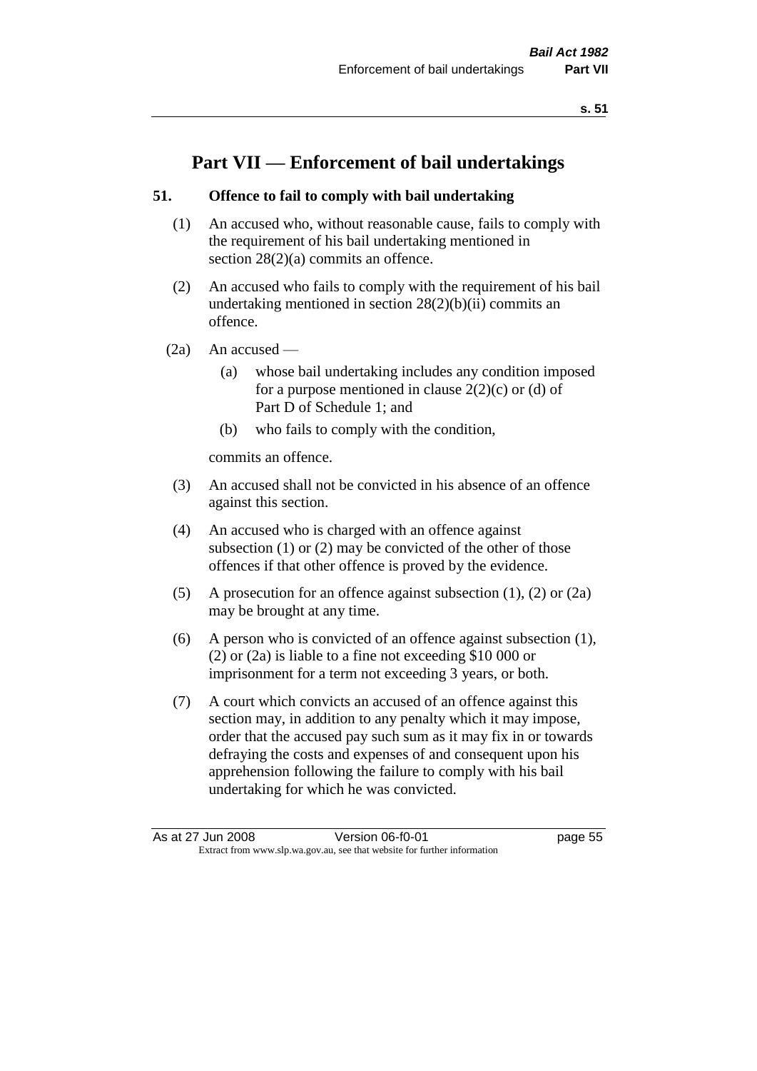# Part VII — Enforcement of bail undertakings

## 51. Offence to fail to comply with bail undertaking

(1) An accused who, without reasonable cause, fails to comply with the requirement of his bail undertaking mentioned in section 28(2)(a) commits an offence.

(2) An accused who fails to comply with the requirement of his bail undertaking mentioned in section 28(2)(b)(ii) commits an offence.

(2a) An accused —

- (a) whose bail undertaking includes any condition imposed for a purpose mentioned in clause 2(2)(c) or (d) of Part D of Schedule 1; and
- (b) who fails to comply with the condition,

commits an offence.

(3) An accused shall not be convicted in his absence of an offence against this section.

(4) An accused who is charged with an offence against subsection (1) or (2) may be convicted of the other of those offences if that other offence is proved by the evidence.

(5) A prosecution for an offence against subsection (1), (2) or (2a) may be brought at any time.

(6) A person who is convicted of an offence against subsection (1), (2) or (2a) is liable to a fine not exceeding $10 000 or imprisonment for a term not exceeding 3 years, or both.

(7) A court which convicts an accused of an offence against this section may, in addition to any penalty which it may impose, order that the accused pay such sum as it may fix in or towards defraying the costs and expenses of and consequent upon his apprehension following the failure to comply with his bail undertaking for which he was convicted.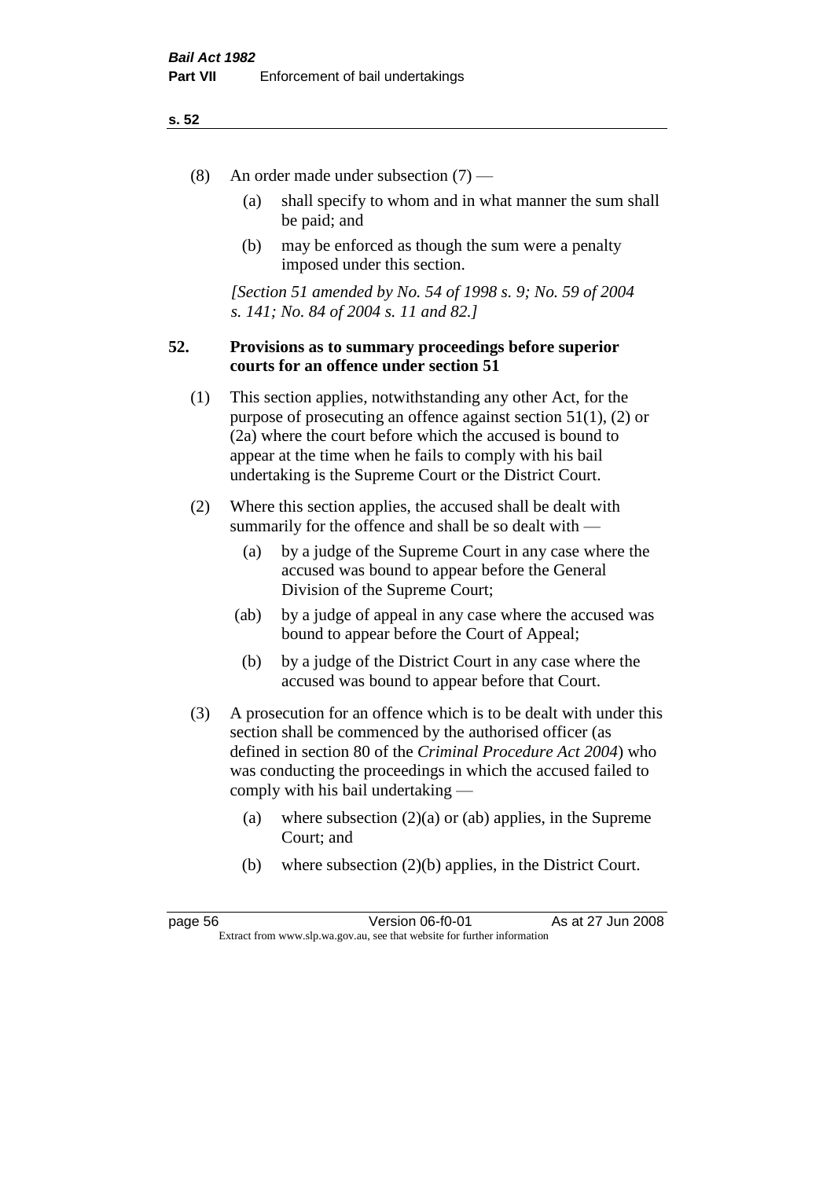(8) An order made under subsection (7) —

  (a) shall specify to whom and in what manner the sum shall be paid; and

  (b) may be enforced as though the sum were a penalty imposed under this section.

*[Section 51 amended by No. 54 of 1998 s. 9; No. 59 of 2004 s. 141; No. 84 of 2004 s. 11 and 82.]*

### 52. Provisions as to summary proceedings before superior courts for an offence under section 51

(1) This section applies, notwithstanding any other Act, for the purpose of prosecuting an offence against section 51(1), (2) or (2a) where the court before which the accused is bound to appear at the time when he fails to comply with his bail undertaking is the Supreme Court or the District Court.

(2) Where this section applies, the accused shall be dealt with summarily for the offence and shall be so dealt with —

  (a) by a judge of the Supreme Court in any case where the accused was bound to appear before the General Division of the Supreme Court;

  (ab) by a judge of appeal in any case where the accused was bound to appear before the Court of Appeal;

  (b) by a judge of the District Court in any case where the accused was bound to appear before that Court.

(3) A prosecution for an offence which is to be dealt with under this section shall be commenced by the authorised officer (as defined in section 80 of the *Criminal Procedure Act 2004*) who was conducting the proceedings in which the accused failed to comply with his bail undertaking —

  (a) where subsection (2)(a) or (ab) applies, in the Supreme Court; and

  (b) where subsection (2)(b) applies, in the District Court.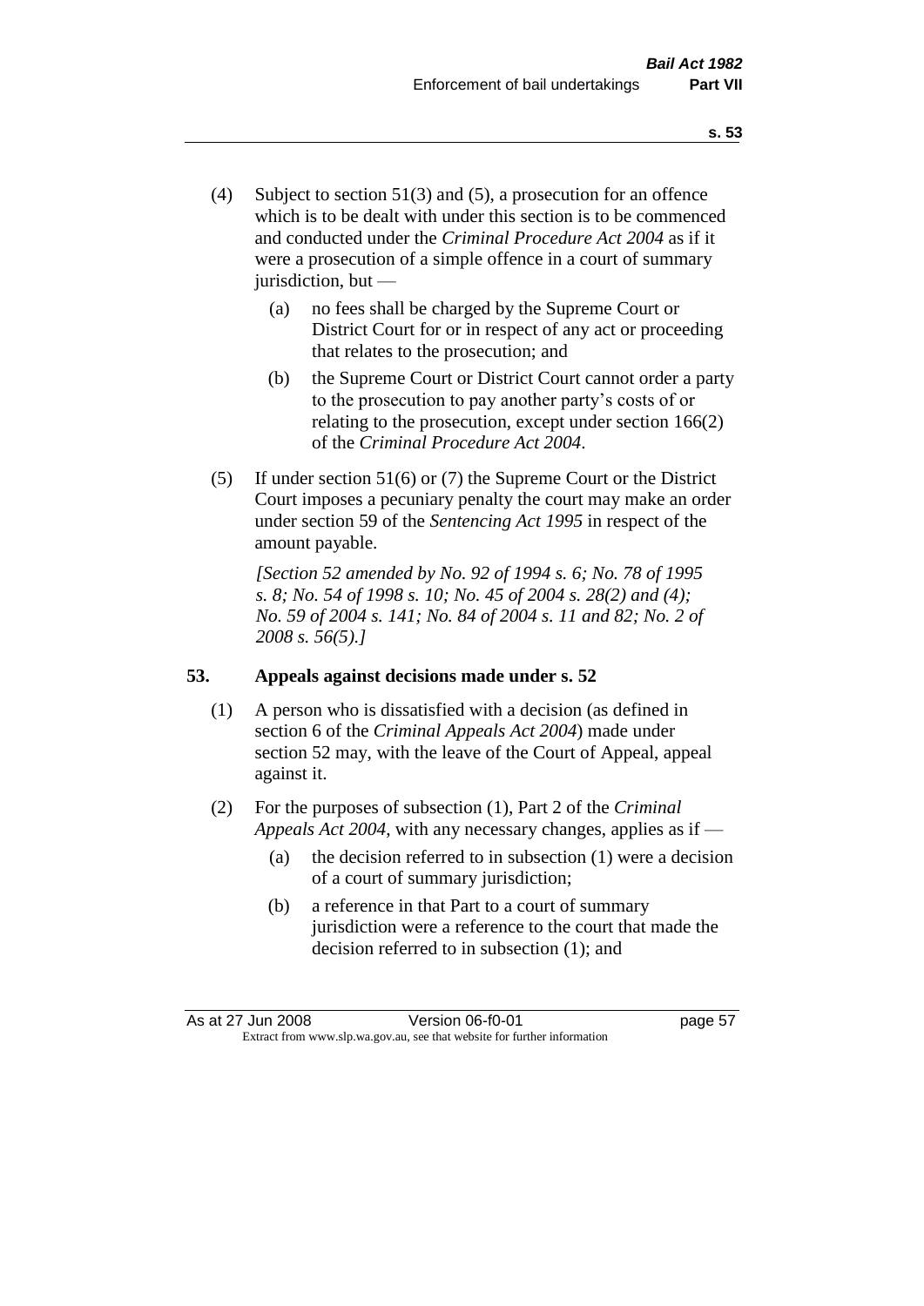(4) Subject to section 51(3) and (5), a prosecution for an offence which is to be dealt with under this section is to be commenced and conducted under the *Criminal Procedure Act 2004* as if it were a prosecution of a simple offence in a court of summary jurisdiction, but —

  (a) no fees shall be charged by the Supreme Court or District Court for or in respect of any act or proceeding that relates to the prosecution; and

  (b) the Supreme Court or District Court cannot order a party to the prosecution to pay another party's costs of or relating to the prosecution, except under section 166(2) of the *Criminal Procedure Act 2004*.

(5) If under section 51(6) or (7) the Supreme Court or the District Court imposes a pecuniary penalty the court may make an order under section 59 of the *Sentencing Act 1995* in respect of the amount payable.

*[Section 52 amended by No. 92 of 1994 s. 6; No. 78 of 1995 s. 8; No. 54 of 1998 s. 10; No. 45 of 2004 s. 28(2) and (4); No. 59 of 2004 s. 141; No. 84 of 2004 s. 11 and 82; No. 2 of 2008 s. 56(5).]*

**53. Appeals against decisions made under s. 52**

(1) A person who is dissatisfied with a decision (as defined in section 6 of the *Criminal Appeals Act 2004*) made under section 52 may, with the leave of the Court of Appeal, appeal against it.

(2) For the purposes of subsection (1), Part 2 of the *Criminal Appeals Act 2004*, with any necessary changes, applies as if —

  (a) the decision referred to in subsection (1) were a decision of a court of summary jurisdiction;

  (b) a reference in that Part to a court of summary jurisdiction were a reference to the court that made the decision referred to in subsection (1); and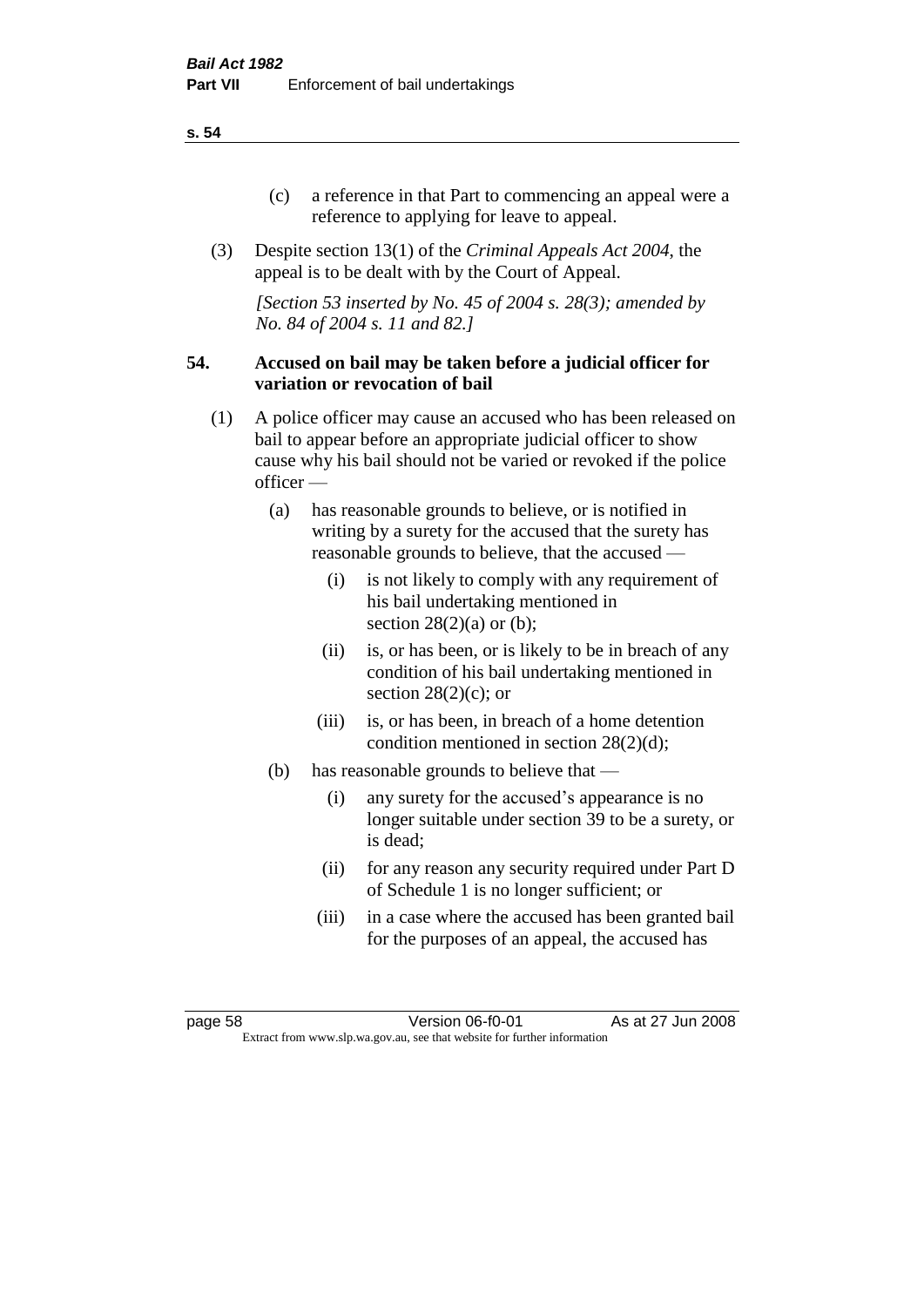(c) a reference in that Part to commencing an appeal were a reference to applying for leave to appeal.

(3) Despite section 13(1) of the *Criminal Appeals Act 2004*, the appeal is to be dealt with by the Court of Appeal.

*[Section 53 inserted by No. 45 of 2004 s. 28(3); amended by No. 84 of 2004 s. 11 and 82.]*

## 54. Accused on bail may be taken before a judicial officer for variation or revocation of bail

(1) A police officer may cause an accused who has been released on bail to appear before an appropriate judicial officer to show cause why his bail should not be varied or revoked if the police officer —

- (a) has reasonable grounds to believe, or is notified in writing by a surety for the accused that the surety has reasonable grounds to believe, that the accused —
  - (i) is not likely to comply with any requirement of his bail undertaking mentioned in section 28(2)(a) or (b);
  - (ii) is, or has been, or is likely to be in breach of any condition of his bail undertaking mentioned in section 28(2)(c); or
  - (iii) is, or has been, in breach of a home detention condition mentioned in section 28(2)(d);
- (b) has reasonable grounds to believe that —
  - (i) any surety for the accused's appearance is no longer suitable under section 39 to be a surety, or is dead;
  - (ii) for any reason any security required under Part D of Schedule 1 is no longer sufficient; or
  - (iii) in a case where the accused has been granted bail for the purposes of an appeal, the accused has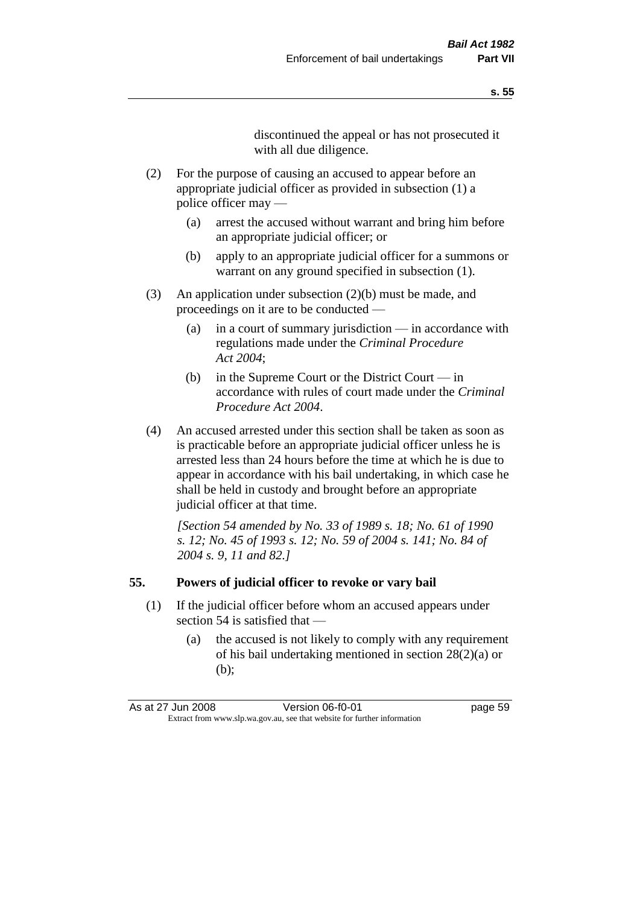discontinued the appeal or has not prosecuted it with all due diligence.

(2) For the purpose of causing an accused to appear before an appropriate judicial officer as provided in subsection (1) a police officer may —

(a) arrest the accused without warrant and bring him before an appropriate judicial officer; or

(b) apply to an appropriate judicial officer for a summons or warrant on any ground specified in subsection (1).

(3) An application under subsection (2)(b) must be made, and proceedings on it are to be conducted —

(a) in a court of summary jurisdiction — in accordance with regulations made under the *Criminal Procedure Act 2004*;

(b) in the Supreme Court or the District Court — in accordance with rules of court made under the *Criminal Procedure Act 2004*.

(4) An accused arrested under this section shall be taken as soon as is practicable before an appropriate judicial officer unless he is arrested less than 24 hours before the time at which he is due to appear in accordance with his bail undertaking, in which case he shall be held in custody and brought before an appropriate judicial officer at that time.

*[Section 54 amended by No. 33 of 1989 s. 18; No. 61 of 1990 s. 12; No. 45 of 1993 s. 12; No. 59 of 2004 s. 141; No. 84 of 2004 s. 9, 11 and 82.]*

## 55. Powers of judicial officer to revoke or vary bail

(1) If the judicial officer before whom an accused appears under section 54 is satisfied that —

(a) the accused is not likely to comply with any requirement of his bail undertaking mentioned in section 28(2)(a) or (b);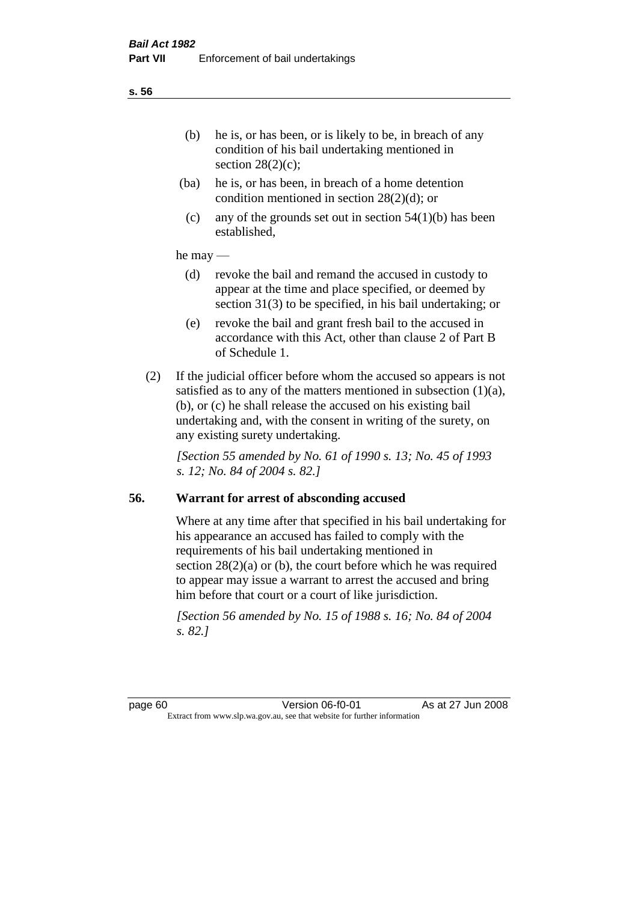(b) he is, or has been, or is likely to be, in breach of any condition of his bail undertaking mentioned in section 28(2)(c);

(ba) he is, or has been, in breach of a home detention condition mentioned in section 28(2)(d); or

(c) any of the grounds set out in section 54(1)(b) has been established,

he may —

(d) revoke the bail and remand the accused in custody to appear at the time and place specified, or deemed by section 31(3) to be specified, in his bail undertaking; or

(e) revoke the bail and grant fresh bail to the accused in accordance with this Act, other than clause 2 of Part B of Schedule 1.

(2) If the judicial officer before whom the accused so appears is not satisfied as to any of the matters mentioned in subsection (1)(a), (b), or (c) he shall release the accused on his existing bail undertaking and, with the consent in writing of the surety, on any existing surety undertaking.

*[Section 55 amended by No. 61 of 1990 s. 13; No. 45 of 1993 s. 12; No. 84 of 2004 s. 82.]*

## 56. Warrant for arrest of absconding accused

Where at any time after that specified in his bail undertaking for his appearance an accused has failed to comply with the requirements of his bail undertaking mentioned in section 28(2)(a) or (b), the court before which he was required to appear may issue a warrant to arrest the accused and bring him before that court or a court of like jurisdiction.

*[Section 56 amended by No. 15 of 1988 s. 16; No. 84 of 2004 s. 82.]*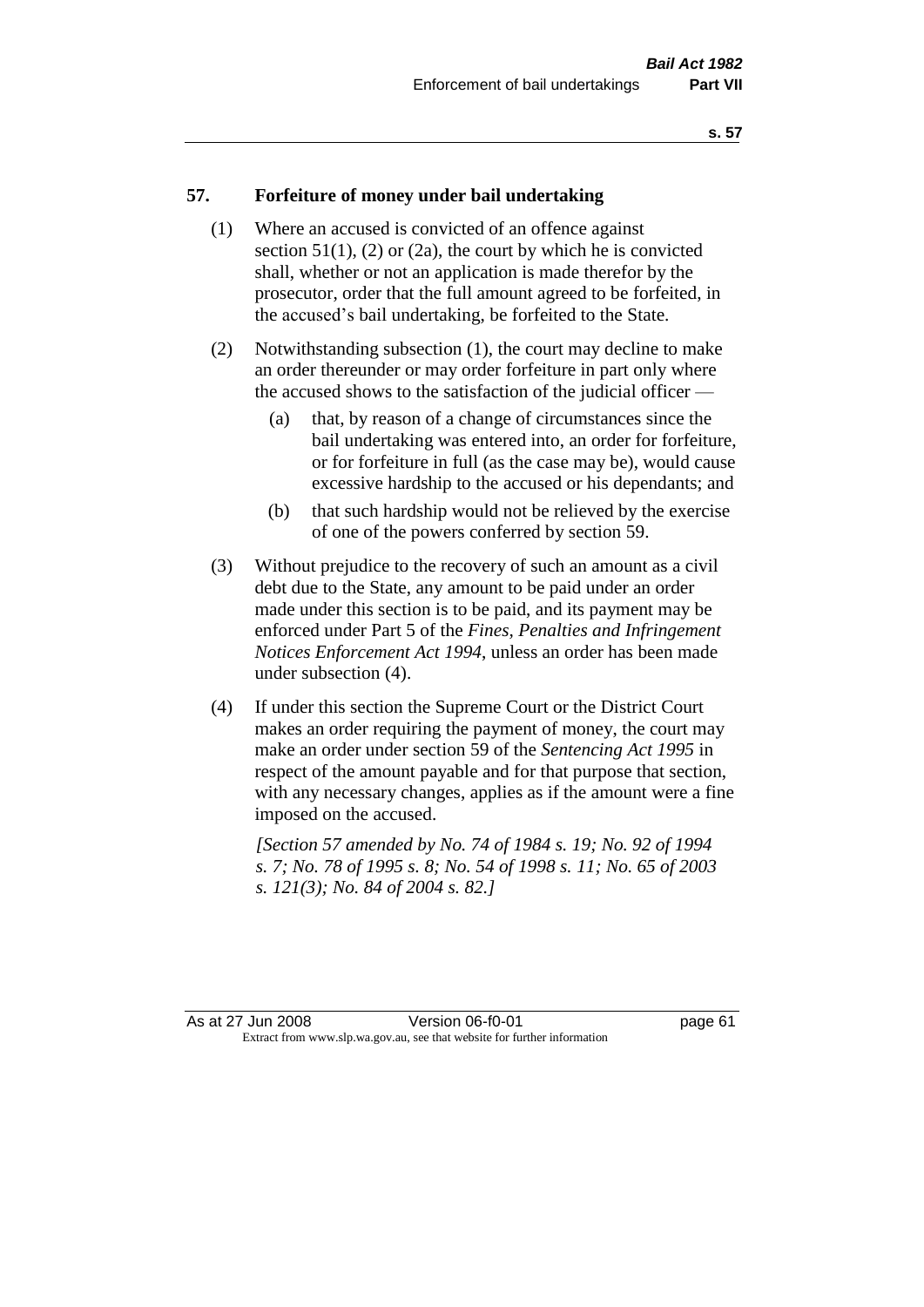## 57. Forfeiture of money under bail undertaking

(1) Where an accused is convicted of an offence against section 51(1), (2) or (2a), the court by which he is convicted shall, whether or not an application is made therefor by the prosecutor, order that the full amount agreed to be forfeited, in the accused's bail undertaking, be forfeited to the State.

(2) Notwithstanding subsection (1), the court may decline to make an order thereunder or may order forfeiture in part only where the accused shows to the satisfaction of the judicial officer —

(a) that, by reason of a change of circumstances since the bail undertaking was entered into, an order for forfeiture, or for forfeiture in full (as the case may be), would cause excessive hardship to the accused or his dependants; and

(b) that such hardship would not be relieved by the exercise of one of the powers conferred by section 59.

(3) Without prejudice to the recovery of such an amount as a civil debt due to the State, any amount to be paid under an order made under this section is to be paid, and its payment may be enforced under Part 5 of the *Fines, Penalties and Infringement Notices Enforcement Act 1994*, unless an order has been made under subsection (4).

(4) If under this section the Supreme Court or the District Court makes an order requiring the payment of money, the court may make an order under section 59 of the *Sentencing Act 1995* in respect of the amount payable and for that purpose that section, with any necessary changes, applies as if the amount were a fine imposed on the accused.

*[Section 57 amended by No. 74 of 1984 s. 19; No. 92 of 1994 s. 7; No. 78 of 1995 s. 8; No. 54 of 1998 s. 11; No. 65 of 2003 s. 121(3); No. 84 of 2004 s. 82.]*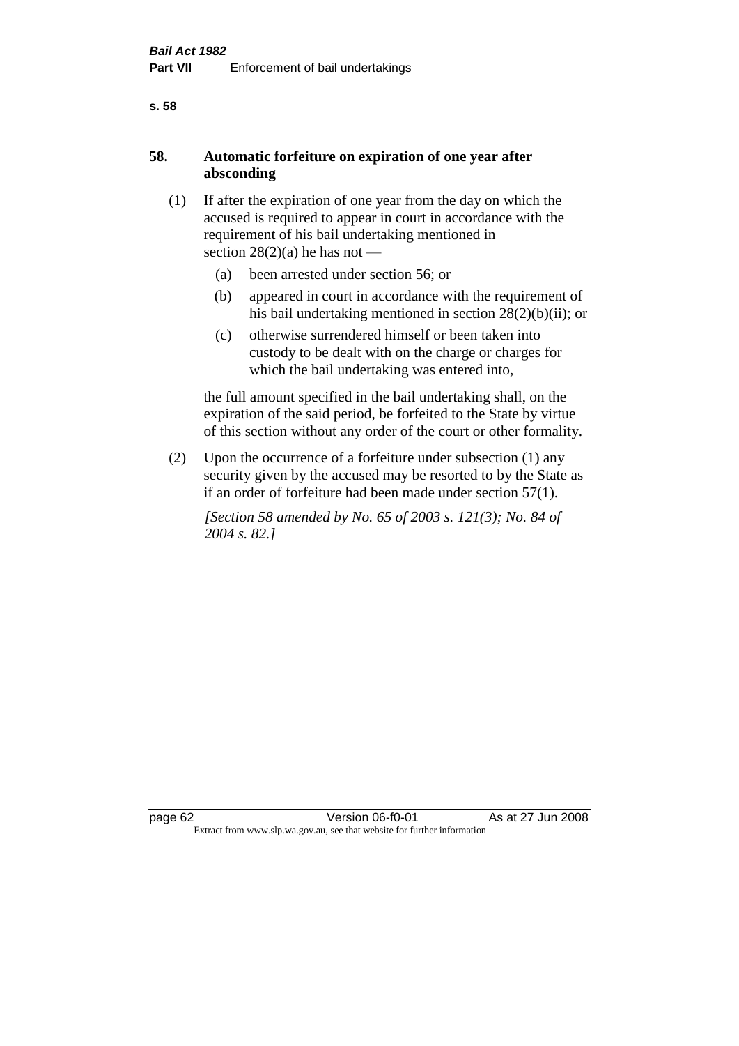## 58. Automatic forfeiture on expiration of one year after absconding

(1) If after the expiration of one year from the day on which the accused is required to appear in court in accordance with the requirement of his bail undertaking mentioned in section 28(2)(a) he has not —

- (a) been arrested under section 56; or
- (b) appeared in court in accordance with the requirement of his bail undertaking mentioned in section 28(2)(b)(ii); or
- (c) otherwise surrendered himself or been taken into custody to be dealt with on the charge or charges for which the bail undertaking was entered into,

the full amount specified in the bail undertaking shall, on the expiration of the said period, be forfeited to the State by virtue of this section without any order of the court or other formality.

(2) Upon the occurrence of a forfeiture under subsection (1) any security given by the accused may be resorted to by the State as if an order of forfeiture had been made under section 57(1).

*[Section 58 amended by No. 65 of 2003 s. 121(3); No. 84 of 2004 s. 82.]*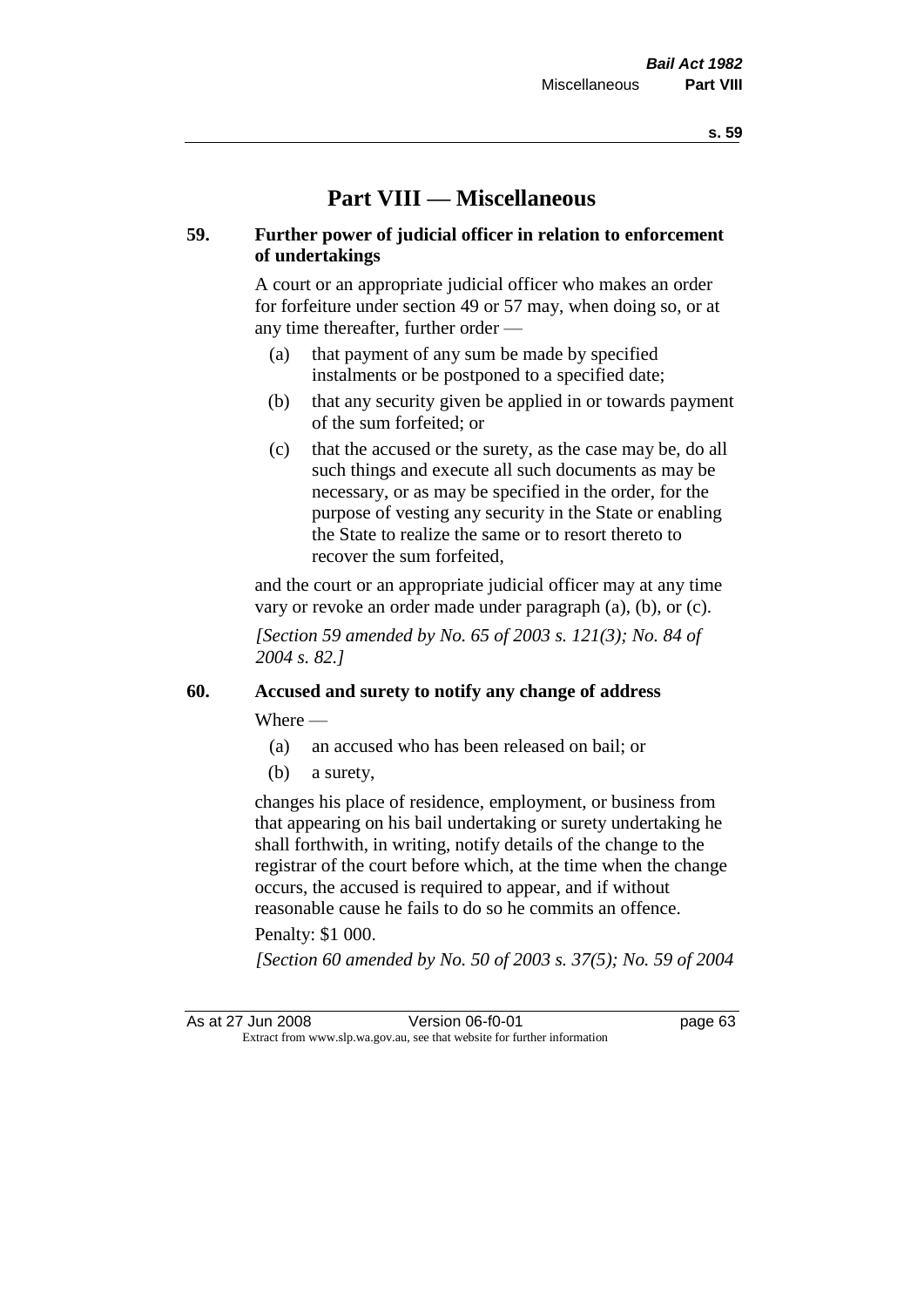# Part VIII — Miscellaneous

## 59. Further power of judicial officer in relation to enforcement of undertakings

A court or an appropriate judicial officer who makes an order for forfeiture under section 49 or 57 may, when doing so, or at any time thereafter, further order —

(a) that payment of any sum be made by specified instalments or be postponed to a specified date;

(b) that any security given be applied in or towards payment of the sum forfeited; or

(c) that the accused or the surety, as the case may be, do all such things and execute all such documents as may be necessary, or as may be specified in the order, for the purpose of vesting any security in the State or enabling the State to realize the same or to resort thereto to recover the sum forfeited,

and the court or an appropriate judicial officer may at any time vary or revoke an order made under paragraph (a), (b), or (c).

*[Section 59 amended by No. 65 of 2003 s. 121(3); No. 84 of 2004 s. 82.]*

## 60. Accused and surety to notify any change of address

Where —

(a) an accused who has been released on bail; or

(b) a surety,

changes his place of residence, employment, or business from that appearing on his bail undertaking or surety undertaking he shall forthwith, in writing, notify details of the change to the registrar of the court before which, at the time when the change occurs, the accused is required to appear, and if without reasonable cause he fails to do so he commits an offence.

Penalty: $1 000.

*[Section 60 amended by No. 50 of 2003 s. 37(5); No. 59 of 2004*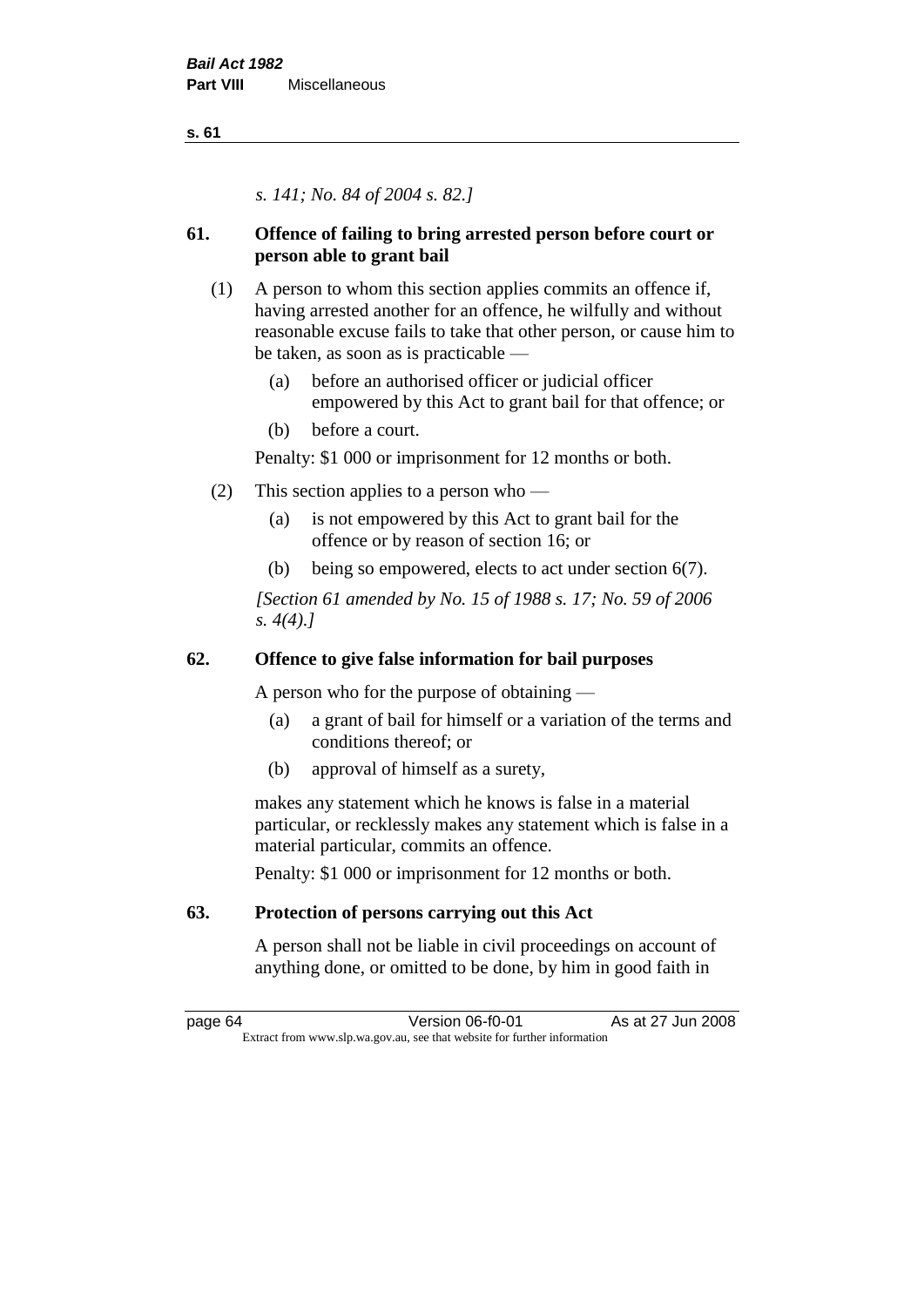*s. 141; No. 84 of 2004 s. 82.]*

## 61. Offence of failing to bring arrested person before court or person able to grant bail

(1) A person to whom this section applies commits an offence if, having arrested another for an offence, he wilfully and without reasonable excuse fails to take that other person, or cause him to be taken, as soon as is practicable —

(a) before an authorised officer or judicial officer empowered by this Act to grant bail for that offence; or

(b) before a court.

Penalty: $1 000 or imprisonment for 12 months or both.

(2) This section applies to a person who —

(a) is not empowered by this Act to grant bail for the offence or by reason of section 16; or

(b) being so empowered, elects to act under section 6(7).

*[Section 61 amended by No. 15 of 1988 s. 17; No. 59 of 2006 s. 4(4).]*

## 62. Offence to give false information for bail purposes

A person who for the purpose of obtaining —

(a) a grant of bail for himself or a variation of the terms and conditions thereof; or

(b) approval of himself as a surety,

makes any statement which he knows is false in a material particular, or recklessly makes any statement which is false in a material particular, commits an offence.

Penalty: $1 000 or imprisonment for 12 months or both.

## 63. Protection of persons carrying out this Act

A person shall not be liable in civil proceedings on account of anything done, or omitted to be done, by him in good faith in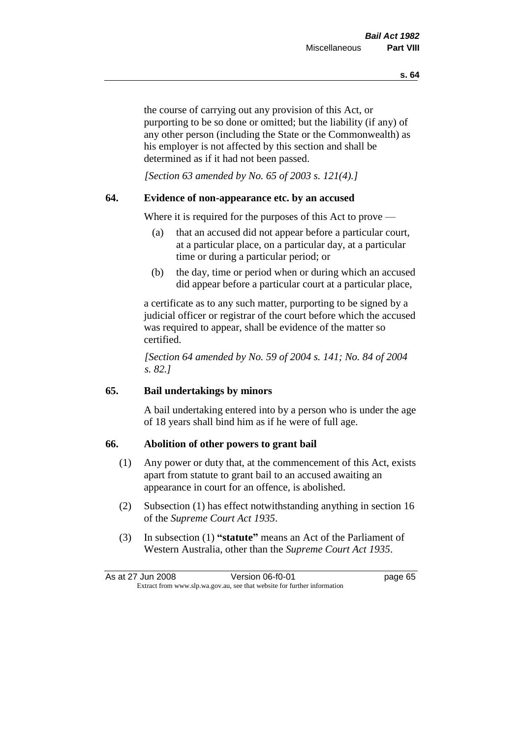the course of carrying out any provision of this Act, or purporting to be so done or omitted; but the liability (if any) of any other person (including the State or the Commonwealth) as his employer is not affected by this section and shall be determined as if it had not been passed.

*[Section 63 amended by No. 65 of 2003 s. 121(4).]*

## 64. Evidence of non-appearance etc. by an accused

Where it is required for the purposes of this Act to prove —

(a) that an accused did not appear before a particular court, at a particular place, on a particular day, at a particular time or during a particular period; or

(b) the day, time or period when or during which an accused did appear before a particular court at a particular place,

a certificate as to any such matter, purporting to be signed by a judicial officer or registrar of the court before which the accused was required to appear, shall be evidence of the matter so certified.

*[Section 64 amended by No. 59 of 2004 s. 141; No. 84 of 2004 s. 82.]*

## 65. Bail undertakings by minors

A bail undertaking entered into by a person who is under the age of 18 years shall bind him as if he were of full age.

## 66. Abolition of other powers to grant bail

(1) Any power or duty that, at the commencement of this Act, exists apart from statute to grant bail to an accused awaiting an appearance in court for an offence, is abolished.

(2) Subsection (1) has effect notwithstanding anything in section 16 of the *Supreme Court Act 1935*.

(3) In subsection (1) **"statute"** means an Act of the Parliament of Western Australia, other than the *Supreme Court Act 1935*.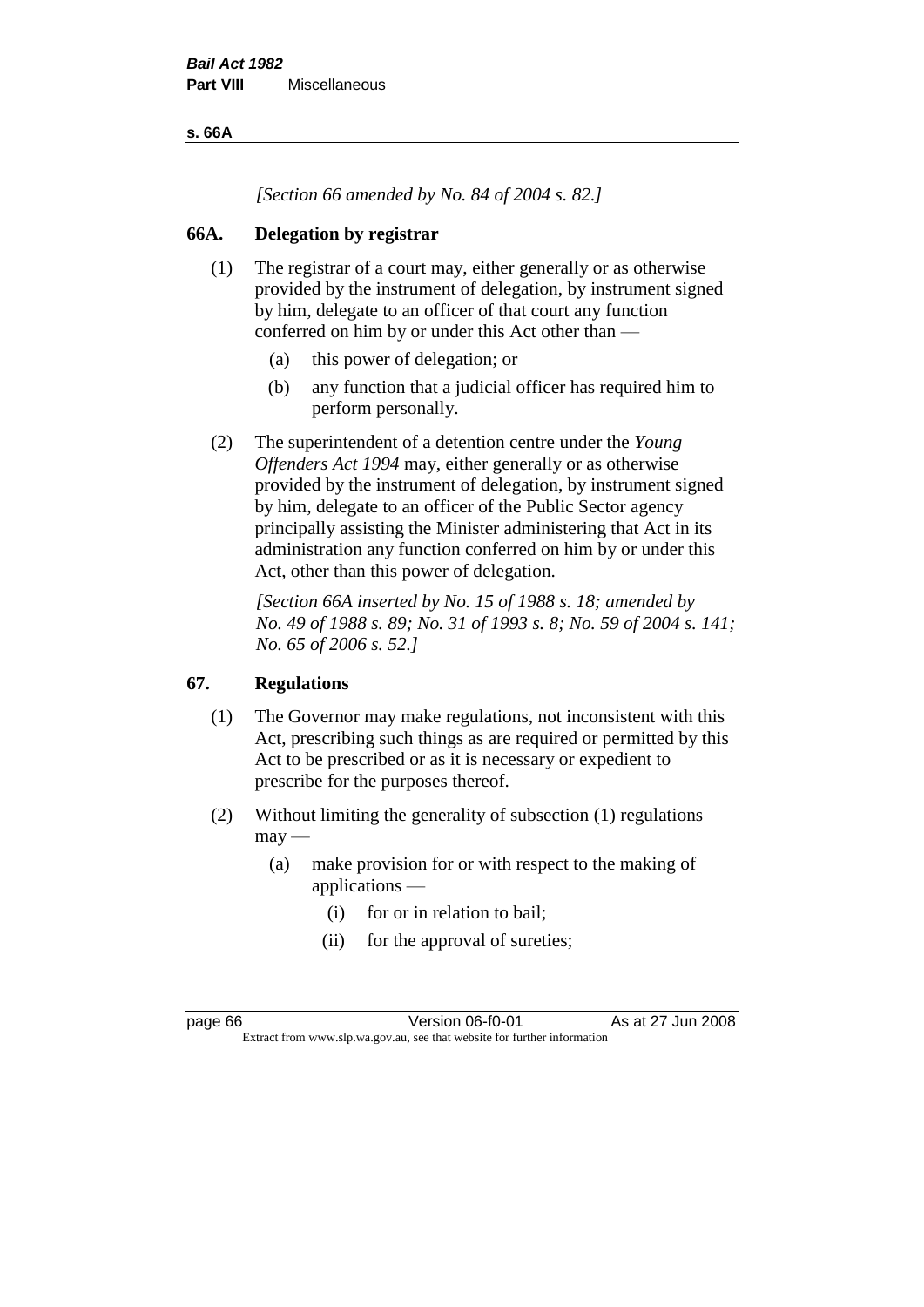*[Section 66 amended by No. 84 of 2004 s. 82.]*

## 66A. Delegation by registrar

(1) The registrar of a court may, either generally or as otherwise provided by the instrument of delegation, by instrument signed by him, delegate to an officer of that court any function conferred on him by or under this Act other than —

(a) this power of delegation; or

(b) any function that a judicial officer has required him to perform personally.

(2) The superintendent of a detention centre under the *Young Offenders Act 1994* may, either generally or as otherwise provided by the instrument of delegation, by instrument signed by him, delegate to an officer of the Public Sector agency principally assisting the Minister administering that Act in its administration any function conferred on him by or under this Act, other than this power of delegation.

*[Section 66A inserted by No. 15 of 1988 s. 18; amended by No. 49 of 1988 s. 89; No. 31 of 1993 s. 8; No. 59 of 2004 s. 141; No. 65 of 2006 s. 52.]*

## 67. Regulations

(1) The Governor may make regulations, not inconsistent with this Act, prescribing such things as are required or permitted by this Act to be prescribed or as it is necessary or expedient to prescribe for the purposes thereof.

(2) Without limiting the generality of subsection (1) regulations may —

(a) make provision for or with respect to the making of applications —

(i) for or in relation to bail;

(ii) for the approval of sureties;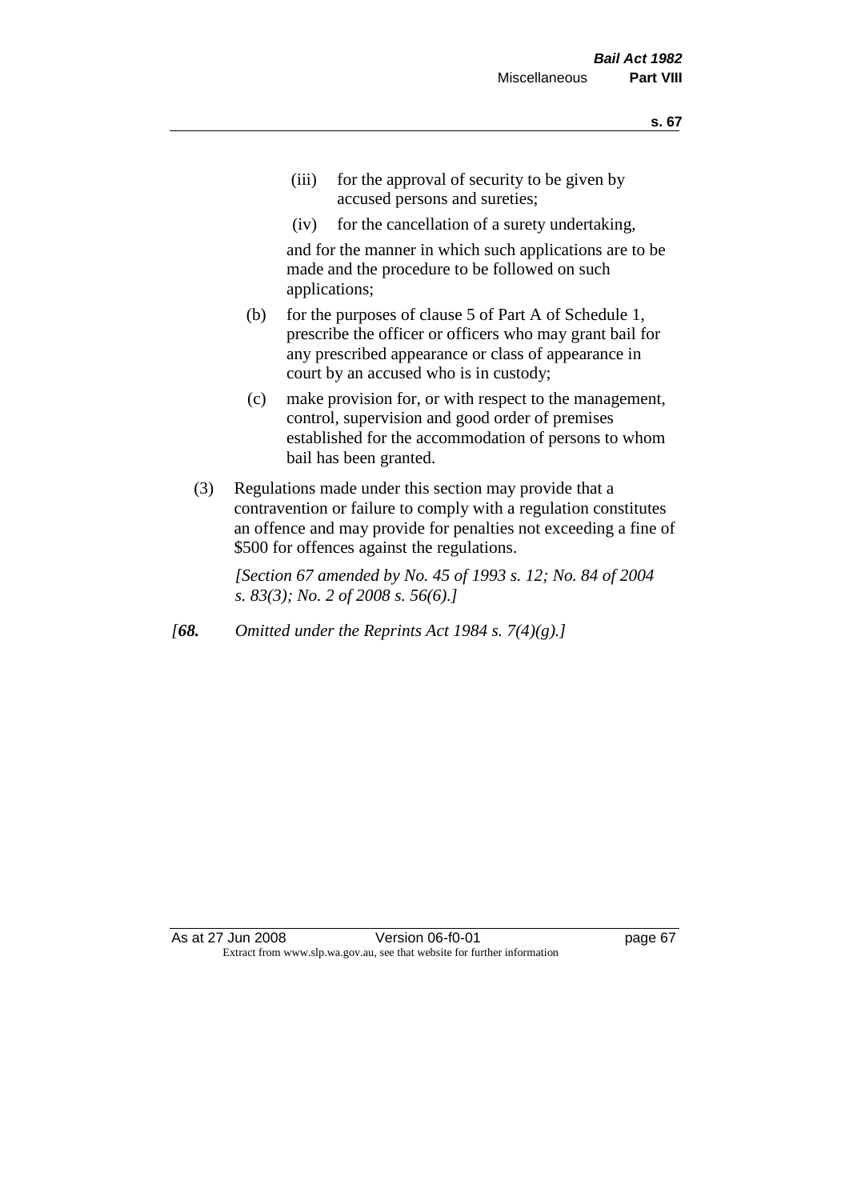(iii) for the approval of security to be given by accused persons and sureties;

(iv) for the cancellation of a surety undertaking,

and for the manner in which such applications are to be made and the procedure to be followed on such applications;

(b) for the purposes of clause 5 of Part A of Schedule 1, prescribe the officer or officers who may grant bail for any prescribed appearance or class of appearance in court by an accused who is in custody;

(c) make provision for, or with respect to the management, control, supervision and good order of premises established for the accommodation of persons to whom bail has been granted.

(3) Regulations made under this section may provide that a contravention or failure to comply with a regulation constitutes an offence and may provide for penalties not exceeding a fine of $500 for offences against the regulations.

*[Section 67 amended by No. 45 of 1993 s. 12; No. 84 of 2004 s. 83(3); No. 2 of 2008 s. 56(6).]*

*[**68.** Omitted under the Reprints Act 1984 s. 7(4)(g).]*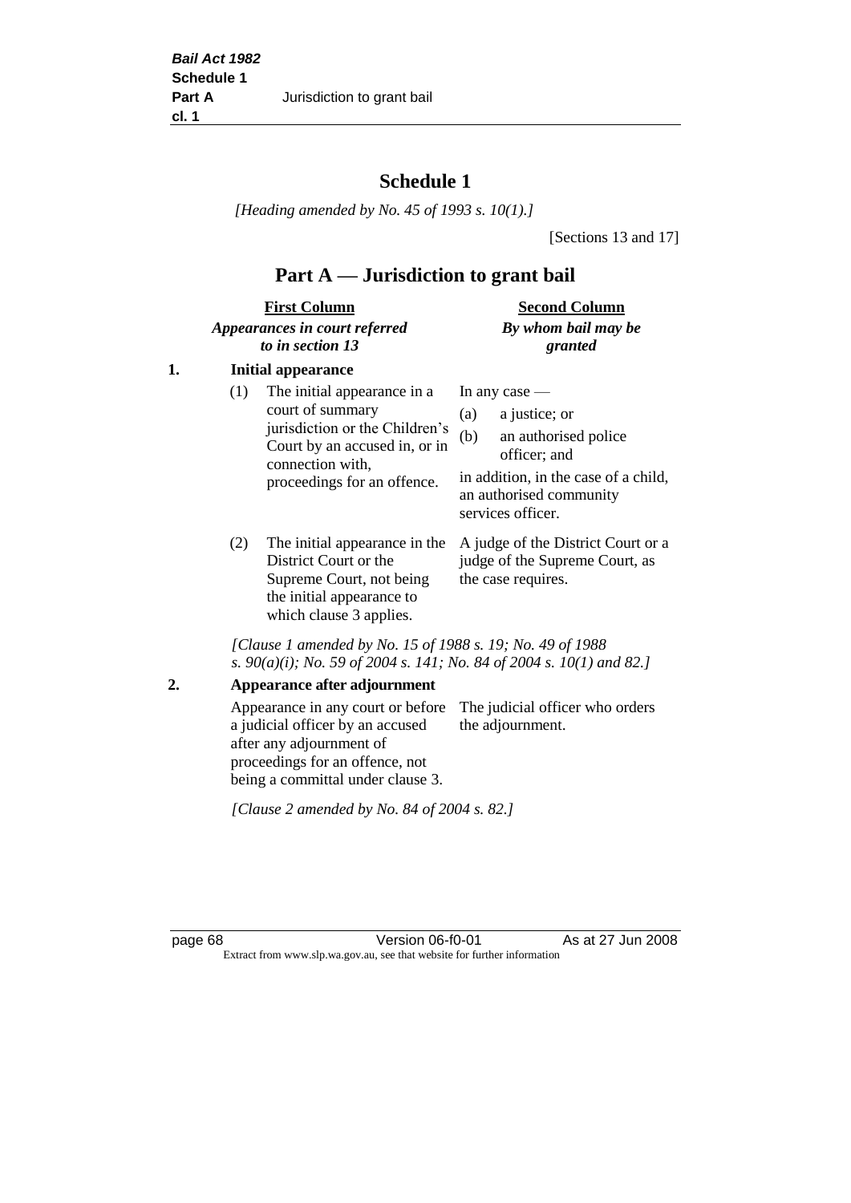# Schedule 1

*[Heading amended by No. 45 of 1993 s. 10(1).]*

[Sections 13 and 17]

## Part A — Jurisdiction to grant bail

| First Column<br>*Appearances in court referred to in section 13* | Second Column<br>*By whom bail may be granted* |
|---|---|
| **1. Initial appearance** | |
| (1) The initial appearance in a court of summary jurisdiction or the Children's Court by an accused in, or in connection with, proceedings for an offence. | In any case —<br>(a) a justice; or<br>(b) an authorised police officer; and<br>in addition, in the case of a child, an authorised community services officer. |
| (2) The initial appearance in the District Court or the Supreme Court, not being the initial appearance to which clause 3 applies. | A judge of the District Court or a judge of the Supreme Court, as the case requires. |

*[Clause 1 amended by No. 15 of 1988 s. 19; No. 49 of 1988 s. 90(a)(i); No. 59 of 2004 s. 141; No. 84 of 2004 s. 10(1) and 82.]*

| First Column | Second Column |
|---|---|
| **2. Appearance after adjournment** | |
| Appearance in any court or before a judicial officer by an accused after any adjournment of proceedings for an offence, not being a committal under clause 3. | The judicial officer who orders the adjournment. |

*[Clause 2 amended by No. 84 of 2004 s. 82.]*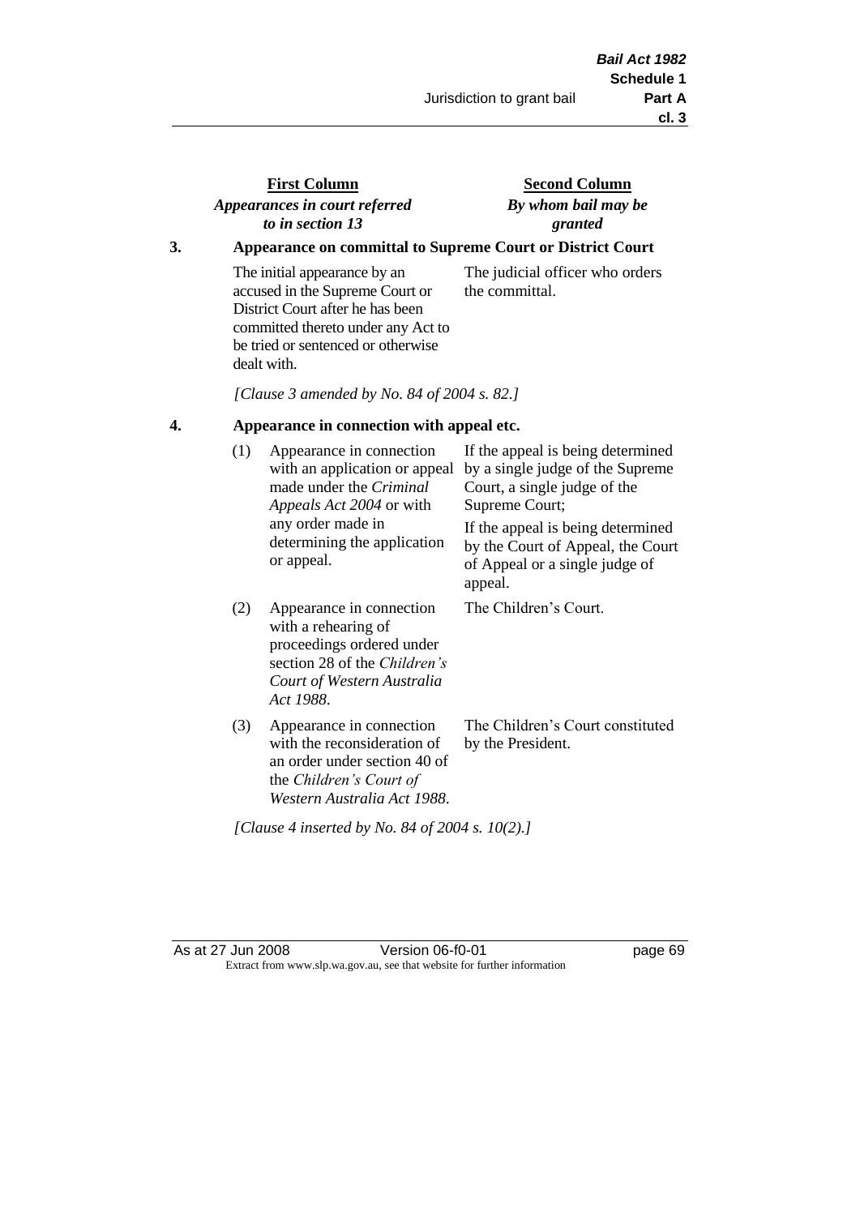| First Column *Appearances in court referred to in section 13* | Second Column *By whom bail may be granted* |
|---|---|

**3. Appearance on committal to Supreme Court or District Court**

| | |
|---|---|
| The initial appearance by an accused in the Supreme Court or District Court after he has been committed thereto under any Act to be tried or sentenced or otherwise dealt with. | The judicial officer who orders the committal. |

*[Clause 3 amended by No. 84 of 2004 s. 82.]*

**4. Appearance in connection with appeal etc.**

| | |
|---|---|
| (1) Appearance in connection with an application or appeal made under the *Criminal Appeals Act 2004* or with any order made in determining the application or appeal. | If the appeal is being determined by a single judge of the Supreme Court, a single judge of the Supreme Court; If the appeal is being determined by the Court of Appeal, the Court of Appeal or a single judge of appeal. |
| (2) Appearance in connection with a rehearing of proceedings ordered under section 28 of the *Children's Court of Western Australia Act 1988*. | The Children's Court. |
| (3) Appearance in connection with the reconsideration of an order under section 40 of the *Children's Court of Western Australia Act 1988*. | The Children's Court constituted by the President. |

*[Clause 4 inserted by No. 84 of 2004 s. 10(2).]*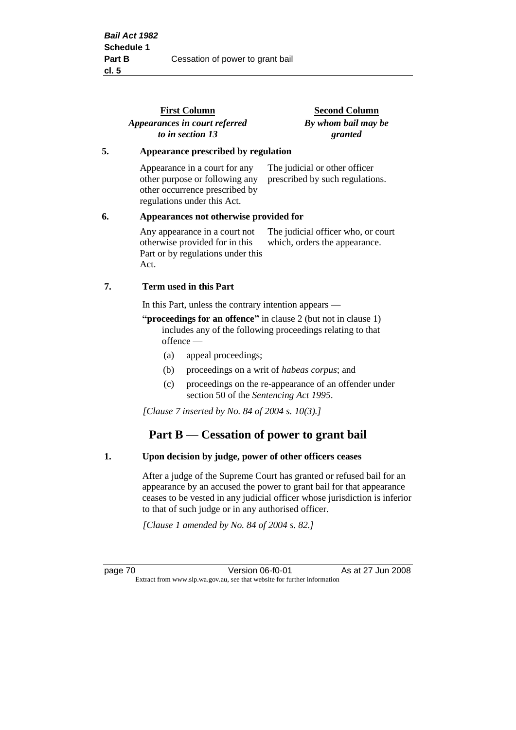| First Column<br>*Appearances in court referred to in section 13* | Second Column<br>*By whom bail may be granted* |
|---|---|

**5. Appearance prescribed by regulation**

| | |
|---|---|
| Appearance in a court for any other purpose or following any other occurrence prescribed by regulations under this Act. | The judicial or other officer prescribed by such regulations. |

**6. Appearances not otherwise provided for**

| | |
|---|---|
| Any appearance in a court not otherwise provided for in this Part or by regulations under this Act. | The judicial officer who, or court which, orders the appearance. |

**7. Term used in this Part**

In this Part, unless the contrary intention appears —

**"proceedings for an offence"** in clause 2 (but not in clause 1) includes any of the following proceedings relating to that offence —

- (a) appeal proceedings;
- (b) proceedings on a writ of *habeas corpus*; and
- (c) proceedings on the re-appearance of an offender under section 50 of the *Sentencing Act 1995*.

*[Clause 7 inserted by No. 84 of 2004 s. 10(3).]*

## Part B — Cessation of power to grant bail

**1. Upon decision by judge, power of other officers ceases**

After a judge of the Supreme Court has granted or refused bail for an appearance by an accused the power to grant bail for that appearance ceases to be vested in any judicial officer whose jurisdiction is inferior to that of such judge or in any authorised officer.

*[Clause 1 amended by No. 84 of 2004 s. 82.]*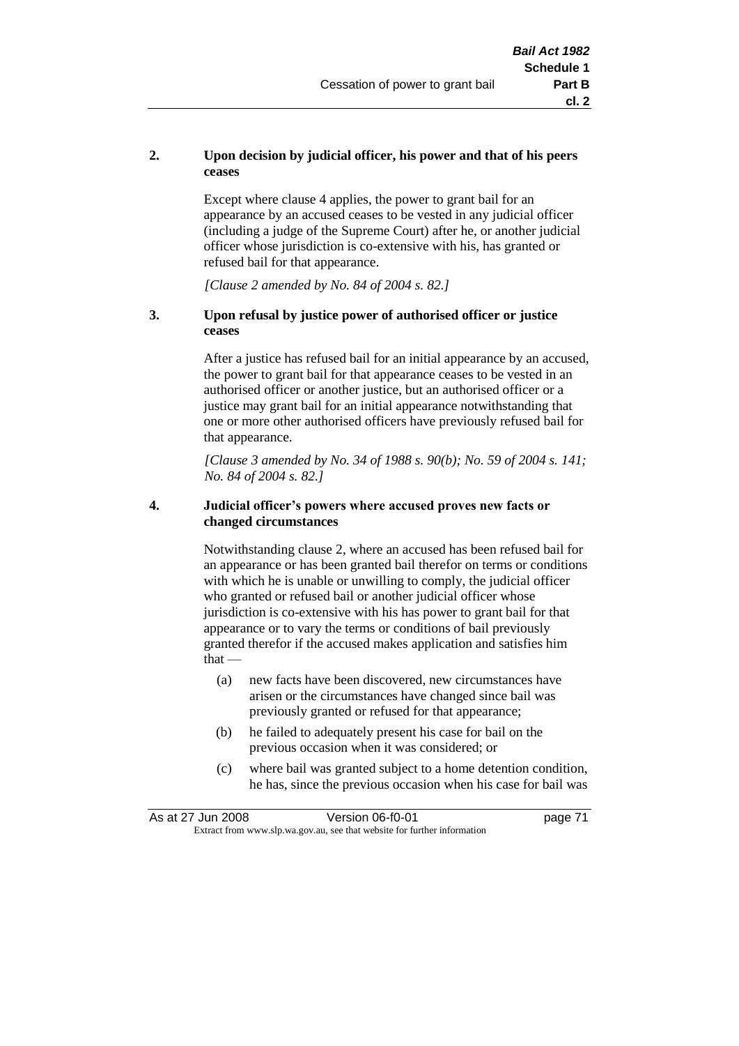**2. Upon decision by judicial officer, his power and that of his peers ceases**

Except where clause 4 applies, the power to grant bail for an appearance by an accused ceases to be vested in any judicial officer (including a judge of the Supreme Court) after he, or another judicial officer whose jurisdiction is co-extensive with his, has granted or refused bail for that appearance.

*[Clause 2 amended by No. 84 of 2004 s. 82.]*

**3. Upon refusal by justice power of authorised officer or justice ceases**

After a justice has refused bail for an initial appearance by an accused, the power to grant bail for that appearance ceases to be vested in an authorised officer or another justice, but an authorised officer or a justice may grant bail for an initial appearance notwithstanding that one or more other authorised officers have previously refused bail for that appearance.

*[Clause 3 amended by No. 34 of 1988 s. 90(b); No. 59 of 2004 s. 141; No. 84 of 2004 s. 82.]*

**4. Judicial officer's powers where accused proves new facts or changed circumstances**

Notwithstanding clause 2, where an accused has been refused bail for an appearance or has been granted bail therefor on terms or conditions with which he is unable or unwilling to comply, the judicial officer who granted or refused bail or another judicial officer whose jurisdiction is co-extensive with his has power to grant bail for that appearance or to vary the terms or conditions of bail previously granted therefor if the accused makes application and satisfies him that —

(a) new facts have been discovered, new circumstances have arisen or the circumstances have changed since bail was previously granted or refused for that appearance;

(b) he failed to adequately present his case for bail on the previous occasion when it was considered; or

(c) where bail was granted subject to a home detention condition, he has, since the previous occasion when his case for bail was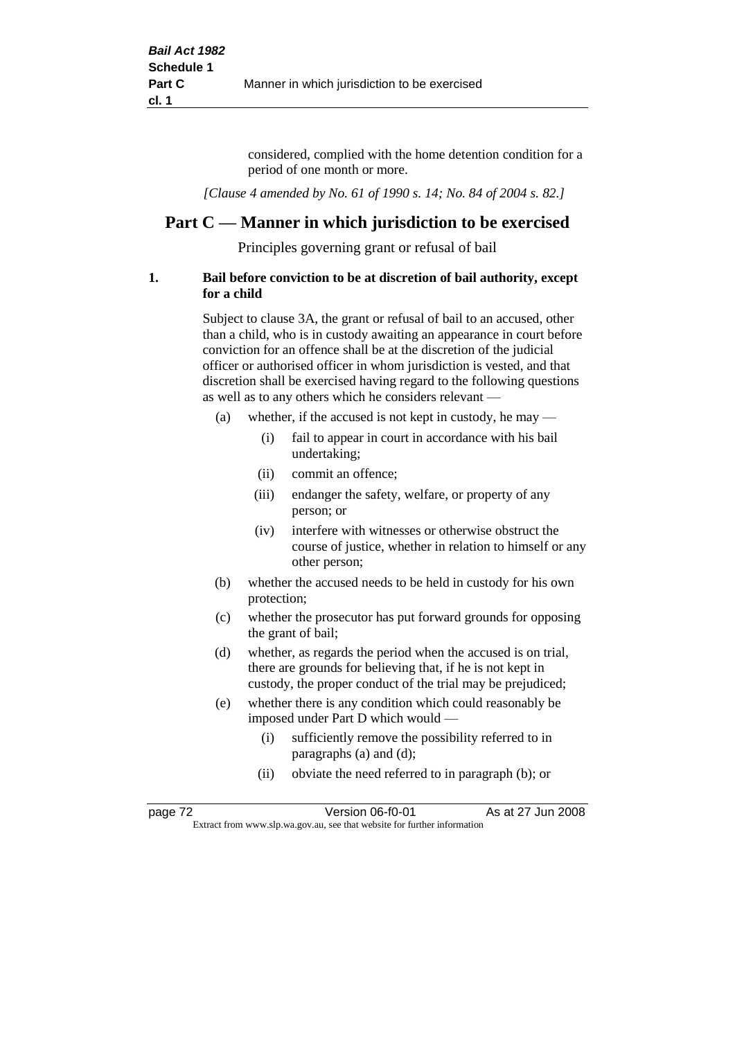considered, complied with the home detention condition for a period of one month or more.

*[Clause 4 amended by No. 61 of 1990 s. 14; No. 84 of 2004 s. 82.]*

## Part C — Manner in which jurisdiction to be exercised

Principles governing grant or refusal of bail

**1. Bail before conviction to be at discretion of bail authority, except for a child**

Subject to clause 3A, the grant or refusal of bail to an accused, other than a child, who is in custody awaiting an appearance in court before conviction for an offence shall be at the discretion of the judicial officer or authorised officer in whom jurisdiction is vested, and that discretion shall be exercised having regard to the following questions as well as to any others which he considers relevant —

- (a) whether, if the accused is not kept in custody, he may —
  - (i) fail to appear in court in accordance with his bail undertaking;
  - (ii) commit an offence;
  - (iii) endanger the safety, welfare, or property of any person; or
  - (iv) interfere with witnesses or otherwise obstruct the course of justice, whether in relation to himself or any other person;
- (b) whether the accused needs to be held in custody for his own protection;
- (c) whether the prosecutor has put forward grounds for opposing the grant of bail;
- (d) whether, as regards the period when the accused is on trial, there are grounds for believing that, if he is not kept in custody, the proper conduct of the trial may be prejudiced;
- (e) whether there is any condition which could reasonably be imposed under Part D which would —
  - (i) sufficiently remove the possibility referred to in paragraphs (a) and (d);
  - (ii) obviate the need referred to in paragraph (b); or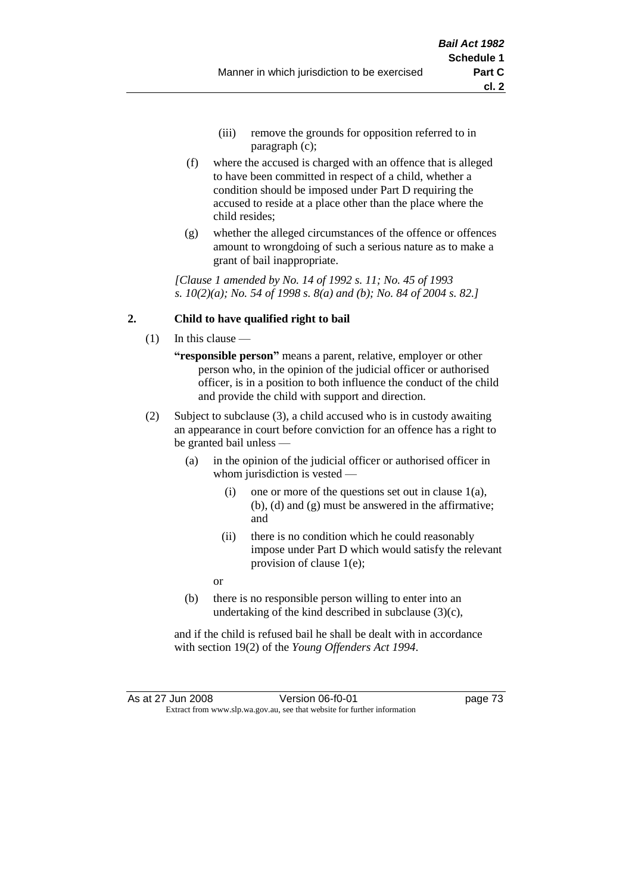(iii) remove the grounds for opposition referred to in paragraph (c);

(f) where the accused is charged with an offence that is alleged to have been committed in respect of a child, whether a condition should be imposed under Part D requiring the accused to reside at a place other than the place where the child resides;

(g) whether the alleged circumstances of the offence or offences amount to wrongdoing of such a serious nature as to make a grant of bail inappropriate.

*[Clause 1 amended by No. 14 of 1992 s. 11; No. 45 of 1993 s. 10(2)(a); No. 54 of 1998 s. 8(a) and (b); No. 84 of 2004 s. 82.]*

**2. Child to have qualified right to bail**

(1) In this clause —

**"responsible person"** means a parent, relative, employer or other person who, in the opinion of the judicial officer or authorised officer, is in a position to both influence the conduct of the child and provide the child with support and direction.

(2) Subject to subclause (3), a child accused who is in custody awaiting an appearance in court before conviction for an offence has a right to be granted bail unless —

(a) in the opinion of the judicial officer or authorised officer in whom jurisdiction is vested —

(i) one or more of the questions set out in clause 1(a), (b), (d) and (g) must be answered in the affirmative; and

(ii) there is no condition which he could reasonably impose under Part D which would satisfy the relevant provision of clause 1(e);

or

(b) there is no responsible person willing to enter into an undertaking of the kind described in subclause (3)(c),

and if the child is refused bail he shall be dealt with in accordance with section 19(2) of the *Young Offenders Act 1994*.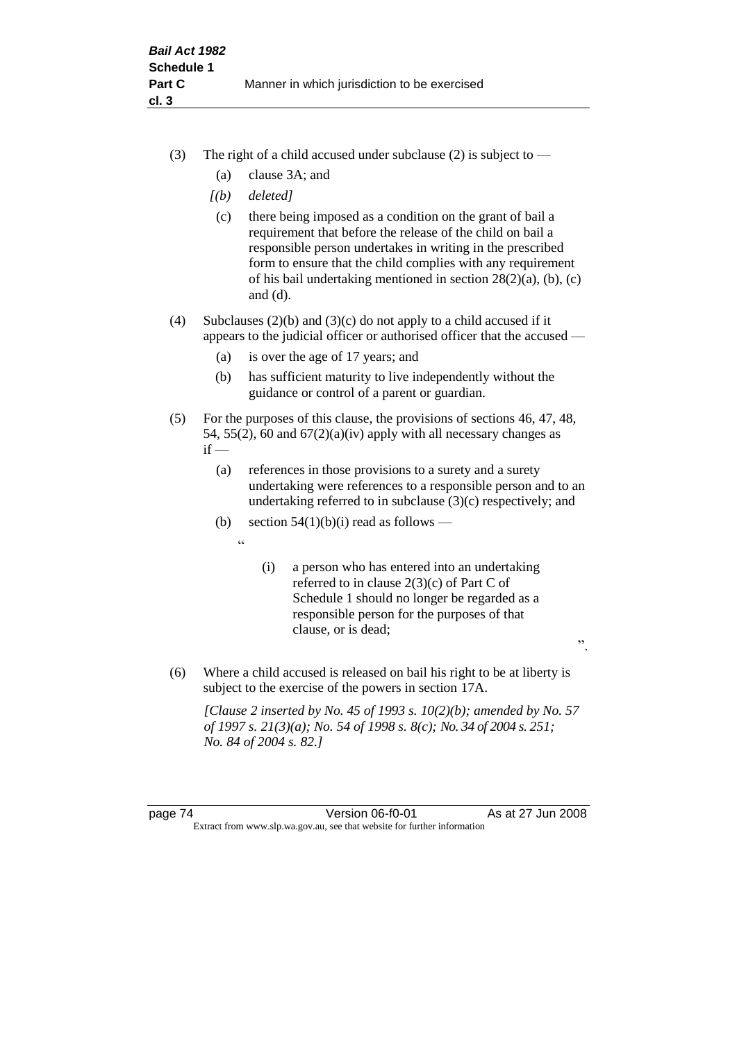(3) The right of a child accused under subclause (2) is subject to —

(a) clause 3A; and

*[(b) deleted]*

(c) there being imposed as a condition on the grant of bail a requirement that before the release of the child on bail a responsible person undertakes in writing in the prescribed form to ensure that the child complies with any requirement of his bail undertaking mentioned in section 28(2)(a), (b), (c) and (d).

(4) Subclauses (2)(b) and (3)(c) do not apply to a child accused if it appears to the judicial officer or authorised officer that the accused —

(a) is over the age of 17 years; and

(b) has sufficient maturity to live independently without the guidance or control of a parent or guardian.

(5) For the purposes of this clause, the provisions of sections 46, 47, 48, 54, 55(2), 60 and 67(2)(a)(iv) apply with all necessary changes as if —

(a) references in those provisions to a surety and a surety undertaking were references to a responsible person and to an undertaking referred to in subclause (3)(c) respectively; and

(b) section 54(1)(b)(i) read as follows —

"

(i) a person who has entered into an undertaking referred to in clause 2(3)(c) of Part C of Schedule 1 should no longer be regarded as a responsible person for the purposes of that clause, or is dead;

".

(6) Where a child accused is released on bail his right to be at liberty is subject to the exercise of the powers in section 17A.

*[Clause 2 inserted by No. 45 of 1993 s. 10(2)(b); amended by No. 57 of 1997 s. 21(3)(a); No. 54 of 1998 s. 8(c); No. 34 of 2004 s. 251; No. 84 of 2004 s. 82.]*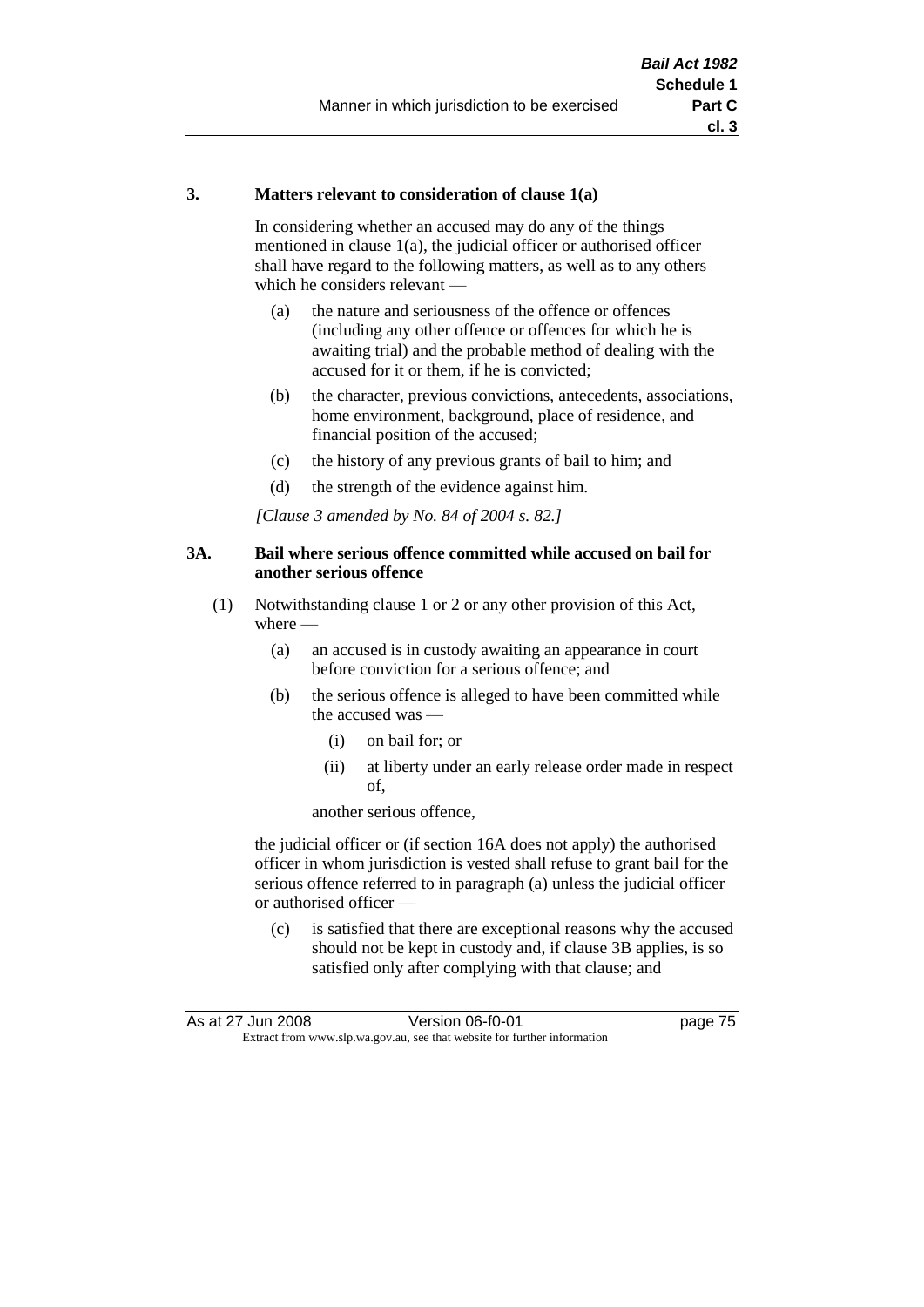**3. Matters relevant to consideration of clause 1(a)**

In considering whether an accused may do any of the things mentioned in clause 1(a), the judicial officer or authorised officer shall have regard to the following matters, as well as to any others which he considers relevant —

- (a) the nature and seriousness of the offence or offences (including any other offence or offences for which he is awaiting trial) and the probable method of dealing with the accused for it or them, if he is convicted;
- (b) the character, previous convictions, antecedents, associations, home environment, background, place of residence, and financial position of the accused;
- (c) the history of any previous grants of bail to him; and
- (d) the strength of the evidence against him.

*[Clause 3 amended by No. 84 of 2004 s. 82.]*

**3A. Bail where serious offence committed while accused on bail for another serious offence**

(1) Notwithstanding clause 1 or 2 or any other provision of this Act, where —

- (a) an accused is in custody awaiting an appearance in court before conviction for a serious offence; and
- (b) the serious offence is alleged to have been committed while the accused was —
  - (i) on bail for; or
  - (ii) at liberty under an early release order made in respect of,

  another serious offence,

the judicial officer or (if section 16A does not apply) the authorised officer in whom jurisdiction is vested shall refuse to grant bail for the serious offence referred to in paragraph (a) unless the judicial officer or authorised officer —

- (c) is satisfied that there are exceptional reasons why the accused should not be kept in custody and, if clause 3B applies, is so satisfied only after complying with that clause; and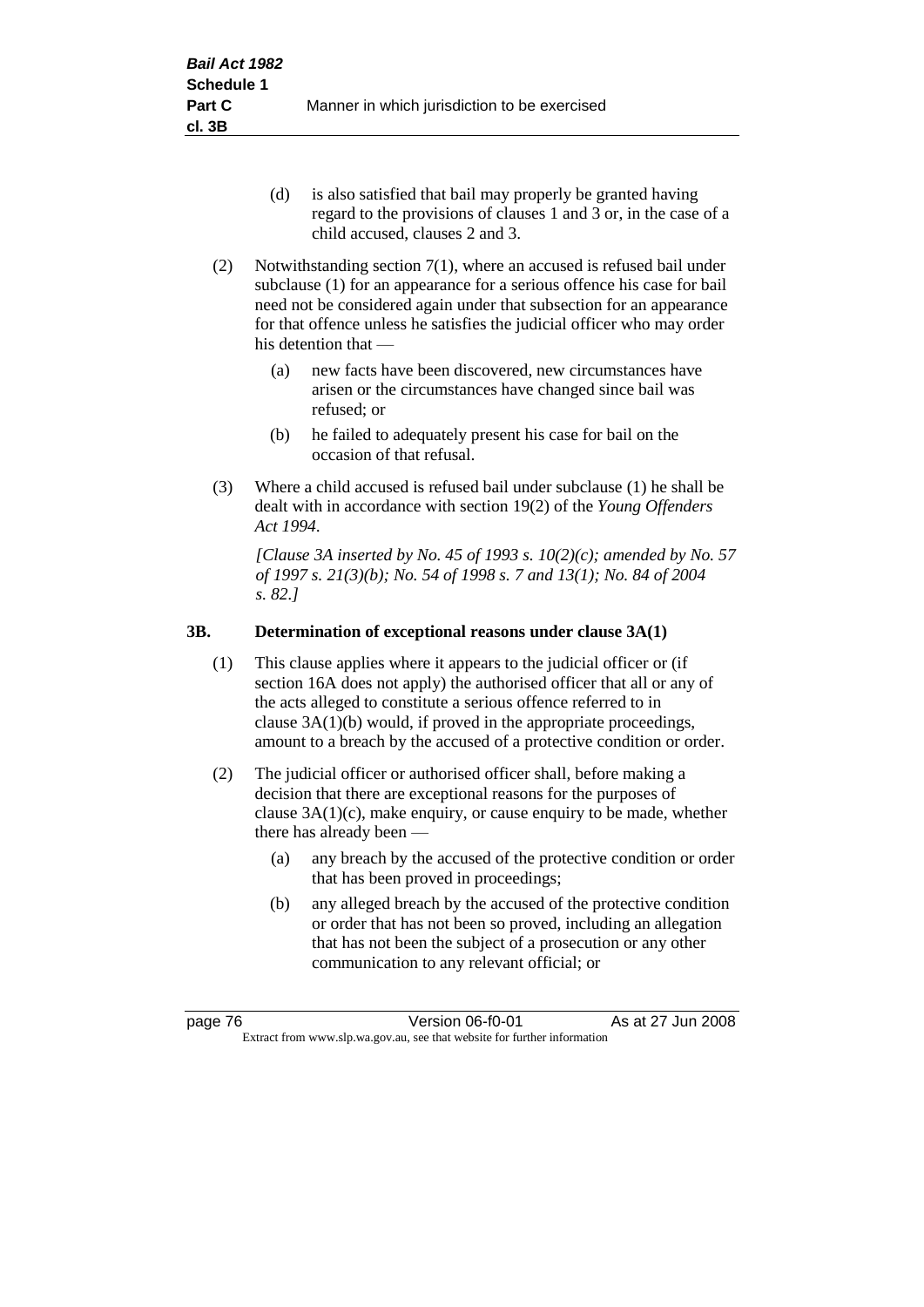(d) is also satisfied that bail may properly be granted having regard to the provisions of clauses 1 and 3 or, in the case of a child accused, clauses 2 and 3.

(2) Notwithstanding section 7(1), where an accused is refused bail under subclause (1) for an appearance for a serious offence his case for bail need not be considered again under that subsection for an appearance for that offence unless he satisfies the judicial officer who may order his detention that —

(a) new facts have been discovered, new circumstances have arisen or the circumstances have changed since bail was refused; or

(b) he failed to adequately present his case for bail on the occasion of that refusal.

(3) Where a child accused is refused bail under subclause (1) he shall be dealt with in accordance with section 19(2) of the *Young Offenders Act 1994*.

*[Clause 3A inserted by No. 45 of 1993 s. 10(2)(c); amended by No. 57 of 1997 s. 21(3)(b); No. 54 of 1998 s. 7 and 13(1); No. 84 of 2004 s. 82.]*

### 3B. Determination of exceptional reasons under clause 3A(1)

(1) This clause applies where it appears to the judicial officer or (if section 16A does not apply) the authorised officer that all or any of the acts alleged to constitute a serious offence referred to in clause 3A(1)(b) would, if proved in the appropriate proceedings, amount to a breach by the accused of a protective condition or order.

(2) The judicial officer or authorised officer shall, before making a decision that there are exceptional reasons for the purposes of clause 3A(1)(c), make enquiry, or cause enquiry to be made, whether there has already been —

(a) any breach by the accused of the protective condition or order that has been proved in proceedings;

(b) any alleged breach by the accused of the protective condition or order that has not been so proved, including an allegation that has not been the subject of a prosecution or any other communication to any relevant official; or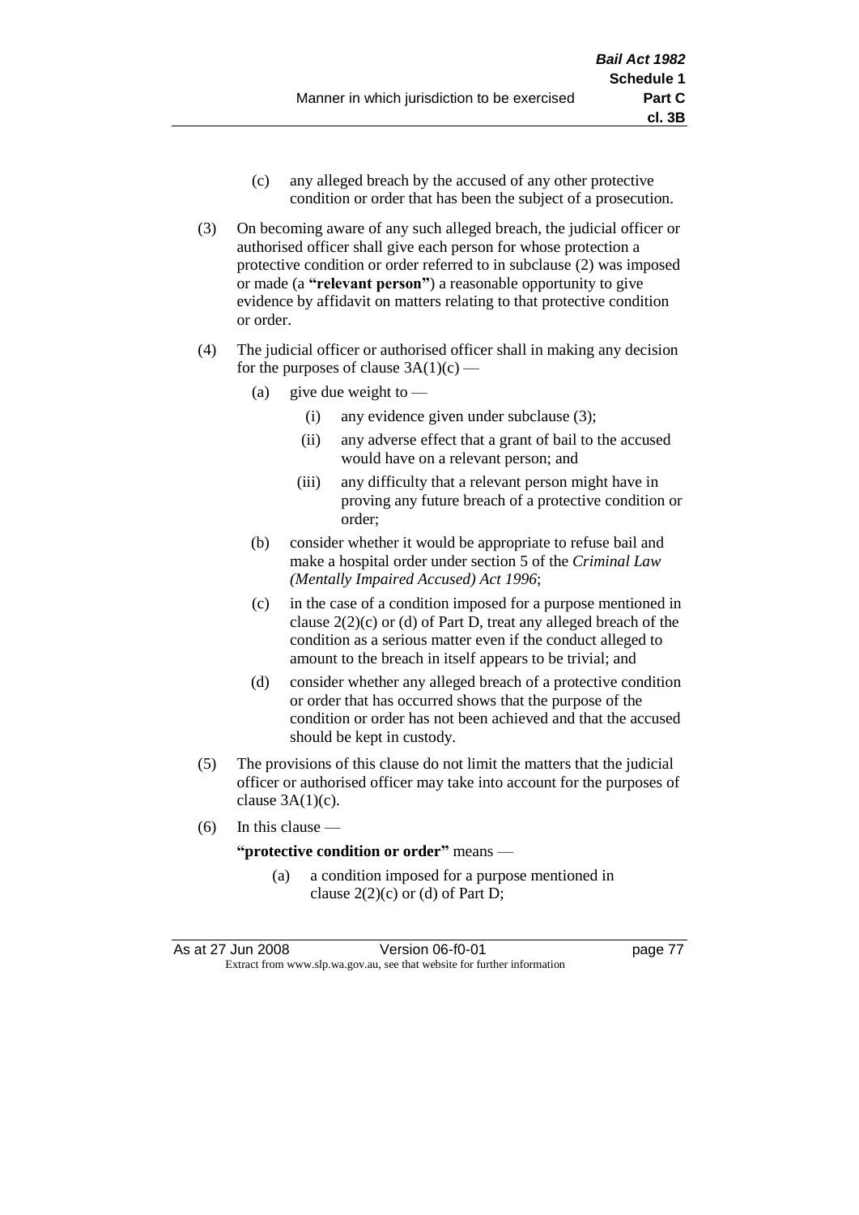(c) any alleged breach by the accused of any other protective condition or order that has been the subject of a prosecution.

(3) On becoming aware of any such alleged breach, the judicial officer or authorised officer shall give each person for whose protection a protective condition or order referred to in subclause (2) was imposed or made (a **"relevant person"**) a reasonable opportunity to give evidence by affidavit on matters relating to that protective condition or order.

(4) The judicial officer or authorised officer shall in making any decision for the purposes of clause 3A(1)(c) —

(a) give due weight to —

(i) any evidence given under subclause (3);

(ii) any adverse effect that a grant of bail to the accused would have on a relevant person; and

(iii) any difficulty that a relevant person might have in proving any future breach of a protective condition or order;

(b) consider whether it would be appropriate to refuse bail and make a hospital order under section 5 of the *Criminal Law (Mentally Impaired Accused) Act 1996*;

(c) in the case of a condition imposed for a purpose mentioned in clause 2(2)(c) or (d) of Part D, treat any alleged breach of the condition as a serious matter even if the conduct alleged to amount to the breach in itself appears to be trivial; and

(d) consider whether any alleged breach of a protective condition or order that has occurred shows that the purpose of the condition or order has not been achieved and that the accused should be kept in custody.

(5) The provisions of this clause do not limit the matters that the judicial officer or authorised officer may take into account for the purposes of clause 3A(1)(c).

(6) In this clause —

**"protective condition or order"** means —

(a) a condition imposed for a purpose mentioned in clause 2(2)(c) or (d) of Part D;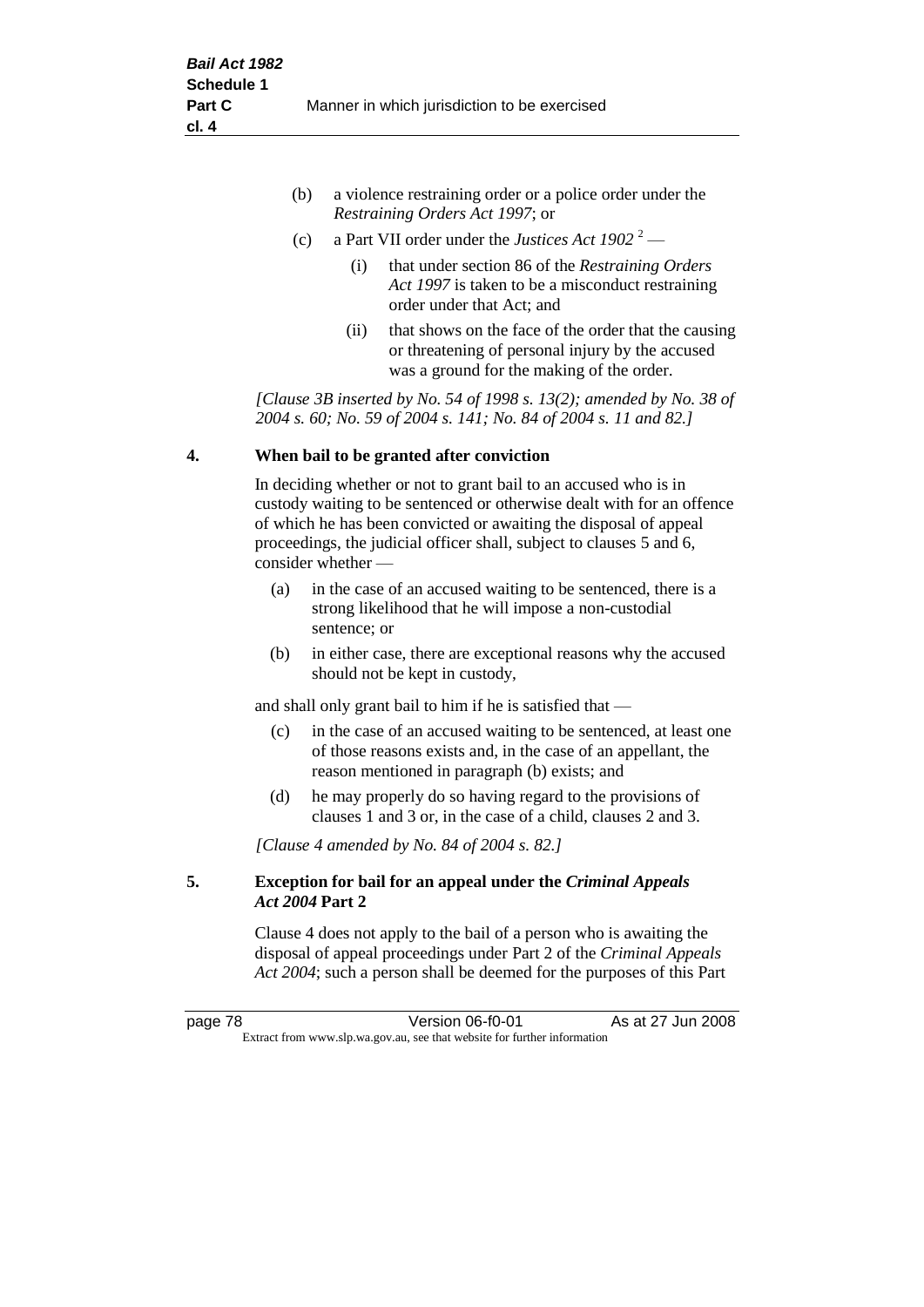(b) a violence restraining order or a police order under the *Restraining Orders Act 1997*; or

(c) a Part VII order under the *Justices Act 1902* [2] —

(i) that under section 86 of the *Restraining Orders Act 1997* is taken to be a misconduct restraining order under that Act; and

(ii) that shows on the face of the order that the causing or threatening of personal injury by the accused was a ground for the making of the order.

*[Clause 3B inserted by No. 54 of 1998 s. 13(2); amended by No. 38 of 2004 s. 60; No. 59 of 2004 s. 141; No. 84 of 2004 s. 11 and 82.]*

**4. When bail to be granted after conviction**

In deciding whether or not to grant bail to an accused who is in custody waiting to be sentenced or otherwise dealt with for an offence of which he has been convicted or awaiting the disposal of appeal proceedings, the judicial officer shall, subject to clauses 5 and 6, consider whether —

(a) in the case of an accused waiting to be sentenced, there is a strong likelihood that he will impose a non-custodial sentence; or

(b) in either case, there are exceptional reasons why the accused should not be kept in custody,

and shall only grant bail to him if he is satisfied that —

(c) in the case of an accused waiting to be sentenced, at least one of those reasons exists and, in the case of an appellant, the reason mentioned in paragraph (b) exists; and

(d) he may properly do so having regard to the provisions of clauses 1 and 3 or, in the case of a child, clauses 2 and 3.

*[Clause 4 amended by No. 84 of 2004 s. 82.]*

**5. Exception for bail for an appeal under the *Criminal Appeals Act 2004* Part 2**

Clause 4 does not apply to the bail of a person who is awaiting the disposal of appeal proceedings under Part 2 of the *Criminal Appeals Act 2004*; such a person shall be deemed for the purposes of this Part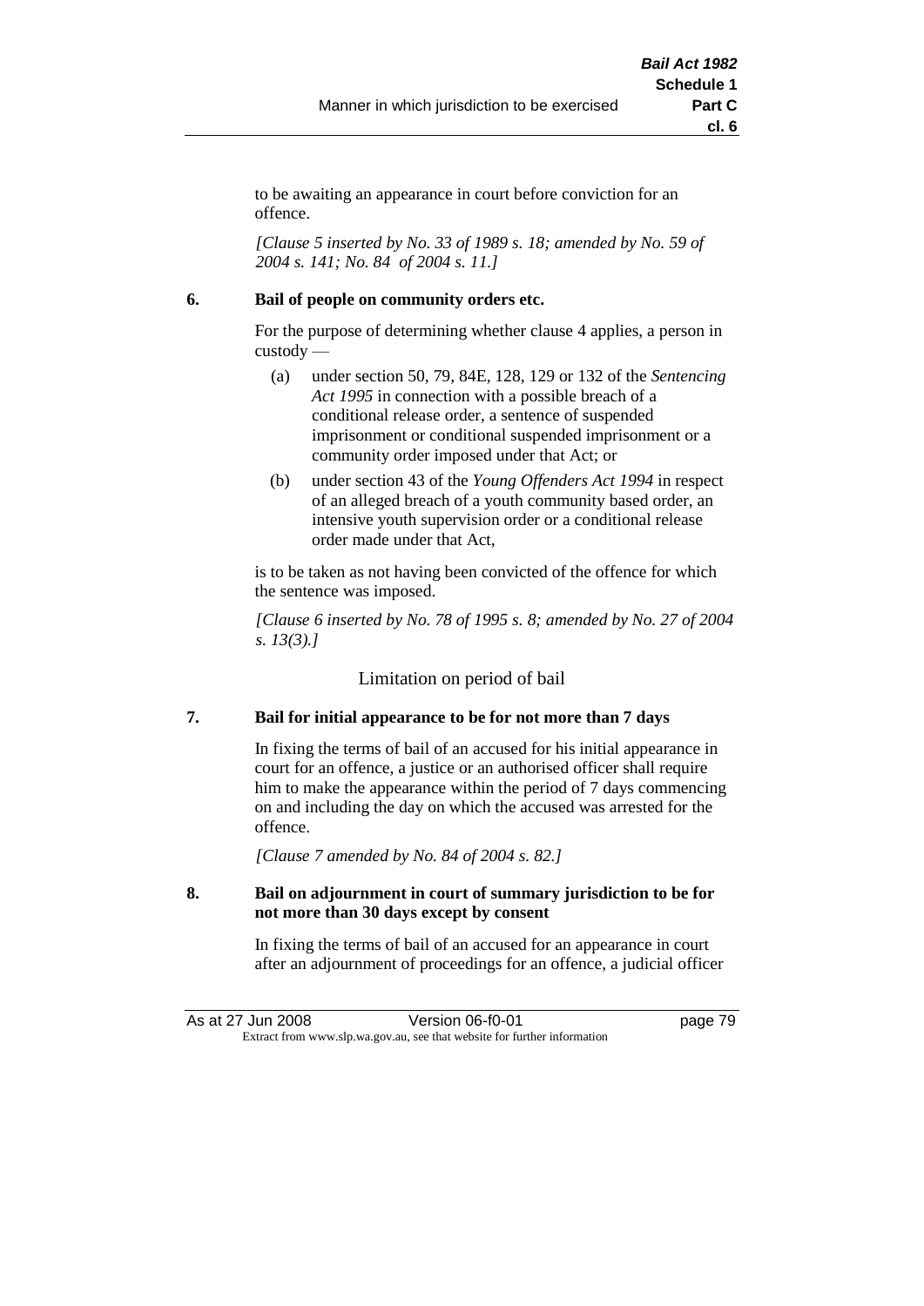to be awaiting an appearance in court before conviction for an offence.

*[Clause 5 inserted by No. 33 of 1989 s. 18; amended by No. 59 of 2004 s. 141; No. 84 of 2004 s. 11.]*

**6. Bail of people on community orders etc.**

For the purpose of determining whether clause 4 applies, a person in custody —

(a) under section 50, 79, 84E, 128, 129 or 132 of the *Sentencing Act 1995* in connection with a possible breach of a conditional release order, a sentence of suspended imprisonment or conditional suspended imprisonment or a community order imposed under that Act; or

(b) under section 43 of the *Young Offenders Act 1994* in respect of an alleged breach of a youth community based order, an intensive youth supervision order or a conditional release order made under that Act,

is to be taken as not having been convicted of the offence for which the sentence was imposed.

*[Clause 6 inserted by No. 78 of 1995 s. 8; amended by No. 27 of 2004 s. 13(3).]*

## Limitation on period of bail

**7. Bail for initial appearance to be for not more than 7 days**

In fixing the terms of bail of an accused for his initial appearance in court for an offence, a justice or an authorised officer shall require him to make the appearance within the period of 7 days commencing on and including the day on which the accused was arrested for the offence.

*[Clause 7 amended by No. 84 of 2004 s. 82.]*

**8. Bail on adjournment in court of summary jurisdiction to be for not more than 30 days except by consent**

In fixing the terms of bail of an accused for an appearance in court after an adjournment of proceedings for an offence, a judicial officer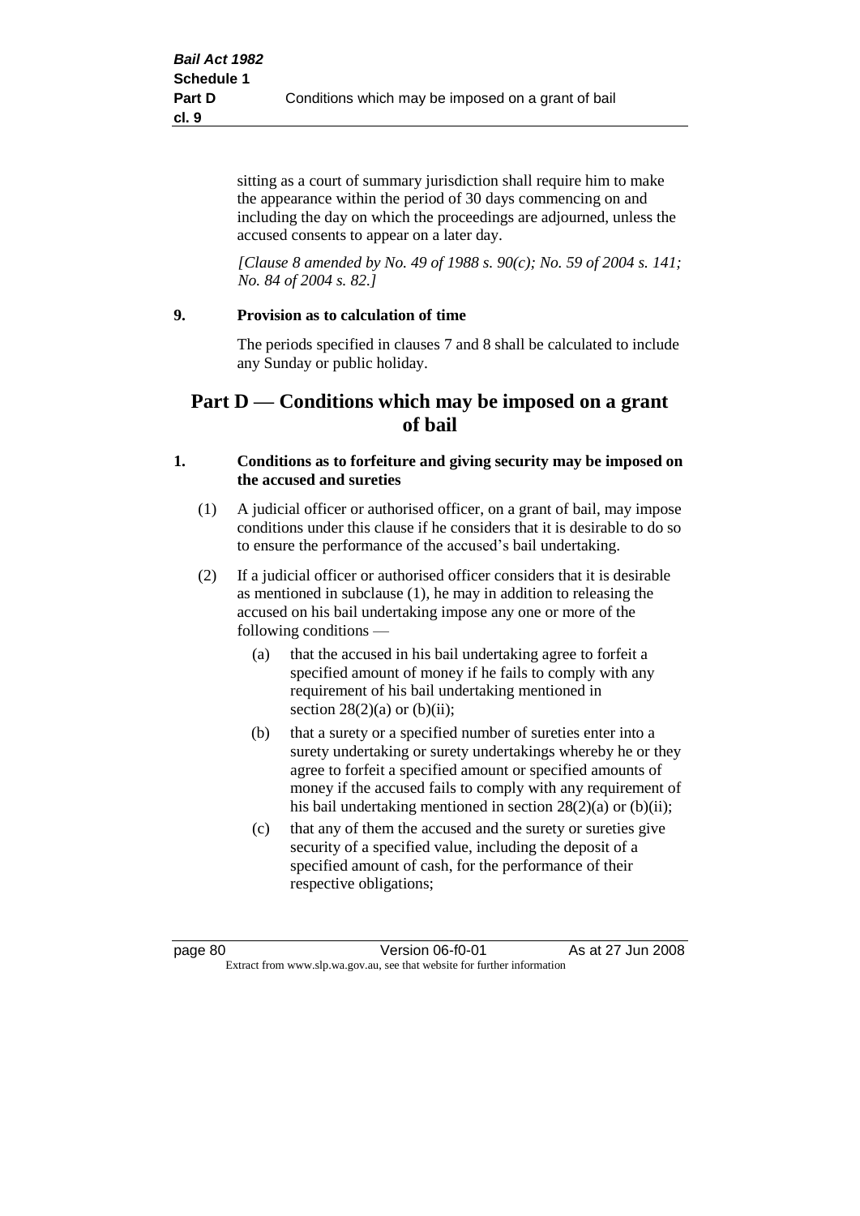sitting as a court of summary jurisdiction shall require him to make the appearance within the period of 30 days commencing on and including the day on which the proceedings are adjourned, unless the accused consents to appear on a later day.

*[Clause 8 amended by No. 49 of 1988 s. 90(c); No. 59 of 2004 s. 141; No. 84 of 2004 s. 82.]*

**9. Provision as to calculation of time**

The periods specified in clauses 7 and 8 shall be calculated to include any Sunday or public holiday.

## Part D — Conditions which may be imposed on a grant of bail

**1. Conditions as to forfeiture and giving security may be imposed on the accused and sureties**

(1) A judicial officer or authorised officer, on a grant of bail, may impose conditions under this clause if he considers that it is desirable to do so to ensure the performance of the accused's bail undertaking.

(2) If a judicial officer or authorised officer considers that it is desirable as mentioned in subclause (1), he may in addition to releasing the accused on his bail undertaking impose any one or more of the following conditions —

(a) that the accused in his bail undertaking agree to forfeit a specified amount of money if he fails to comply with any requirement of his bail undertaking mentioned in section 28(2)(a) or (b)(ii);

(b) that a surety or a specified number of sureties enter into a surety undertaking or surety undertakings whereby he or they agree to forfeit a specified amount or specified amounts of money if the accused fails to comply with any requirement of his bail undertaking mentioned in section 28(2)(a) or (b)(ii);

(c) that any of them the accused and the surety or sureties give security of a specified value, including the deposit of a specified amount of cash, for the performance of their respective obligations;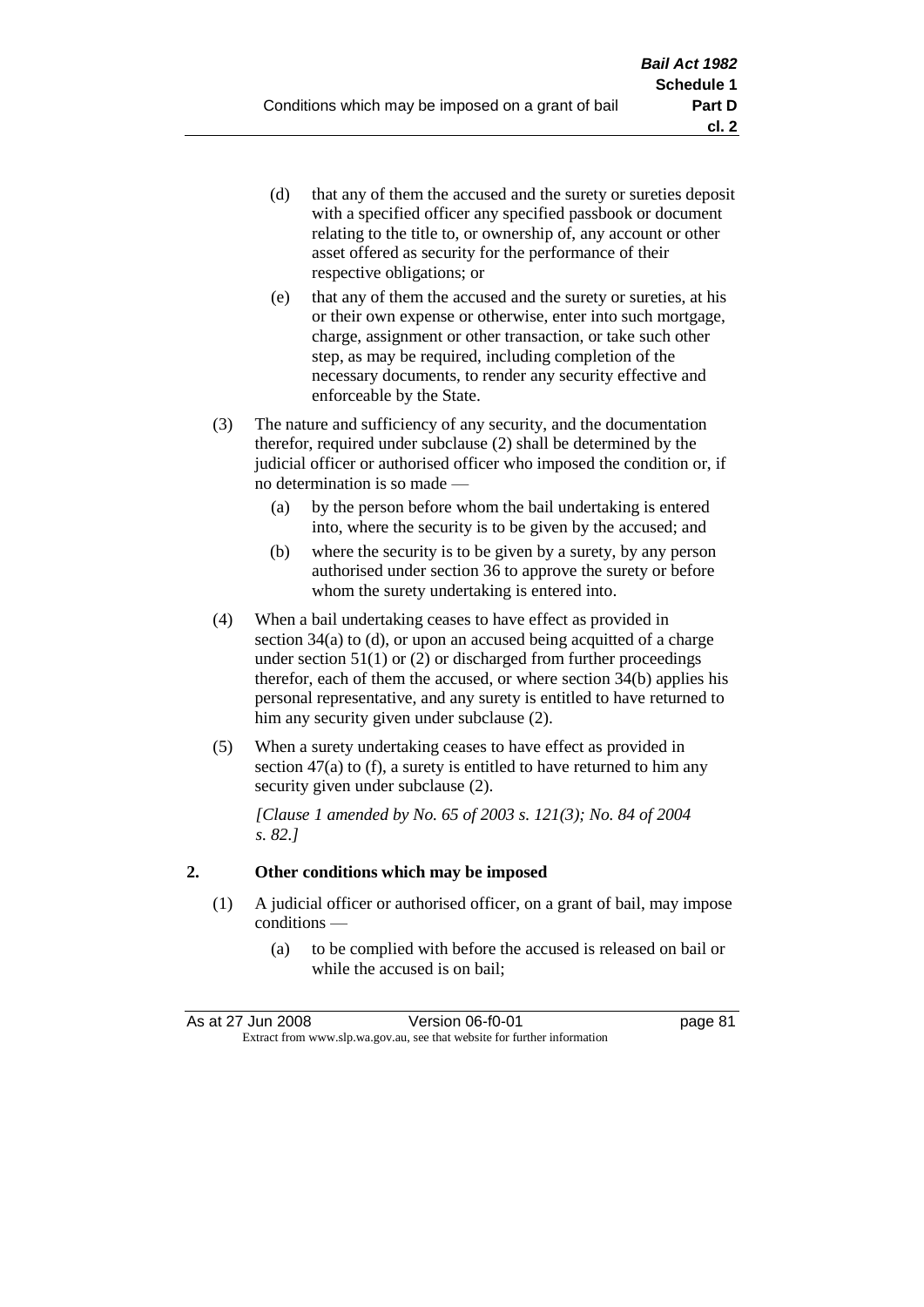(d) that any of them the accused and the surety or sureties deposit with a specified officer any specified passbook or document relating to the title to, or ownership of, any account or other asset offered as security for the performance of their respective obligations; or

(e) that any of them the accused and the surety or sureties, at his or their own expense or otherwise, enter into such mortgage, charge, assignment or other transaction, or take such other step, as may be required, including completion of the necessary documents, to render any security effective and enforceable by the State.

(3) The nature and sufficiency of any security, and the documentation therefor, required under subclause (2) shall be determined by the judicial officer or authorised officer who imposed the condition or, if no determination is so made —

(a) by the person before whom the bail undertaking is entered into, where the security is to be given by the accused; and

(b) where the security is to be given by a surety, by any person authorised under section 36 to approve the surety or before whom the surety undertaking is entered into.

(4) When a bail undertaking ceases to have effect as provided in section 34(a) to (d), or upon an accused being acquitted of a charge under section 51(1) or (2) or discharged from further proceedings therefor, each of them the accused, or where section 34(b) applies his personal representative, and any surety is entitled to have returned to him any security given under subclause (2).

(5) When a surety undertaking ceases to have effect as provided in section 47(a) to (f), a surety is entitled to have returned to him any security given under subclause (2).

*[Clause 1 amended by No. 65 of 2003 s. 121(3); No. 84 of 2004 s. 82.]*

**2. Other conditions which may be imposed**

(1) A judicial officer or authorised officer, on a grant of bail, may impose conditions —

(a) to be complied with before the accused is released on bail or while the accused is on bail;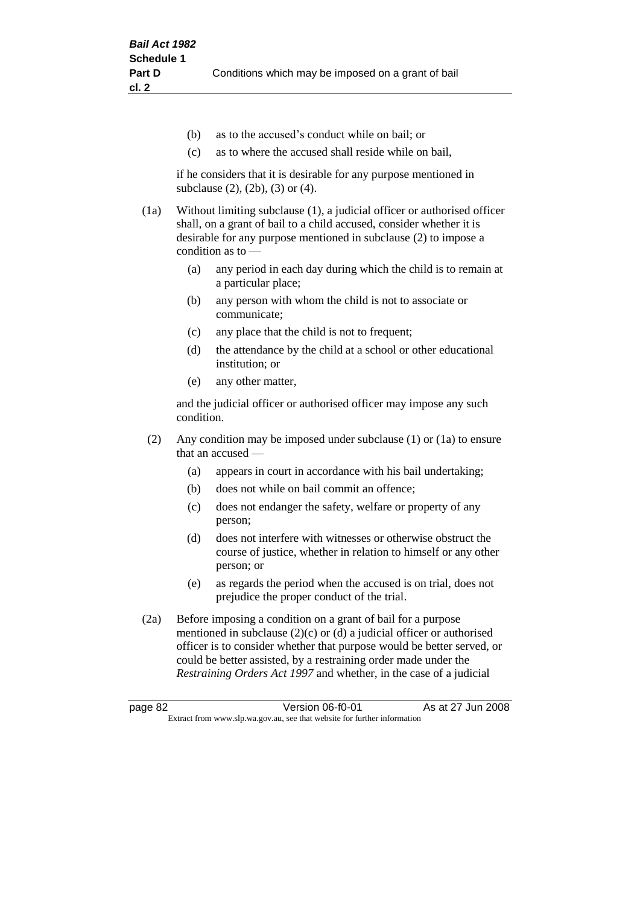(b) as to the accused's conduct while on bail; or

(c) as to where the accused shall reside while on bail,

if he considers that it is desirable for any purpose mentioned in subclause (2), (2b), (3) or (4).

(1a) Without limiting subclause (1), a judicial officer or authorised officer shall, on a grant of bail to a child accused, consider whether it is desirable for any purpose mentioned in subclause (2) to impose a condition as to —

(a) any period in each day during which the child is to remain at a particular place;

(b) any person with whom the child is not to associate or communicate;

(c) any place that the child is not to frequent;

(d) the attendance by the child at a school or other educational institution; or

(e) any other matter,

and the judicial officer or authorised officer may impose any such condition.

(2) Any condition may be imposed under subclause (1) or (1a) to ensure that an accused —

(a) appears in court in accordance with his bail undertaking;

(b) does not while on bail commit an offence;

(c) does not endanger the safety, welfare or property of any person;

(d) does not interfere with witnesses or otherwise obstruct the course of justice, whether in relation to himself or any other person; or

(e) as regards the period when the accused is on trial, does not prejudice the proper conduct of the trial.

(2a) Before imposing a condition on a grant of bail for a purpose mentioned in subclause (2)(c) or (d) a judicial officer or authorised officer is to consider whether that purpose would be better served, or could be better assisted, by a restraining order made under the *Restraining Orders Act 1997* and whether, in the case of a judicial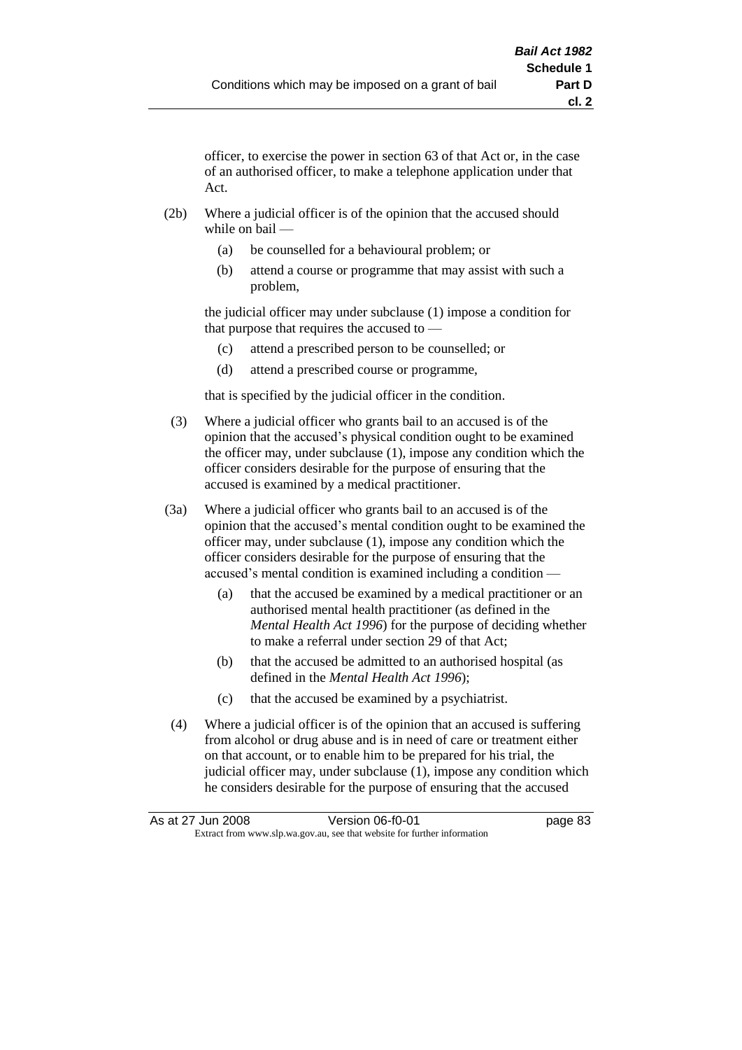officer, to exercise the power in section 63 of that Act or, in the case of an authorised officer, to make a telephone application under that Act.

(2b) Where a judicial officer is of the opinion that the accused should while on bail —

(a) be counselled for a behavioural problem; or

(b) attend a course or programme that may assist with such a problem,

the judicial officer may under subclause (1) impose a condition for that purpose that requires the accused to —

(c) attend a prescribed person to be counselled; or

(d) attend a prescribed course or programme,

that is specified by the judicial officer in the condition.

(3) Where a judicial officer who grants bail to an accused is of the opinion that the accused's physical condition ought to be examined the officer may, under subclause (1), impose any condition which the officer considers desirable for the purpose of ensuring that the accused is examined by a medical practitioner.

(3a) Where a judicial officer who grants bail to an accused is of the opinion that the accused's mental condition ought to be examined the officer may, under subclause (1), impose any condition which the officer considers desirable for the purpose of ensuring that the accused's mental condition is examined including a condition —

(a) that the accused be examined by a medical practitioner or an authorised mental health practitioner (as defined in the *Mental Health Act 1996*) for the purpose of deciding whether to make a referral under section 29 of that Act;

(b) that the accused be admitted to an authorised hospital (as defined in the *Mental Health Act 1996*);

(c) that the accused be examined by a psychiatrist.

(4) Where a judicial officer is of the opinion that an accused is suffering from alcohol or drug abuse and is in need of care or treatment either on that account, or to enable him to be prepared for his trial, the judicial officer may, under subclause (1), impose any condition which he considers desirable for the purpose of ensuring that the accused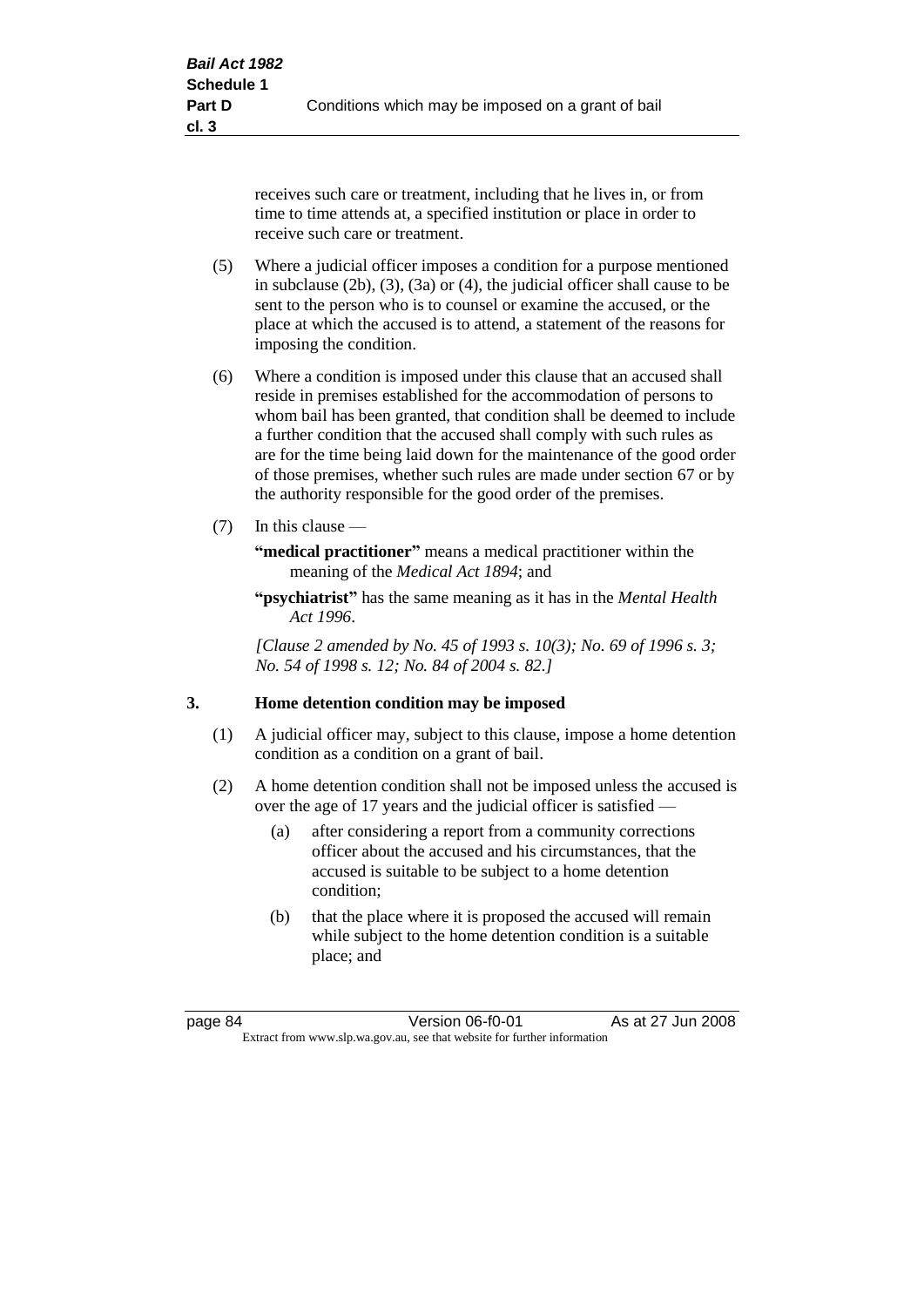receives such care or treatment, including that he lives in, or from time to time attends at, a specified institution or place in order to receive such care or treatment.

(5) Where a judicial officer imposes a condition for a purpose mentioned in subclause (2b), (3), (3a) or (4), the judicial officer shall cause to be sent to the person who is to counsel or examine the accused, or the place at which the accused is to attend, a statement of the reasons for imposing the condition.

(6) Where a condition is imposed under this clause that an accused shall reside in premises established for the accommodation of persons to whom bail has been granted, that condition shall be deemed to include a further condition that the accused shall comply with such rules as are for the time being laid down for the maintenance of the good order of those premises, whether such rules are made under section 67 or by the authority responsible for the good order of the premises.

(7) In this clause —

**"medical practitioner"** means a medical practitioner within the meaning of the *Medical Act 1894*; and

**"psychiatrist"** has the same meaning as it has in the *Mental Health Act 1996*.

*[Clause 2 amended by No. 45 of 1993 s. 10(3); No. 69 of 1996 s. 3; No. 54 of 1998 s. 12; No. 84 of 2004 s. 82.]*

## 3. Home detention condition may be imposed

(1) A judicial officer may, subject to this clause, impose a home detention condition as a condition on a grant of bail.

(2) A home detention condition shall not be imposed unless the accused is over the age of 17 years and the judicial officer is satisfied —

(a) after considering a report from a community corrections officer about the accused and his circumstances, that the accused is suitable to be subject to a home detention condition;

(b) that the place where it is proposed the accused will remain while subject to the home detention condition is a suitable place; and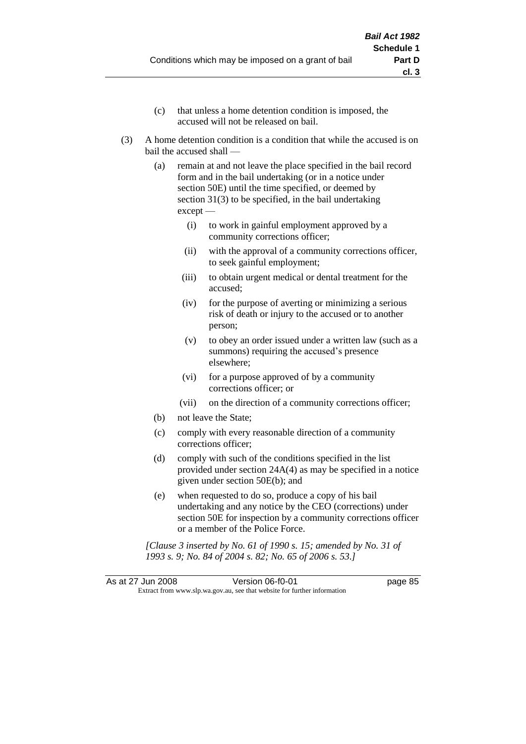(c) that unless a home detention condition is imposed, the accused will not be released on bail.

(3) A home detention condition is a condition that while the accused is on bail the accused shall —

(a) remain at and not leave the place specified in the bail record form and in the bail undertaking (or in a notice under section 50E) until the time specified, or deemed by section 31(3) to be specified, in the bail undertaking except —

(i) to work in gainful employment approved by a community corrections officer;

(ii) with the approval of a community corrections officer, to seek gainful employment;

(iii) to obtain urgent medical or dental treatment for the accused;

(iv) for the purpose of averting or minimizing a serious risk of death or injury to the accused or to another person;

(v) to obey an order issued under a written law (such as a summons) requiring the accused's presence elsewhere;

(vi) for a purpose approved of by a community corrections officer; or

(vii) on the direction of a community corrections officer;

(b) not leave the State;

(c) comply with every reasonable direction of a community corrections officer;

(d) comply with such of the conditions specified in the list provided under section 24A(4) as may be specified in a notice given under section 50E(b); and

(e) when requested to do so, produce a copy of his bail undertaking and any notice by the CEO (corrections) under section 50E for inspection by a community corrections officer or a member of the Police Force.

*[Clause 3 inserted by No. 61 of 1990 s. 15; amended by No. 31 of 1993 s. 9; No. 84 of 2004 s. 82; No. 65 of 2006 s. 53.]*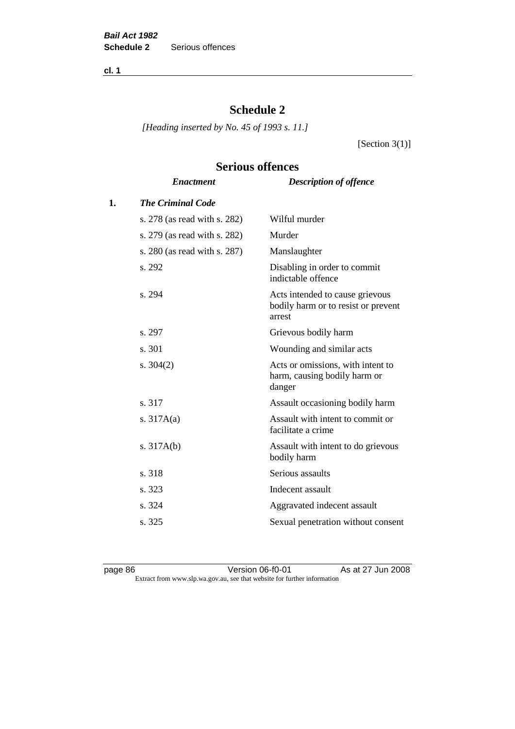# Schedule 2

*[Heading inserted by No. 45 of 1993 s. 11.]*

[Section 3(1)]

## Serious offences

| | *Enactment* | *Description of offence* |
|---|---|---|
| **1.** | ***The Criminal Code*** | |
| | s. 278 (as read with s. 282) | Wilful murder |
| | s. 279 (as read with s. 282) | Murder |
| | s. 280 (as read with s. 287) | Manslaughter |
| | s. 292 | Disabling in order to commit indictable offence |
| | s. 294 | Acts intended to cause grievous bodily harm or to resist or prevent arrest |
| | s. 297 | Grievous bodily harm |
| | s. 301 | Wounding and similar acts |
| | s. 304(2) | Acts or omissions, with intent to harm, causing bodily harm or danger |
| | s. 317 | Assault occasioning bodily harm |
| | s. 317A(a) | Assault with intent to commit or facilitate a crime |
| | s. 317A(b) | Assault with intent to do grievous bodily harm |
| | s. 318 | Serious assaults |
| | s. 323 | Indecent assault |
| | s. 324 | Aggravated indecent assault |
| | s. 325 | Sexual penetration without consent |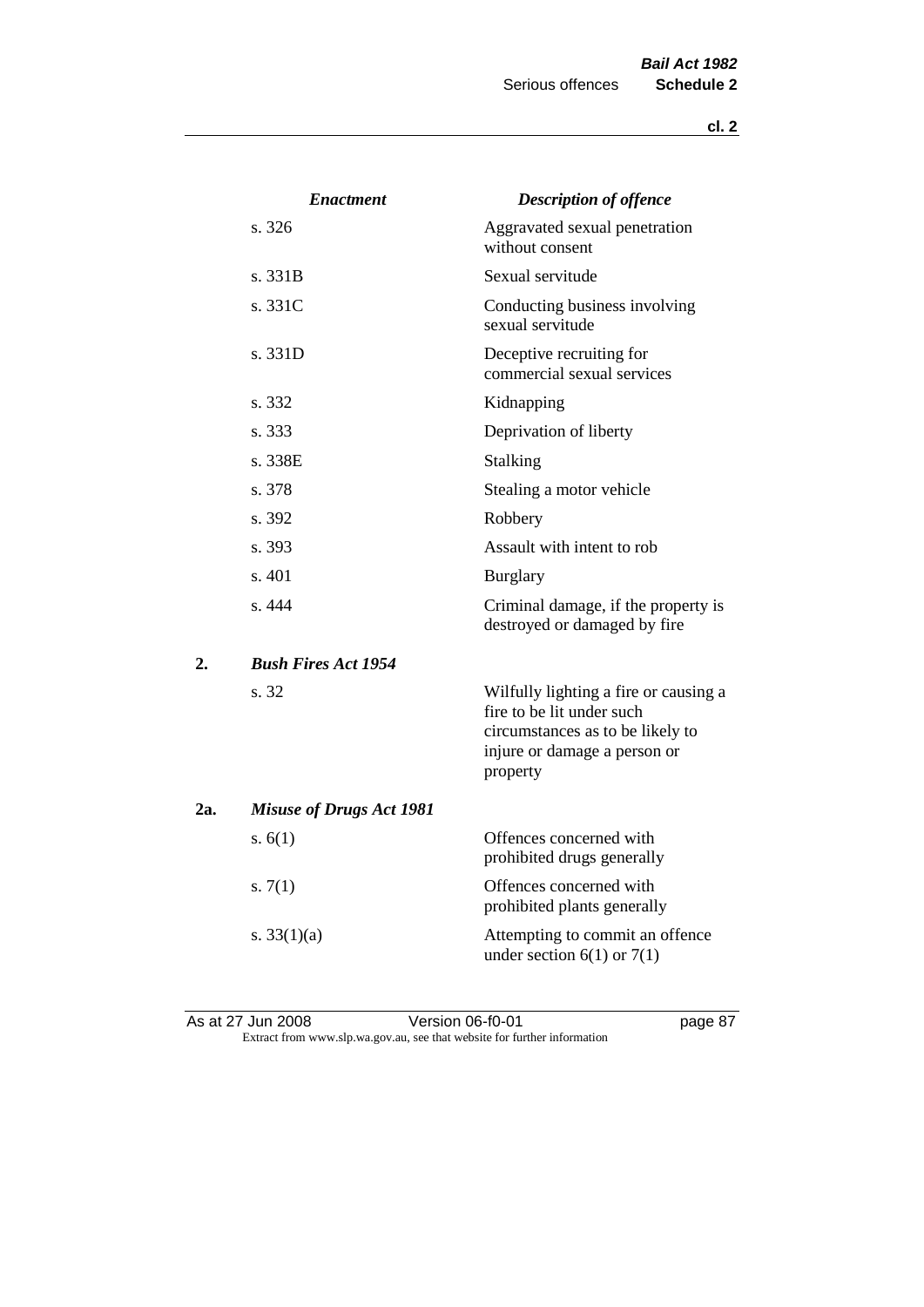| | Enactment | Description of offence |
|---|---|---|
| | s. 326 | Aggravated sexual penetration without consent |
| | s. 331B | Sexual servitude |
| | s. 331C | Conducting business involving sexual servitude |
| | s. 331D | Deceptive recruiting for commercial sexual services |
| | s. 332 | Kidnapping |
| | s. 333 | Deprivation of liberty |
| | s. 338E | Stalking |
| | s. 378 | Stealing a motor vehicle |
| | s. 392 | Robbery |
| | s. 393 | Assault with intent to rob |
| | s. 401 | Burglary |
| | s. 444 | Criminal damage, if the property is destroyed or damaged by fire |
| **2.** | ***Bush Fires Act 1954*** | |
| | s. 32 | Wilfully lighting a fire or causing a fire to be lit under such circumstances as to be likely to injure or damage a person or property |
| **2a.** | ***Misuse of Drugs Act 1981*** | |
| | s. 6(1) | Offences concerned with prohibited drugs generally |
| | s. 7(1) | Offences concerned with prohibited plants generally |
| | s. 33(1)(a) | Attempting to commit an offence under section 6(1) or 7(1) |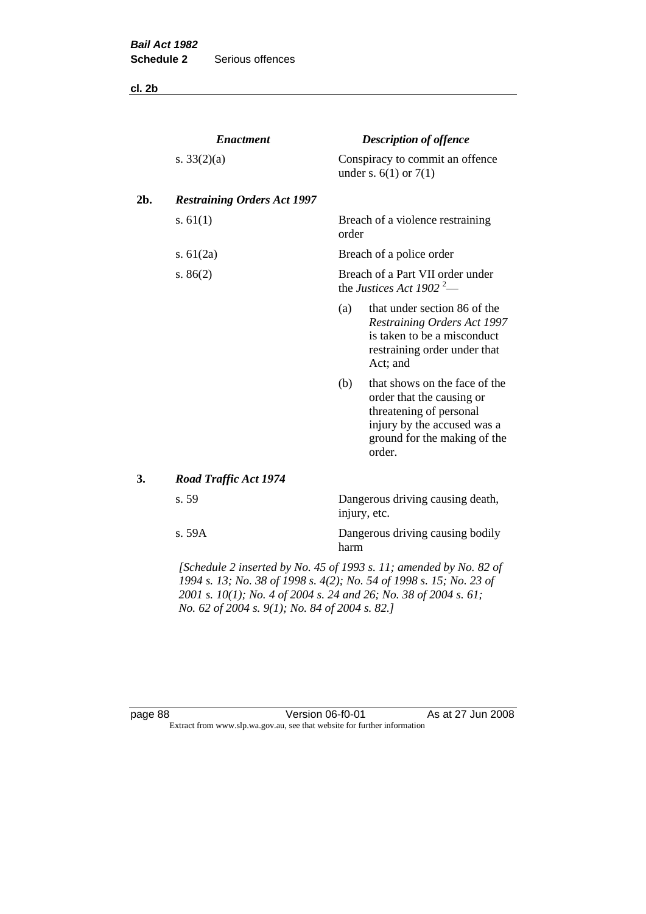| | *Enactment* | *Description of offence* |
|---|---|---|
| | s. 33(2)(a) | Conspiracy to commit an offence under s. 6(1) or 7(1) |
| **2b.** | ***Restraining Orders Act 1997*** | |
| | s. 61(1) | Breach of a violence restraining order |
| | s. 61(2a) | Breach of a police order |
| | s. 86(2) | Breach of a Part VII order under the *Justices Act 1902* [2]— (a) that under section 86 of the *Restraining Orders Act 1997* is taken to be a misconduct restraining order under that Act; and (b) that shows on the face of the order that the causing or threatening of personal injury by the accused was a ground for the making of the order. |
| **3.** | ***Road Traffic Act 1974*** | |
| | s. 59 | Dangerous driving causing death, injury, etc. |
| | s. 59A | Dangerous driving causing bodily harm |

*[Schedule 2 inserted by No. 45 of 1993 s. 11; amended by No. 82 of 1994 s. 13; No. 38 of 1998 s. 4(2); No. 54 of 1998 s. 15; No. 23 of 2001 s. 10(1); No. 4 of 2004 s. 24 and 26; No. 38 of 2004 s. 61; No. 62 of 2004 s. 9(1); No. 84 of 2004 s. 82.]*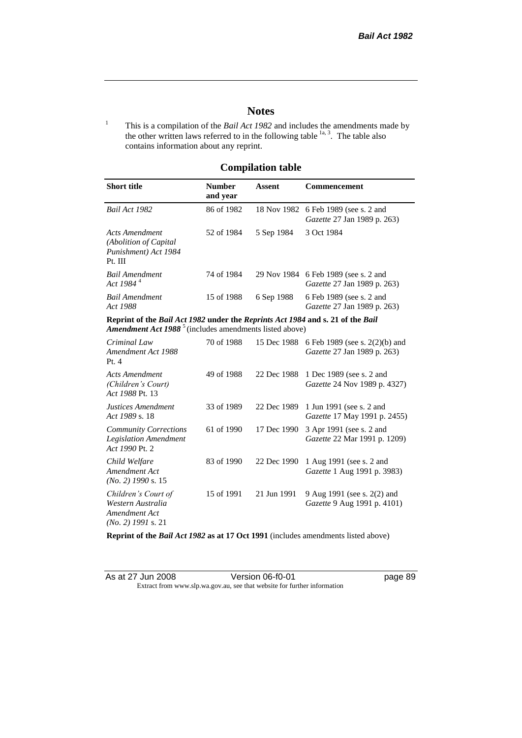# Notes

[1] This is a compilation of the *Bail Act 1982* and includes the amendments made by the other written laws referred to in the following table [1a, 3]. The table also contains information about any reprint.

## Compilation table

| Short title | Number and year | Assent | Commencement |
|---|---|---|---|
| *Bail Act 1982* | 86 of 1982 | 18 Nov 1982 | 6 Feb 1989 (see s. 2 and *Gazette* 27 Jan 1989 p. 263) |
| *Acts Amendment (Abolition of Capital Punishment) Act 1984* Pt. III | 52 of 1984 | 5 Sep 1984 | 3 Oct 1984 |
| *Bail Amendment Act 1984* [4] | 74 of 1984 | 29 Nov 1984 | 6 Feb 1989 (see s. 2 and *Gazette* 27 Jan 1989 p. 263) |
| *Bail Amendment Act 1988* | 15 of 1988 | 6 Sep 1988 | 6 Feb 1989 (see s. 2 and *Gazette* 27 Jan 1989 p. 263) |
| **Reprint of the *Bail Act 1982* under the *Reprints Act 1984* and s. 21 of the *Bail Amendment Act 1988*** [5] (includes amendments listed above) | | | |
| *Criminal Law Amendment Act 1988* Pt. 4 | 70 of 1988 | 15 Dec 1988 | 6 Feb 1989 (see s. 2(2)(b) and *Gazette* 27 Jan 1989 p. 263) |
| *Acts Amendment (Children's Court) Act 1988* Pt. 13 | 49 of 1988 | 22 Dec 1988 | 1 Dec 1989 (see s. 2 and *Gazette* 24 Nov 1989 p. 4327) |
| *Justices Amendment Act 1989* s. 18 | 33 of 1989 | 22 Dec 1989 | 1 Jun 1991 (see s. 2 and *Gazette* 17 May 1991 p. 2455) |
| *Community Corrections Legislation Amendment Act 1990* Pt. 2 | 61 of 1990 | 17 Dec 1990 | 3 Apr 1991 (see s. 2 and *Gazette* 22 Mar 1991 p. 1209) |
| *Child Welfare Amendment Act (No. 2) 1990* s. 15 | 83 of 1990 | 22 Dec 1990 | 1 Aug 1991 (see s. 2 and *Gazette* 1 Aug 1991 p. 3983) |
| *Children's Court of Western Australia Amendment Act (No. 2) 1991* s. 21 | 15 of 1991 | 21 Jun 1991 | 9 Aug 1991 (see s. 2(2) and *Gazette* 9 Aug 1991 p. 4101) |
| **Reprint of the *Bail Act 1982* as at 17 Oct 1991** (includes amendments listed above) | | | |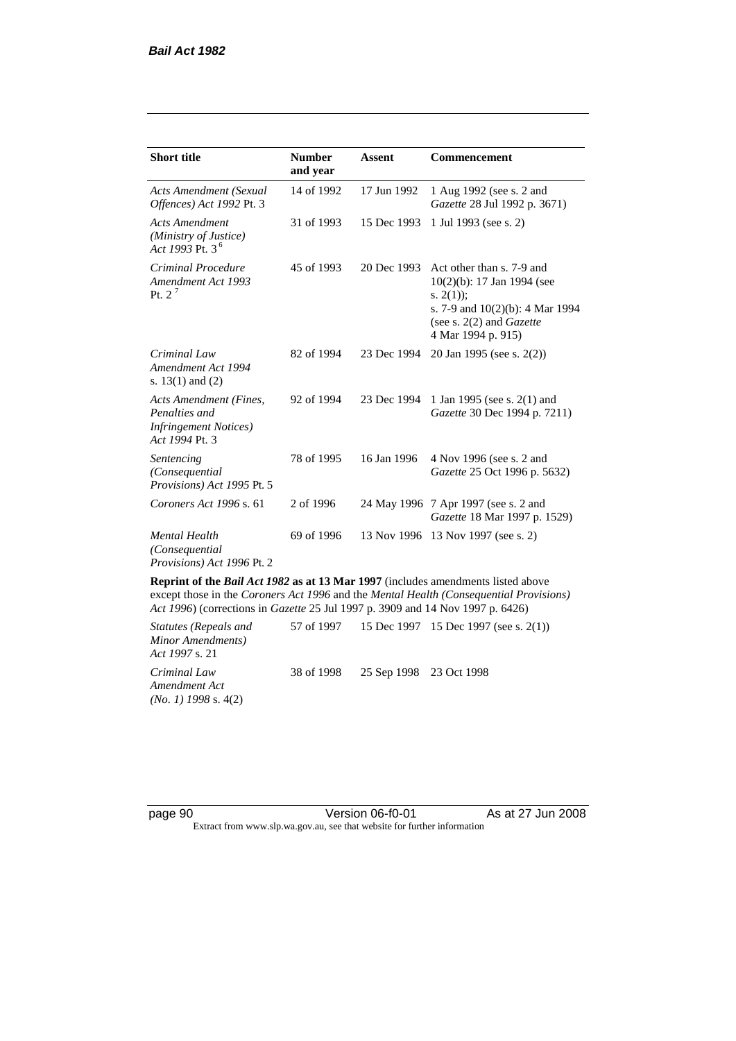| Short title | Number and year | Assent | Commencement |
|---|---|---|---|
| *Acts Amendment (Sexual Offences) Act 1992* Pt. 3 | 14 of 1992 | 17 Jun 1992 | 1 Aug 1992 (see s. 2 and *Gazette* 28 Jul 1992 p. 3671) |
| *Acts Amendment (Ministry of Justice) Act 1993* Pt. 3 [6] | 31 of 1993 | 15 Dec 1993 | 1 Jul 1993 (see s. 2) |
| *Criminal Procedure Amendment Act 1993* Pt. 2 [7] | 45 of 1993 | 20 Dec 1993 | Act other than s. 7-9 and 10(2)(b): 17 Jan 1994 (see s. 2(1)); s. 7-9 and 10(2)(b): 4 Mar 1994 (see s. 2(2) and *Gazette* 4 Mar 1994 p. 915) |
| *Criminal Law Amendment Act 1994* s. 13(1) and (2) | 82 of 1994 | 23 Dec 1994 | 20 Jan 1995 (see s. 2(2)) |
| *Acts Amendment (Fines, Penalties and Infringement Notices) Act 1994* Pt. 3 | 92 of 1994 | 23 Dec 1994 | 1 Jan 1995 (see s. 2(1) and *Gazette* 30 Dec 1994 p. 7211) |
| *Sentencing (Consequential Provisions) Act 1995* Pt. 5 | 78 of 1995 | 16 Jan 1996 | 4 Nov 1996 (see s. 2 and *Gazette* 25 Oct 1996 p. 5632) |
| *Coroners Act 1996* s. 61 | 2 of 1996 | 24 May 1996 | 7 Apr 1997 (see s. 2 and *Gazette* 18 Mar 1997 p. 1529) |
| *Mental Health (Consequential Provisions) Act 1996* Pt. 2 | 69 of 1996 | 13 Nov 1996 | 13 Nov 1997 (see s. 2) |
| **Reprint of the *Bail Act 1982* as at 13 Mar 1997** (includes amendments listed above except those in the *Coroners Act 1996* and the *Mental Health (Consequential Provisions) Act 1996*) (corrections in *Gazette* 25 Jul 1997 p. 3909 and 14 Nov 1997 p. 6426) | | | |
| *Statutes (Repeals and Minor Amendments) Act 1997* s. 21 | 57 of 1997 | 15 Dec 1997 | 15 Dec 1997 (see s. 2(1)) |
| *Criminal Law Amendment Act (No. 1) 1998* s. 4(2) | 38 of 1998 | 25 Sep 1998 | 23 Oct 1998 |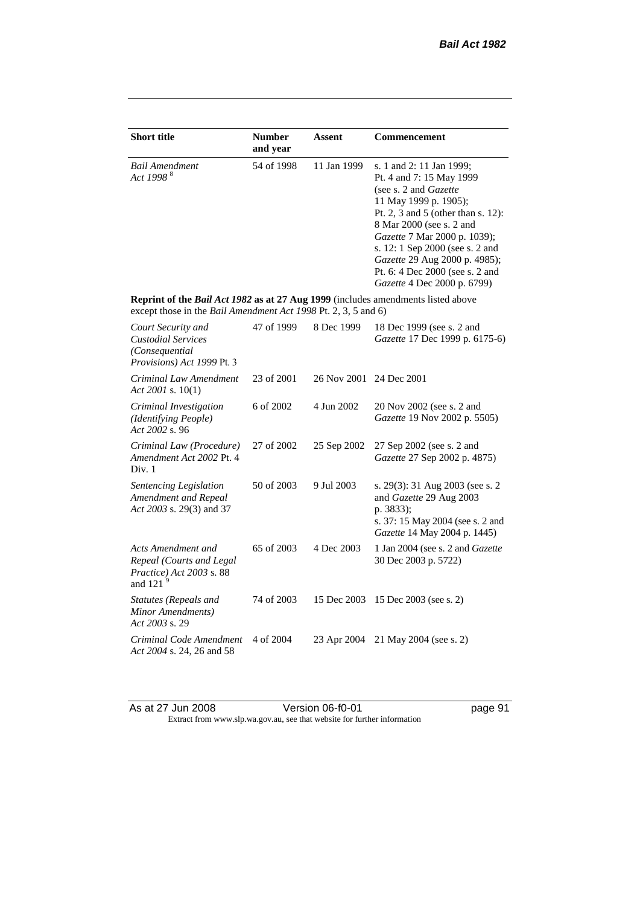| Short title | Number and year | Assent | Commencement |
|---|---|---|---|
| *Bail Amendment Act 1998* [8] | 54 of 1998 | 11 Jan 1999 | s. 1 and 2: 11 Jan 1999; Pt. 4 and 7: 15 May 1999 (see s. 2 and *Gazette* 11 May 1999 p. 1905); Pt. 2, 3 and 5 (other than s. 12): 8 Mar 2000 (see s. 2 and *Gazette* 7 Mar 2000 p. 1039); s. 12: 1 Sep 2000 (see s. 2 and *Gazette* 29 Aug 2000 p. 4985); Pt. 6: 4 Dec 2000 (see s. 2 and *Gazette* 4 Dec 2000 p. 6799) |
| **Reprint of the *Bail Act 1982* as at 27 Aug 1999** (includes amendments listed above except those in the *Bail Amendment Act 1998* Pt. 2, 3, 5 and 6) | | | |
| *Court Security and Custodial Services (Consequential Provisions) Act 1999* Pt. 3 | 47 of 1999 | 8 Dec 1999 | 18 Dec 1999 (see s. 2 and *Gazette* 17 Dec 1999 p. 6175-6) |
| *Criminal Law Amendment Act 2001* s. 10(1) | 23 of 2001 | 26 Nov 2001 | 24 Dec 2001 |
| *Criminal Investigation (Identifying People) Act 2002* s. 96 | 6 of 2002 | 4 Jun 2002 | 20 Nov 2002 (see s. 2 and *Gazette* 19 Nov 2002 p. 5505) |
| *Criminal Law (Procedure) Amendment Act 2002* Pt. 4 Div. 1 | 27 of 2002 | 25 Sep 2002 | 27 Sep 2002 (see s. 2 and *Gazette* 27 Sep 2002 p. 4875) |
| *Sentencing Legislation Amendment and Repeal Act 2003* s. 29(3) and 37 | 50 of 2003 | 9 Jul 2003 | s. 29(3): 31 Aug 2003 (see s. 2 and *Gazette* 29 Aug 2003 p. 3833); s. 37: 15 May 2004 (see s. 2 and *Gazette* 14 May 2004 p. 1445) |
| *Acts Amendment and Repeal (Courts and Legal Practice) Act 2003* s. 88 and 121 [9] | 65 of 2003 | 4 Dec 2003 | 1 Jan 2004 (see s. 2 and *Gazette* 30 Dec 2003 p. 5722) |
| *Statutes (Repeals and Minor Amendments) Act 2003* s. 29 | 74 of 2003 | 15 Dec 2003 | 15 Dec 2003 (see s. 2) |
| *Criminal Code Amendment Act 2004* s. 24, 26 and 58 | 4 of 2004 | 23 Apr 2004 | 21 May 2004 (see s. 2) |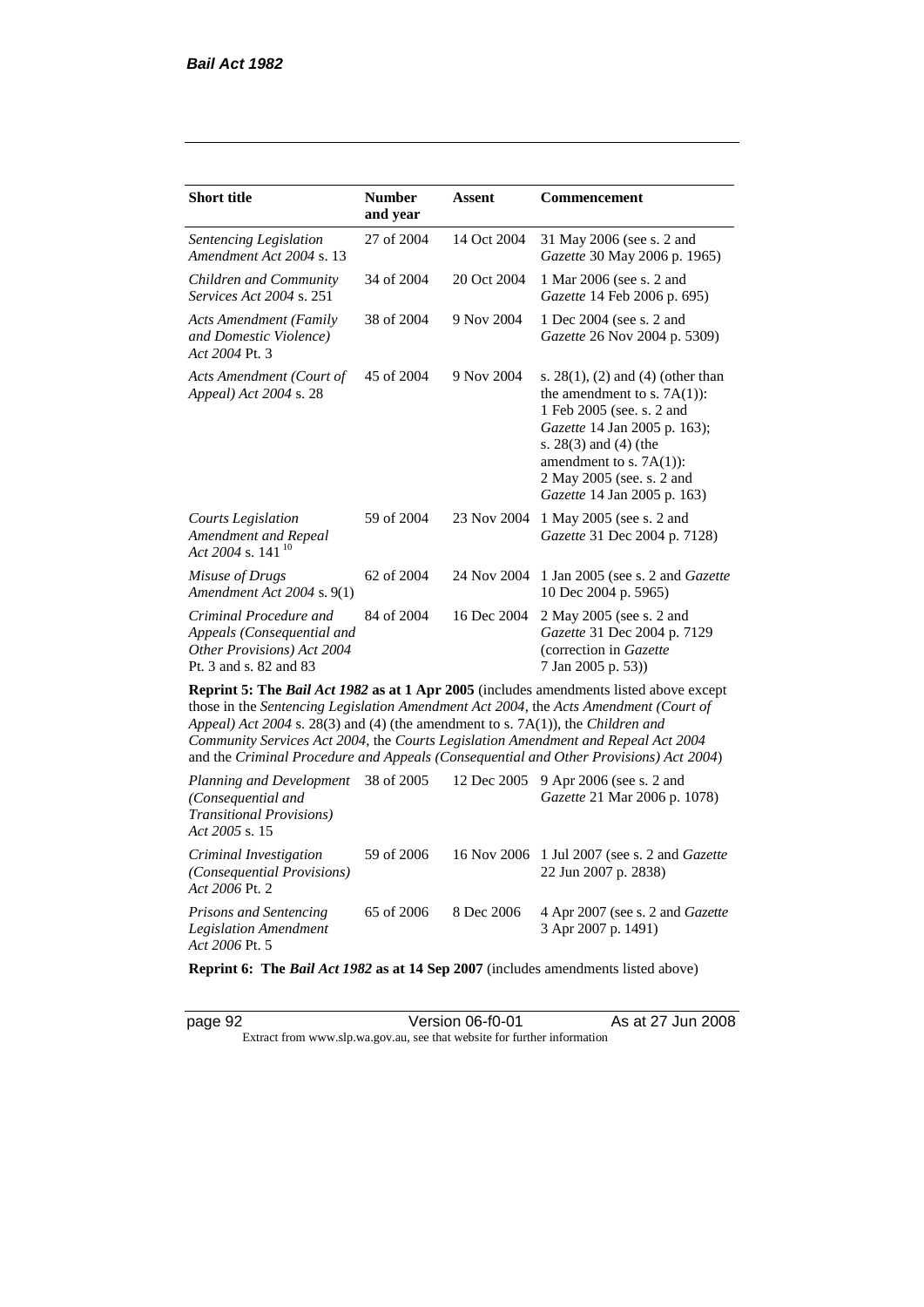| **Short title** | **Number and year** | **Assent** | **Commencement** |
|---|---|---|---|
| *Sentencing Legislation Amendment Act 2004* s. 13 | 27 of 2004 | 14 Oct 2004 | 31 May 2006 (see s. 2 and *Gazette* 30 May 2006 p. 1965) |
| *Children and Community Services Act 2004* s. 251 | 34 of 2004 | 20 Oct 2004 | 1 Mar 2006 (see s. 2 and *Gazette* 14 Feb 2006 p. 695) |
| *Acts Amendment (Family and Domestic Violence) Act 2004* Pt. 3 | 38 of 2004 | 9 Nov 2004 | 1 Dec 2004 (see s. 2 and *Gazette* 26 Nov 2004 p. 5309) |
| *Acts Amendment (Court of Appeal) Act 2004* s. 28 | 45 of 2004 | 9 Nov 2004 | s. 28(1), (2) and (4) (other than the amendment to s. 7A(1)): 1 Feb 2005 (see. s. 2 and *Gazette* 14 Jan 2005 p. 163); s. 28(3) and (4) (the amendment to s. 7A(1)): 2 May 2005 (see. s. 2 and *Gazette* 14 Jan 2005 p. 163) |
| *Courts Legislation Amendment and Repeal Act 2004* s. 141 [10] | 59 of 2004 | 23 Nov 2004 | 1 May 2005 (see s. 2 and *Gazette* 31 Dec 2004 p. 7128) |
| *Misuse of Drugs Amendment Act 2004* s. 9(1) | 62 of 2004 | 24 Nov 2004 | 1 Jan 2005 (see s. 2 and *Gazette* 10 Dec 2004 p. 5965) |
| *Criminal Procedure and Appeals (Consequential and Other Provisions) Act 2004* Pt. 3 and s. 82 and 83 | 84 of 2004 | 16 Dec 2004 | 2 May 2005 (see s. 2 and *Gazette* 31 Dec 2004 p. 7129 (correction in *Gazette* 7 Jan 2005 p. 53)) |
| **Reprint 5: The *Bail Act 1982* as at 1 Apr 2005** (includes amendments listed above except those in the *Sentencing Legislation Amendment Act 2004*, the *Acts Amendment (Court of Appeal) Act 2004* s. 28(3) and (4) (the amendment to s. 7A(1)), the *Children and Community Services Act 2004*, the *Courts Legislation Amendment and Repeal Act 2004* and the *Criminal Procedure and Appeals (Consequential and Other Provisions) Act 2004*) | | | |
| *Planning and Development (Consequential and Transitional Provisions) Act 2005* s. 15 | 38 of 2005 | 12 Dec 2005 | 9 Apr 2006 (see s. 2 and *Gazette* 21 Mar 2006 p. 1078) |
| *Criminal Investigation (Consequential Provisions) Act 2006* Pt. 2 | 59 of 2006 | 16 Nov 2006 | 1 Jul 2007 (see s. 2 and *Gazette* 22 Jun 2007 p. 2838) |
| *Prisons and Sentencing Legislation Amendment Act 2006* Pt. 5 | 65 of 2006 | 8 Dec 2006 | 4 Apr 2007 (see s. 2 and *Gazette* 3 Apr 2007 p. 1491) |
| **Reprint 6: The *Bail Act 1982* as at 14 Sep 2007** (includes amendments listed above) | | | |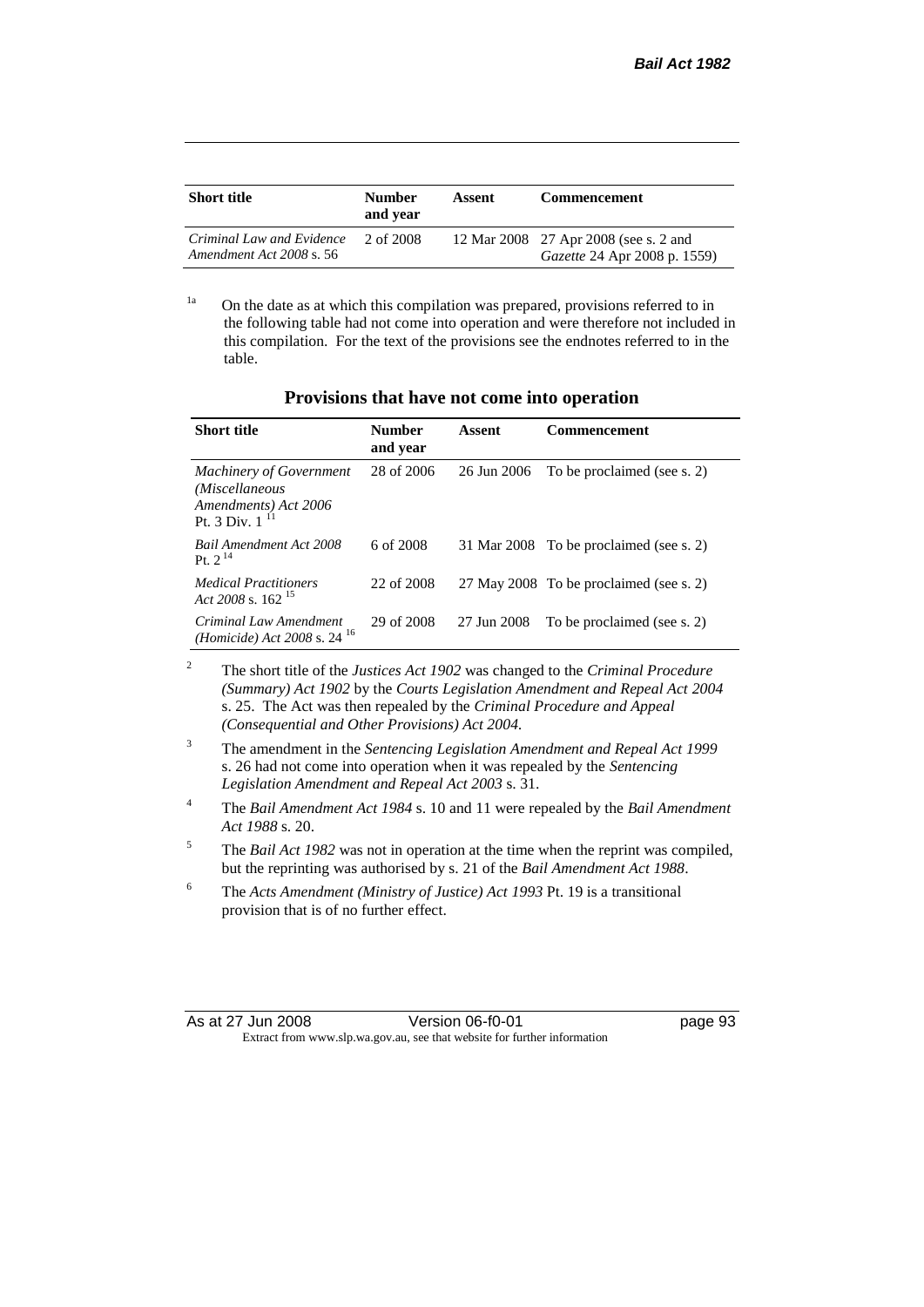| Short title | Number and year | Assent | Commencement |
|---|---|---|---|
| *Criminal Law and Evidence Amendment Act 2008* s. 56 | 2 of 2008 | 12 Mar 2008 | 27 Apr 2008 (see s. 2 and *Gazette* 24 Apr 2008 p. 1559) |

[1a] On the date as at which this compilation was prepared, provisions referred to in the following table had not come into operation and were therefore not included in this compilation. For the text of the provisions see the endnotes referred to in the table.

## Provisions that have not come into operation

| Short title | Number and year | Assent | Commencement |
|---|---|---|---|
| *Machinery of Government (Miscellaneous Amendments) Act 2006* Pt. 3 Div. 1 [11] | 28 of 2006 | 26 Jun 2006 | To be proclaimed (see s. 2) |
| *Bail Amendment Act 2008* Pt. 2 [14] | 6 of 2008 | 31 Mar 2008 | To be proclaimed (see s. 2) |
| *Medical Practitioners Act 2008* s. 162 [15] | 22 of 2008 | 27 May 2008 | To be proclaimed (see s. 2) |
| *Criminal Law Amendment (Homicide) Act 2008* s. 24 [16] | 29 of 2008 | 27 Jun 2008 | To be proclaimed (see s. 2) |

[2] The short title of the *Justices Act 1902* was changed to the *Criminal Procedure (Summary) Act 1902* by the *Courts Legislation Amendment and Repeal Act 2004* s. 25. The Act was then repealed by the *Criminal Procedure and Appeal (Consequential and Other Provisions) Act 2004*.

[3] The amendment in the *Sentencing Legislation Amendment and Repeal Act 1999* s. 26 had not come into operation when it was repealed by the *Sentencing Legislation Amendment and Repeal Act 2003* s. 31.

[4] The *Bail Amendment Act 1984* s. 10 and 11 were repealed by the *Bail Amendment Act 1988* s. 20.

[5] The *Bail Act 1982* was not in operation at the time when the reprint was compiled, but the reprinting was authorised by s. 21 of the *Bail Amendment Act 1988*.

[6] The *Acts Amendment (Ministry of Justice) Act 1993* Pt. 19 is a transitional provision that is of no further effect.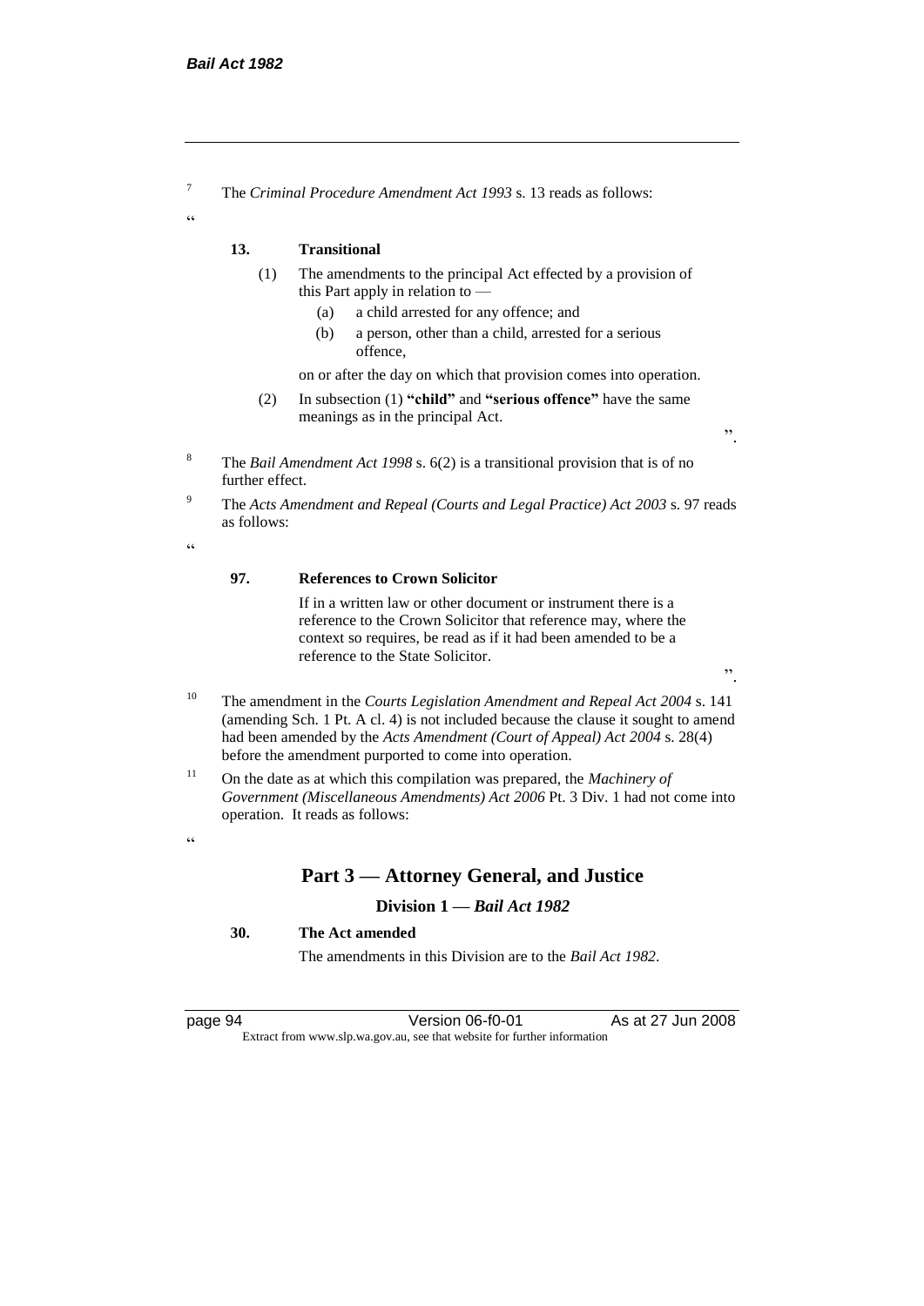[7] The *Criminal Procedure Amendment Act 1993* s. 13 reads as follows:

"

**13. Transitional**

(1) The amendments to the principal Act effected by a provision of this Part apply in relation to —

  (a) a child arrested for any offence; and

  (b) a person, other than a child, arrested for a serious offence,

on or after the day on which that provision comes into operation.

(2) In subsection (1) **"child"** and **"serious offence"** have the same meanings as in the principal Act.

".

[8] The *Bail Amendment Act 1998* s. 6(2) is a transitional provision that is of no further effect.

[9] The *Acts Amendment and Repeal (Courts and Legal Practice) Act 2003* s. 97 reads as follows:

"

**97. References to Crown Solicitor**

If in a written law or other document or instrument there is a reference to the Crown Solicitor that reference may, where the context so requires, be read as if it had been amended to be a reference to the State Solicitor.

".

[10] The amendment in the *Courts Legislation Amendment and Repeal Act 2004* s. 141 (amending Sch. 1 Pt. A cl. 4) is not included because the clause it sought to amend had been amended by the *Acts Amendment (Court of Appeal) Act 2004* s. 28(4) before the amendment purported to come into operation.

[11] On the date as at which this compilation was prepared, the *Machinery of Government (Miscellaneous Amendments) Act 2006* Pt. 3 Div. 1 had not come into operation. It reads as follows:

"

## Part 3 — Attorney General, and Justice

### Division 1 — *Bail Act 1982*

**30. The Act amended**

The amendments in this Division are to the *Bail Act 1982*.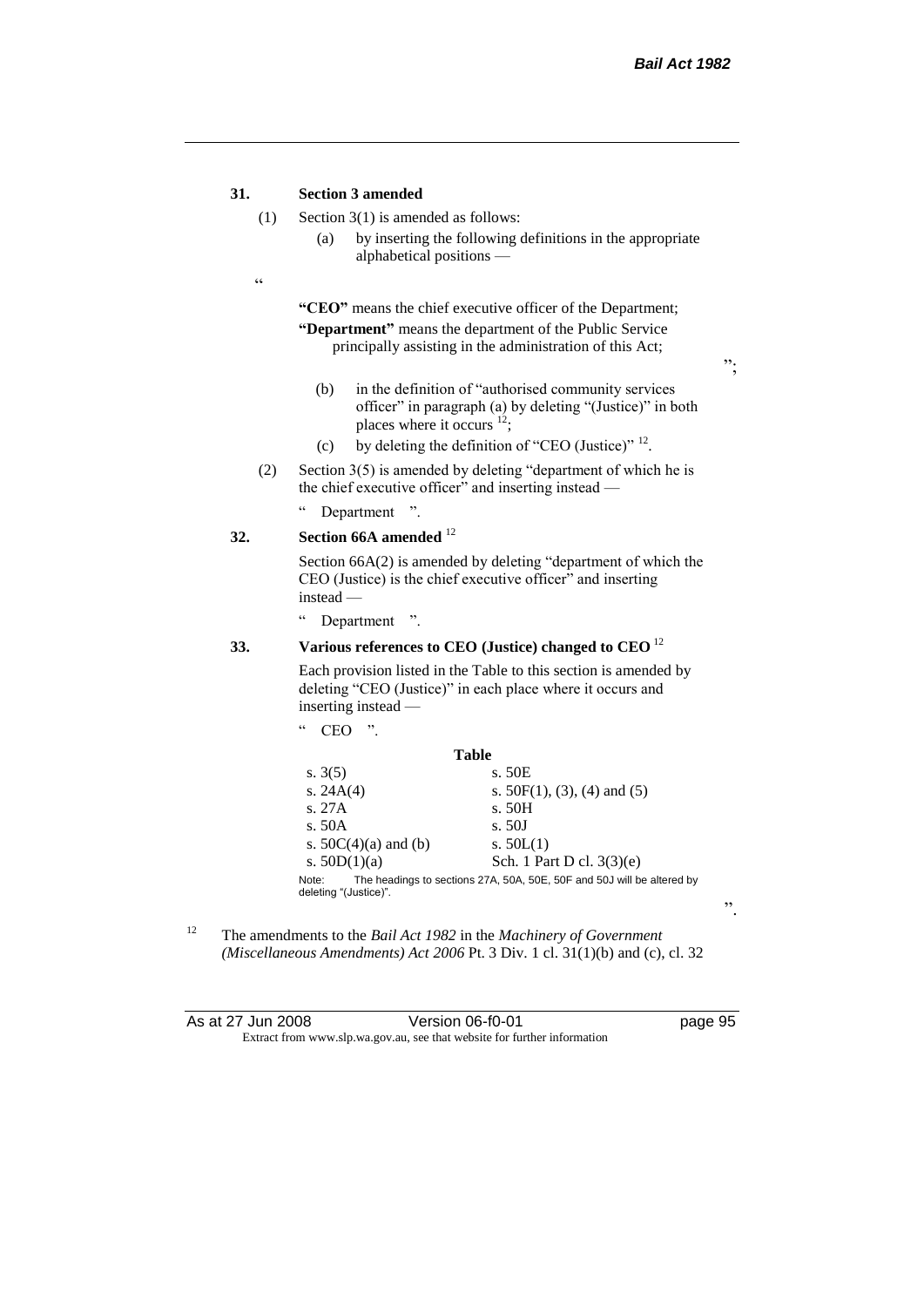**31. Section 3 amended**

(1) Section 3(1) is amended as follows:

(a) by inserting the following definitions in the appropriate alphabetical positions —

"

**"CEO"** means the chief executive officer of the Department;

**"Department"** means the department of the Public Service principally assisting in the administration of this Act;

";

(b) in the definition of "authorised community services officer" in paragraph (a) by deleting "(Justice)" in both places where it occurs [12];

(c) by deleting the definition of "CEO (Justice)" [12].

(2) Section 3(5) is amended by deleting "department of which he is the chief executive officer" and inserting instead —

" Department ".

**32. Section 66A amended** [12]

Section 66A(2) is amended by deleting "department of which the CEO (Justice) is the chief executive officer" and inserting instead —

" Department ".

**33. Various references to CEO (Justice) changed to CEO** [12]

Each provision listed in the Table to this section is amended by deleting "CEO (Justice)" in each place where it occurs and inserting instead —

" CEO ".

**Table**

| | |
|---|---|
| s. 3(5) | s. 50E |
| s. 24A(4) | s. 50F(1), (3), (4) and (5) |
| s. 27A | s. 50H |
| s. 50A | s. 50J |
| s. 50C(4)(a) and (b) | s. 50L(1) |
| s. 50D(1)(a) | Sch. 1 Part D cl. 3(3)(e) |

Note: The headings to sections 27A, 50A, 50E, 50F and 50J will be altered by deleting "(Justice)".

".

[12] The amendments to the *Bail Act 1982* in the *Machinery of Government (Miscellaneous Amendments) Act 2006* Pt. 3 Div. 1 cl. 31(1)(b) and (c), cl. 32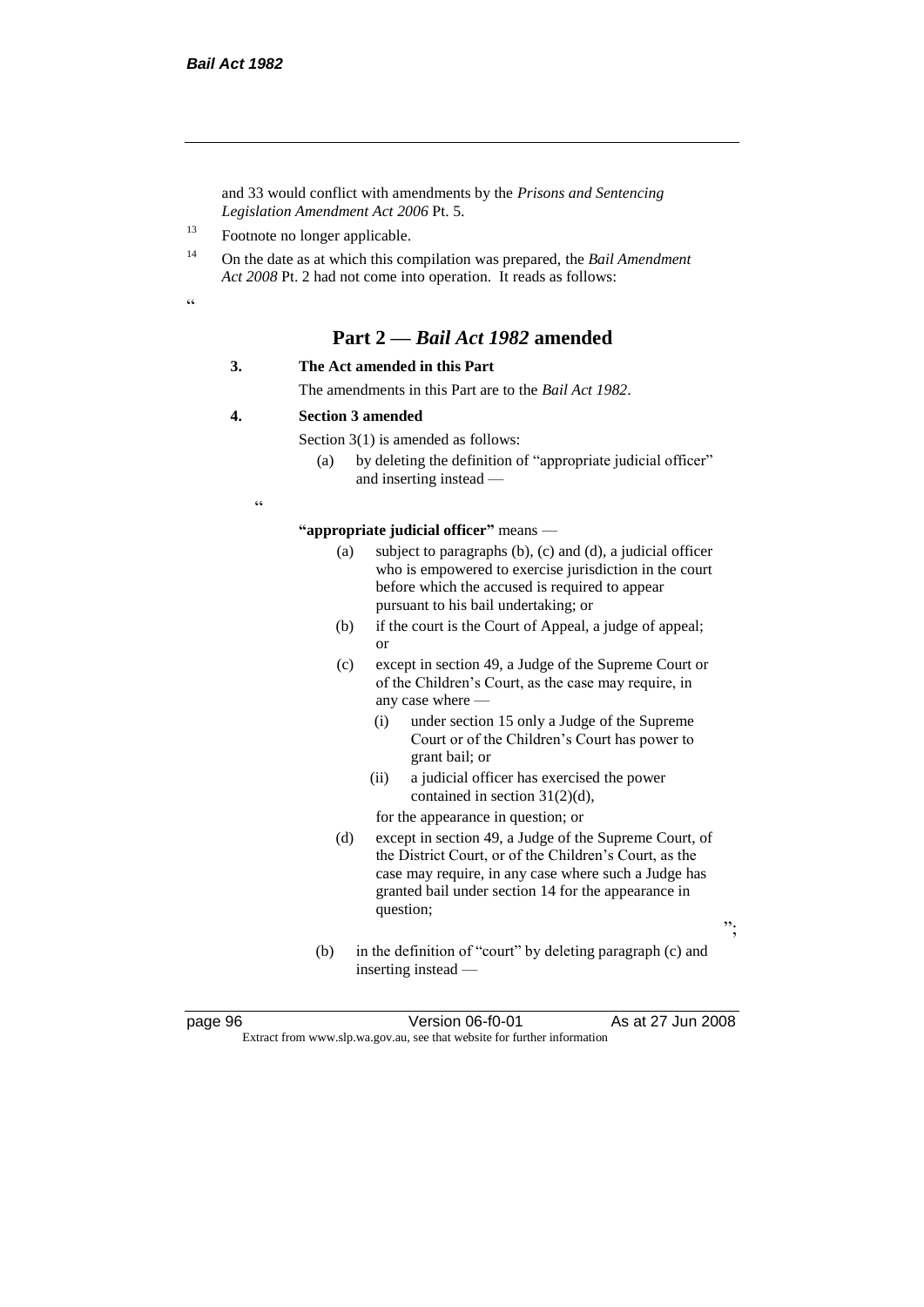and 33 would conflict with amendments by the *Prisons and Sentencing Legislation Amendment Act 2006* Pt. 5.

[13] Footnote no longer applicable.

[14] On the date as at which this compilation was prepared, the *Bail Amendment Act 2008* Pt. 2 had not come into operation. It reads as follows:

"

## Part 2 — *Bail Act 1982* amended

**3. The Act amended in this Part**

The amendments in this Part are to the *Bail Act 1982*.

**4. Section 3 amended**

Section 3(1) is amended as follows:

(a) by deleting the definition of "appropriate judicial officer" and inserting instead —

"

**"appropriate judicial officer"** means —

(a) subject to paragraphs (b), (c) and (d), a judicial officer who is empowered to exercise jurisdiction in the court before which the accused is required to appear pursuant to his bail undertaking; or

(b) if the court is the Court of Appeal, a judge of appeal; or

(c) except in section 49, a Judge of the Supreme Court or of the Children's Court, as the case may require, in any case where —

(i) under section 15 only a Judge of the Supreme Court or of the Children's Court has power to grant bail; or

(ii) a judicial officer has exercised the power contained in section 31(2)(d),

for the appearance in question; or

(d) except in section 49, a Judge of the Supreme Court, of the District Court, or of the Children's Court, as the case may require, in any case where such a Judge has granted bail under section 14 for the appearance in question;

";

(b) in the definition of "court" by deleting paragraph (c) and inserting instead —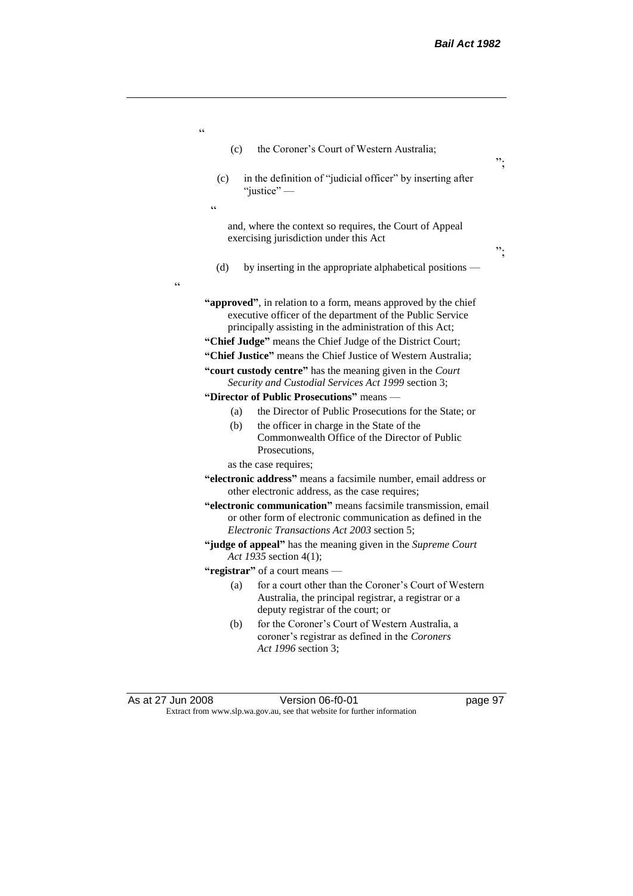"

(c) the Coroner's Court of Western Australia;

";

(c) in the definition of "judicial officer" by inserting after "justice" —

"

and, where the context so requires, the Court of Appeal exercising jurisdiction under this Act

";

(d) by inserting in the appropriate alphabetical positions —

"

**"approved"**, in relation to a form, means approved by the chief executive officer of the department of the Public Service principally assisting in the administration of this Act;

**"Chief Judge"** means the Chief Judge of the District Court;

**"Chief Justice"** means the Chief Justice of Western Australia;

**"court custody centre"** has the meaning given in the *Court Security and Custodial Services Act 1999* section 3;

**"Director of Public Prosecutions"** means —

(a) the Director of Public Prosecutions for the State; or

(b) the officer in charge in the State of the Commonwealth Office of the Director of Public Prosecutions,

as the case requires;

**"electronic address"** means a facsimile number, email address or other electronic address, as the case requires;

**"electronic communication"** means facsimile transmission, email or other form of electronic communication as defined in the *Electronic Transactions Act 2003* section 5;

**"judge of appeal"** has the meaning given in the *Supreme Court Act 1935* section 4(1);

**"registrar"** of a court means —

(a) for a court other than the Coroner's Court of Western Australia, the principal registrar, a registrar or a deputy registrar of the court; or

(b) for the Coroner's Court of Western Australia, a coroner's registrar as defined in the *Coroners Act 1996* section 3;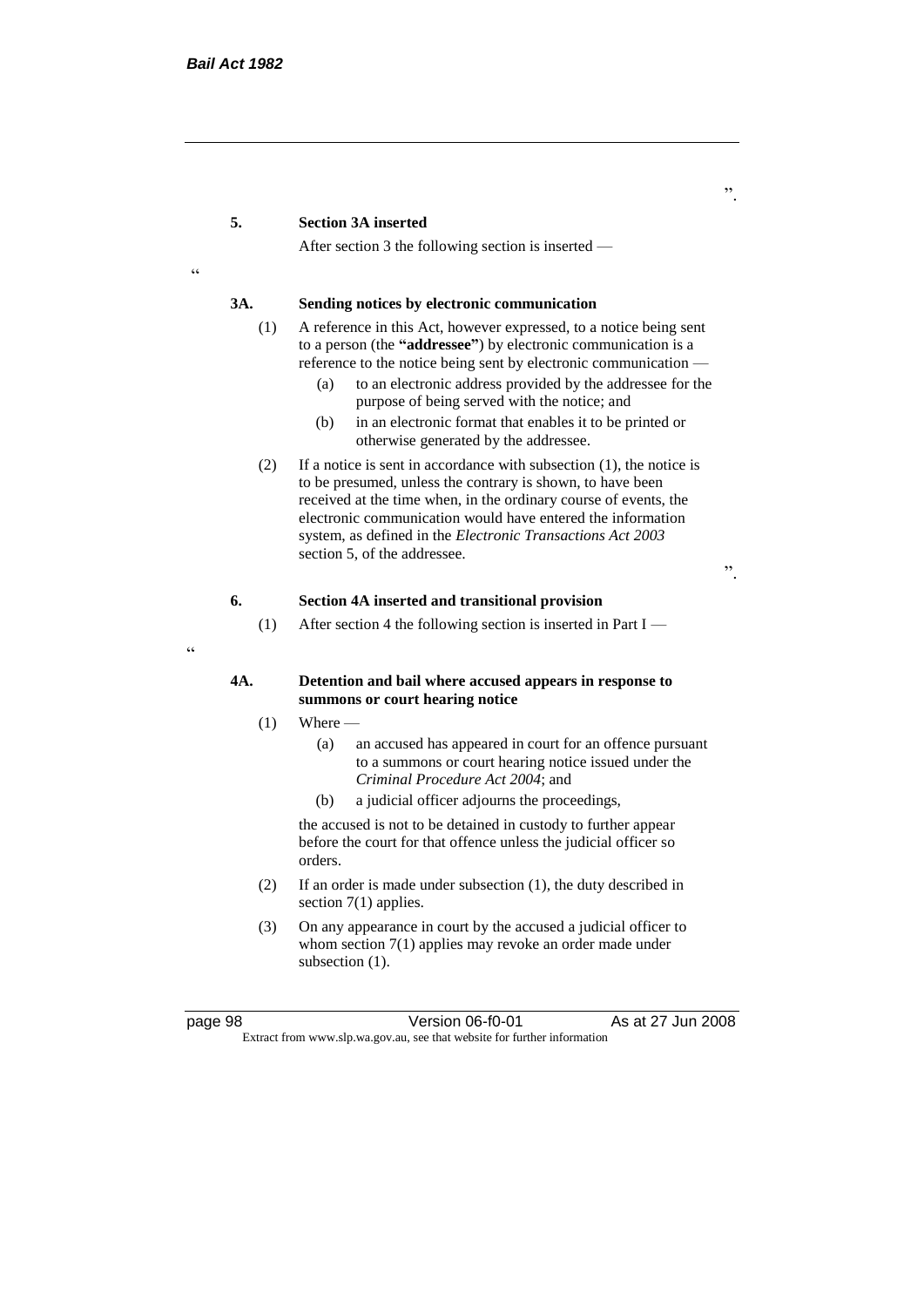".

**5. Section 3A inserted**

After section 3 the following section is inserted —

"

**3A. Sending notices by electronic communication**

(1) A reference in this Act, however expressed, to a notice being sent to a person (the **"addressee"**) by electronic communication is a reference to the notice being sent by electronic communication —

(a) to an electronic address provided by the addressee for the purpose of being served with the notice; and

(b) in an electronic format that enables it to be printed or otherwise generated by the addressee.

(2) If a notice is sent in accordance with subsection (1), the notice is to be presumed, unless the contrary is shown, to have been received at the time when, in the ordinary course of events, the electronic communication would have entered the information system, as defined in the *Electronic Transactions Act 2003* section 5, of the addressee.

".

**6. Section 4A inserted and transitional provision**

(1) After section 4 the following section is inserted in Part I —

"

**4A. Detention and bail where accused appears in response to summons or court hearing notice**

(1) Where —

(a) an accused has appeared in court for an offence pursuant to a summons or court hearing notice issued under the *Criminal Procedure Act 2004*; and

(b) a judicial officer adjourns the proceedings,

the accused is not to be detained in custody to further appear before the court for that offence unless the judicial officer so orders.

(2) If an order is made under subsection (1), the duty described in section 7(1) applies.

(3) On any appearance in court by the accused a judicial officer to whom section 7(1) applies may revoke an order made under subsection (1).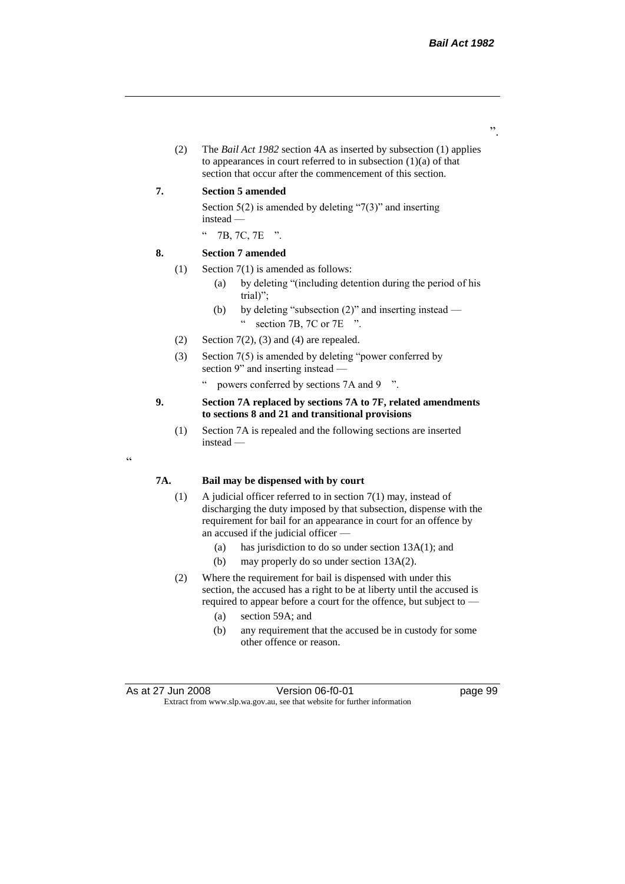”.

(2) The *Bail Act 1982* section 4A as inserted by subsection (1) applies to appearances in court referred to in subsection (1)(a) of that section that occur after the commencement of this section.

**7. Section 5 amended**

Section 5(2) is amended by deleting “7(3)” and inserting instead —

“ 7B, 7C, 7E ”.

**8. Section 7 amended**

(1) Section 7(1) is amended as follows:

(a) by deleting “(including detention during the period of his trial)”;

(b) by deleting “subsection (2)” and inserting instead —
“ section 7B, 7C or 7E ”.

(2) Section 7(2), (3) and (4) are repealed.

(3) Section 7(5) is amended by deleting “power conferred by section 9” and inserting instead —

“ powers conferred by sections 7A and 9 ”.

**9. Section 7A replaced by sections 7A to 7F, related amendments to sections 8 and 21 and transitional provisions**

(1) Section 7A is repealed and the following sections are inserted instead —

“

**7A. Bail may be dispensed with by court**

(1) A judicial officer referred to in section 7(1) may, instead of discharging the duty imposed by that subsection, dispense with the requirement for bail for an appearance in court for an offence by an accused if the judicial officer —

(a) has jurisdiction to do so under section 13A(1); and

(b) may properly do so under section 13A(2).

(2) Where the requirement for bail is dispensed with under this section, the accused has a right to be at liberty until the accused is required to appear before a court for the offence, but subject to —

(a) section 59A; and

(b) any requirement that the accused be in custody for some other offence or reason.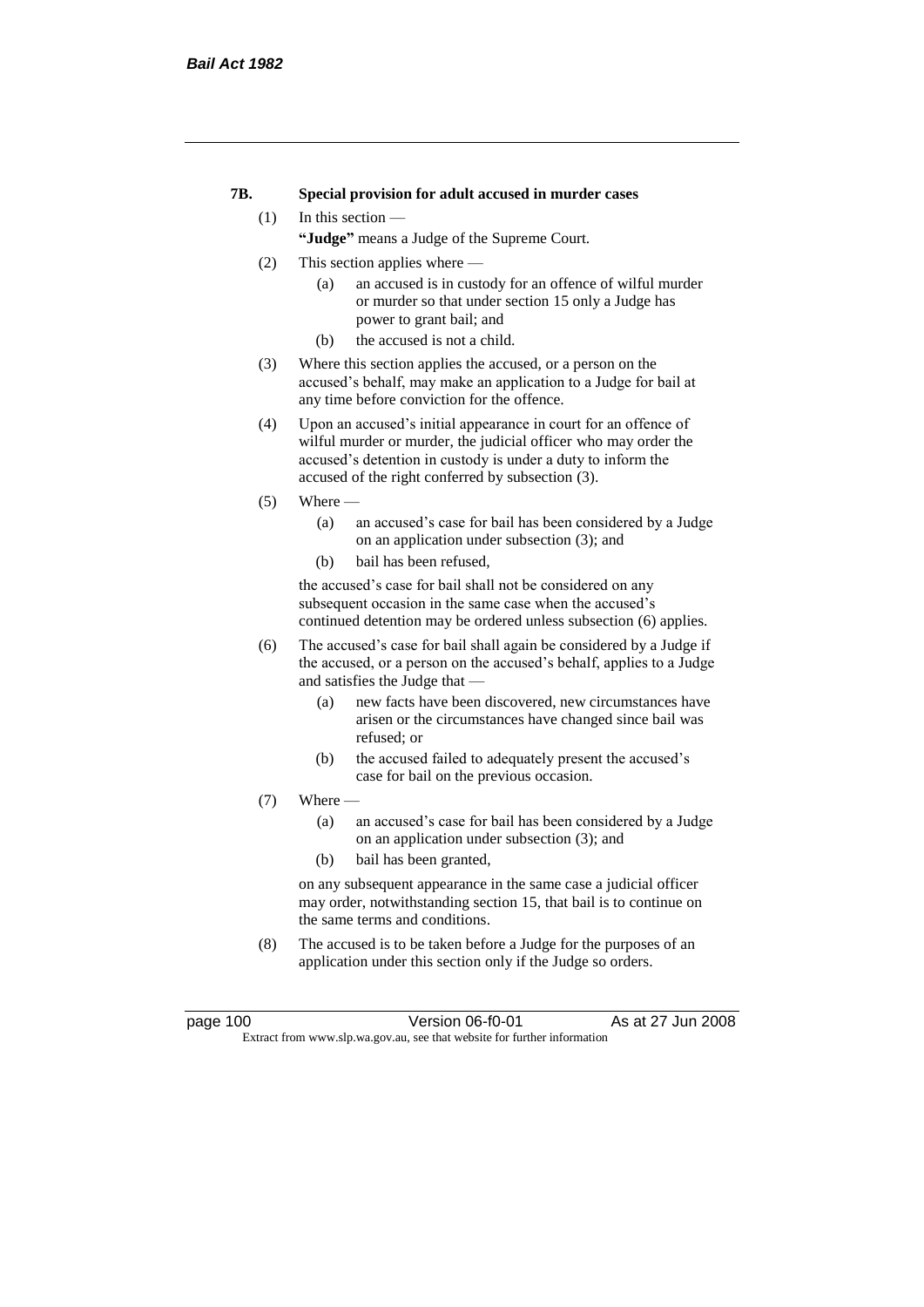**7B. Special provision for adult accused in murder cases**

(1) In this section —

**"Judge"** means a Judge of the Supreme Court.

(2) This section applies where —

(a) an accused is in custody for an offence of wilful murder or murder so that under section 15 only a Judge has power to grant bail; and

(b) the accused is not a child.

(3) Where this section applies the accused, or a person on the accused's behalf, may make an application to a Judge for bail at any time before conviction for the offence.

(4) Upon an accused's initial appearance in court for an offence of wilful murder or murder, the judicial officer who may order the accused's detention in custody is under a duty to inform the accused of the right conferred by subsection (3).

(5) Where —

(a) an accused's case for bail has been considered by a Judge on an application under subsection (3); and

(b) bail has been refused,

the accused's case for bail shall not be considered on any subsequent occasion in the same case when the accused's continued detention may be ordered unless subsection (6) applies.

(6) The accused's case for bail shall again be considered by a Judge if the accused, or a person on the accused's behalf, applies to a Judge and satisfies the Judge that —

(a) new facts have been discovered, new circumstances have arisen or the circumstances have changed since bail was refused; or

(b) the accused failed to adequately present the accused's case for bail on the previous occasion.

(7) Where —

(a) an accused's case for bail has been considered by a Judge on an application under subsection (3); and

(b) bail has been granted,

on any subsequent appearance in the same case a judicial officer may order, notwithstanding section 15, that bail is to continue on the same terms and conditions.

(8) The accused is to be taken before a Judge for the purposes of an application under this section only if the Judge so orders.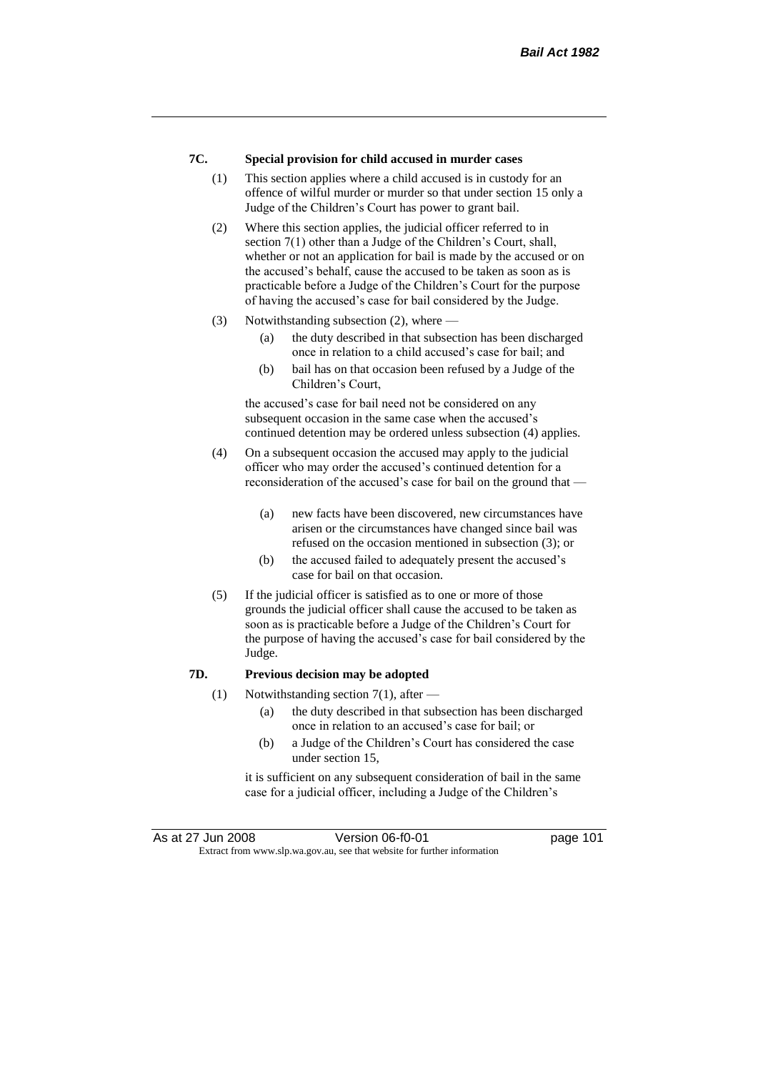### 7C. Special provision for child accused in murder cases

(1) This section applies where a child accused is in custody for an offence of wilful murder or murder so that under section 15 only a Judge of the Children's Court has power to grant bail.

(2) Where this section applies, the judicial officer referred to in section 7(1) other than a Judge of the Children's Court, shall, whether or not an application for bail is made by the accused or on the accused's behalf, cause the accused to be taken as soon as is practicable before a Judge of the Children's Court for the purpose of having the accused's case for bail considered by the Judge.

(3) Notwithstanding subsection (2), where —

- (a) the duty described in that subsection has been discharged once in relation to a child accused's case for bail; and
- (b) bail has on that occasion been refused by a Judge of the Children's Court,

the accused's case for bail need not be considered on any subsequent occasion in the same case when the accused's continued detention may be ordered unless subsection (4) applies.

(4) On a subsequent occasion the accused may apply to the judicial officer who may order the accused's continued detention for a reconsideration of the accused's case for bail on the ground that —

- (a) new facts have been discovered, new circumstances have arisen or the circumstances have changed since bail was refused on the occasion mentioned in subsection (3); or
- (b) the accused failed to adequately present the accused's case for bail on that occasion.

(5) If the judicial officer is satisfied as to one or more of those grounds the judicial officer shall cause the accused to be taken as soon as is practicable before a Judge of the Children's Court for the purpose of having the accused's case for bail considered by the Judge.

### 7D. Previous decision may be adopted

(1) Notwithstanding section 7(1), after —

- (a) the duty described in that subsection has been discharged once in relation to an accused's case for bail; or
- (b) a Judge of the Children's Court has considered the case under section 15,

it is sufficient on any subsequent consideration of bail in the same case for a judicial officer, including a Judge of the Children's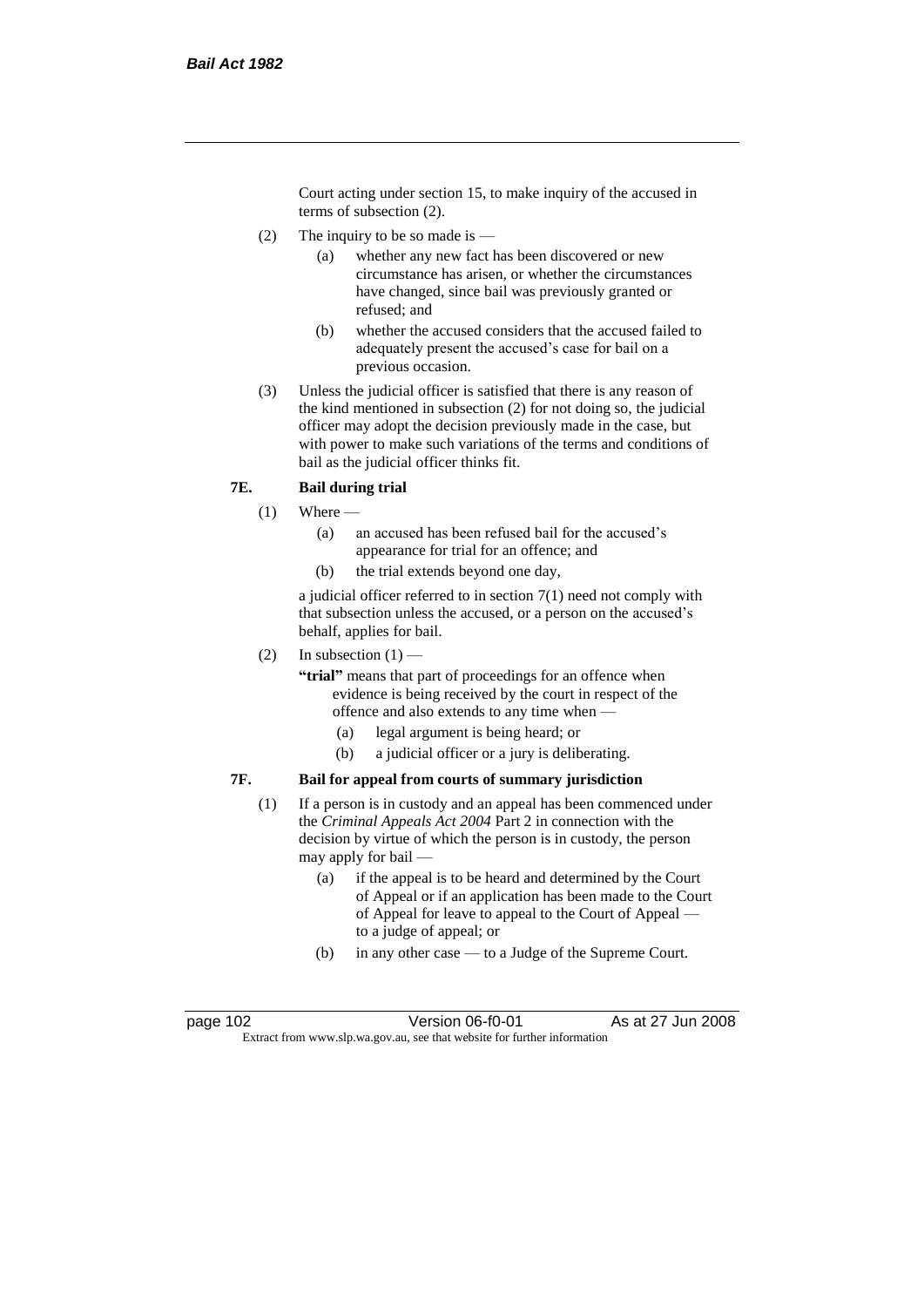Court acting under section 15, to make inquiry of the accused in terms of subsection (2).

(2) The inquiry to be so made is —

(a) whether any new fact has been discovered or new circumstance has arisen, or whether the circumstances have changed, since bail was previously granted or refused; and

(b) whether the accused considers that the accused failed to adequately present the accused's case for bail on a previous occasion.

(3) Unless the judicial officer is satisfied that there is any reason of the kind mentioned in subsection (2) for not doing so, the judicial officer may adopt the decision previously made in the case, but with power to make such variations of the terms and conditions of bail as the judicial officer thinks fit.

### 7E. Bail during trial

(1) Where —

(a) an accused has been refused bail for the accused's appearance for trial for an offence; and

(b) the trial extends beyond one day,

a judicial officer referred to in section 7(1) need not comply with that subsection unless the accused, or a person on the accused's behalf, applies for bail.

(2) In subsection (1) —

**"trial"** means that part of proceedings for an offence when evidence is being received by the court in respect of the offence and also extends to any time when —

(a) legal argument is being heard; or

(b) a judicial officer or a jury is deliberating.

### 7F. Bail for appeal from courts of summary jurisdiction

(1) If a person is in custody and an appeal has been commenced under the *Criminal Appeals Act 2004* Part 2 in connection with the decision by virtue of which the person is in custody, the person may apply for bail —

(a) if the appeal is to be heard and determined by the Court of Appeal or if an application has been made to the Court of Appeal for leave to appeal to the Court of Appeal — to a judge of appeal; or

(b) in any other case — to a Judge of the Supreme Court.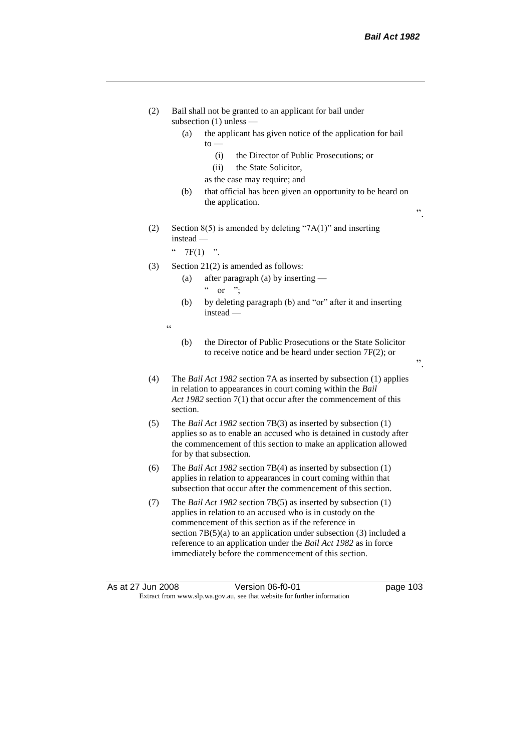(2) Bail shall not be granted to an applicant for bail under subsection (1) unless —

   (a) the applicant has given notice of the application for bail to —

      (i) the Director of Public Prosecutions; or

      (ii) the State Solicitor,

   as the case may require; and

   (b) that official has been given an opportunity to be heard on the application.

".

(2) Section 8(5) is amended by deleting "7A(1)" and inserting instead —

" 7F(1) ".

(3) Section 21(2) is amended as follows:

   (a) after paragraph (a) by inserting —

   " or ";

   (b) by deleting paragraph (b) and "or" after it and inserting instead —

"

   (b) the Director of Public Prosecutions or the State Solicitor to receive notice and be heard under section 7F(2); or

".

(4) The *Bail Act 1982* section 7A as inserted by subsection (1) applies in relation to appearances in court coming within the *Bail Act 1982* section 7(1) that occur after the commencement of this section.

(5) The *Bail Act 1982* section 7B(3) as inserted by subsection (1) applies so as to enable an accused who is detained in custody after the commencement of this section to make an application allowed for by that subsection.

(6) The *Bail Act 1982* section 7B(4) as inserted by subsection (1) applies in relation to appearances in court coming within that subsection that occur after the commencement of this section.

(7) The *Bail Act 1982* section 7B(5) as inserted by subsection (1) applies in relation to an accused who is in custody on the commencement of this section as if the reference in section 7B(5)(a) to an application under subsection (3) included a reference to an application under the *Bail Act 1982* as in force immediately before the commencement of this section.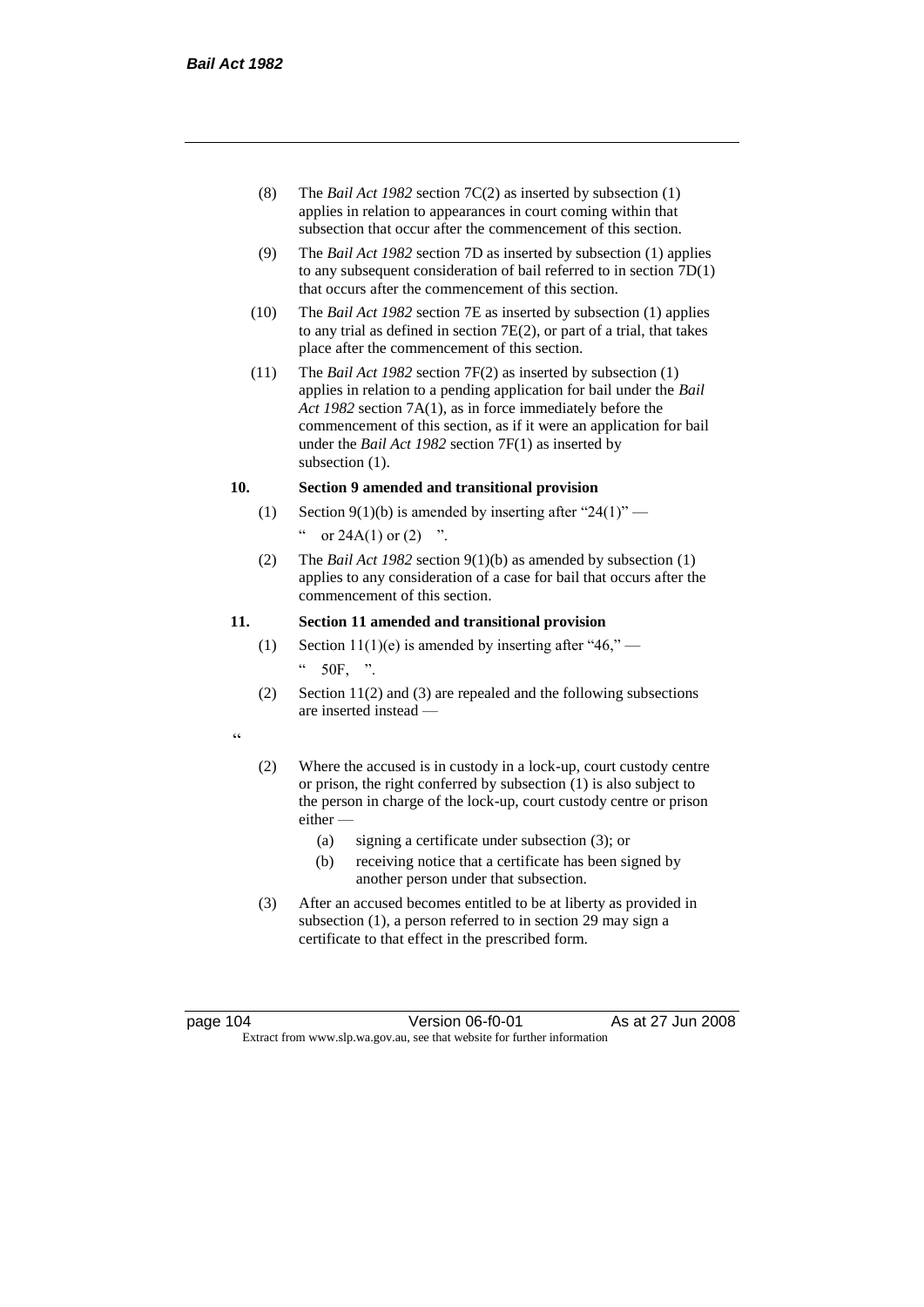(8) The *Bail Act 1982* section 7C(2) as inserted by subsection (1) applies in relation to appearances in court coming within that subsection that occur after the commencement of this section.

(9) The *Bail Act 1982* section 7D as inserted by subsection (1) applies to any subsequent consideration of bail referred to in section 7D(1) that occurs after the commencement of this section.

(10) The *Bail Act 1982* section 7E as inserted by subsection (1) applies to any trial as defined in section 7E(2), or part of a trial, that takes place after the commencement of this section.

(11) The *Bail Act 1982* section 7F(2) as inserted by subsection (1) applies in relation to a pending application for bail under the *Bail Act 1982* section 7A(1), as in force immediately before the commencement of this section, as if it were an application for bail under the *Bail Act 1982* section 7F(1) as inserted by subsection (1).

**10. Section 9 amended and transitional provision**

(1) Section 9(1)(b) is amended by inserting after "24(1)" —

" or 24A(1) or (2) ".

(2) The *Bail Act 1982* section 9(1)(b) as amended by subsection (1) applies to any consideration of a case for bail that occurs after the commencement of this section.

**11. Section 11 amended and transitional provision**

(1) Section 11(1)(e) is amended by inserting after "46," —

" 50F, ".

(2) Section 11(2) and (3) are repealed and the following subsections are inserted instead —

"

(2) Where the accused is in custody in a lock-up, court custody centre or prison, the right conferred by subsection (1) is also subject to the person in charge of the lock-up, court custody centre or prison either —

(a) signing a certificate under subsection (3); or

(b) receiving notice that a certificate has been signed by another person under that subsection.

(3) After an accused becomes entitled to be at liberty as provided in subsection (1), a person referred to in section 29 may sign a certificate to that effect in the prescribed form.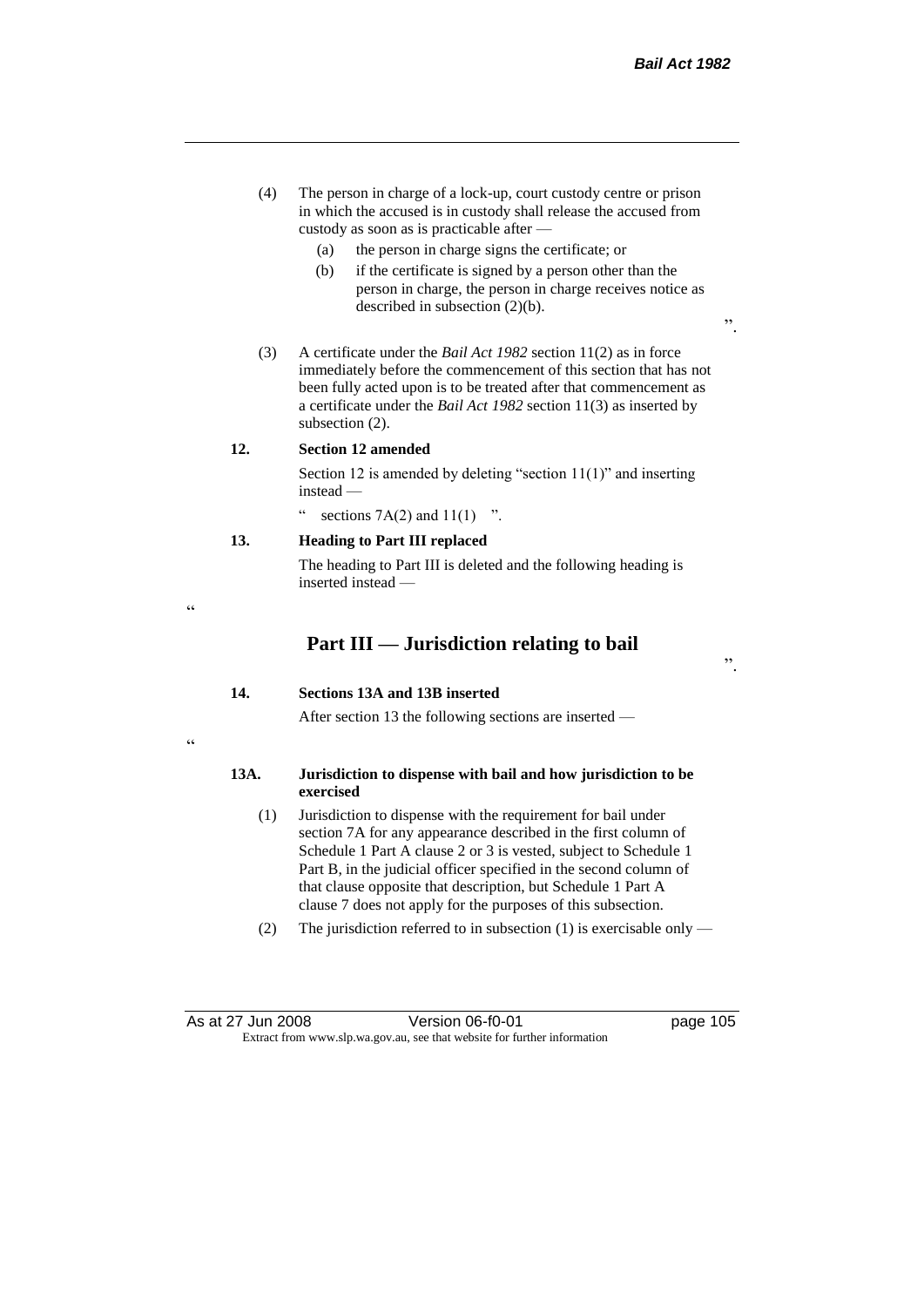(4) The person in charge of a lock-up, court custody centre or prison in which the accused is in custody shall release the accused from custody as soon as is practicable after —

(a) the person in charge signs the certificate; or

(b) if the certificate is signed by a person other than the person in charge, the person in charge receives notice as described in subsection (2)(b).

".

(3) A certificate under the *Bail Act 1982* section 11(2) as in force immediately before the commencement of this section that has not been fully acted upon is to be treated after that commencement as a certificate under the *Bail Act 1982* section 11(3) as inserted by subsection (2).

**12. Section 12 amended**

Section 12 is amended by deleting "section 11(1)" and inserting instead —

" sections 7A(2) and 11(1) ".

**13. Heading to Part III replaced**

The heading to Part III is deleted and the following heading is inserted instead —

"

## Part III — Jurisdiction relating to bail

".

**14. Sections 13A and 13B inserted**

After section 13 the following sections are inserted —

"

**13A. Jurisdiction to dispense with bail and how jurisdiction to be exercised**

(1) Jurisdiction to dispense with the requirement for bail under section 7A for any appearance described in the first column of Schedule 1 Part A clause 2 or 3 is vested, subject to Schedule 1 Part B, in the judicial officer specified in the second column of that clause opposite that description, but Schedule 1 Part A clause 7 does not apply for the purposes of this subsection.

(2) The jurisdiction referred to in subsection (1) is exercisable only —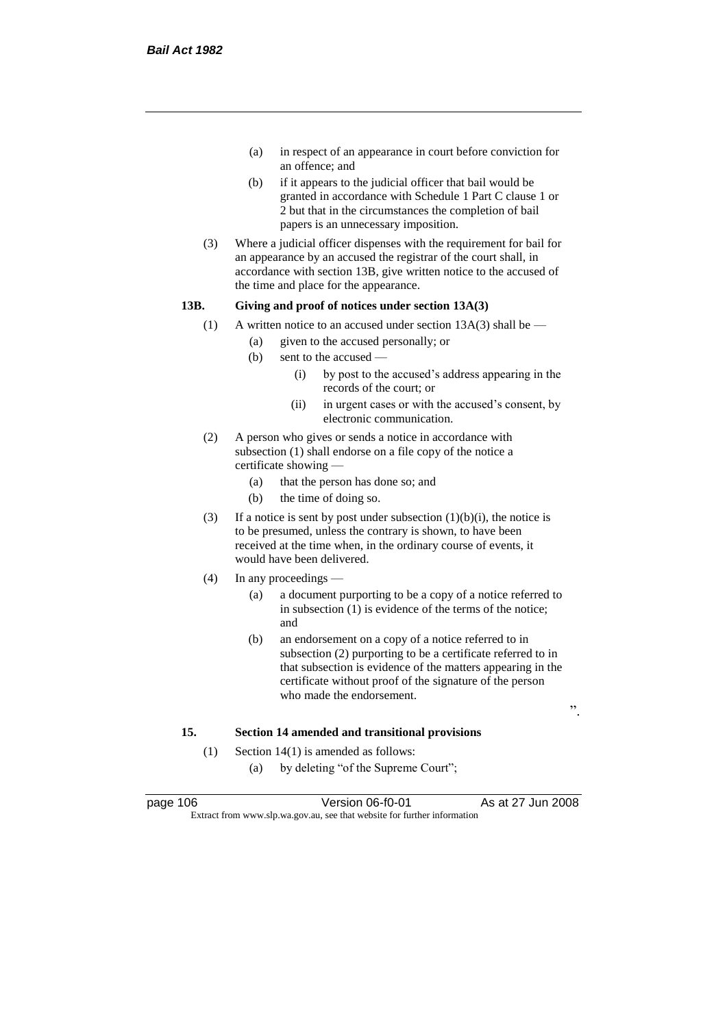(a) in respect of an appearance in court before conviction for an offence; and

(b) if it appears to the judicial officer that bail would be granted in accordance with Schedule 1 Part C clause 1 or 2 but that in the circumstances the completion of bail papers is an unnecessary imposition.

(3) Where a judicial officer dispenses with the requirement for bail for an appearance by an accused the registrar of the court shall, in accordance with section 13B, give written notice to the accused of the time and place for the appearance.

**13B. Giving and proof of notices under section 13A(3)**

(1) A written notice to an accused under section 13A(3) shall be —

(a) given to the accused personally; or

(b) sent to the accused —

(i) by post to the accused's address appearing in the records of the court; or

(ii) in urgent cases or with the accused's consent, by electronic communication.

(2) A person who gives or sends a notice in accordance with subsection (1) shall endorse on a file copy of the notice a certificate showing —

(a) that the person has done so; and

(b) the time of doing so.

(3) If a notice is sent by post under subsection (1)(b)(i), the notice is to be presumed, unless the contrary is shown, to have been received at the time when, in the ordinary course of events, it would have been delivered.

(4) In any proceedings —

(a) a document purporting to be a copy of a notice referred to in subsection (1) is evidence of the terms of the notice; and

(b) an endorsement on a copy of a notice referred to in subsection (2) purporting to be a certificate referred to in that subsection is evidence of the matters appearing in the certificate without proof of the signature of the person who made the endorsement.

".

**15. Section 14 amended and transitional provisions**

(1) Section 14(1) is amended as follows:

(a) by deleting "of the Supreme Court";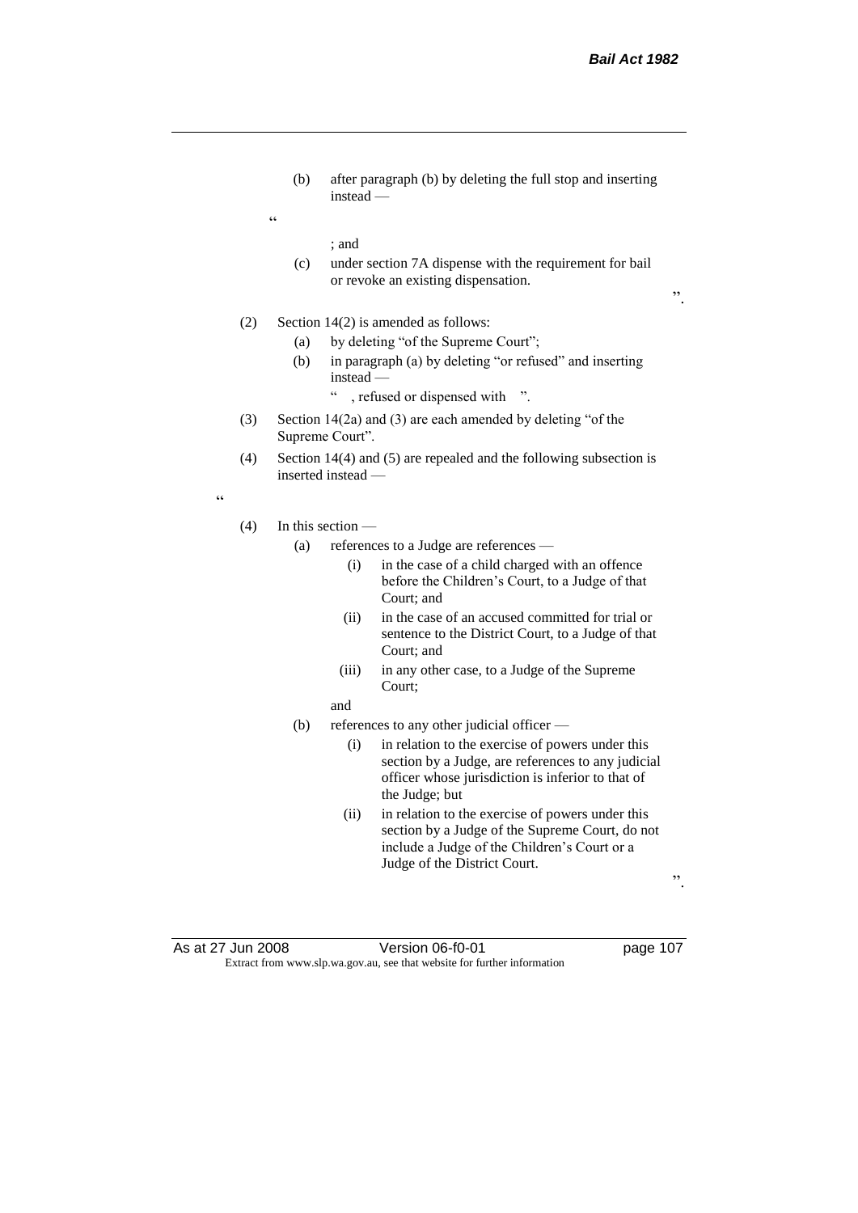(b) after paragraph (b) by deleting the full stop and inserting instead —

"

; and

(c) under section 7A dispense with the requirement for bail or revoke an existing dispensation.

".

(2) Section 14(2) is amended as follows:

(a) by deleting "of the Supreme Court";

(b) in paragraph (a) by deleting "or refused" and inserting instead —

" , refused or dispensed with ".

(3) Section 14(2a) and (3) are each amended by deleting "of the Supreme Court".

(4) Section 14(4) and (5) are repealed and the following subsection is inserted instead —

"

(4) In this section —

(a) references to a Judge are references —

(i) in the case of a child charged with an offence before the Children's Court, to a Judge of that Court; and

(ii) in the case of an accused committed for trial or sentence to the District Court, to a Judge of that Court; and

(iii) in any other case, to a Judge of the Supreme Court;

and

(b) references to any other judicial officer —

(i) in relation to the exercise of powers under this section by a Judge, are references to any judicial officer whose jurisdiction is inferior to that of the Judge; but

(ii) in relation to the exercise of powers under this section by a Judge of the Supreme Court, do not include a Judge of the Children's Court or a Judge of the District Court.

".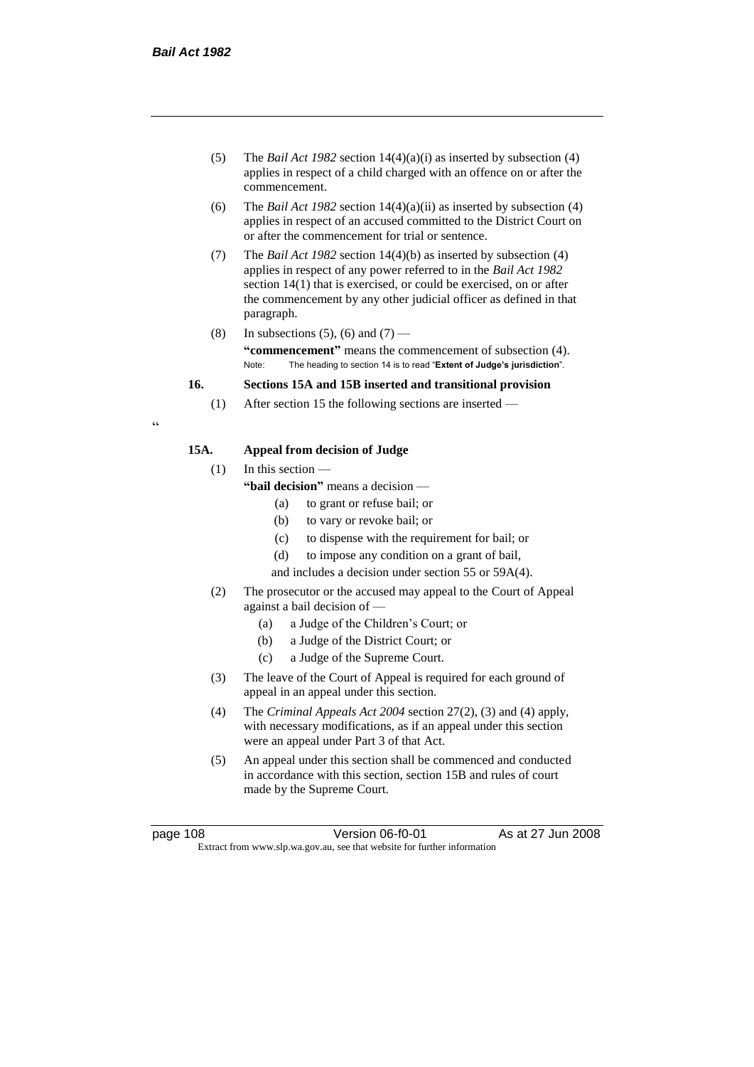(5) The *Bail Act 1982* section 14(4)(a)(i) as inserted by subsection (4) applies in respect of a child charged with an offence on or after the commencement.

(6) The *Bail Act 1982* section 14(4)(a)(ii) as inserted by subsection (4) applies in respect of an accused committed to the District Court on or after the commencement for trial or sentence.

(7) The *Bail Act 1982* section 14(4)(b) as inserted by subsection (4) applies in respect of any power referred to in the *Bail Act 1982* section 14(1) that is exercised, or could be exercised, on or after the commencement by any other judicial officer as defined in that paragraph.

(8) In subsections (5), (6) and (7) —

**"commencement"** means the commencement of subsection (4).

Note: The heading to section 14 is to read "**Extent of Judge's jurisdiction**".

### 16. Sections 15A and 15B inserted and transitional provision

(1) After section 15 the following sections are inserted —

"

### 15A. Appeal from decision of Judge

(1) In this section —

**"bail decision"** means a decision —

(a) to grant or refuse bail; or

(b) to vary or revoke bail; or

(c) to dispense with the requirement for bail; or

(d) to impose any condition on a grant of bail,

and includes a decision under section 55 or 59A(4).

(2) The prosecutor or the accused may appeal to the Court of Appeal against a bail decision of —

(a) a Judge of the Children's Court; or

(b) a Judge of the District Court; or

(c) a Judge of the Supreme Court.

(3) The leave of the Court of Appeal is required for each ground of appeal in an appeal under this section.

(4) The *Criminal Appeals Act 2004* section 27(2), (3) and (4) apply, with necessary modifications, as if an appeal under this section were an appeal under Part 3 of that Act.

(5) An appeal under this section shall be commenced and conducted in accordance with this section, section 15B and rules of court made by the Supreme Court.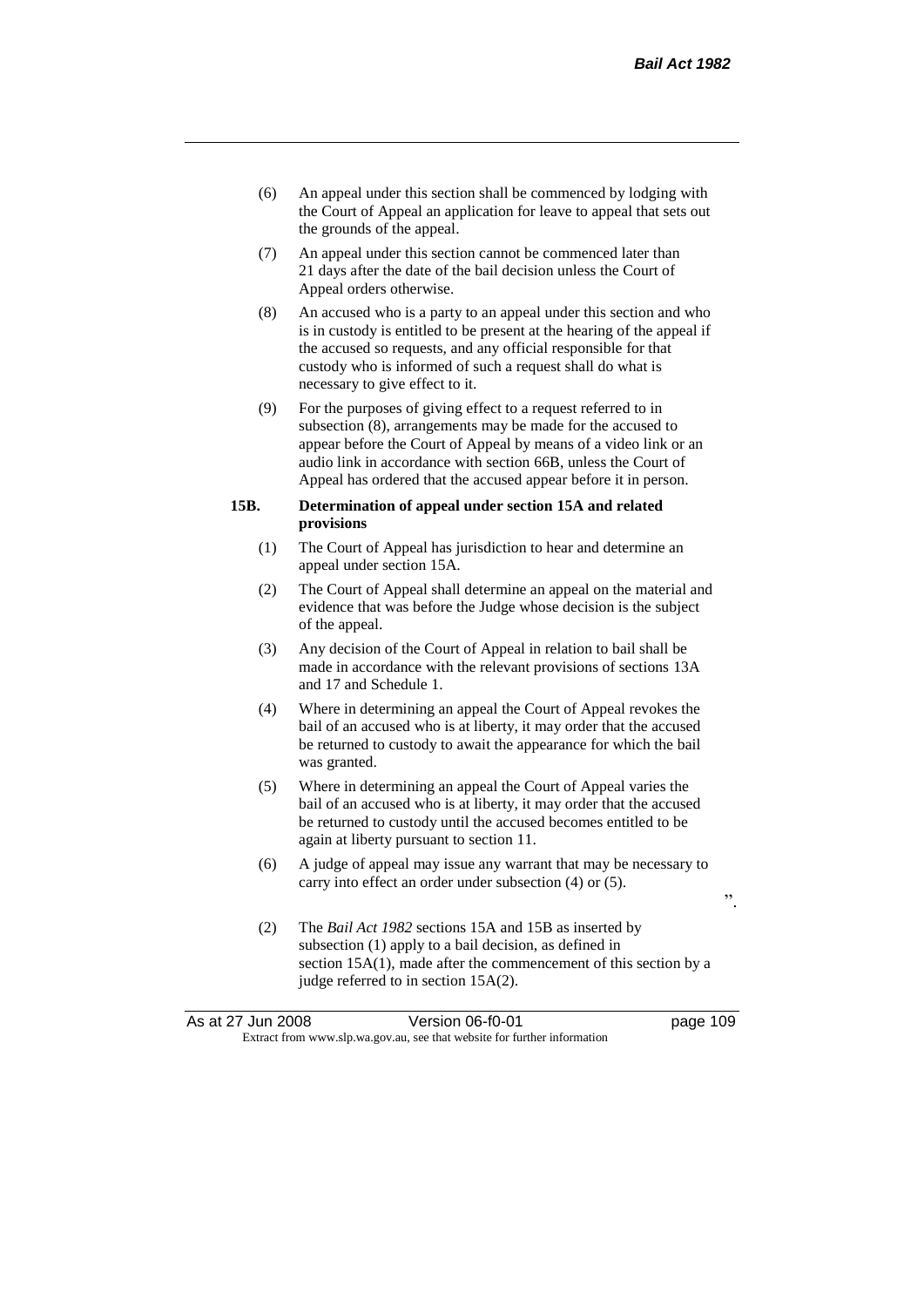(6) An appeal under this section shall be commenced by lodging with the Court of Appeal an application for leave to appeal that sets out the grounds of the appeal.

(7) An appeal under this section cannot be commenced later than 21 days after the date of the bail decision unless the Court of Appeal orders otherwise.

(8) An accused who is a party to an appeal under this section and who is in custody is entitled to be present at the hearing of the appeal if the accused so requests, and any official responsible for that custody who is informed of such a request shall do what is necessary to give effect to it.

(9) For the purposes of giving effect to a request referred to in subsection (8), arrangements may be made for the accused to appear before the Court of Appeal by means of a video link or an audio link in accordance with section 66B, unless the Court of Appeal has ordered that the accused appear before it in person.

**15B. Determination of appeal under section 15A and related provisions**

(1) The Court of Appeal has jurisdiction to hear and determine an appeal under section 15A.

(2) The Court of Appeal shall determine an appeal on the material and evidence that was before the Judge whose decision is the subject of the appeal.

(3) Any decision of the Court of Appeal in relation to bail shall be made in accordance with the relevant provisions of sections 13A and 17 and Schedule 1.

(4) Where in determining an appeal the Court of Appeal revokes the bail of an accused who is at liberty, it may order that the accused be returned to custody to await the appearance for which the bail was granted.

(5) Where in determining an appeal the Court of Appeal varies the bail of an accused who is at liberty, it may order that the accused be returned to custody until the accused becomes entitled to be again at liberty pursuant to section 11.

(6) A judge of appeal may issue any warrant that may be necessary to carry into effect an order under subsection (4) or (5).

".

(2) The *Bail Act 1982* sections 15A and 15B as inserted by subsection (1) apply to a bail decision, as defined in section 15A(1), made after the commencement of this section by a judge referred to in section 15A(2).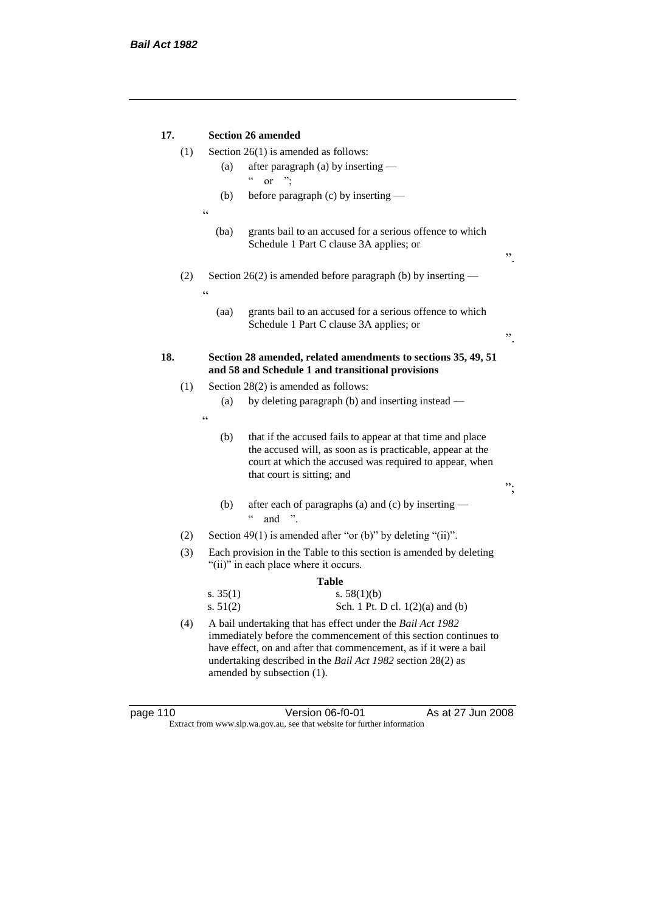**17. Section 26 amended**

(1) Section 26(1) is amended as follows:

(a) after paragraph (a) by inserting —

" or ";

(b) before paragraph (c) by inserting —

"

(ba) grants bail to an accused for a serious offence to which Schedule 1 Part C clause 3A applies; or

".

(2) Section 26(2) is amended before paragraph (b) by inserting —

"

(aa) grants bail to an accused for a serious offence to which Schedule 1 Part C clause 3A applies; or

".

**18. Section 28 amended, related amendments to sections 35, 49, 51 and 58 and Schedule 1 and transitional provisions**

(1) Section 28(2) is amended as follows:

(a) by deleting paragraph (b) and inserting instead —

"

(b) that if the accused fails to appear at that time and place the accused will, as soon as is practicable, appear at the court at which the accused was required to appear, when that court is sitting; and

";

(b) after each of paragraphs (a) and (c) by inserting —

" and ".

(2) Section 49(1) is amended after "or (b)" by deleting "(ii)".

(3) Each provision in the Table to this section is amended by deleting "(ii)" in each place where it occurs.

**Table**

| | |
|---|---|
| s. 35(1) | s. 58(1)(b) |
| s. 51(2) | Sch. 1 Pt. D cl. 1(2)(a) and (b) |

(4) A bail undertaking that has effect under the *Bail Act 1982* immediately before the commencement of this section continues to have effect, on and after that commencement, as if it were a bail undertaking described in the *Bail Act 1982* section 28(2) as amended by subsection (1).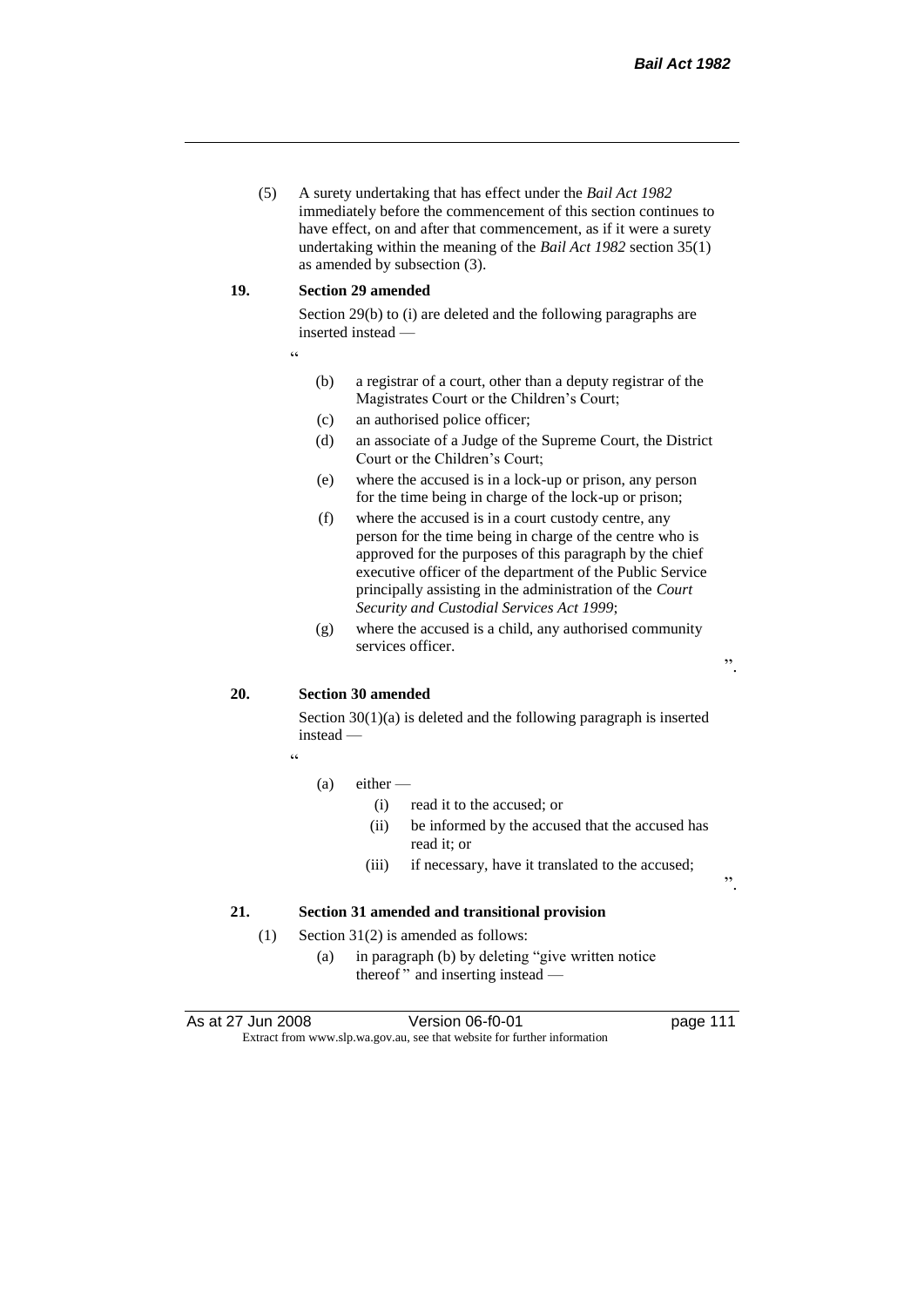(5) A surety undertaking that has effect under the *Bail Act 1982* immediately before the commencement of this section continues to have effect, on and after that commencement, as if it were a surety undertaking within the meaning of the *Bail Act 1982* section 35(1) as amended by subsection (3).

**19. Section 29 amended**

Section 29(b) to (i) are deleted and the following paragraphs are inserted instead —

"

(b) a registrar of a court, other than a deputy registrar of the Magistrates Court or the Children's Court;

(c) an authorised police officer;

(d) an associate of a Judge of the Supreme Court, the District Court or the Children's Court;

(e) where the accused is in a lock-up or prison, any person for the time being in charge of the lock-up or prison;

(f) where the accused is in a court custody centre, any person for the time being in charge of the centre who is approved for the purposes of this paragraph by the chief executive officer of the department of the Public Service principally assisting in the administration of the *Court Security and Custodial Services Act 1999*;

(g) where the accused is a child, any authorised community services officer.

".

**20. Section 30 amended**

Section 30(1)(a) is deleted and the following paragraph is inserted instead —

"

(a) either —

(i) read it to the accused; or

(ii) be informed by the accused that the accused has read it; or

(iii) if necessary, have it translated to the accused;

".

**21. Section 31 amended and transitional provision**

(1) Section 31(2) is amended as follows:

(a) in paragraph (b) by deleting "give written notice thereof" and inserting instead —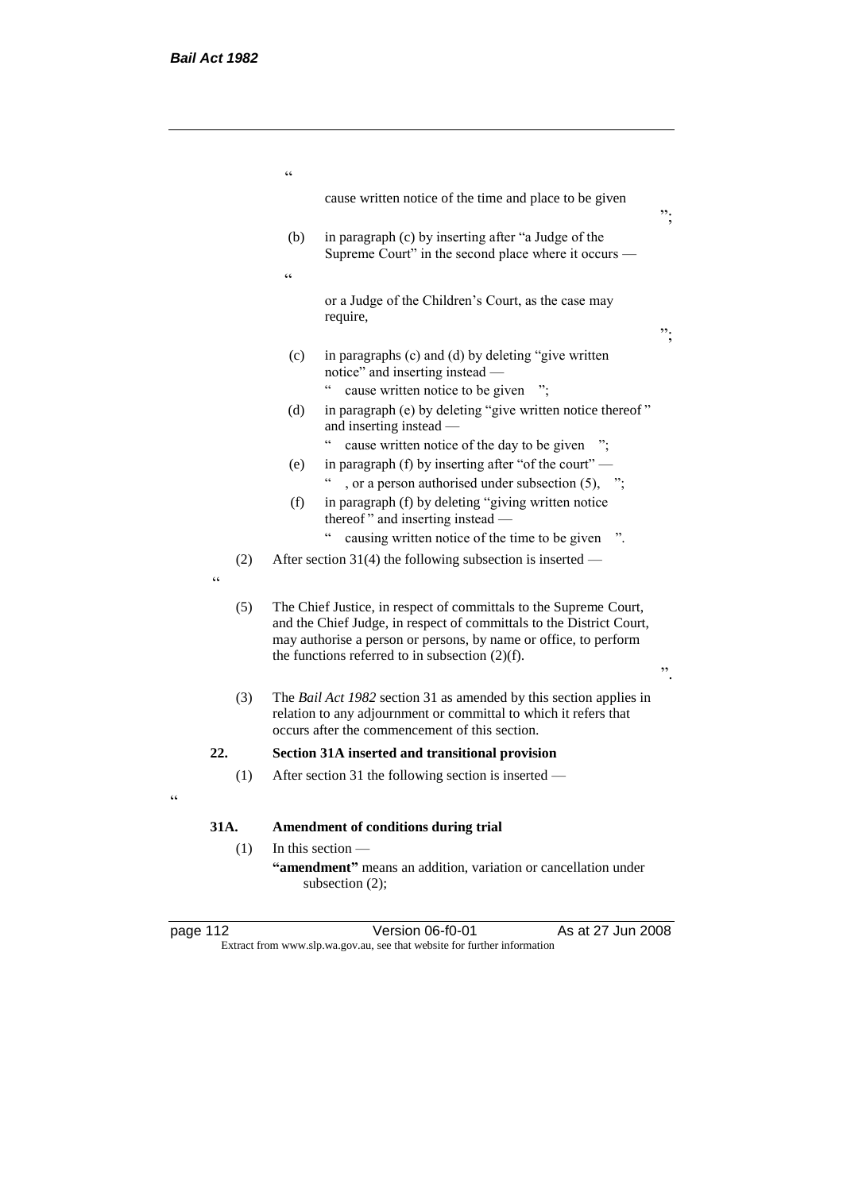"

cause written notice of the time and place to be given

";

(b) in paragraph (c) by inserting after "a Judge of the Supreme Court" in the second place where it occurs —

"

or a Judge of the Children's Court, as the case may require,

";

(c) in paragraphs (c) and (d) by deleting "give written notice" and inserting instead —

" cause written notice to be given ";

(d) in paragraph (e) by deleting "give written notice thereof " and inserting instead —

" cause written notice of the day to be given ";

(e) in paragraph (f) by inserting after "of the court" —

" , or a person authorised under subsection (5), ";

(f) in paragraph (f) by deleting "giving written notice thereof " and inserting instead —

" causing written notice of the time to be given ".

(2) After section 31(4) the following subsection is inserted —

"

(5) The Chief Justice, in respect of committals to the Supreme Court, and the Chief Judge, in respect of committals to the District Court, may authorise a person or persons, by name or office, to perform the functions referred to in subsection (2)(f).

".

(3) The *Bail Act 1982* section 31 as amended by this section applies in relation to any adjournment or committal to which it refers that occurs after the commencement of this section.

**22. Section 31A inserted and transitional provision**

(1) After section 31 the following section is inserted —

"

**31A. Amendment of conditions during trial**

(1) In this section —

**"amendment"** means an addition, variation or cancellation under subsection (2);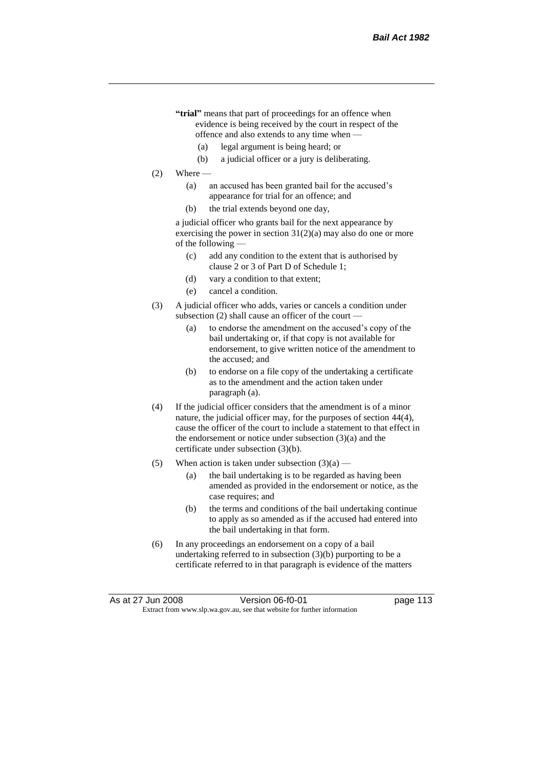**"trial"** means that part of proceedings for an offence when evidence is being received by the court in respect of the offence and also extends to any time when —

(a) legal argument is being heard; or

(b) a judicial officer or a jury is deliberating.

(2) Where —

(a) an accused has been granted bail for the accused's appearance for trial for an offence; and

(b) the trial extends beyond one day,

a judicial officer who grants bail for the next appearance by exercising the power in section 31(2)(a) may also do one or more of the following —

(c) add any condition to the extent that is authorised by clause 2 or 3 of Part D of Schedule 1;

(d) vary a condition to that extent;

(e) cancel a condition.

(3) A judicial officer who adds, varies or cancels a condition under subsection (2) shall cause an officer of the court —

(a) to endorse the amendment on the accused's copy of the bail undertaking or, if that copy is not available for endorsement, to give written notice of the amendment to the accused; and

(b) to endorse on a file copy of the undertaking a certificate as to the amendment and the action taken under paragraph (a).

(4) If the judicial officer considers that the amendment is of a minor nature, the judicial officer may, for the purposes of section 44(4), cause the officer of the court to include a statement to that effect in the endorsement or notice under subsection (3)(a) and the certificate under subsection (3)(b).

(5) When action is taken under subsection (3)(a) —

(a) the bail undertaking is to be regarded as having been amended as provided in the endorsement or notice, as the case requires; and

(b) the terms and conditions of the bail undertaking continue to apply as so amended as if the accused had entered into the bail undertaking in that form.

(6) In any proceedings an endorsement on a copy of a bail undertaking referred to in subsection (3)(b) purporting to be a certificate referred to in that paragraph is evidence of the matters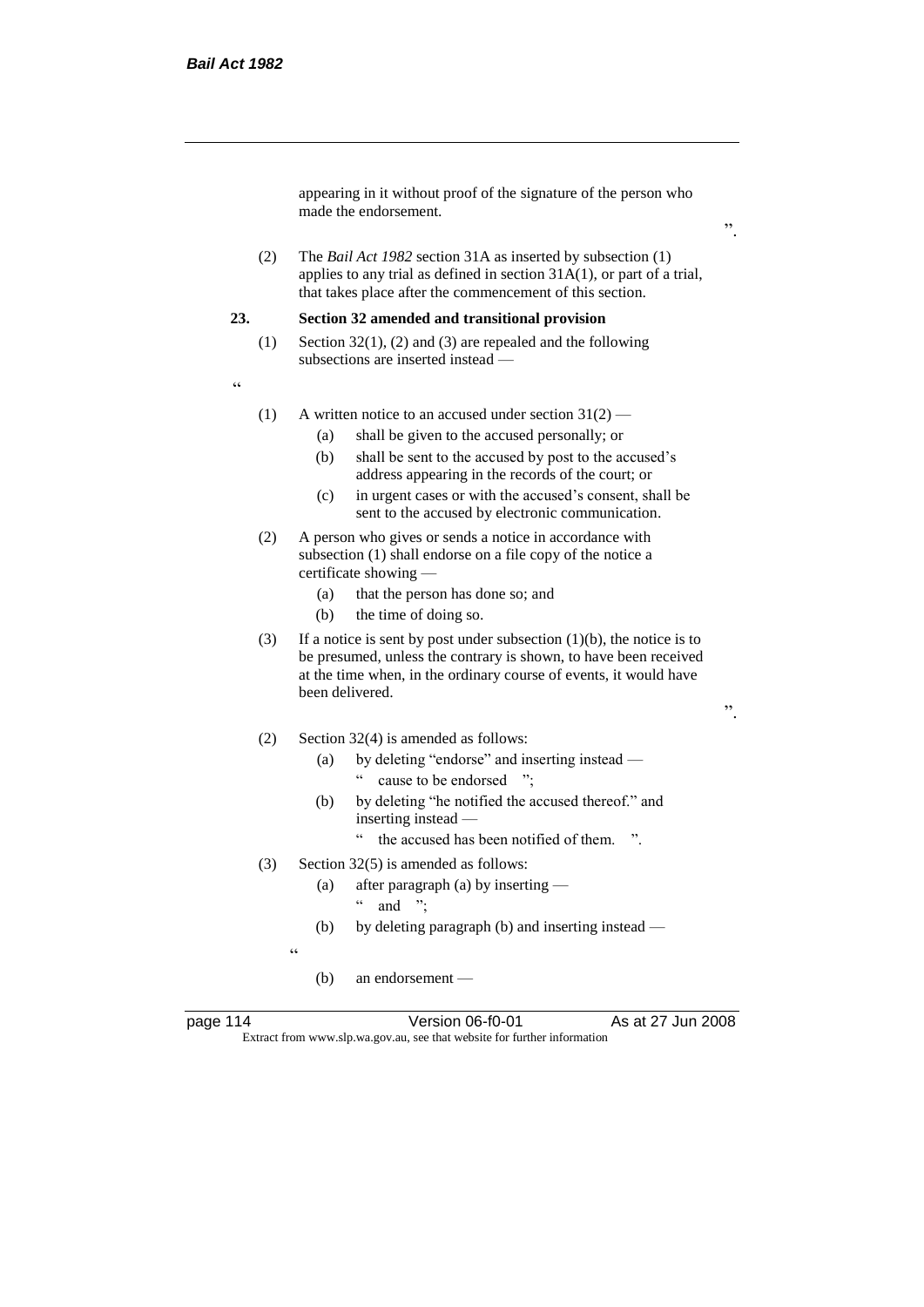appearing in it without proof of the signature of the person who made the endorsement.

".

(2) The *Bail Act 1982* section 31A as inserted by subsection (1) applies to any trial as defined in section 31A(1), or part of a trial, that takes place after the commencement of this section.

**23. Section 32 amended and transitional provision**

(1) Section 32(1), (2) and (3) are repealed and the following subsections are inserted instead —

"

(1) A written notice to an accused under section 31(2) —

(a) shall be given to the accused personally; or

(b) shall be sent to the accused by post to the accused's address appearing in the records of the court; or

(c) in urgent cases or with the accused's consent, shall be sent to the accused by electronic communication.

(2) A person who gives or sends a notice in accordance with subsection (1) shall endorse on a file copy of the notice a certificate showing —

(a) that the person has done so; and

(b) the time of doing so.

(3) If a notice is sent by post under subsection (1)(b), the notice is to be presumed, unless the contrary is shown, to have been received at the time when, in the ordinary course of events, it would have been delivered.

".

(2) Section 32(4) is amended as follows:

(a) by deleting "endorse" and inserting instead —

" cause to be endorsed ";

(b) by deleting "he notified the accused thereof." and inserting instead —

" the accused has been notified of them. ".

(3) Section 32(5) is amended as follows:

(a) after paragraph (a) by inserting —

" and ";

(b) by deleting paragraph (b) and inserting instead —

"

(b) an endorsement —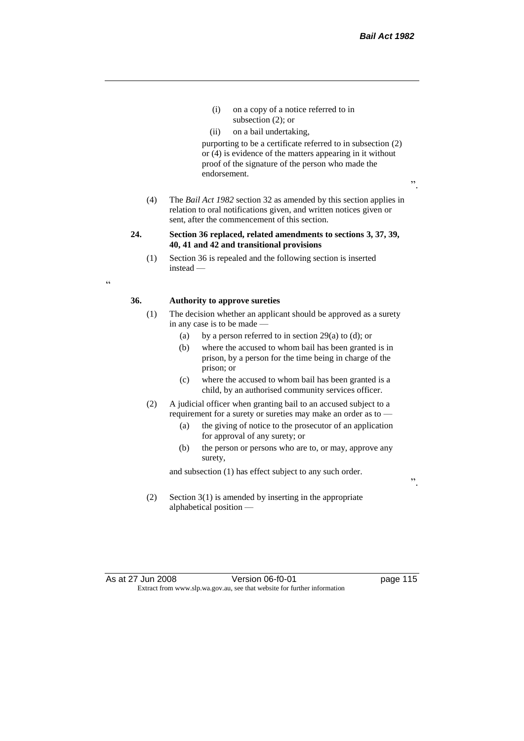(i) on a copy of a notice referred to in subsection (2); or

(ii) on a bail undertaking,

purporting to be a certificate referred to in subsection (2) or (4) is evidence of the matters appearing in it without proof of the signature of the person who made the endorsement.

".

(4) The *Bail Act 1982* section 32 as amended by this section applies in relation to oral notifications given, and written notices given or sent, after the commencement of this section.

**24. Section 36 replaced, related amendments to sections 3, 37, 39, 40, 41 and 42 and transitional provisions**

(1) Section 36 is repealed and the following section is inserted instead —

"

**36. Authority to approve sureties**

(1) The decision whether an applicant should be approved as a surety in any case is to be made —

(a) by a person referred to in section 29(a) to (d); or

(b) where the accused to whom bail has been granted is in prison, by a person for the time being in charge of the prison; or

(c) where the accused to whom bail has been granted is a child, by an authorised community services officer.

(2) A judicial officer when granting bail to an accused subject to a requirement for a surety or sureties may make an order as to —

(a) the giving of notice to the prosecutor of an application for approval of any surety; or

(b) the person or persons who are to, or may, approve any surety,

and subsection (1) has effect subject to any such order.

".

(2) Section 3(1) is amended by inserting in the appropriate alphabetical position —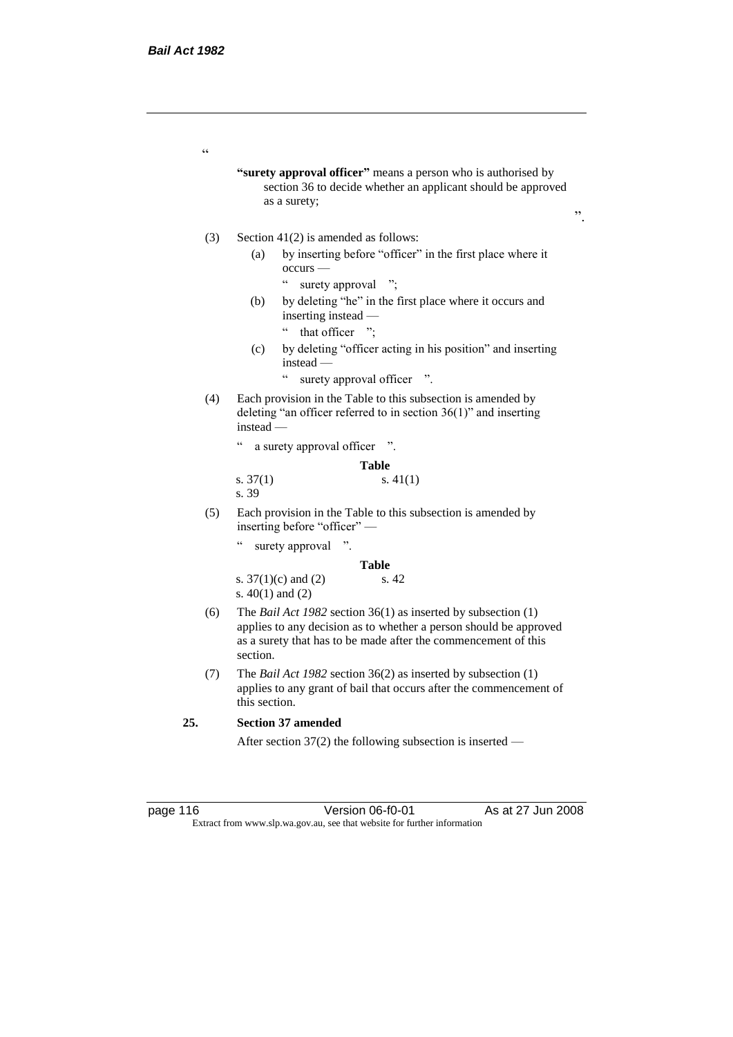"

> **"surety approval officer"** means a person who is authorised by section 36 to decide whether an applicant should be approved as a surety;

".

(3) Section 41(2) is amended as follows:

(a) by inserting before "officer" in the first place where it occurs —

" surety approval ";

(b) by deleting "he" in the first place where it occurs and inserting instead —

" that officer ";

(c) by deleting "officer acting in his position" and inserting instead —

" surety approval officer ".

(4) Each provision in the Table to this subsection is amended by deleting "an officer referred to in section 36(1)" and inserting instead —

" a surety approval officer ".

**Table**

| | |
|---|---|
| s. 37(1) | s. 41(1) |
| s. 39 | |

(5) Each provision in the Table to this subsection is amended by inserting before "officer" —

" surety approval ".

**Table**

| | |
|---|---|
| s. 37(1)(c) and (2) | s. 42 |
| s. 40(1) and (2) | |

(6) The *Bail Act 1982* section 36(1) as inserted by subsection (1) applies to any decision as to whether a person should be approved as a surety that has to be made after the commencement of this section.

(7) The *Bail Act 1982* section 36(2) as inserted by subsection (1) applies to any grant of bail that occurs after the commencement of this section.

### 25. Section 37 amended

After section 37(2) the following subsection is inserted —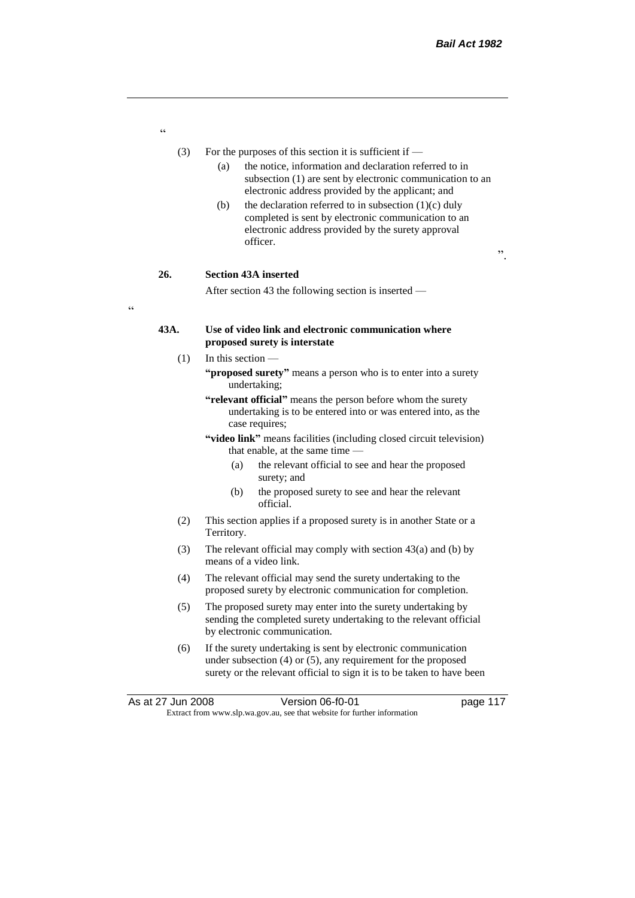"

(3) For the purposes of this section it is sufficient if —

(a) the notice, information and declaration referred to in subsection (1) are sent by electronic communication to an electronic address provided by the applicant; and

(b) the declaration referred to in subsection (1)(c) duly completed is sent by electronic communication to an electronic address provided by the surety approval officer.

".

**26. Section 43A inserted**

After section 43 the following section is inserted —

"

**43A. Use of video link and electronic communication where proposed surety is interstate**

(1) In this section —

**"proposed surety"** means a person who is to enter into a surety undertaking;

**"relevant official"** means the person before whom the surety undertaking is to be entered into or was entered into, as the case requires;

**"video link"** means facilities (including closed circuit television) that enable, at the same time —

(a) the relevant official to see and hear the proposed surety; and

(b) the proposed surety to see and hear the relevant official.

(2) This section applies if a proposed surety is in another State or a Territory.

(3) The relevant official may comply with section 43(a) and (b) by means of a video link.

(4) The relevant official may send the surety undertaking to the proposed surety by electronic communication for completion.

(5) The proposed surety may enter into the surety undertaking by sending the completed surety undertaking to the relevant official by electronic communication.

(6) If the surety undertaking is sent by electronic communication under subsection (4) or (5), any requirement for the proposed surety or the relevant official to sign it is to be taken to have been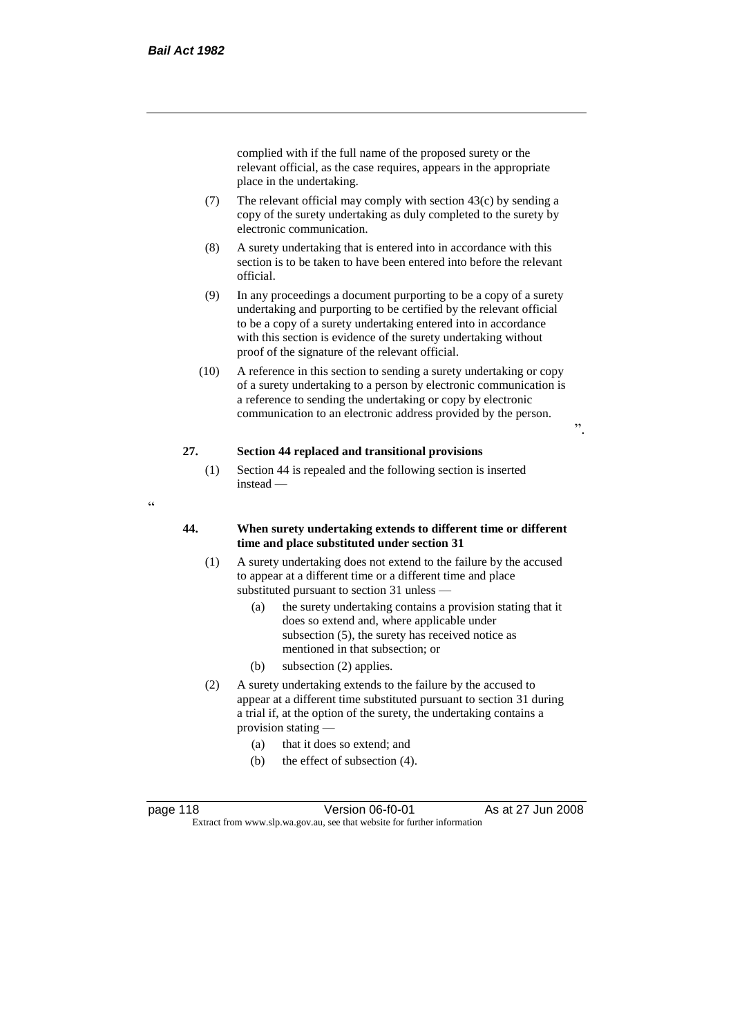complied with if the full name of the proposed surety or the relevant official, as the case requires, appears in the appropriate place in the undertaking.

(7) The relevant official may comply with section 43(c) by sending a copy of the surety undertaking as duly completed to the surety by electronic communication.

(8) A surety undertaking that is entered into in accordance with this section is to be taken to have been entered into before the relevant official.

(9) In any proceedings a document purporting to be a copy of a surety undertaking and purporting to be certified by the relevant official to be a copy of a surety undertaking entered into in accordance with this section is evidence of the surety undertaking without proof of the signature of the relevant official.

(10) A reference in this section to sending a surety undertaking or copy of a surety undertaking to a person by electronic communication is a reference to sending the undertaking or copy by electronic communication to an electronic address provided by the person.

".

**27. Section 44 replaced and transitional provisions**

(1) Section 44 is repealed and the following section is inserted instead —

"

**44. When surety undertaking extends to different time or different time and place substituted under section 31**

(1) A surety undertaking does not extend to the failure by the accused to appear at a different time or a different time and place substituted pursuant to section 31 unless —

(a) the surety undertaking contains a provision stating that it does so extend and, where applicable under subsection (5), the surety has received notice as mentioned in that subsection; or

(b) subsection (2) applies.

(2) A surety undertaking extends to the failure by the accused to appear at a different time substituted pursuant to section 31 during a trial if, at the option of the surety, the undertaking contains a provision stating —

(a) that it does so extend; and

(b) the effect of subsection (4).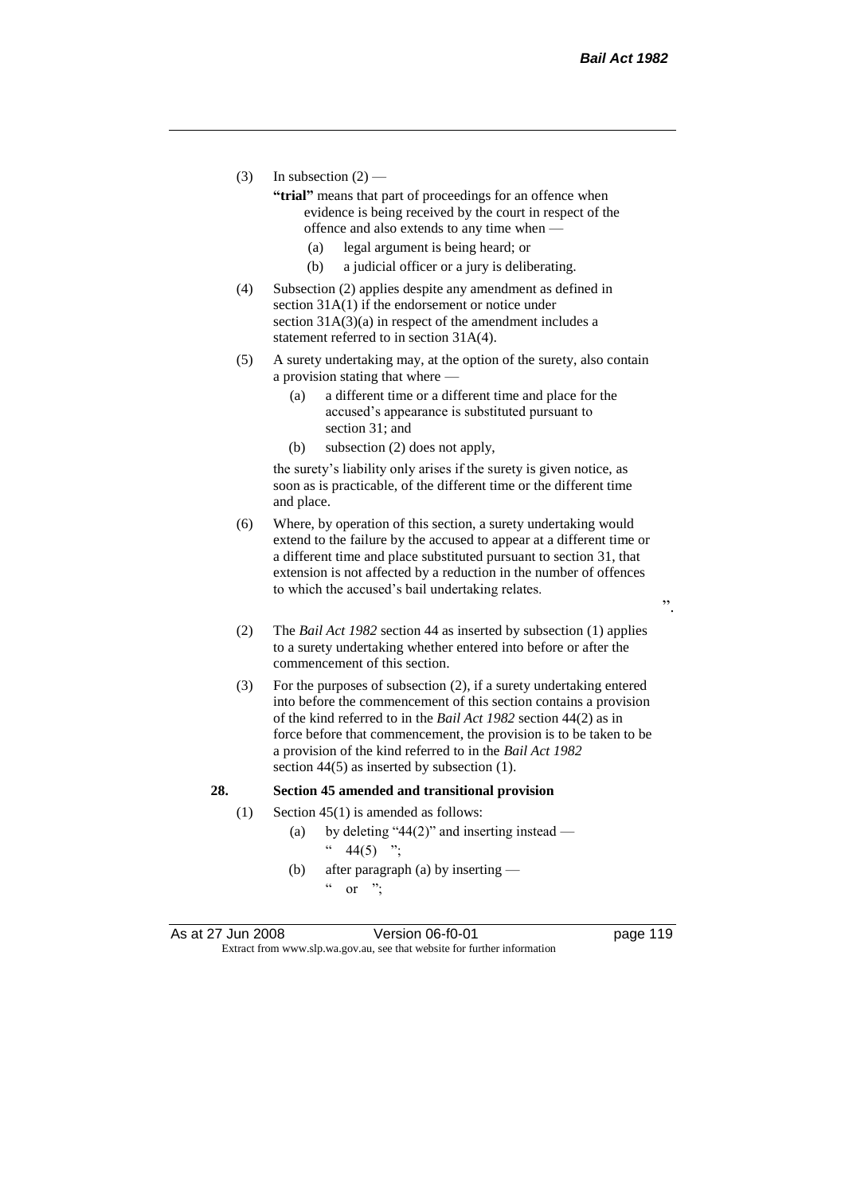(3) In subsection (2) —

**"trial"** means that part of proceedings for an offence when evidence is being received by the court in respect of the offence and also extends to any time when —

(a) legal argument is being heard; or

(b) a judicial officer or a jury is deliberating.

(4) Subsection (2) applies despite any amendment as defined in section 31A(1) if the endorsement or notice under section 31A(3)(a) in respect of the amendment includes a statement referred to in section 31A(4).

(5) A surety undertaking may, at the option of the surety, also contain a provision stating that where —

(a) a different time or a different time and place for the accused's appearance is substituted pursuant to section 31; and

(b) subsection (2) does not apply,

the surety's liability only arises if the surety is given notice, as soon as is practicable, of the different time or the different time and place.

(6) Where, by operation of this section, a surety undertaking would extend to the failure by the accused to appear at a different time or a different time and place substituted pursuant to section 31, that extension is not affected by a reduction in the number of offences to which the accused's bail undertaking relates.

".

(2) The *Bail Act 1982* section 44 as inserted by subsection (1) applies to a surety undertaking whether entered into before or after the commencement of this section.

(3) For the purposes of subsection (2), if a surety undertaking entered into before the commencement of this section contains a provision of the kind referred to in the *Bail Act 1982* section 44(2) as in force before that commencement, the provision is to be taken to be a provision of the kind referred to in the *Bail Act 1982* section 44(5) as inserted by subsection (1).

**28. Section 45 amended and transitional provision**

(1) Section 45(1) is amended as follows:

(a) by deleting "44(2)" and inserting instead —

" 44(5) ";

(b) after paragraph (a) by inserting —

" or ";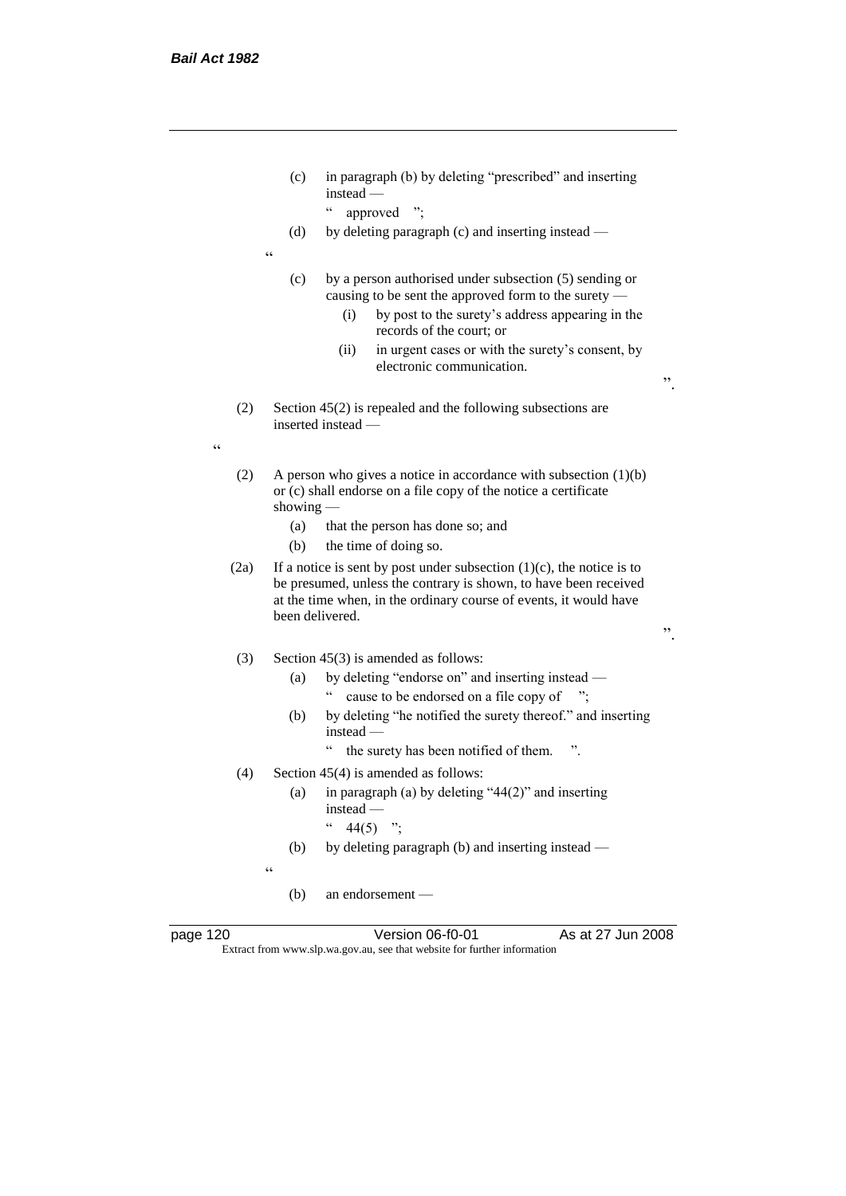(c) in paragraph (b) by deleting "prescribed" and inserting instead —

" approved ";

(d) by deleting paragraph (c) and inserting instead —

"

(c) by a person authorised under subsection (5) sending or causing to be sent the approved form to the surety —

(i) by post to the surety's address appearing in the records of the court; or

(ii) in urgent cases or with the surety's consent, by electronic communication.

".

(2) Section 45(2) is repealed and the following subsections are inserted instead —

"

(2) A person who gives a notice in accordance with subsection (1)(b) or (c) shall endorse on a file copy of the notice a certificate showing —

(a) that the person has done so; and

(b) the time of doing so.

(2a) If a notice is sent by post under subsection (1)(c), the notice is to be presumed, unless the contrary is shown, to have been received at the time when, in the ordinary course of events, it would have been delivered.

".

(3) Section 45(3) is amended as follows:

(a) by deleting "endorse on" and inserting instead —

" cause to be endorsed on a file copy of ";

(b) by deleting "he notified the surety thereof." and inserting instead —

" the surety has been notified of them. ".

(4) Section 45(4) is amended as follows:

(a) in paragraph (a) by deleting "44(2)" and inserting instead —

" 44(5) ";

(b) by deleting paragraph (b) and inserting instead —

"

(b) an endorsement —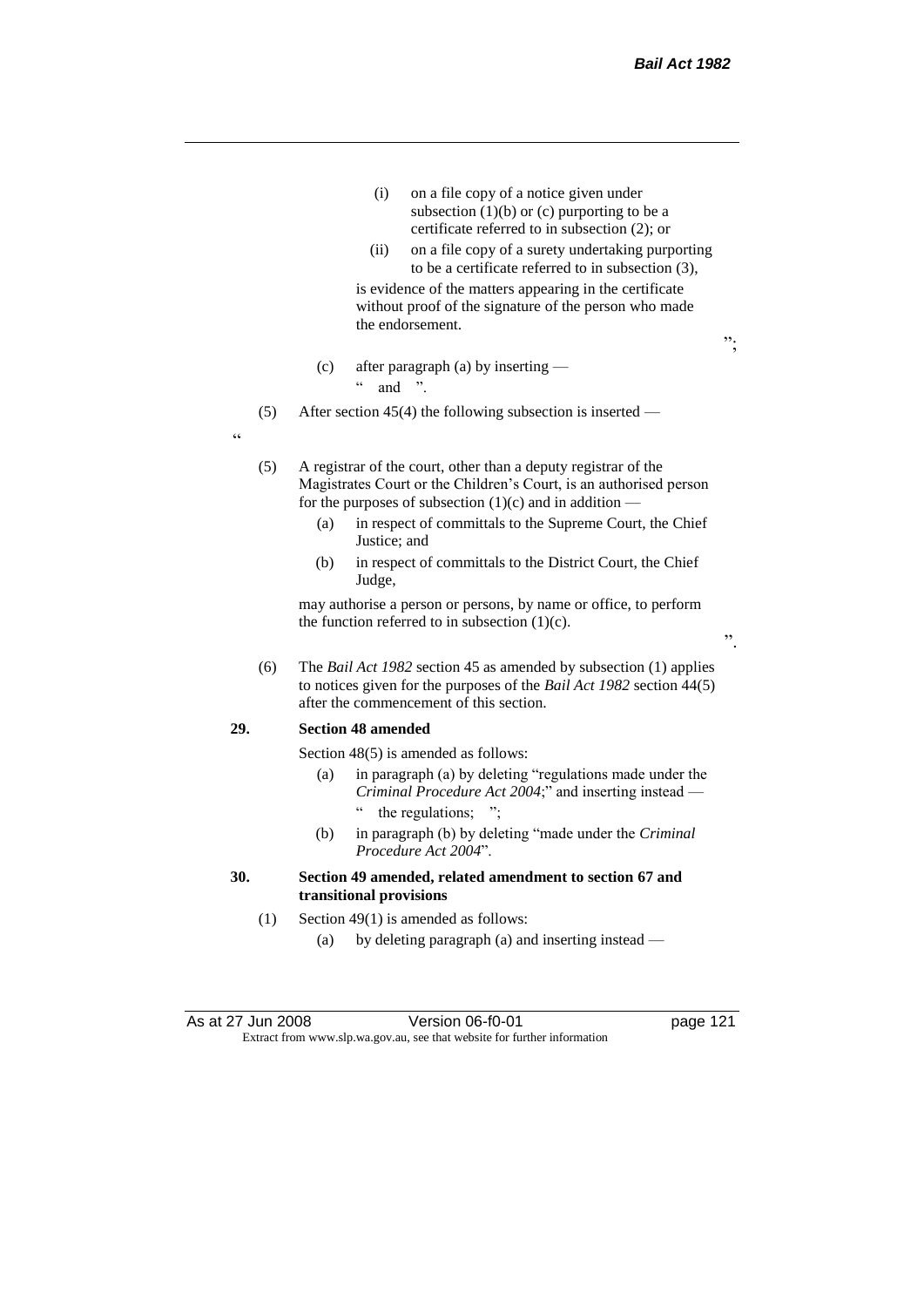(i) on a file copy of a notice given under subsection (1)(b) or (c) purporting to be a certificate referred to in subsection (2); or

(ii) on a file copy of a surety undertaking purporting to be a certificate referred to in subsection (3),

is evidence of the matters appearing in the certificate without proof of the signature of the person who made the endorsement.

";

(c) after paragraph (a) by inserting —

" and ".

(5) After section 45(4) the following subsection is inserted —

"

(5) A registrar of the court, other than a deputy registrar of the Magistrates Court or the Children's Court, is an authorised person for the purposes of subsection (1)(c) and in addition —

(a) in respect of committals to the Supreme Court, the Chief Justice; and

(b) in respect of committals to the District Court, the Chief Judge,

may authorise a person or persons, by name or office, to perform the function referred to in subsection (1)(c).

".

(6) The *Bail Act 1982* section 45 as amended by subsection (1) applies to notices given for the purposes of the *Bail Act 1982* section 44(5) after the commencement of this section.

**29. Section 48 amended**

Section 48(5) is amended as follows:

(a) in paragraph (a) by deleting "regulations made under the *Criminal Procedure Act 2004*;" and inserting instead —

" the regulations; ";

(b) in paragraph (b) by deleting "made under the *Criminal Procedure Act 2004*".

**30. Section 49 amended, related amendment to section 67 and transitional provisions**

(1) Section 49(1) is amended as follows:

(a) by deleting paragraph (a) and inserting instead —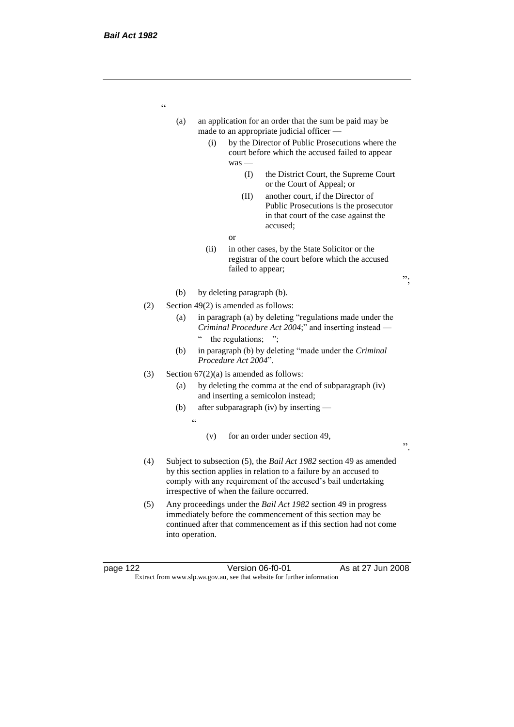"

(a) an application for an order that the sum be paid may be made to an appropriate judicial officer —

   (i) by the Director of Public Prosecutions where the court before which the accused failed to appear was —

      (I) the District Court, the Supreme Court or the Court of Appeal; or

      (II) another court, if the Director of Public Prosecutions is the prosecutor in that court of the case against the accused;

   or

   (ii) in other cases, by the State Solicitor or the registrar of the court before which the accused failed to appear;

";

(b) by deleting paragraph (b).

(2) Section 49(2) is amended as follows:

   (a) in paragraph (a) by deleting "regulations made under the *Criminal Procedure Act 2004*;" and inserting instead —

   " the regulations; ";

   (b) in paragraph (b) by deleting "made under the *Criminal Procedure Act 2004*".

(3) Section 67(2)(a) is amended as follows:

   (a) by deleting the comma at the end of subparagraph (iv) and inserting a semicolon instead;

   (b) after subparagraph (iv) by inserting —

   "

   (v) for an order under section 49,

   ".

(4) Subject to subsection (5), the *Bail Act 1982* section 49 as amended by this section applies in relation to a failure by an accused to comply with any requirement of the accused's bail undertaking irrespective of when the failure occurred.

(5) Any proceedings under the *Bail Act 1982* section 49 in progress immediately before the commencement of this section may be continued after that commencement as if this section had not come into operation.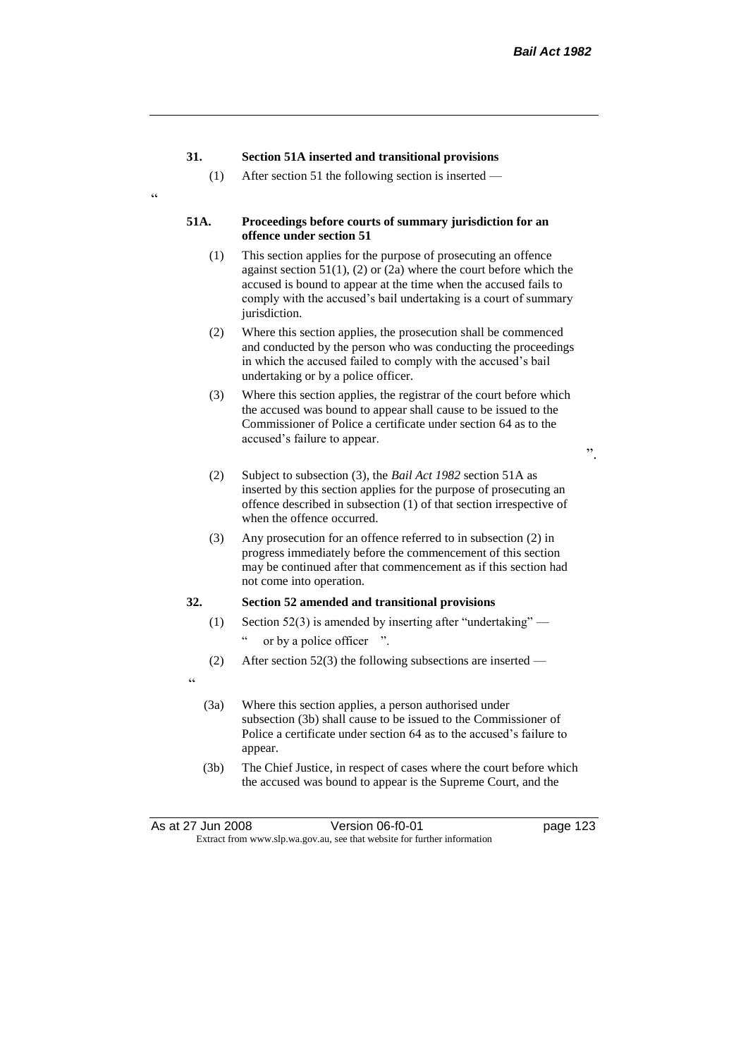**31. Section 51A inserted and transitional provisions**

(1) After section 51 the following section is inserted —

"

**51A. Proceedings before courts of summary jurisdiction for an offence under section 51**

(1) This section applies for the purpose of prosecuting an offence against section 51(1), (2) or (2a) where the court before which the accused is bound to appear at the time when the accused fails to comply with the accused's bail undertaking is a court of summary jurisdiction.

(2) Where this section applies, the prosecution shall be commenced and conducted by the person who was conducting the proceedings in which the accused failed to comply with the accused's bail undertaking or by a police officer.

(3) Where this section applies, the registrar of the court before which the accused was bound to appear shall cause to be issued to the Commissioner of Police a certificate under section 64 as to the accused's failure to appear.

".

(2) Subject to subsection (3), the *Bail Act 1982* section 51A as inserted by this section applies for the purpose of prosecuting an offence described in subsection (1) of that section irrespective of when the offence occurred.

(3) Any prosecution for an offence referred to in subsection (2) in progress immediately before the commencement of this section may be continued after that commencement as if this section had not come into operation.

**32. Section 52 amended and transitional provisions**

(1) Section 52(3) is amended by inserting after "undertaking" —

" or by a police officer ".

(2) After section 52(3) the following subsections are inserted —

"

(3a) Where this section applies, a person authorised under subsection (3b) shall cause to be issued to the Commissioner of Police a certificate under section 64 as to the accused's failure to appear.

(3b) The Chief Justice, in respect of cases where the court before which the accused was bound to appear is the Supreme Court, and the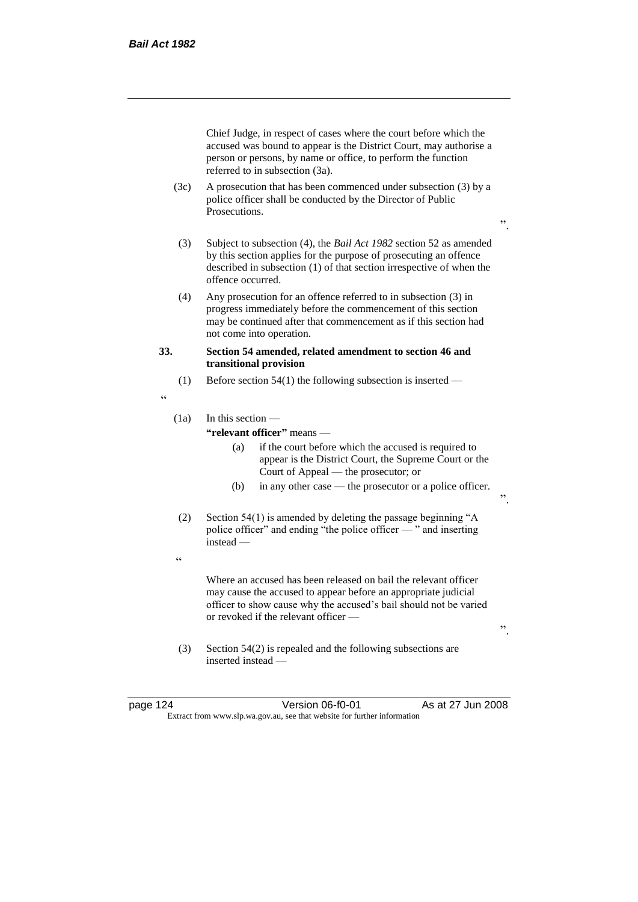Chief Judge, in respect of cases where the court before which the accused was bound to appear is the District Court, may authorise a person or persons, by name or office, to perform the function referred to in subsection (3a).

(3c) A prosecution that has been commenced under subsection (3) by a police officer shall be conducted by the Director of Public Prosecutions.

".

(3) Subject to subsection (4), the *Bail Act 1982* section 52 as amended by this section applies for the purpose of prosecuting an offence described in subsection (1) of that section irrespective of when the offence occurred.

(4) Any prosecution for an offence referred to in subsection (3) in progress immediately before the commencement of this section may be continued after that commencement as if this section had not come into operation.

**33. Section 54 amended, related amendment to section 46 and transitional provision**

(1) Before section 54(1) the following subsection is inserted —

"

(1a) In this section —

**"relevant officer"** means —

(a) if the court before which the accused is required to appear is the District Court, the Supreme Court or the Court of Appeal — the prosecutor; or

(b) in any other case — the prosecutor or a police officer.

".

(2) Section 54(1) is amended by deleting the passage beginning "A police officer" and ending "the police officer — " and inserting instead —

"

Where an accused has been released on bail the relevant officer may cause the accused to appear before an appropriate judicial officer to show cause why the accused's bail should not be varied or revoked if the relevant officer —

".

(3) Section 54(2) is repealed and the following subsections are inserted instead —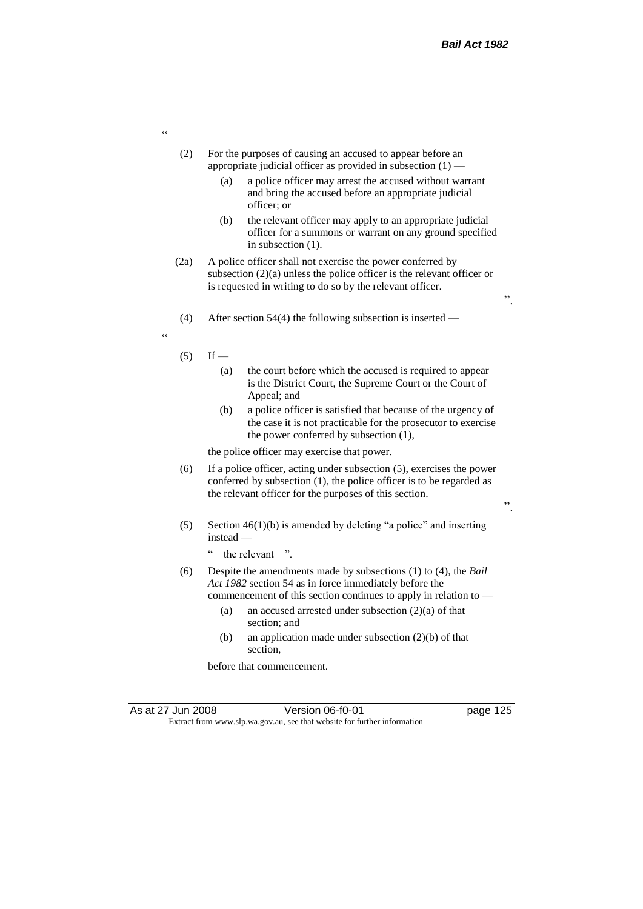"

(2) For the purposes of causing an accused to appear before an appropriate judicial officer as provided in subsection (1) —

(a) a police officer may arrest the accused without warrant and bring the accused before an appropriate judicial officer; or

(b) the relevant officer may apply to an appropriate judicial officer for a summons or warrant on any ground specified in subsection (1).

(2a) A police officer shall not exercise the power conferred by subsection (2)(a) unless the police officer is the relevant officer or is requested in writing to do so by the relevant officer.

".

(4) After section 54(4) the following subsection is inserted —

"

(5) If —

(a) the court before which the accused is required to appear is the District Court, the Supreme Court or the Court of Appeal; and

(b) a police officer is satisfied that because of the urgency of the case it is not practicable for the prosecutor to exercise the power conferred by subsection (1),

the police officer may exercise that power.

(6) If a police officer, acting under subsection (5), exercises the power conferred by subsection (1), the police officer is to be regarded as the relevant officer for the purposes of this section.

".

(5) Section 46(1)(b) is amended by deleting "a police" and inserting instead —

" the relevant ".

(6) Despite the amendments made by subsections (1) to (4), the *Bail Act 1982* section 54 as in force immediately before the commencement of this section continues to apply in relation to —

(a) an accused arrested under subsection (2)(a) of that section; and

(b) an application made under subsection (2)(b) of that section,

before that commencement.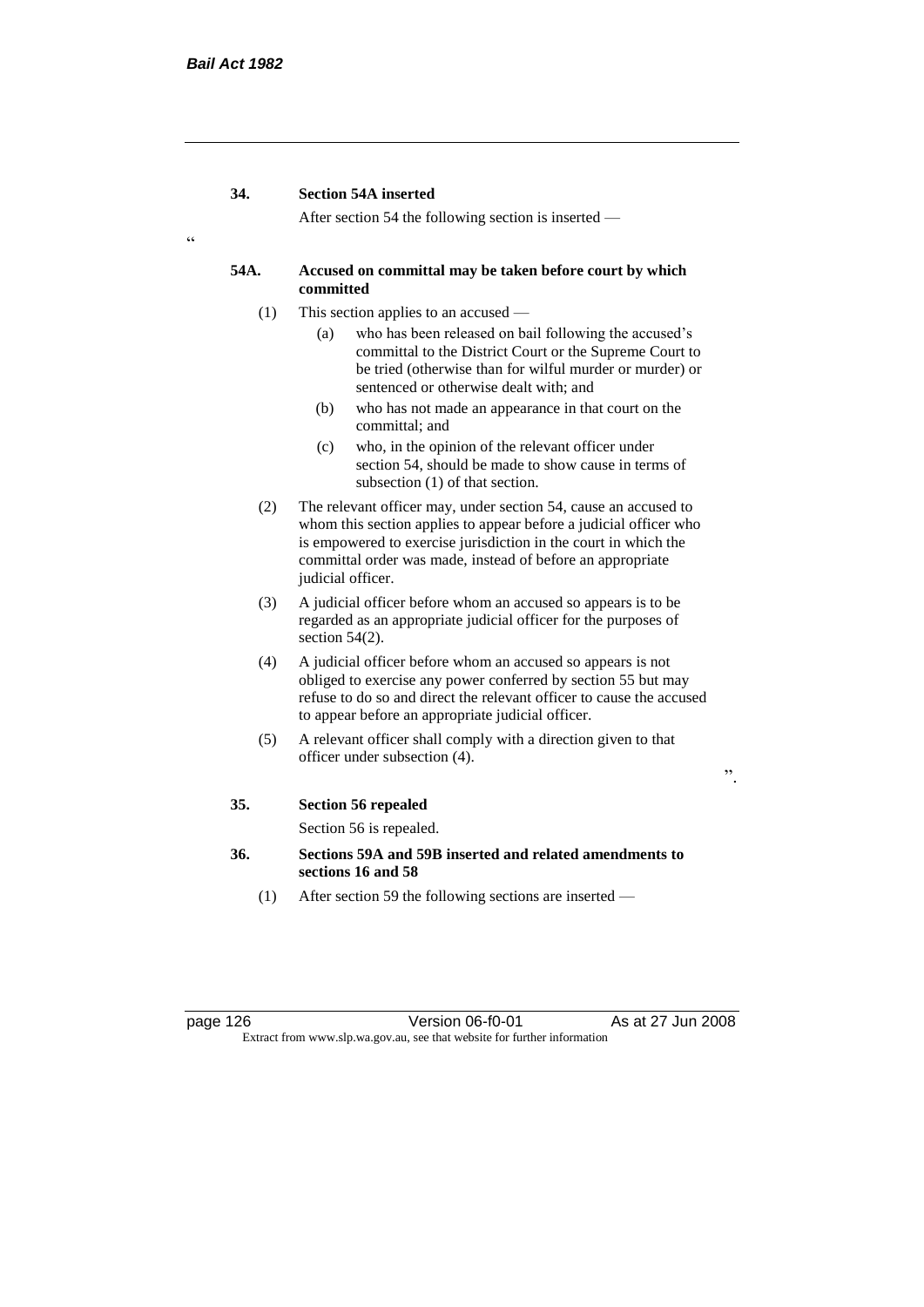**34. Section 54A inserted**

After section 54 the following section is inserted —

"

**54A. Accused on committal may be taken before court by which committed**

(1) This section applies to an accused —

(a) who has been released on bail following the accused's committal to the District Court or the Supreme Court to be tried (otherwise than for wilful murder or murder) or sentenced or otherwise dealt with; and

(b) who has not made an appearance in that court on the committal; and

(c) who, in the opinion of the relevant officer under section 54, should be made to show cause in terms of subsection (1) of that section.

(2) The relevant officer may, under section 54, cause an accused to whom this section applies to appear before a judicial officer who is empowered to exercise jurisdiction in the court in which the committal order was made, instead of before an appropriate judicial officer.

(3) A judicial officer before whom an accused so appears is to be regarded as an appropriate judicial officer for the purposes of section 54(2).

(4) A judicial officer before whom an accused so appears is not obliged to exercise any power conferred by section 55 but may refuse to do so and direct the relevant officer to cause the accused to appear before an appropriate judicial officer.

(5) A relevant officer shall comply with a direction given to that officer under subsection (4).

".

**35. Section 56 repealed**

Section 56 is repealed.

**36. Sections 59A and 59B inserted and related amendments to sections 16 and 58**

(1) After section 59 the following sections are inserted —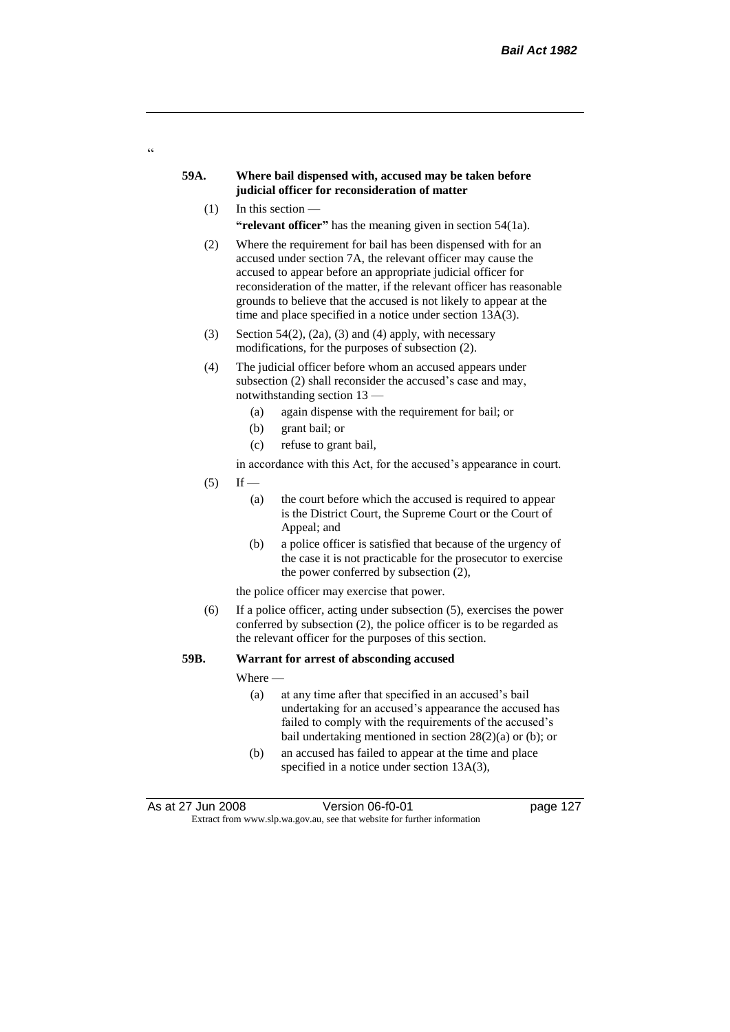"

**59A. Where bail dispensed with, accused may be taken before judicial officer for reconsideration of matter**

(1) In this section —

**"relevant officer"** has the meaning given in section 54(1a).

(2) Where the requirement for bail has been dispensed with for an accused under section 7A, the relevant officer may cause the accused to appear before an appropriate judicial officer for reconsideration of the matter, if the relevant officer has reasonable grounds to believe that the accused is not likely to appear at the time and place specified in a notice under section 13A(3).

(3) Section 54(2), (2a), (3) and (4) apply, with necessary modifications, for the purposes of subsection (2).

(4) The judicial officer before whom an accused appears under subsection (2) shall reconsider the accused's case and may, notwithstanding section 13 —

(a) again dispense with the requirement for bail; or

(b) grant bail; or

(c) refuse to grant bail,

in accordance with this Act, for the accused's appearance in court.

(5) If —

(a) the court before which the accused is required to appear is the District Court, the Supreme Court or the Court of Appeal; and

(b) a police officer is satisfied that because of the urgency of the case it is not practicable for the prosecutor to exercise the power conferred by subsection (2),

the police officer may exercise that power.

(6) If a police officer, acting under subsection (5), exercises the power conferred by subsection (2), the police officer is to be regarded as the relevant officer for the purposes of this section.

**59B. Warrant for arrest of absconding accused**

Where —

(a) at any time after that specified in an accused's bail undertaking for an accused's appearance the accused has failed to comply with the requirements of the accused's bail undertaking mentioned in section 28(2)(a) or (b); or

(b) an accused has failed to appear at the time and place specified in a notice under section 13A(3),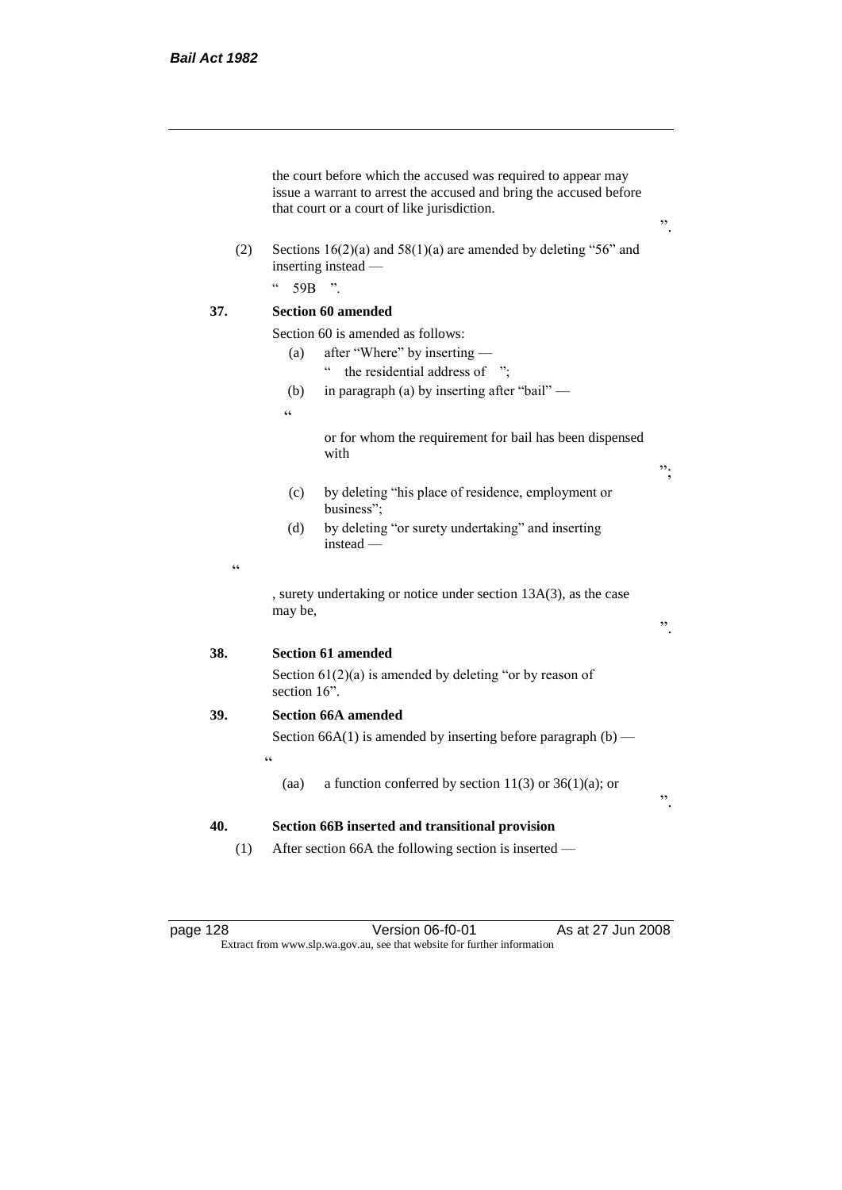the court before which the accused was required to appear may issue a warrant to arrest the accused and bring the accused before that court or a court of like jurisdiction.

".

(2) Sections 16(2)(a) and 58(1)(a) are amended by deleting "56" and inserting instead —

" 59B ".

**37. Section 60 amended**

Section 60 is amended as follows:

(a) after "Where" by inserting —

" the residential address of ";

(b) in paragraph (a) by inserting after "bail" —

"

or for whom the requirement for bail has been dispensed with

";

(c) by deleting "his place of residence, employment or business";

(d) by deleting "or surety undertaking" and inserting instead —

"

, surety undertaking or notice under section 13A(3), as the case may be,

".

**38. Section 61 amended**

Section 61(2)(a) is amended by deleting "or by reason of section 16".

**39. Section 66A amended**

Section 66A(1) is amended by inserting before paragraph (b) —

"

(aa) a function conferred by section 11(3) or 36(1)(a); or

".

**40. Section 66B inserted and transitional provision**

(1) After section 66A the following section is inserted —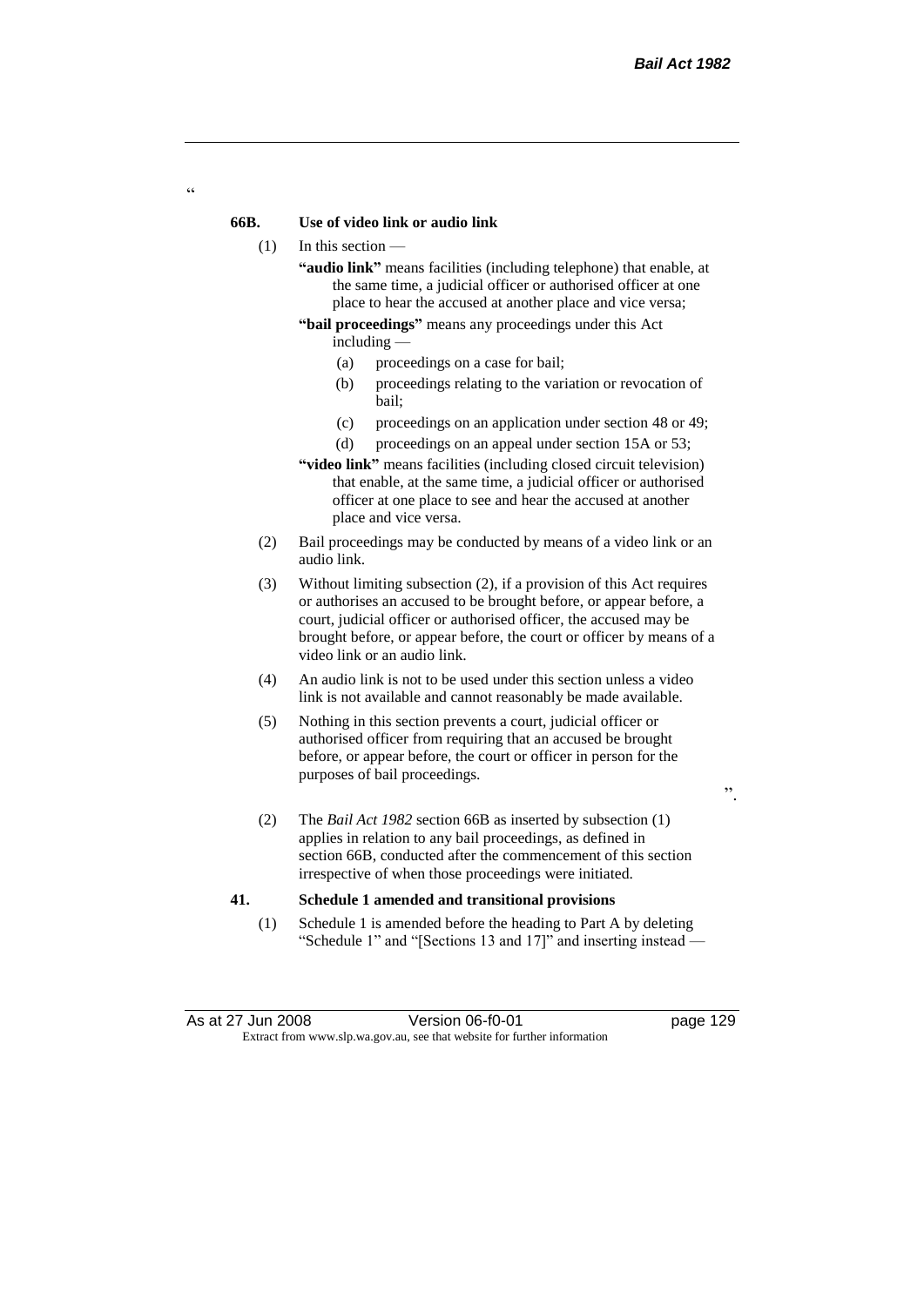"

**66B. Use of video link or audio link**

(1) In this section —

**"audio link"** means facilities (including telephone) that enable, at the same time, a judicial officer or authorised officer at one place to hear the accused at another place and vice versa;

**"bail proceedings"** means any proceedings under this Act including —

(a) proceedings on a case for bail;

(b) proceedings relating to the variation or revocation of bail;

(c) proceedings on an application under section 48 or 49;

(d) proceedings on an appeal under section 15A or 53;

**"video link"** means facilities (including closed circuit television) that enable, at the same time, a judicial officer or authorised officer at one place to see and hear the accused at another place and vice versa.

(2) Bail proceedings may be conducted by means of a video link or an audio link.

(3) Without limiting subsection (2), if a provision of this Act requires or authorises an accused to be brought before, or appear before, a court, judicial officer or authorised officer, the accused may be brought before, or appear before, the court or officer by means of a video link or an audio link.

(4) An audio link is not to be used under this section unless a video link is not available and cannot reasonably be made available.

(5) Nothing in this section prevents a court, judicial officer or authorised officer from requiring that an accused be brought before, or appear before, the court or officer in person for the purposes of bail proceedings.

".

(2) The *Bail Act 1982* section 66B as inserted by subsection (1) applies in relation to any bail proceedings, as defined in section 66B, conducted after the commencement of this section irrespective of when those proceedings were initiated.

**41. Schedule 1 amended and transitional provisions**

(1) Schedule 1 is amended before the heading to Part A by deleting "Schedule 1" and "[Sections 13 and 17]" and inserting instead —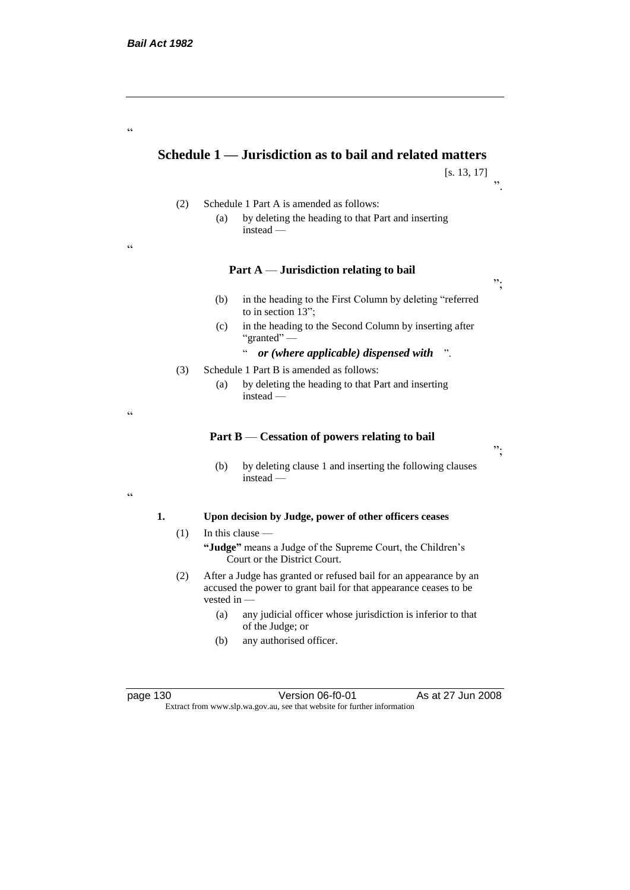"

## Schedule 1 — Jurisdiction as to bail and related matters

[s. 13, 17]

".

(2) Schedule 1 Part A is amended as follows:

(a) by deleting the heading to that Part and inserting instead —

"

### Part A — Jurisdiction relating to bail

";

(b) in the heading to the First Column by deleting "referred to in section 13";

(c) in the heading to the Second Column by inserting after "granted" —

" ***or (where applicable) dispensed with*** ".

(3) Schedule 1 Part B is amended as follows:

(a) by deleting the heading to that Part and inserting instead —

"

### Part B — Cessation of powers relating to bail

";

(b) by deleting clause 1 and inserting the following clauses instead —

"

**1. Upon decision by Judge, power of other officers ceases**

(1) In this clause —

**"Judge"** means a Judge of the Supreme Court, the Children's Court or the District Court.

(2) After a Judge has granted or refused bail for an appearance by an accused the power to grant bail for that appearance ceases to be vested in —

(a) any judicial officer whose jurisdiction is inferior to that of the Judge; or

(b) any authorised officer.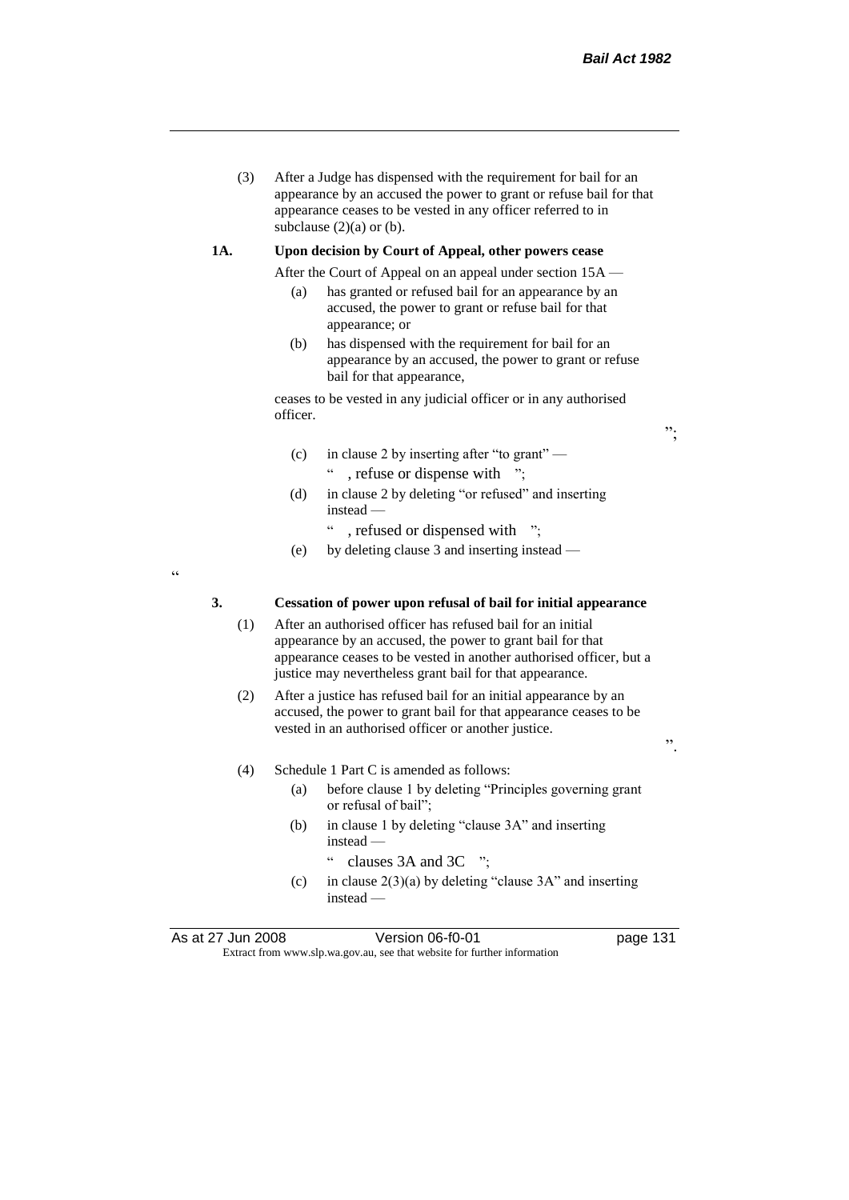(3) After a Judge has dispensed with the requirement for bail for an appearance by an accused the power to grant or refuse bail for that appearance ceases to be vested in any officer referred to in subclause (2)(a) or (b).

**1A. Upon decision by Court of Appeal, other powers cease**

After the Court of Appeal on an appeal under section 15A —

(a) has granted or refused bail for an appearance by an accused, the power to grant or refuse bail for that appearance; or

(b) has dispensed with the requirement for bail for an appearance by an accused, the power to grant or refuse bail for that appearance,

ceases to be vested in any judicial officer or in any authorised officer.

";

(c) in clause 2 by inserting after "to grant" —

" , refuse or dispense with ";

(d) in clause 2 by deleting "or refused" and inserting instead —

" , refused or dispensed with ";

(e) by deleting clause 3 and inserting instead —

"

**3. Cessation of power upon refusal of bail for initial appearance**

(1) After an authorised officer has refused bail for an initial appearance by an accused, the power to grant bail for that appearance ceases to be vested in another authorised officer, but a justice may nevertheless grant bail for that appearance.

(2) After a justice has refused bail for an initial appearance by an accused, the power to grant bail for that appearance ceases to be vested in an authorised officer or another justice.

".

(4) Schedule 1 Part C is amended as follows:

(a) before clause 1 by deleting "Principles governing grant or refusal of bail";

(b) in clause 1 by deleting "clause 3A" and inserting instead —

" clauses 3A and 3C ";

(c) in clause 2(3)(a) by deleting "clause 3A" and inserting instead —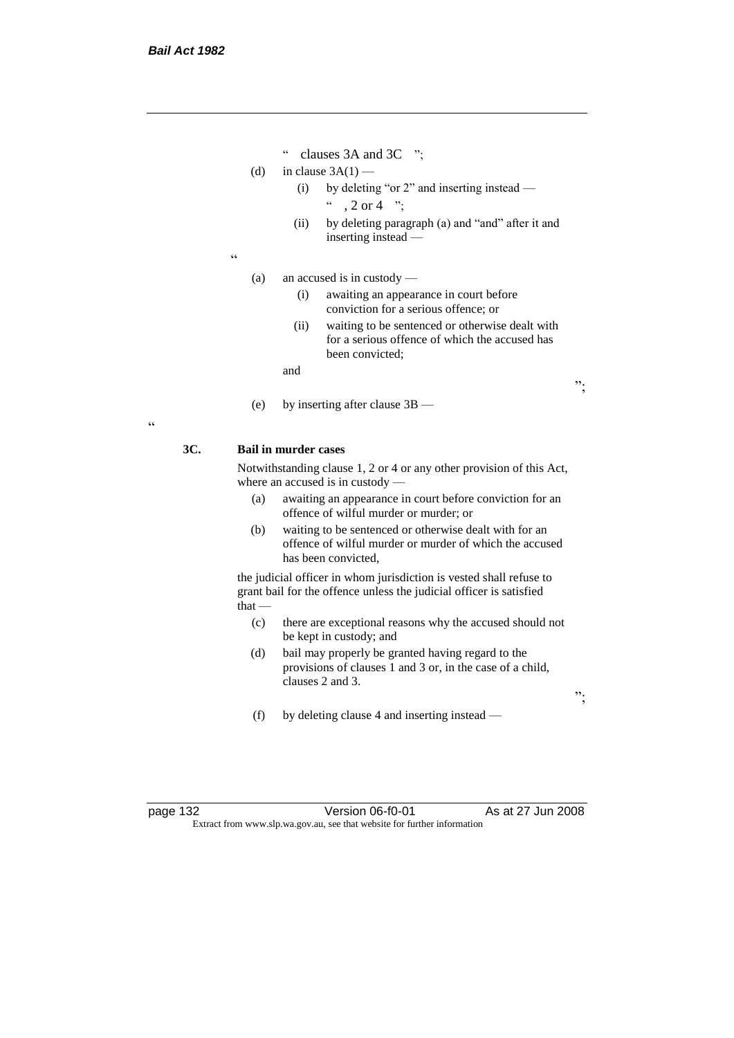" clauses 3A and 3C ";

(d) in clause 3A(1) —

  (i) by deleting "or 2" and inserting instead —

  " , 2 or 4 ";

  (ii) by deleting paragraph (a) and "and" after it and inserting instead —

"

(a) an accused is in custody —

  (i) awaiting an appearance in court before conviction for a serious offence; or

  (ii) waiting to be sentenced or otherwise dealt with for a serious offence of which the accused has been convicted;

and

";

(e) by inserting after clause 3B —

"

**3C. Bail in murder cases**

Notwithstanding clause 1, 2 or 4 or any other provision of this Act, where an accused is in custody —

(a) awaiting an appearance in court before conviction for an offence of wilful murder or murder; or

(b) waiting to be sentenced or otherwise dealt with for an offence of wilful murder or murder of which the accused has been convicted,

the judicial officer in whom jurisdiction is vested shall refuse to grant bail for the offence unless the judicial officer is satisfied that —

(c) there are exceptional reasons why the accused should not be kept in custody; and

(d) bail may properly be granted having regard to the provisions of clauses 1 and 3 or, in the case of a child, clauses 2 and 3.

";

(f) by deleting clause 4 and inserting instead —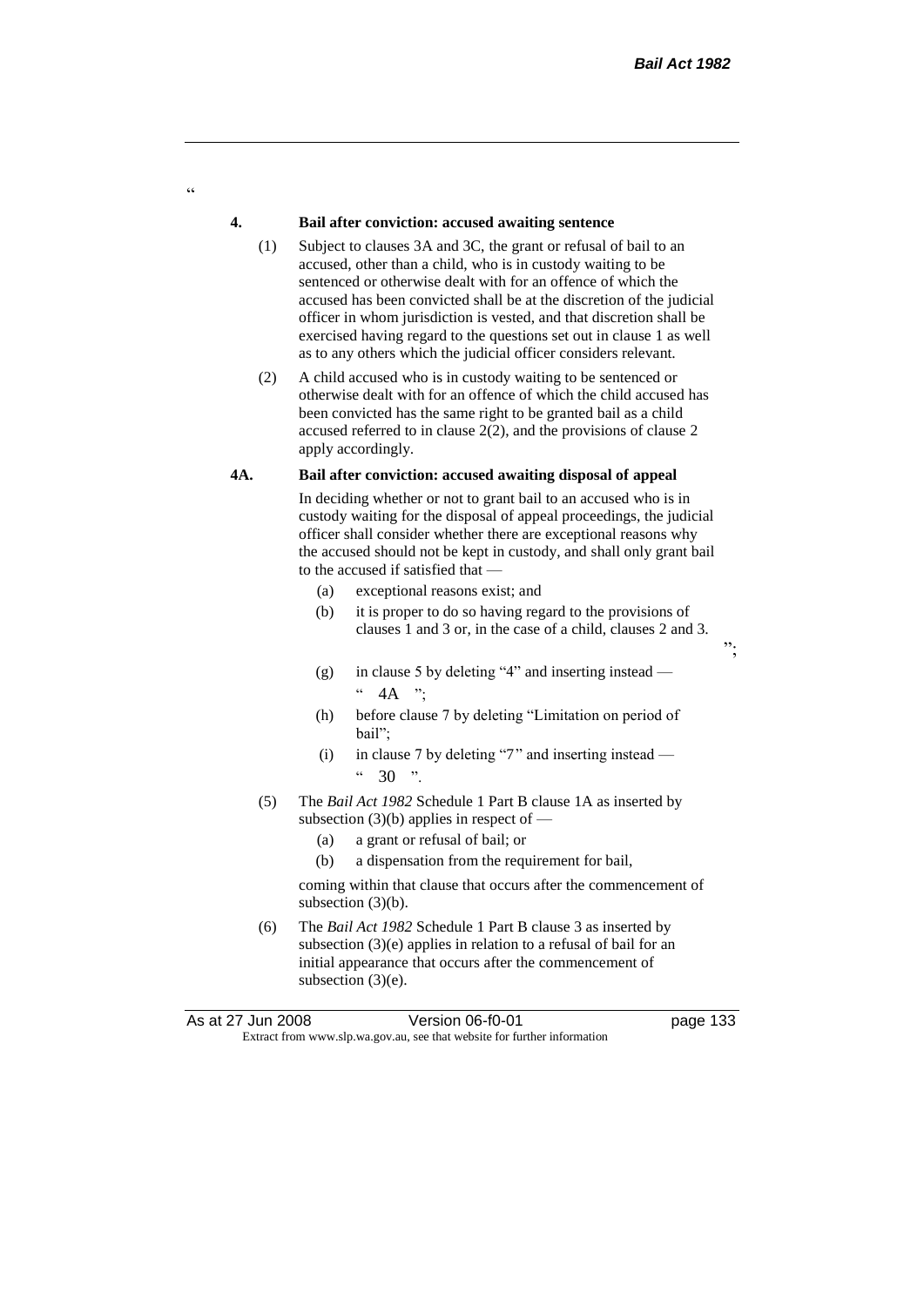"

**4. Bail after conviction: accused awaiting sentence**

(1) Subject to clauses 3A and 3C, the grant or refusal of bail to an accused, other than a child, who is in custody waiting to be sentenced or otherwise dealt with for an offence of which the accused has been convicted shall be at the discretion of the judicial officer in whom jurisdiction is vested, and that discretion shall be exercised having regard to the questions set out in clause 1 as well as to any others which the judicial officer considers relevant.

(2) A child accused who is in custody waiting to be sentenced or otherwise dealt with for an offence of which the child accused has been convicted has the same right to be granted bail as a child accused referred to in clause 2(2), and the provisions of clause 2 apply accordingly.

**4A. Bail after conviction: accused awaiting disposal of appeal**

In deciding whether or not to grant bail to an accused who is in custody waiting for the disposal of appeal proceedings, the judicial officer shall consider whether there are exceptional reasons why the accused should not be kept in custody, and shall only grant bail to the accused if satisfied that —

(a) exceptional reasons exist; and

(b) it is proper to do so having regard to the provisions of clauses 1 and 3 or, in the case of a child, clauses 2 and 3.

";

(g) in clause 5 by deleting "4" and inserting instead —

" 4A ";

(h) before clause 7 by deleting "Limitation on period of bail";

(i) in clause 7 by deleting "7" and inserting instead —

" 30 ".

(5) The *Bail Act 1982* Schedule 1 Part B clause 1A as inserted by subsection (3)(b) applies in respect of —

(a) a grant or refusal of bail; or

(b) a dispensation from the requirement for bail,

coming within that clause that occurs after the commencement of subsection (3)(b).

(6) The *Bail Act 1982* Schedule 1 Part B clause 3 as inserted by subsection (3)(e) applies in relation to a refusal of bail for an initial appearance that occurs after the commencement of subsection (3)(e).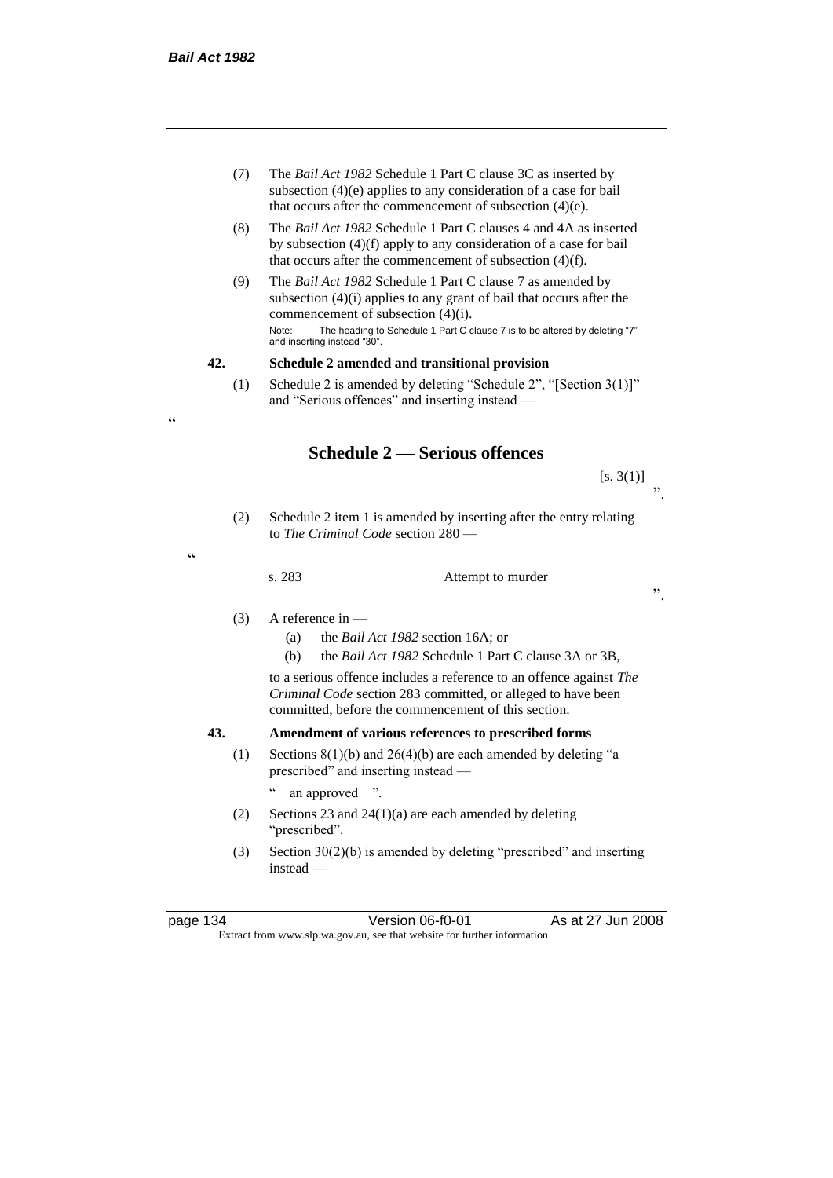(7) The *Bail Act 1982* Schedule 1 Part C clause 3C as inserted by subsection (4)(e) applies to any consideration of a case for bail that occurs after the commencement of subsection (4)(e).

(8) The *Bail Act 1982* Schedule 1 Part C clauses 4 and 4A as inserted by subsection (4)(f) apply to any consideration of a case for bail that occurs after the commencement of subsection (4)(f).

(9) The *Bail Act 1982* Schedule 1 Part C clause 7 as amended by subsection (4)(i) applies to any grant of bail that occurs after the commencement of subsection (4)(i).

Note: The heading to Schedule 1 Part C clause 7 is to be altered by deleting "7" and inserting instead "30".

**42. Schedule 2 amended and transitional provision**

(1) Schedule 2 is amended by deleting "Schedule 2", "[Section 3(1)]" and "Serious offences" and inserting instead —

"

## Schedule 2 — Serious offences

[s. 3(1)]

".

(2) Schedule 2 item 1 is amended by inserting after the entry relating to *The Criminal Code* section 280 —

"

s. 283 Attempt to murder

".

(3) A reference in —

(a) the *Bail Act 1982* section 16A; or

(b) the *Bail Act 1982* Schedule 1 Part C clause 3A or 3B,

to a serious offence includes a reference to an offence against *The Criminal Code* section 283 committed, or alleged to have been committed, before the commencement of this section.

**43. Amendment of various references to prescribed forms**

(1) Sections 8(1)(b) and 26(4)(b) are each amended by deleting "a prescribed" and inserting instead —

" an approved ".

(2) Sections 23 and 24(1)(a) are each amended by deleting "prescribed".

(3) Section 30(2)(b) is amended by deleting "prescribed" and inserting instead —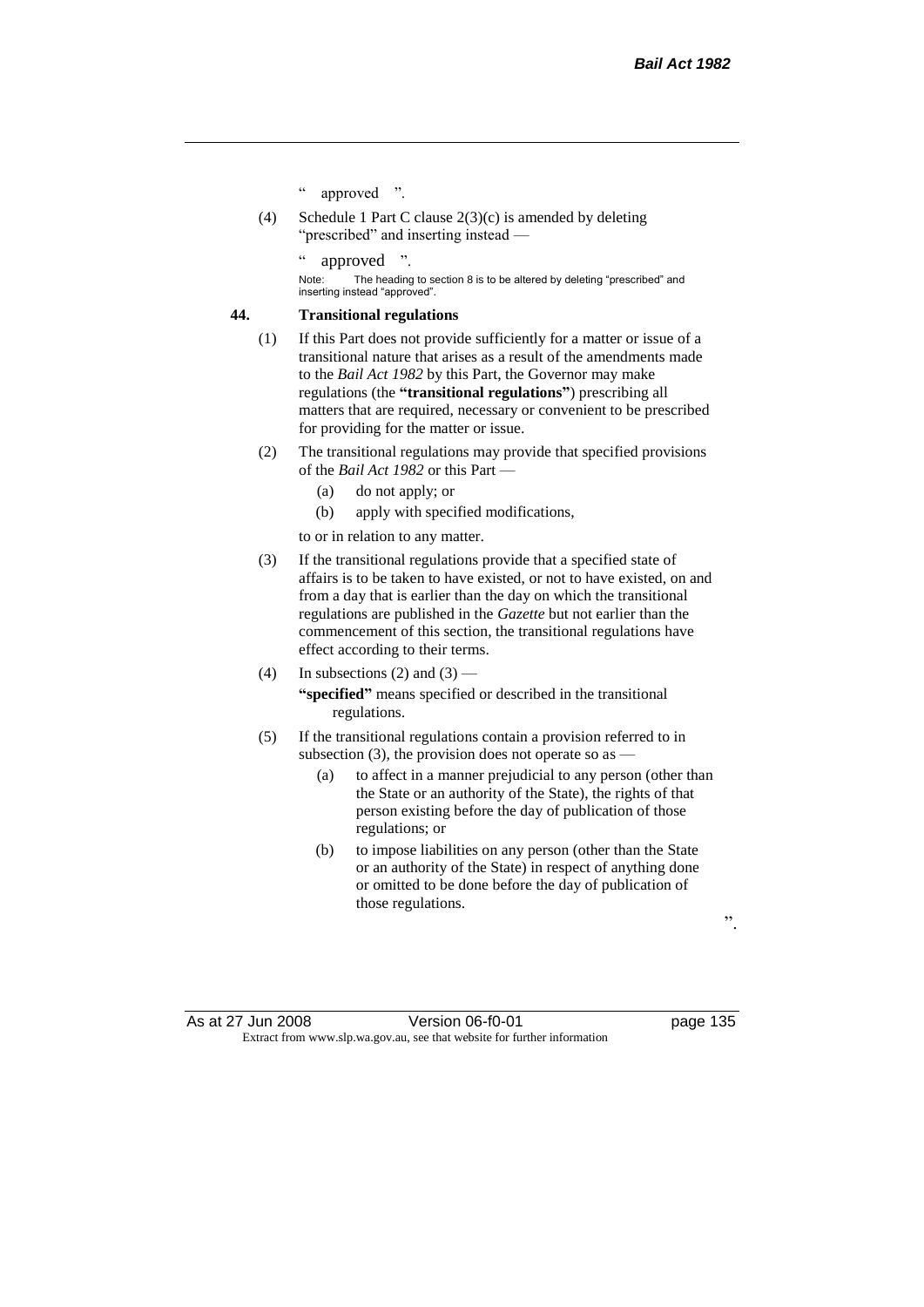" approved ".

(4) Schedule 1 Part C clause 2(3)(c) is amended by deleting "prescribed" and inserting instead —

" approved ".

Note: The heading to section 8 is to be altered by deleting "prescribed" and inserting instead "approved".

**44. Transitional regulations**

(1) If this Part does not provide sufficiently for a matter or issue of a transitional nature that arises as a result of the amendments made to the *Bail Act 1982* by this Part, the Governor may make regulations (the **"transitional regulations"**) prescribing all matters that are required, necessary or convenient to be prescribed for providing for the matter or issue.

(2) The transitional regulations may provide that specified provisions of the *Bail Act 1982* or this Part —

(a) do not apply; or

(b) apply with specified modifications,

to or in relation to any matter.

(3) If the transitional regulations provide that a specified state of affairs is to be taken to have existed, or not to have existed, on and from a day that is earlier than the day on which the transitional regulations are published in the *Gazette* but not earlier than the commencement of this section, the transitional regulations have effect according to their terms.

(4) In subsections (2) and (3) —

**"specified"** means specified or described in the transitional regulations.

(5) If the transitional regulations contain a provision referred to in subsection (3), the provision does not operate so as —

(a) to affect in a manner prejudicial to any person (other than the State or an authority of the State), the rights of that person existing before the day of publication of those regulations; or

(b) to impose liabilities on any person (other than the State or an authority of the State) in respect of anything done or omitted to be done before the day of publication of those regulations.

".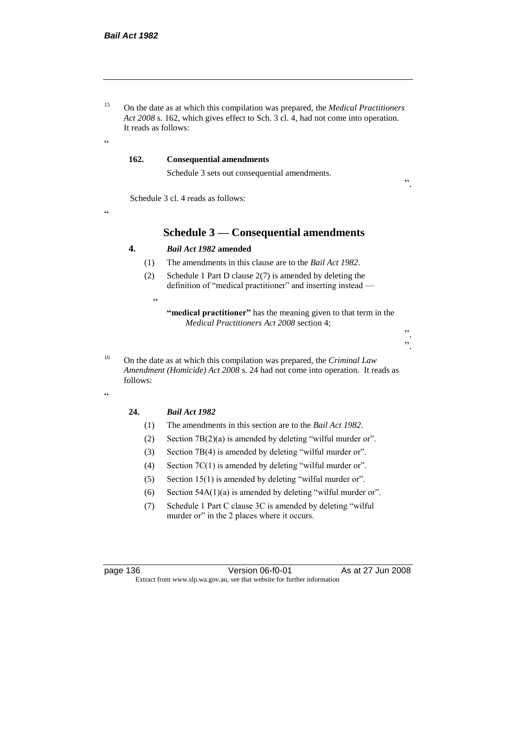[15] On the date as at which this compilation was prepared, the *Medical Practitioners Act 2008* s. 162, which gives effect to Sch. 3 cl. 4, had not come into operation. It reads as follows:

"

**162. Consequential amendments**

Schedule 3 sets out consequential amendments.

".

Schedule 3 cl. 4 reads as follows:

"

## Schedule 3 — Consequential amendments

**4. *Bail Act 1982* amended**

(1) The amendments in this clause are to the *Bail Act 1982*.

(2) Schedule 1 Part D clause 2(7) is amended by deleting the definition of "medical practitioner" and inserting instead —

"

**"medical practitioner"** has the meaning given to that term in the *Medical Practitioners Act 2008* section 4;

".

".

[16] On the date as at which this compilation was prepared, the *Criminal Law Amendment (Homicide) Act 2008* s. 24 had not come into operation. It reads as follows:

"

**24. *Bail Act 1982***

(1) The amendments in this section are to the *Bail Act 1982*.

(2) Section 7B(2)(a) is amended by deleting "wilful murder or".

(3) Section 7B(4) is amended by deleting "wilful murder or".

(4) Section 7C(1) is amended by deleting "wilful murder or".

(5) Section 15(1) is amended by deleting "wilful murder or".

(6) Section 54A(1)(a) is amended by deleting "wilful murder or".

(7) Schedule 1 Part C clause 3C is amended by deleting "wilful murder or" in the 2 places where it occurs.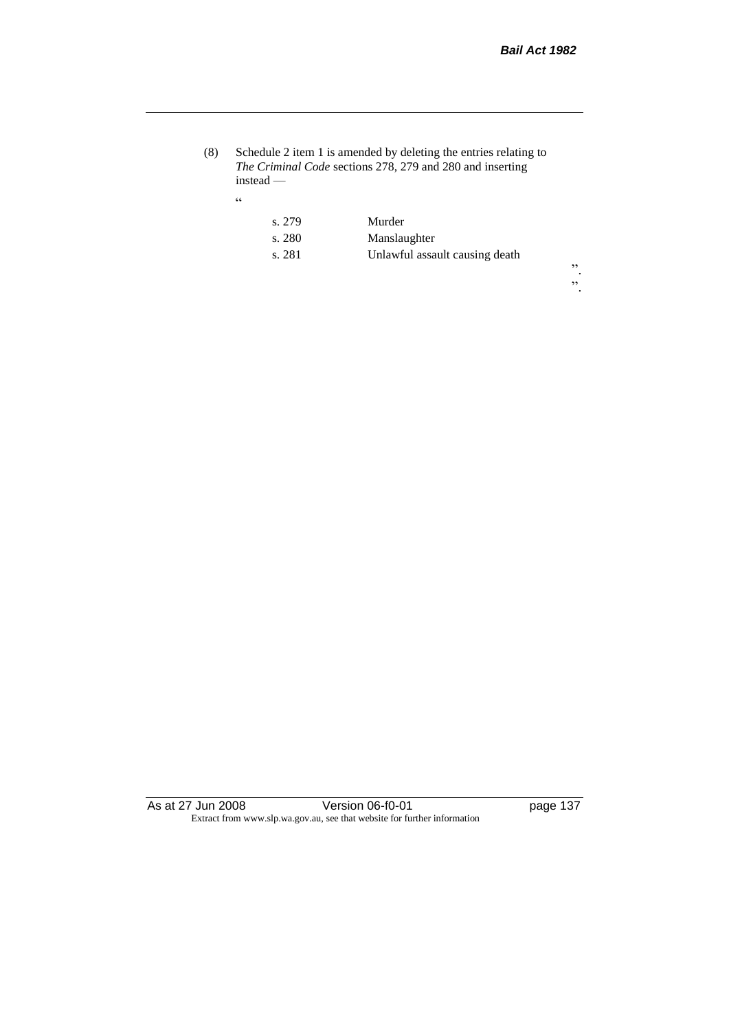(8) Schedule 2 item 1 is amended by deleting the entries relating to *The Criminal Code* sections 278, 279 and 280 and inserting instead —

"

| | |
|---|---|
| s. 279 | Murder |
| s. 280 | Manslaughter |
| s. 281 | Unlawful assault causing death |

".

".